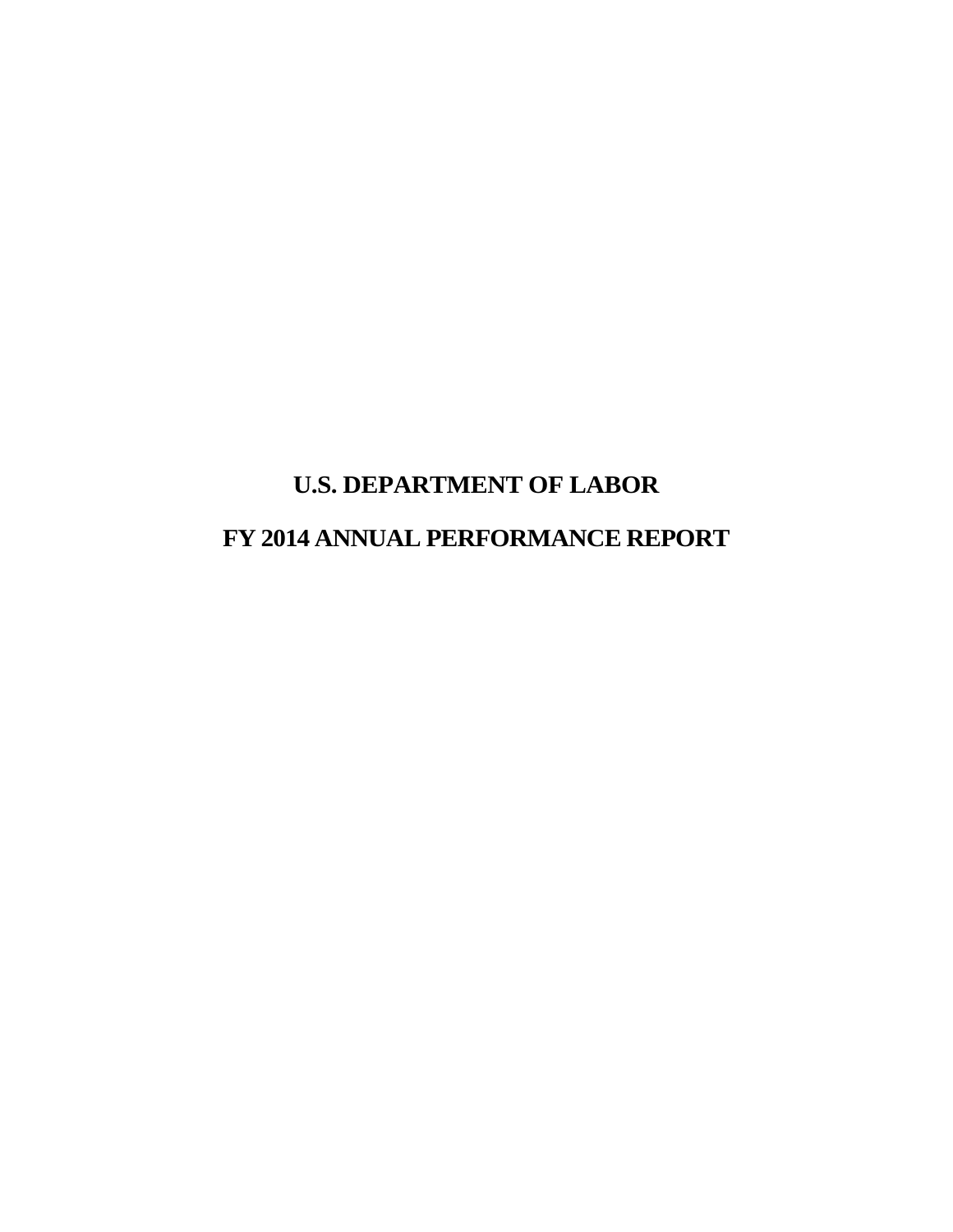# U.S. DEPARTMENT OF LABOR

# FY 2014 ANNUAL PERFORMANCE REPORT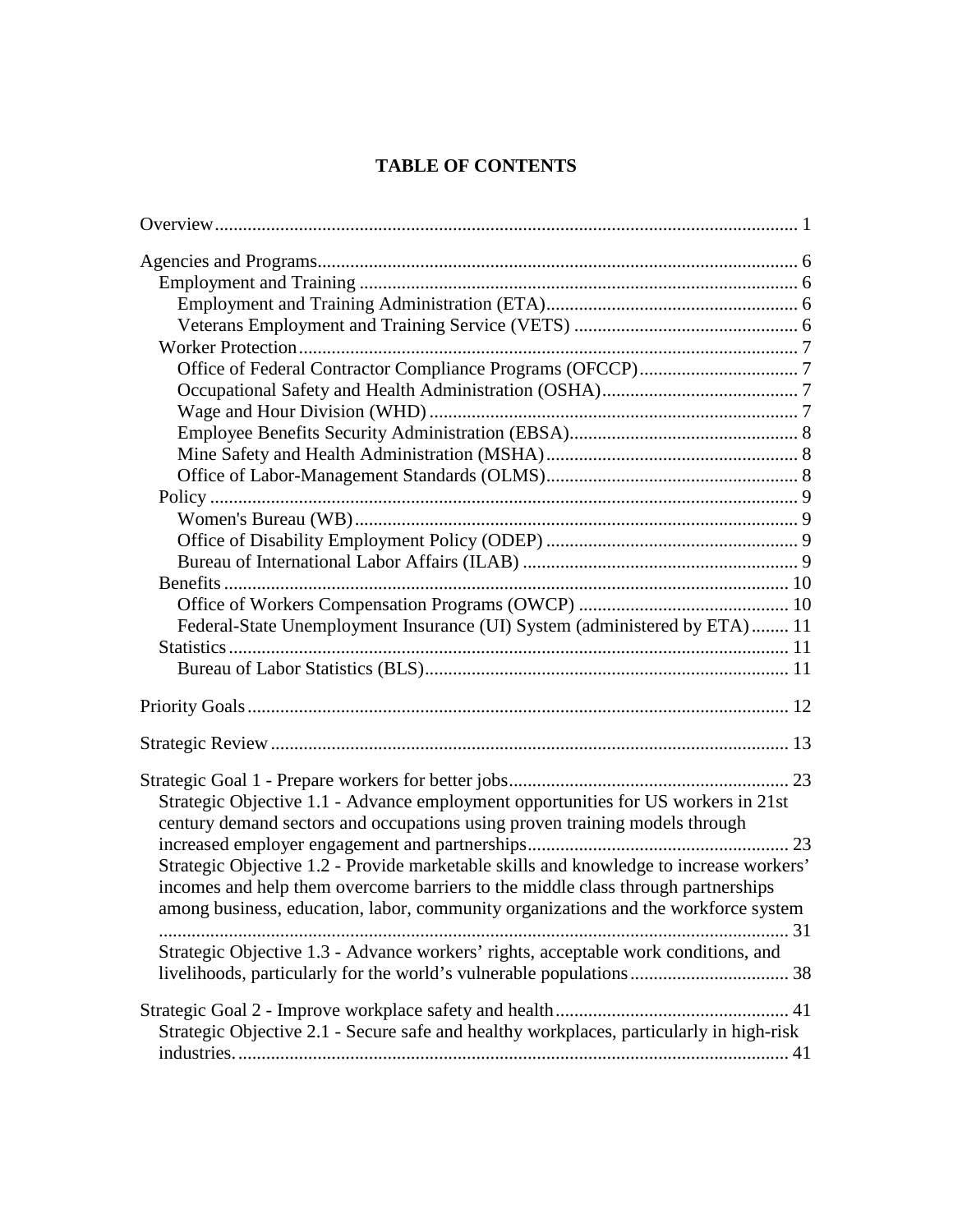# TABLE OF CONTENTS

Overview ........................................................................................................................ 1

Agencies and Programs ..................................................................................................... 6
- Employment and Training ............................................................................................. 6
  - Employment and Training Administration (ETA) ...................................................... 6
  - Veterans Employment and Training Service (VETS) ................................................ 6
- Worker Protection .......................................................................................................... 7
  - Office of Federal Contractor Compliance Programs (OFCCP) ................................. 7
  - Occupational Safety and Health Administration (OSHA) .......................................... 7
  - Wage and Hour Division (WHD) .............................................................................. 7
  - Employee Benefits Security Administration (EBSA) ................................................. 8
  - Mine Safety and Health Administration (MSHA) ...................................................... 8
  - Office of Labor-Management Standards (OLMS) ...................................................... 8
- Policy ............................................................................................................................ 9
  - Women's Bureau (WB) .............................................................................................. 9
  - Office of Disability Employment Policy (ODEP) ...................................................... 9
  - Bureau of International Labor Affairs (ILAB) .......................................................... 9
- Benefits ........................................................................................................................ 10
  - Office of Workers Compensation Programs (OWCP) ............................................. 10
  - Federal-State Unemployment Insurance (UI) System (administered by ETA) ........ 11
- Statistics ....................................................................................................................... 11
  - Bureau of Labor Statistics (BLS) ............................................................................. 11

Priority Goals ................................................................................................................ 12

Strategic Review ........................................................................................................... 13

Strategic Goal 1 - Prepare workers for better jobs ......................................................... 23
- Strategic Objective 1.1 - Advance employment opportunities for US workers in 21st century demand sectors and occupations using proven training models through increased employer engagement and partnerships ......................................................... 23
- Strategic Objective 1.2 - Provide marketable skills and knowledge to increase workers' incomes and help them overcome barriers to the middle class through partnerships among business, education, labor, community organizations and the workforce system ..................................................................................................................... 31
- Strategic Objective 1.3 - Advance workers' rights, acceptable work conditions, and livelihoods, particularly for the world's vulnerable populations .................................. 38

Strategic Goal 2 - Improve workplace safety and health ................................................. 41
- Strategic Objective 2.1 - Secure safe and healthy workplaces, particularly in high-risk industries. ...................................................................................................................... 41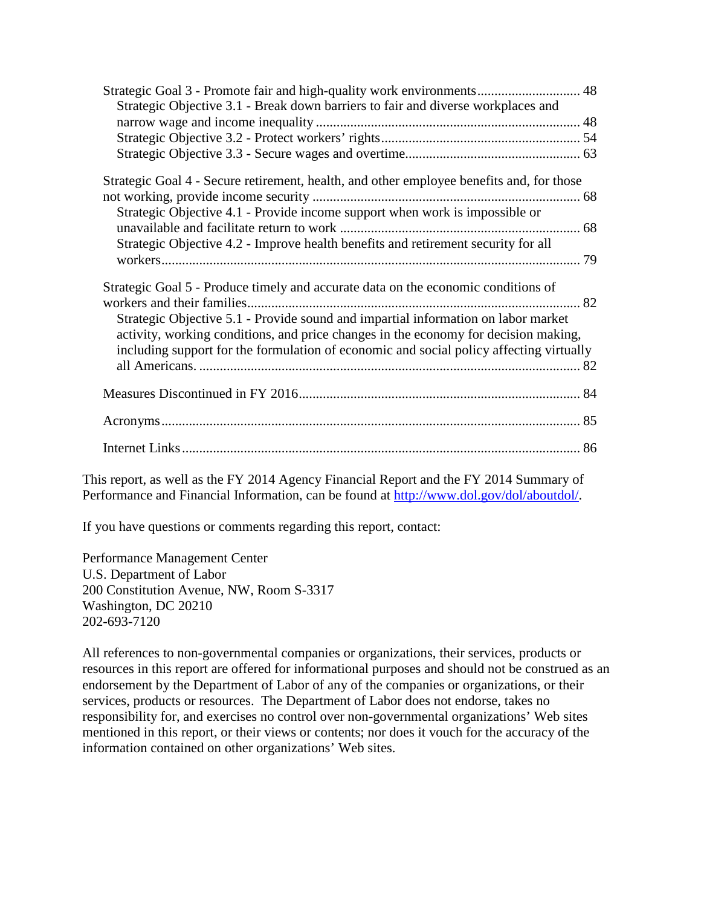Strategic Goal 3 - Promote fair and high-quality work environments............................. 48
  Strategic Objective 3.1 - Break down barriers to fair and diverse workplaces and narrow wage and income inequality............................................................................ 48
  Strategic Objective 3.2 - Protect workers' rights......................................................... 54
  Strategic Objective 3.3 - Secure wages and overtime.................................................. 63

Strategic Goal 4 - Secure retirement, health, and other employee benefits and, for those not working, provide income security ............................................................................ 68
  Strategic Objective 4.1 - Provide income support when work is impossible or unavailable and facilitate return to work .................................................................... 68
  Strategic Objective 4.2 - Improve health benefits and retirement security for all workers......................................................................................................................... 79

Strategic Goal 5 - Produce timely and accurate data on the economic conditions of workers and their families................................................................................................ 82
  Strategic Objective 5.1 - Provide sound and impartial information on labor market activity, working conditions, and price changes in the economy for decision making, including support for the formulation of economic and social policy affecting virtually all Americans. .............................................................................................................. 82

Measures Discontinued in FY 2016................................................................................. 84

Acronyms......................................................................................................................... 85

Internet Links................................................................................................................... 86

This report, as well as the FY 2014 Agency Financial Report and the FY 2014 Summary of Performance and Financial Information, can be found at http://www.dol.gov/dol/aboutdol/.

If you have questions or comments regarding this report, contact:

Performance Management Center
U.S. Department of Labor
200 Constitution Avenue, NW, Room S-3317
Washington, DC 20210
202-693-7120

All references to non-governmental companies or organizations, their services, products or resources in this report are offered for informational purposes and should not be construed as an endorsement by the Department of Labor of any of the companies or organizations, or their services, products or resources. The Department of Labor does not endorse, takes no responsibility for, and exercises no control over non-governmental organizations' Web sites mentioned in this report, or their views or contents; nor does it vouch for the accuracy of the information contained on other organizations' Web sites.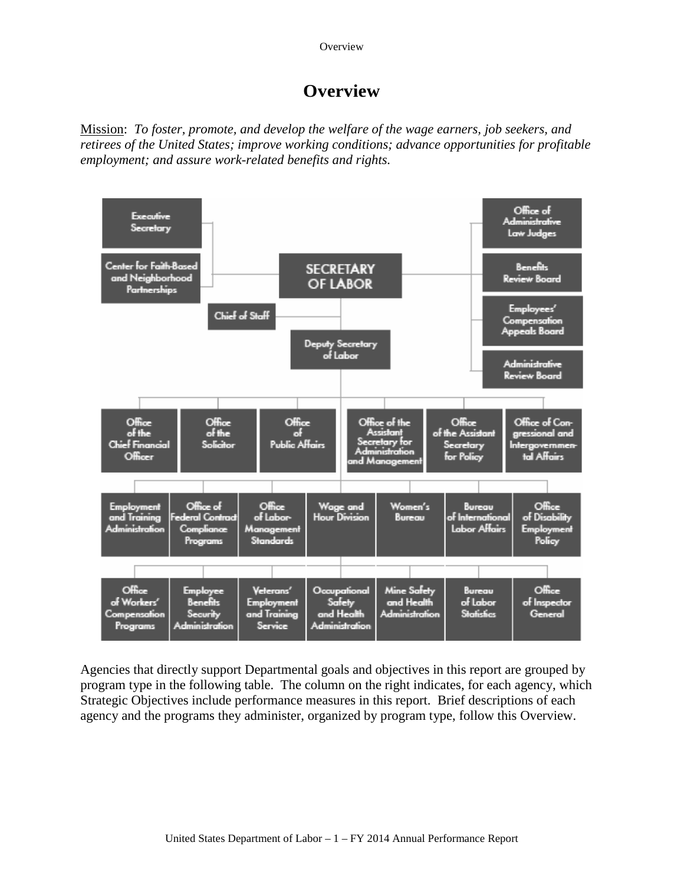# Overview

Mission: *To foster, promote, and develop the welfare of the wage earners, job seekers, and retirees of the United States; improve working conditions; advance opportunities for profitable employment; and assure work-related benefits and rights.*

- **SECRETARY OF LABOR**
  - Executive Secretary
  - Center for Faith-Based and Neighborhood Partnerships
  - Office of Administrative Law Judges
  - Benefits Review Board
  - Employees' Compensation Appeals Board
  - Administrative Review Board
  - Chief of Staff
  - Deputy Secretary of Labor
    - Office of the Chief Financial Officer
    - Office of the Solicitor
    - Office of Public Affairs
    - Office of the Assistant Secretary for Administration and Management
    - Office of the Assistant Secretary for Policy
    - Office of Congressional and Intergovernmental Affairs
    - Employment and Training Administration
    - Office of Federal Contract Compliance Programs
    - Office of Labor-Management Standards
    - Wage and Hour Division
    - Women's Bureau
    - Bureau of International Labor Affairs
    - Office of Disability Employment Policy
    - Office of Workers' Compensation Programs
    - Employee Benefits Security Administration
    - Veterans' Employment and Training Service
    - Occupational Safety and Health Administration
    - Mine Safety and Health Administration
    - Bureau of Labor Statistics
    - Office of Inspector General

Agencies that directly support Departmental goals and objectives in this report are grouped by program type in the following table. The column on the right indicates, for each agency, which Strategic Objectives include performance measures in this report. Brief descriptions of each agency and the programs they administer, organized by program type, follow this Overview.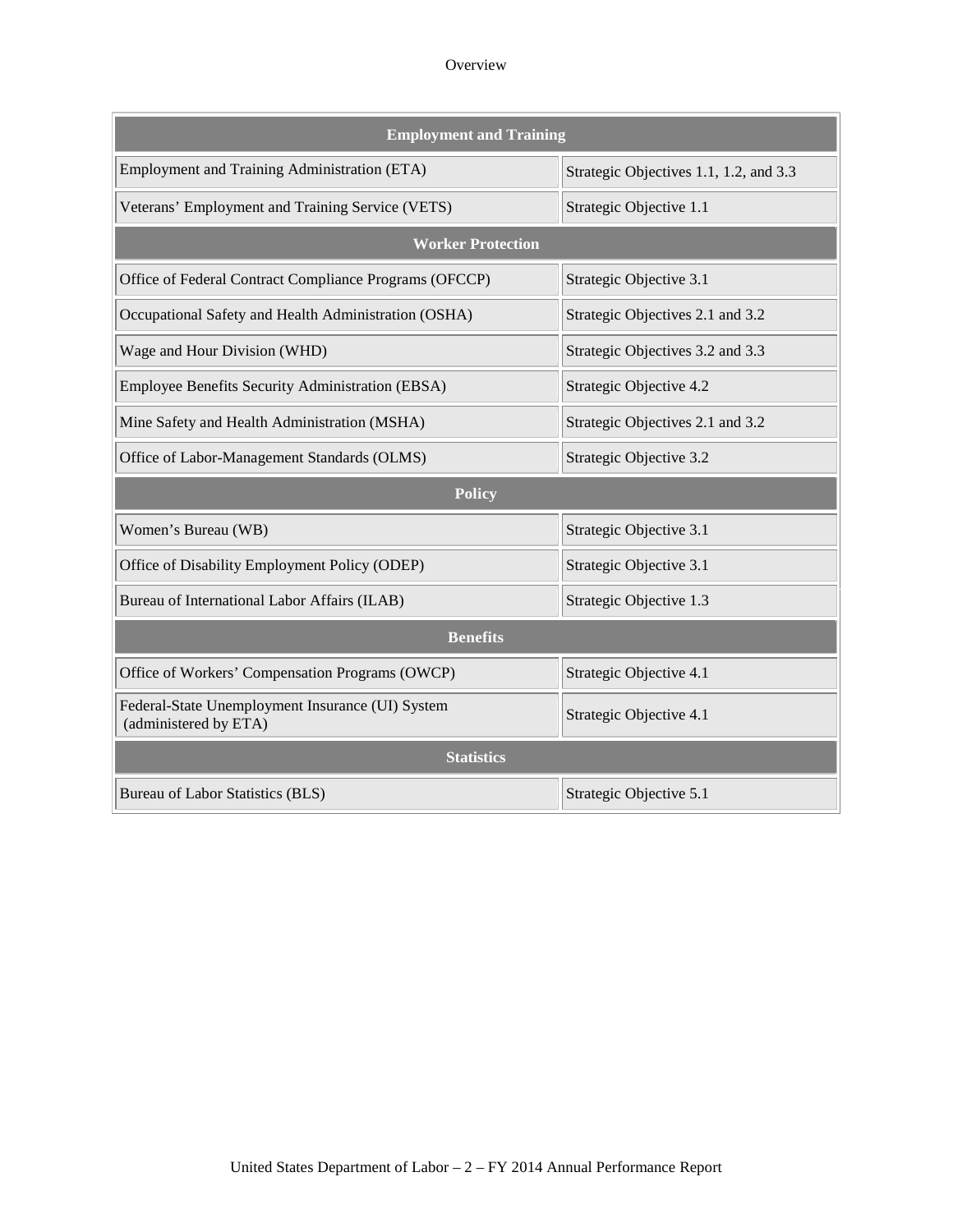| Employment and Training | |
|---|---|
| Employment and Training Administration (ETA) | Strategic Objectives 1.1, 1.2, and 3.3 |
| Veterans' Employment and Training Service (VETS) | Strategic Objective 1.1 |
| **Worker Protection** | |
| Office of Federal Contract Compliance Programs (OFCCP) | Strategic Objective 3.1 |
| Occupational Safety and Health Administration (OSHA) | Strategic Objectives 2.1 and 3.2 |
| Wage and Hour Division (WHD) | Strategic Objectives 3.2 and 3.3 |
| Employee Benefits Security Administration (EBSA) | Strategic Objective 4.2 |
| Mine Safety and Health Administration (MSHA) | Strategic Objectives 2.1 and 3.2 |
| Office of Labor-Management Standards (OLMS) | Strategic Objective 3.2 |
| **Policy** | |
| Women's Bureau (WB) | Strategic Objective 3.1 |
| Office of Disability Employment Policy (ODEP) | Strategic Objective 3.1 |
| Bureau of International Labor Affairs (ILAB) | Strategic Objective 1.3 |
| **Benefits** | |
| Office of Workers' Compensation Programs (OWCP) | Strategic Objective 4.1 |
| Federal-State Unemployment Insurance (UI) System (administered by ETA) | Strategic Objective 4.1 |
| **Statistics** | |
| Bureau of Labor Statistics (BLS) | Strategic Objective 5.1 |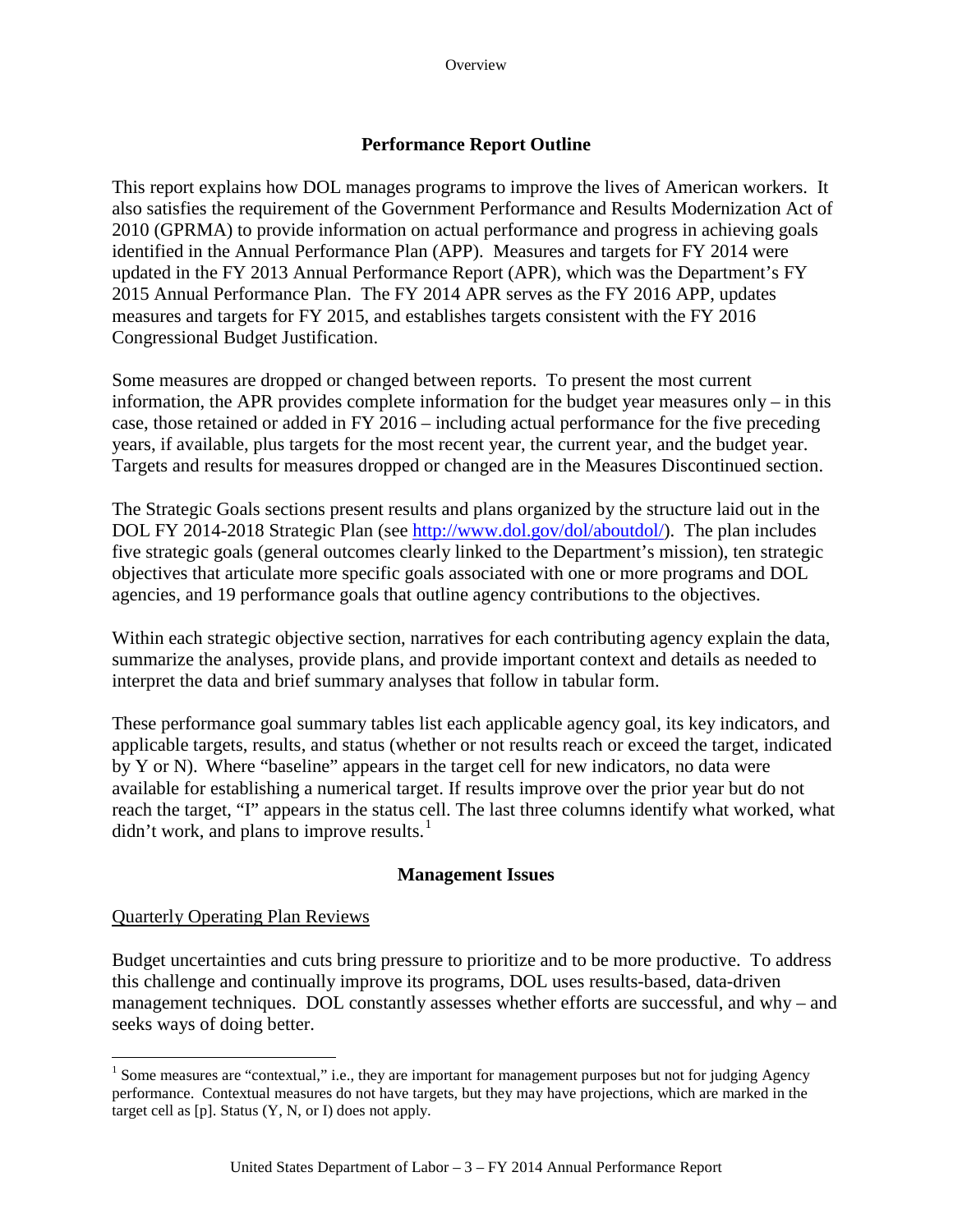## Performance Report Outline

This report explains how DOL manages programs to improve the lives of American workers. It also satisfies the requirement of the Government Performance and Results Modernization Act of 2010 (GPRMA) to provide information on actual performance and progress in achieving goals identified in the Annual Performance Plan (APP). Measures and targets for FY 2014 were updated in the FY 2013 Annual Performance Report (APR), which was the Department's FY 2015 Annual Performance Plan. The FY 2014 APR serves as the FY 2016 APP, updates measures and targets for FY 2015, and establishes targets consistent with the FY 2016 Congressional Budget Justification.

Some measures are dropped or changed between reports. To present the most current information, the APR provides complete information for the budget year measures only – in this case, those retained or added in FY 2016 – including actual performance for the five preceding years, if available, plus targets for the most recent year, the current year, and the budget year. Targets and results for measures dropped or changed are in the Measures Discontinued section.

The Strategic Goals sections present results and plans organized by the structure laid out in the DOL FY 2014-2018 Strategic Plan (see http://www.dol.gov/dol/aboutdol/). The plan includes five strategic goals (general outcomes clearly linked to the Department's mission), ten strategic objectives that articulate more specific goals associated with one or more programs and DOL agencies, and 19 performance goals that outline agency contributions to the objectives.

Within each strategic objective section, narratives for each contributing agency explain the data, summarize the analyses, provide plans, and provide important context and details as needed to interpret the data and brief summary analyses that follow in tabular form.

These performance goal summary tables list each applicable agency goal, its key indicators, and applicable targets, results, and status (whether or not results reach or exceed the target, indicated by Y or N). Where "baseline" appears in the target cell for new indicators, no data were available for establishing a numerical target. If results improve over the prior year but do not reach the target, "I" appears in the status cell. The last three columns identify what worked, what didn't work, and plans to improve results.[1]

## Management Issues

### Quarterly Operating Plan Reviews

Budget uncertainties and cuts bring pressure to prioritize and to be more productive. To address this challenge and continually improve its programs, DOL uses results-based, data-driven management techniques. DOL constantly assesses whether efforts are successful, and why – and seeks ways of doing better.

[1] Some measures are "contextual," i.e., they are important for management purposes but not for judging Agency performance. Contextual measures do not have targets, but they may have projections, which are marked in the target cell as [p]. Status (Y, N, or I) does not apply.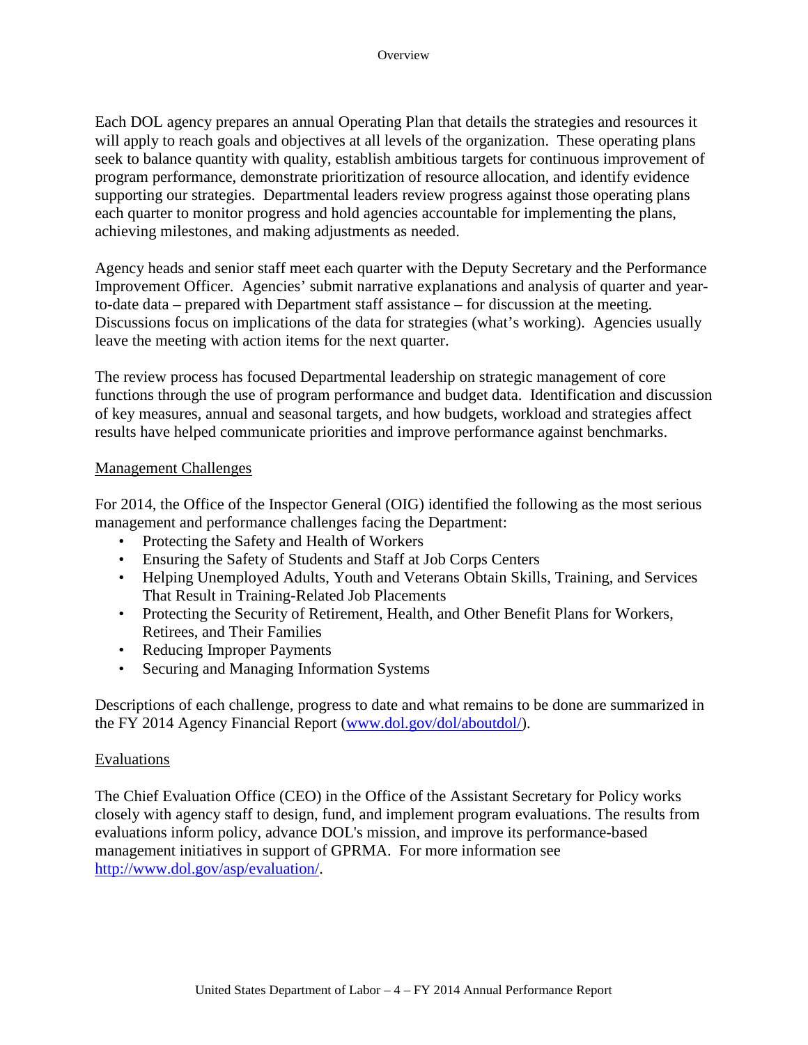Each DOL agency prepares an annual Operating Plan that details the strategies and resources it will apply to reach goals and objectives at all levels of the organization. These operating plans seek to balance quantity with quality, establish ambitious targets for continuous improvement of program performance, demonstrate prioritization of resource allocation, and identify evidence supporting our strategies. Departmental leaders review progress against those operating plans each quarter to monitor progress and hold agencies accountable for implementing the plans, achieving milestones, and making adjustments as needed.

Agency heads and senior staff meet each quarter with the Deputy Secretary and the Performance Improvement Officer. Agencies' submit narrative explanations and analysis of quarter and year-to-date data – prepared with Department staff assistance – for discussion at the meeting. Discussions focus on implications of the data for strategies (what's working). Agencies usually leave the meeting with action items for the next quarter.

The review process has focused Departmental leadership on strategic management of core functions through the use of program performance and budget data. Identification and discussion of key measures, annual and seasonal targets, and how budgets, workload and strategies affect results have helped communicate priorities and improve performance against benchmarks.

## Management Challenges

For 2014, the Office of the Inspector General (OIG) identified the following as the most serious management and performance challenges facing the Department:

- Protecting the Safety and Health of Workers
- Ensuring the Safety of Students and Staff at Job Corps Centers
- Helping Unemployed Adults, Youth and Veterans Obtain Skills, Training, and Services That Result in Training-Related Job Placements
- Protecting the Security of Retirement, Health, and Other Benefit Plans for Workers, Retirees, and Their Families
- Reducing Improper Payments
- Securing and Managing Information Systems

Descriptions of each challenge, progress to date and what remains to be done are summarized in the FY 2014 Agency Financial Report (www.dol.gov/dol/aboutdol/).

## Evaluations

The Chief Evaluation Office (CEO) in the Office of the Assistant Secretary for Policy works closely with agency staff to design, fund, and implement program evaluations. The results from evaluations inform policy, advance DOL's mission, and improve its performance-based management initiatives in support of GPRMA. For more information see http://www.dol.gov/asp/evaluation/.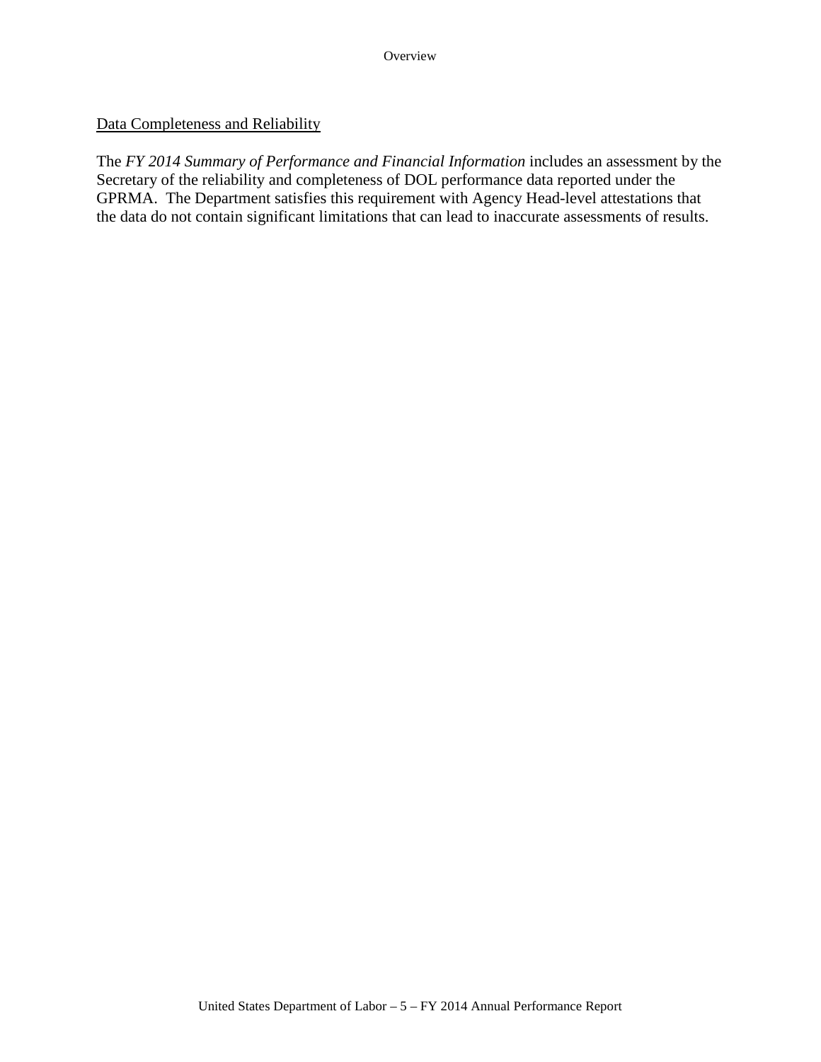## Data Completeness and Reliability

The *FY 2014 Summary of Performance and Financial Information* includes an assessment by the Secretary of the reliability and completeness of DOL performance data reported under the GPRMA. The Department satisfies this requirement with Agency Head-level attestations that the data do not contain significant limitations that can lead to inaccurate assessments of results.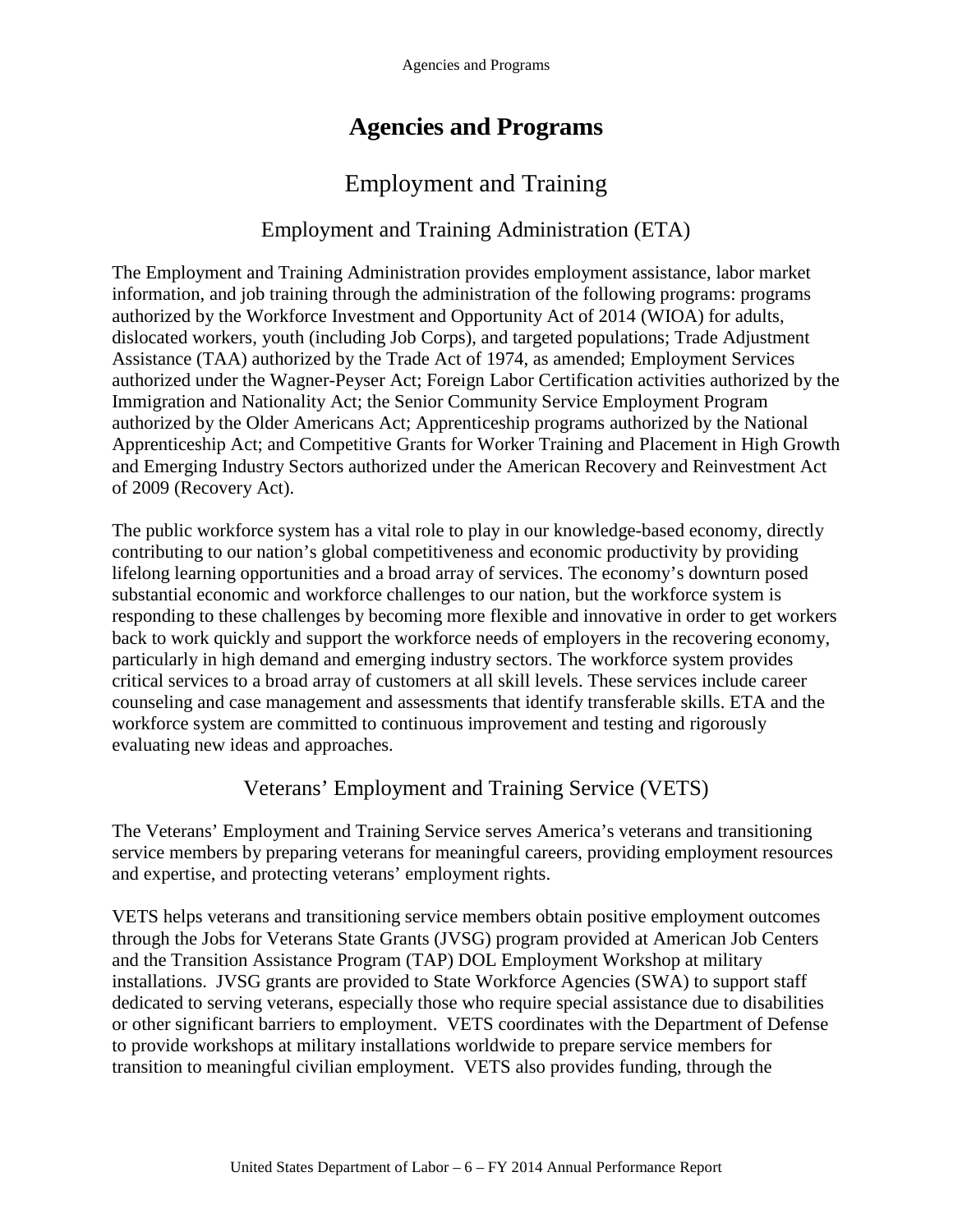# Agencies and Programs

## Employment and Training

### Employment and Training Administration (ETA)

The Employment and Training Administration provides employment assistance, labor market information, and job training through the administration of the following programs: programs authorized by the Workforce Investment and Opportunity Act of 2014 (WIOA) for adults, dislocated workers, youth (including Job Corps), and targeted populations; Trade Adjustment Assistance (TAA) authorized by the Trade Act of 1974, as amended; Employment Services authorized under the Wagner-Peyser Act; Foreign Labor Certification activities authorized by the Immigration and Nationality Act; the Senior Community Service Employment Program authorized by the Older Americans Act; Apprenticeship programs authorized by the National Apprenticeship Act; and Competitive Grants for Worker Training and Placement in High Growth and Emerging Industry Sectors authorized under the American Recovery and Reinvestment Act of 2009 (Recovery Act).

The public workforce system has a vital role to play in our knowledge-based economy, directly contributing to our nation's global competitiveness and economic productivity by providing lifelong learning opportunities and a broad array of services. The economy's downturn posed substantial economic and workforce challenges to our nation, but the workforce system is responding to these challenges by becoming more flexible and innovative in order to get workers back to work quickly and support the workforce needs of employers in the recovering economy, particularly in high demand and emerging industry sectors. The workforce system provides critical services to a broad array of customers at all skill levels. These services include career counseling and case management and assessments that identify transferable skills. ETA and the workforce system are committed to continuous improvement and testing and rigorously evaluating new ideas and approaches.

### Veterans' Employment and Training Service (VETS)

The Veterans' Employment and Training Service serves America's veterans and transitioning service members by preparing veterans for meaningful careers, providing employment resources and expertise, and protecting veterans' employment rights.

VETS helps veterans and transitioning service members obtain positive employment outcomes through the Jobs for Veterans State Grants (JVSG) program provided at American Job Centers and the Transition Assistance Program (TAP) DOL Employment Workshop at military installations. JVSG grants are provided to State Workforce Agencies (SWA) to support staff dedicated to serving veterans, especially those who require special assistance due to disabilities or other significant barriers to employment. VETS coordinates with the Department of Defense to provide workshops at military installations worldwide to prepare service members for transition to meaningful civilian employment. VETS also provides funding, through the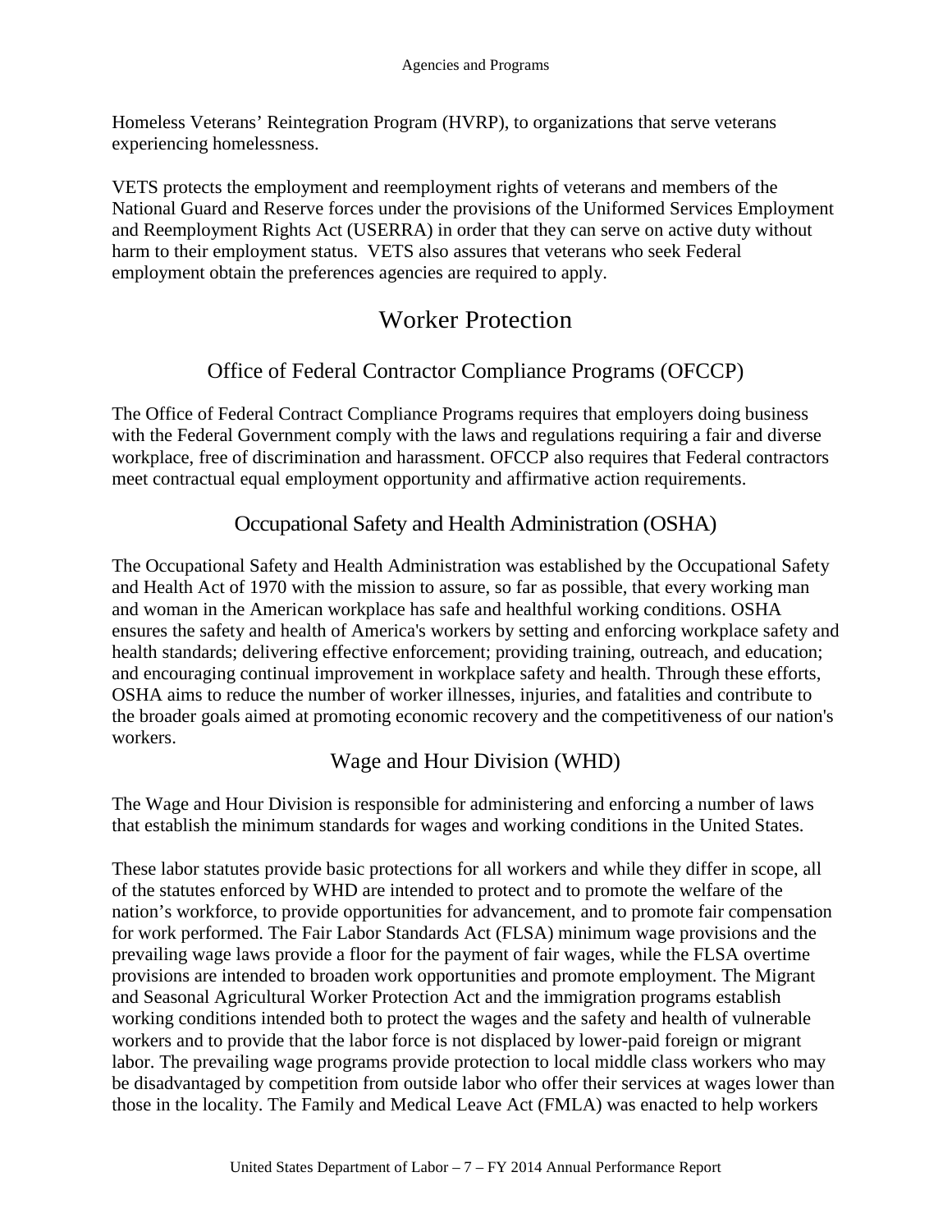Homeless Veterans' Reintegration Program (HVRP), to organizations that serve veterans experiencing homelessness.

VETS protects the employment and reemployment rights of veterans and members of the National Guard and Reserve forces under the provisions of the Uniformed Services Employment and Reemployment Rights Act (USERRA) in order that they can serve on active duty without harm to their employment status. VETS also assures that veterans who seek Federal employment obtain the preferences agencies are required to apply.

# Worker Protection

## Office of Federal Contractor Compliance Programs (OFCCP)

The Office of Federal Contract Compliance Programs requires that employers doing business with the Federal Government comply with the laws and regulations requiring a fair and diverse workplace, free of discrimination and harassment. OFCCP also requires that Federal contractors meet contractual equal employment opportunity and affirmative action requirements.

## Occupational Safety and Health Administration (OSHA)

The Occupational Safety and Health Administration was established by the Occupational Safety and Health Act of 1970 with the mission to assure, so far as possible, that every working man and woman in the American workplace has safe and healthful working conditions. OSHA ensures the safety and health of America's workers by setting and enforcing workplace safety and health standards; delivering effective enforcement; providing training, outreach, and education; and encouraging continual improvement in workplace safety and health. Through these efforts, OSHA aims to reduce the number of worker illnesses, injuries, and fatalities and contribute to the broader goals aimed at promoting economic recovery and the competitiveness of our nation's workers.

## Wage and Hour Division (WHD)

The Wage and Hour Division is responsible for administering and enforcing a number of laws that establish the minimum standards for wages and working conditions in the United States.

These labor statutes provide basic protections for all workers and while they differ in scope, all of the statutes enforced by WHD are intended to protect and to promote the welfare of the nation's workforce, to provide opportunities for advancement, and to promote fair compensation for work performed. The Fair Labor Standards Act (FLSA) minimum wage provisions and the prevailing wage laws provide a floor for the payment of fair wages, while the FLSA overtime provisions are intended to broaden work opportunities and promote employment. The Migrant and Seasonal Agricultural Worker Protection Act and the immigration programs establish working conditions intended both to protect the wages and the safety and health of vulnerable workers and to provide that the labor force is not displaced by lower-paid foreign or migrant labor. The prevailing wage programs provide protection to local middle class workers who may be disadvantaged by competition from outside labor who offer their services at wages lower than those in the locality. The Family and Medical Leave Act (FMLA) was enacted to help workers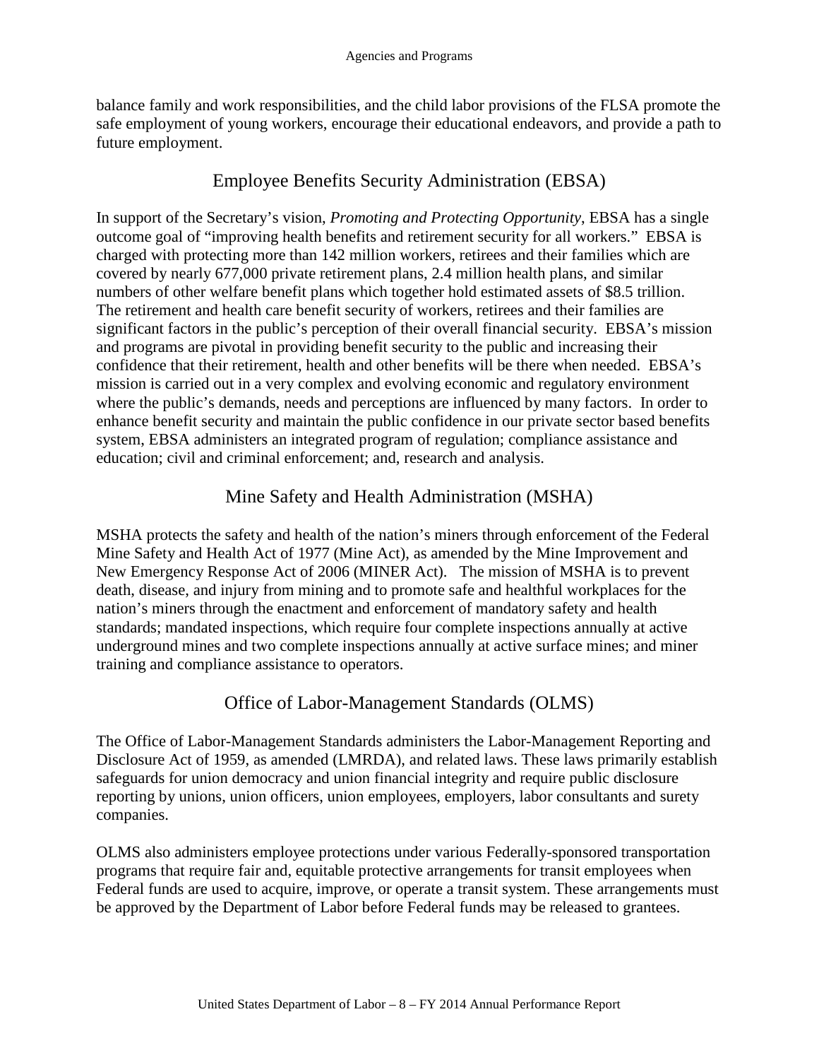balance family and work responsibilities, and the child labor provisions of the FLSA promote the safe employment of young workers, encourage their educational endeavors, and provide a path to future employment.

## Employee Benefits Security Administration (EBSA)

In support of the Secretary's vision, *Promoting and Protecting Opportunity*, EBSA has a single outcome goal of "improving health benefits and retirement security for all workers." EBSA is charged with protecting more than 142 million workers, retirees and their families which are covered by nearly 677,000 private retirement plans, 2.4 million health plans, and similar numbers of other welfare benefit plans which together hold estimated assets of $8.5 trillion. The retirement and health care benefit security of workers, retirees and their families are significant factors in the public's perception of their overall financial security. EBSA's mission and programs are pivotal in providing benefit security to the public and increasing their confidence that their retirement, health and other benefits will be there when needed. EBSA's mission is carried out in a very complex and evolving economic and regulatory environment where the public's demands, needs and perceptions are influenced by many factors. In order to enhance benefit security and maintain the public confidence in our private sector based benefits system, EBSA administers an integrated program of regulation; compliance assistance and education; civil and criminal enforcement; and, research and analysis.

## Mine Safety and Health Administration (MSHA)

MSHA protects the safety and health of the nation's miners through enforcement of the Federal Mine Safety and Health Act of 1977 (Mine Act), as amended by the Mine Improvement and New Emergency Response Act of 2006 (MINER Act). The mission of MSHA is to prevent death, disease, and injury from mining and to promote safe and healthful workplaces for the nation's miners through the enactment and enforcement of mandatory safety and health standards; mandated inspections, which require four complete inspections annually at active underground mines and two complete inspections annually at active surface mines; and miner training and compliance assistance to operators.

## Office of Labor-Management Standards (OLMS)

The Office of Labor-Management Standards administers the Labor-Management Reporting and Disclosure Act of 1959, as amended (LMRDA), and related laws. These laws primarily establish safeguards for union democracy and union financial integrity and require public disclosure reporting by unions, union officers, union employees, employers, labor consultants and surety companies.

OLMS also administers employee protections under various Federally-sponsored transportation programs that require fair and, equitable protective arrangements for transit employees when Federal funds are used to acquire, improve, or operate a transit system. These arrangements must be approved by the Department of Labor before Federal funds may be released to grantees.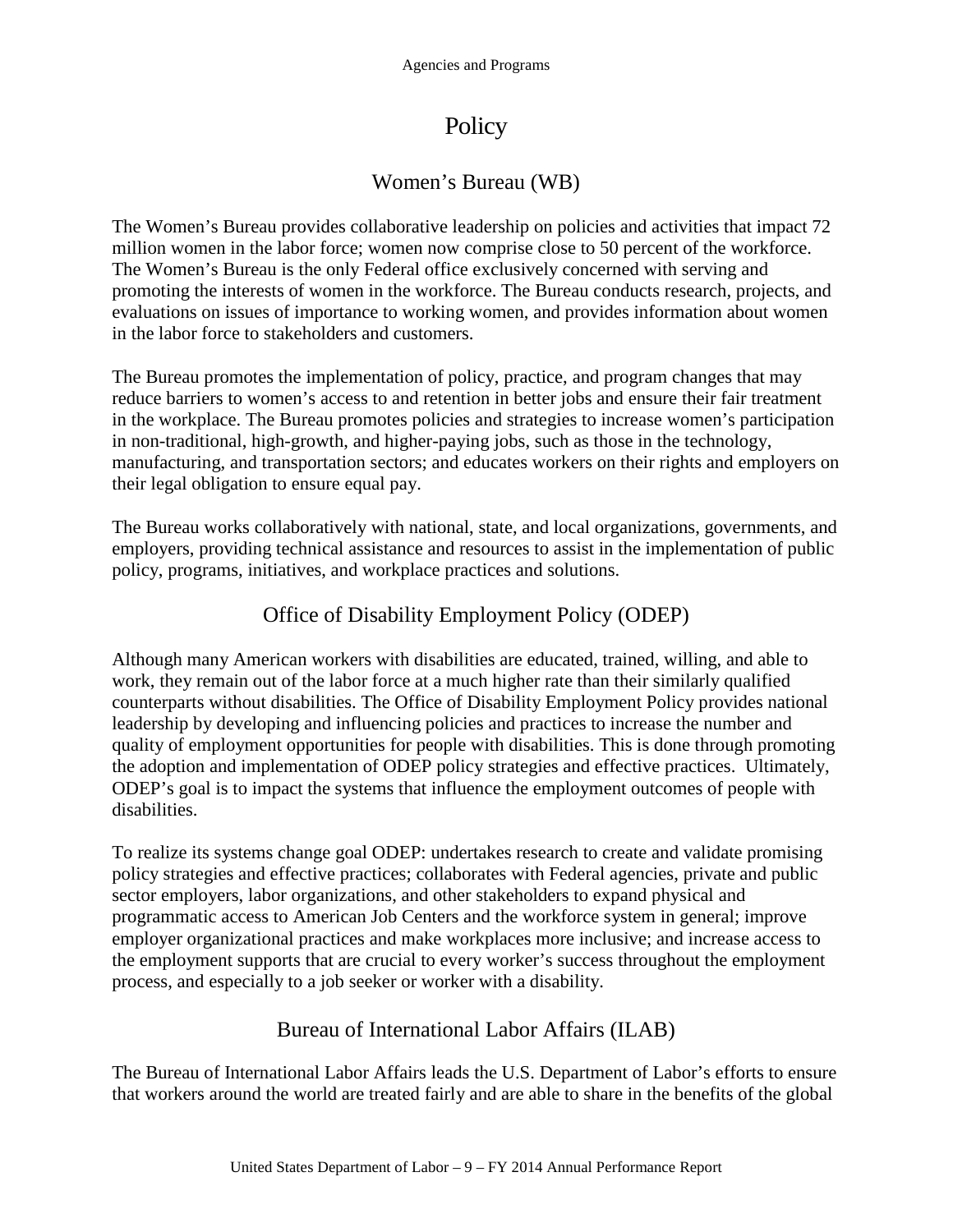# Policy

## Women's Bureau (WB)

The Women's Bureau provides collaborative leadership on policies and activities that impact 72 million women in the labor force; women now comprise close to 50 percent of the workforce. The Women's Bureau is the only Federal office exclusively concerned with serving and promoting the interests of women in the workforce. The Bureau conducts research, projects, and evaluations on issues of importance to working women, and provides information about women in the labor force to stakeholders and customers.

The Bureau promotes the implementation of policy, practice, and program changes that may reduce barriers to women's access to and retention in better jobs and ensure their fair treatment in the workplace. The Bureau promotes policies and strategies to increase women's participation in non-traditional, high-growth, and higher-paying jobs, such as those in the technology, manufacturing, and transportation sectors; and educates workers on their rights and employers on their legal obligation to ensure equal pay.

The Bureau works collaboratively with national, state, and local organizations, governments, and employers, providing technical assistance and resources to assist in the implementation of public policy, programs, initiatives, and workplace practices and solutions.

## Office of Disability Employment Policy (ODEP)

Although many American workers with disabilities are educated, trained, willing, and able to work, they remain out of the labor force at a much higher rate than their similarly qualified counterparts without disabilities. The Office of Disability Employment Policy provides national leadership by developing and influencing policies and practices to increase the number and quality of employment opportunities for people with disabilities. This is done through promoting the adoption and implementation of ODEP policy strategies and effective practices. Ultimately, ODEP's goal is to impact the systems that influence the employment outcomes of people with disabilities.

To realize its systems change goal ODEP: undertakes research to create and validate promising policy strategies and effective practices; collaborates with Federal agencies, private and public sector employers, labor organizations, and other stakeholders to expand physical and programmatic access to American Job Centers and the workforce system in general; improve employer organizational practices and make workplaces more inclusive; and increase access to the employment supports that are crucial to every worker's success throughout the employment process, and especially to a job seeker or worker with a disability.

## Bureau of International Labor Affairs (ILAB)

The Bureau of International Labor Affairs leads the U.S. Department of Labor's efforts to ensure that workers around the world are treated fairly and are able to share in the benefits of the global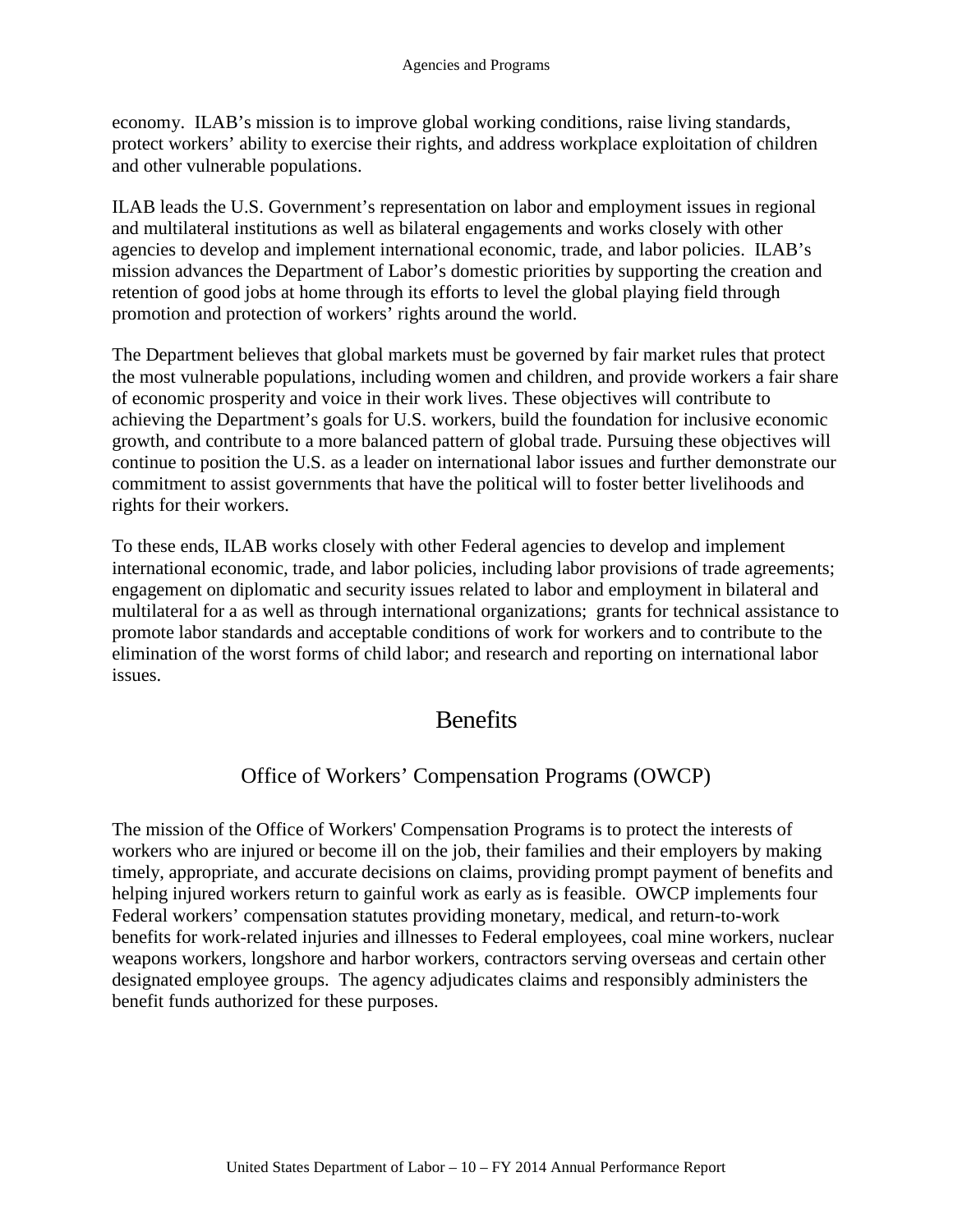economy. ILAB's mission is to improve global working conditions, raise living standards, protect workers' ability to exercise their rights, and address workplace exploitation of children and other vulnerable populations.

ILAB leads the U.S. Government's representation on labor and employment issues in regional and multilateral institutions as well as bilateral engagements and works closely with other agencies to develop and implement international economic, trade, and labor policies. ILAB's mission advances the Department of Labor's domestic priorities by supporting the creation and retention of good jobs at home through its efforts to level the global playing field through promotion and protection of workers' rights around the world.

The Department believes that global markets must be governed by fair market rules that protect the most vulnerable populations, including women and children, and provide workers a fair share of economic prosperity and voice in their work lives. These objectives will contribute to achieving the Department's goals for U.S. workers, build the foundation for inclusive economic growth, and contribute to a more balanced pattern of global trade. Pursuing these objectives will continue to position the U.S. as a leader on international labor issues and further demonstrate our commitment to assist governments that have the political will to foster better livelihoods and rights for their workers.

To these ends, ILAB works closely with other Federal agencies to develop and implement international economic, trade, and labor policies, including labor provisions of trade agreements; engagement on diplomatic and security issues related to labor and employment in bilateral and multilateral for a as well as through international organizations; grants for technical assistance to promote labor standards and acceptable conditions of work for workers and to contribute to the elimination of the worst forms of child labor; and research and reporting on international labor issues.

# Benefits

## Office of Workers' Compensation Programs (OWCP)

The mission of the Office of Workers' Compensation Programs is to protect the interests of workers who are injured or become ill on the job, their families and their employers by making timely, appropriate, and accurate decisions on claims, providing prompt payment of benefits and helping injured workers return to gainful work as early as is feasible. OWCP implements four Federal workers' compensation statutes providing monetary, medical, and return-to-work benefits for work-related injuries and illnesses to Federal employees, coal mine workers, nuclear weapons workers, longshore and harbor workers, contractors serving overseas and certain other designated employee groups. The agency adjudicates claims and responsibly administers the benefit funds authorized for these purposes.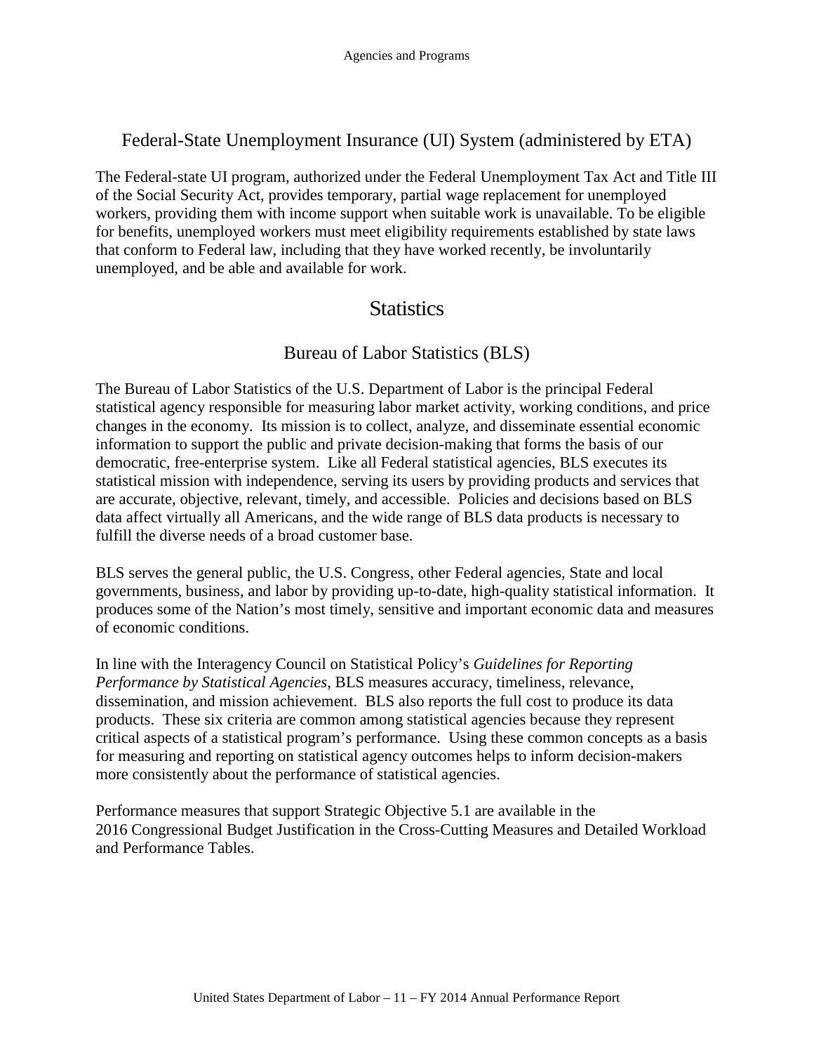## Federal-State Unemployment Insurance (UI) System (administered by ETA)

The Federal-state UI program, authorized under the Federal Unemployment Tax Act and Title III of the Social Security Act, provides temporary, partial wage replacement for unemployed workers, providing them with income support when suitable work is unavailable. To be eligible for benefits, unemployed workers must meet eligibility requirements established by state laws that conform to Federal law, including that they have worked recently, be involuntarily unemployed, and be able and available for work.

# Statistics

## Bureau of Labor Statistics (BLS)

The Bureau of Labor Statistics of the U.S. Department of Labor is the principal Federal statistical agency responsible for measuring labor market activity, working conditions, and price changes in the economy. Its mission is to collect, analyze, and disseminate essential economic information to support the public and private decision-making that forms the basis of our democratic, free-enterprise system. Like all Federal statistical agencies, BLS executes its statistical mission with independence, serving its users by providing products and services that are accurate, objective, relevant, timely, and accessible. Policies and decisions based on BLS data affect virtually all Americans, and the wide range of BLS data products is necessary to fulfill the diverse needs of a broad customer base.

BLS serves the general public, the U.S. Congress, other Federal agencies, State and local governments, business, and labor by providing up-to-date, high-quality statistical information. It produces some of the Nation's most timely, sensitive and important economic data and measures of economic conditions.

In line with the Interagency Council on Statistical Policy's *Guidelines for Reporting Performance by Statistical Agencies*, BLS measures accuracy, timeliness, relevance, dissemination, and mission achievement. BLS also reports the full cost to produce its data products. These six criteria are common among statistical agencies because they represent critical aspects of a statistical program's performance. Using these common concepts as a basis for measuring and reporting on statistical agency outcomes helps to inform decision-makers more consistently about the performance of statistical agencies.

Performance measures that support Strategic Objective 5.1 are available in the 2016 Congressional Budget Justification in the Cross-Cutting Measures and Detailed Workload and Performance Tables.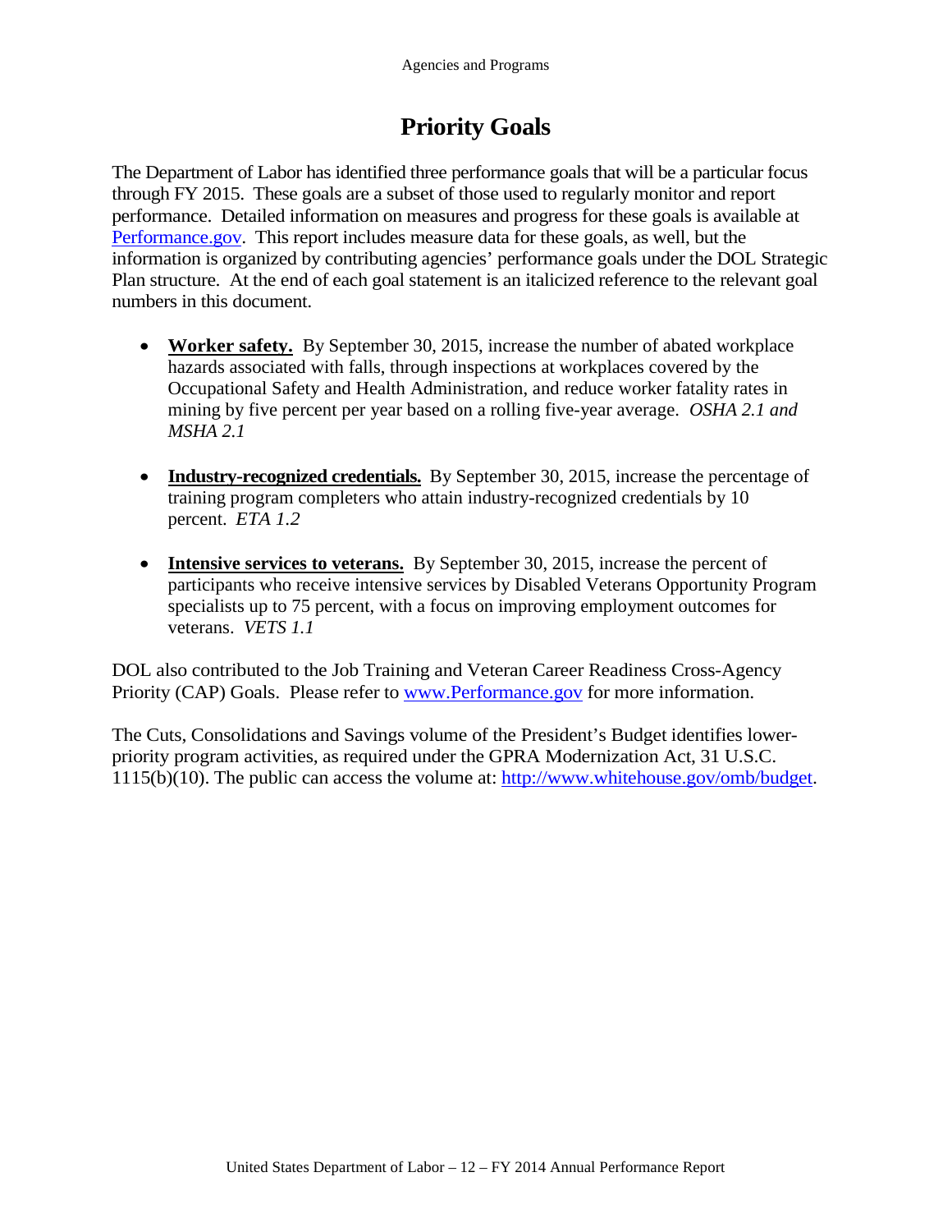# Priority Goals

The Department of Labor has identified three performance goals that will be a particular focus through FY 2015. These goals are a subset of those used to regularly monitor and report performance. Detailed information on measures and progress for these goals is available at [Performance.gov](Performance.gov). This report includes measure data for these goals, as well, but the information is organized by contributing agencies' performance goals under the DOL Strategic Plan structure. At the end of each goal statement is an italicized reference to the relevant goal numbers in this document.

- **Worker safety.** By September 30, 2015, increase the number of abated workplace hazards associated with falls, through inspections at workplaces covered by the Occupational Safety and Health Administration, and reduce worker fatality rates in mining by five percent per year based on a rolling five-year average. *OSHA 2.1 and MSHA 2.1*

- **Industry-recognized credentials.** By September 30, 2015, increase the percentage of training program completers who attain industry-recognized credentials by 10 percent. *ETA 1.2*

- **Intensive services to veterans.** By September 30, 2015, increase the percent of participants who receive intensive services by Disabled Veterans Opportunity Program specialists up to 75 percent, with a focus on improving employment outcomes for veterans. *VETS 1.1*

DOL also contributed to the Job Training and Veteran Career Readiness Cross-Agency Priority (CAP) Goals. Please refer to [www.Performance.gov](www.Performance.gov) for more information.

The Cuts, Consolidations and Savings volume of the President's Budget identifies lower-priority program activities, as required under the GPRA Modernization Act, 31 U.S.C. 1115(b)(10). The public can access the volume at: [http://www.whitehouse.gov/omb/budget](http://www.whitehouse.gov/omb/budget).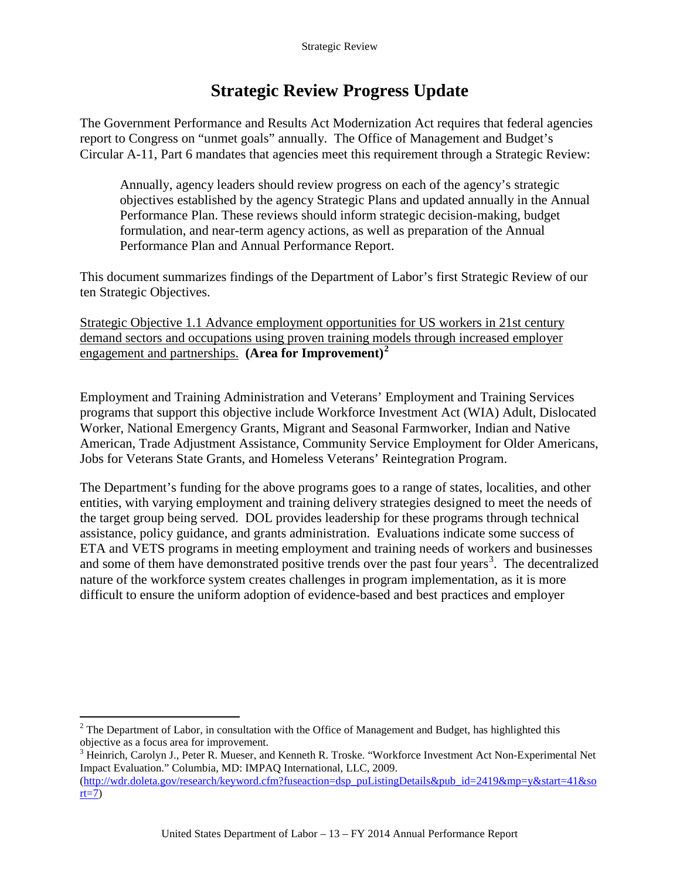# Strategic Review Progress Update

The Government Performance and Results Act Modernization Act requires that federal agencies report to Congress on "unmet goals" annually. The Office of Management and Budget's Circular A-11, Part 6 mandates that agencies meet this requirement through a Strategic Review:

> Annually, agency leaders should review progress on each of the agency's strategic objectives established by the agency Strategic Plans and updated annually in the Annual Performance Plan. These reviews should inform strategic decision-making, budget formulation, and near-term agency actions, as well as preparation of the Annual Performance Plan and Annual Performance Report.

This document summarizes findings of the Department of Labor's first Strategic Review of our ten Strategic Objectives.

Strategic Objective 1.1 Advance employment opportunities for US workers in 21st century demand sectors and occupations using proven training models through increased employer engagement and partnerships. **(Area for Improvement)[2]**

Employment and Training Administration and Veterans' Employment and Training Services programs that support this objective include Workforce Investment Act (WIA) Adult, Dislocated Worker, National Emergency Grants, Migrant and Seasonal Farmworker, Indian and Native American, Trade Adjustment Assistance, Community Service Employment for Older Americans, Jobs for Veterans State Grants, and Homeless Veterans' Reintegration Program.

The Department's funding for the above programs goes to a range of states, localities, and other entities, with varying employment and training delivery strategies designed to meet the needs of the target group being served. DOL provides leadership for these programs through technical assistance, policy guidance, and grants administration. Evaluations indicate some success of ETA and VETS programs in meeting employment and training needs of workers and businesses and some of them have demonstrated positive trends over the past four years[3]. The decentralized nature of the workforce system creates challenges in program implementation, as it is more difficult to ensure the uniform adoption of evidence-based and best practices and employer

---

[2] The Department of Labor, in consultation with the Office of Management and Budget, has highlighted this objective as a focus area for improvement.

[3] Heinrich, Carolyn J., Peter R. Mueser, and Kenneth R. Troske. "Workforce Investment Act Non-Experimental Net Impact Evaluation." Columbia, MD: IMPAQ International, LLC, 2009. (http://wdr.doleta.gov/research/keyword.cfm?fuseaction=dsp_puListingDetails&pub_id=2419&mp=y&start=41&sort=7)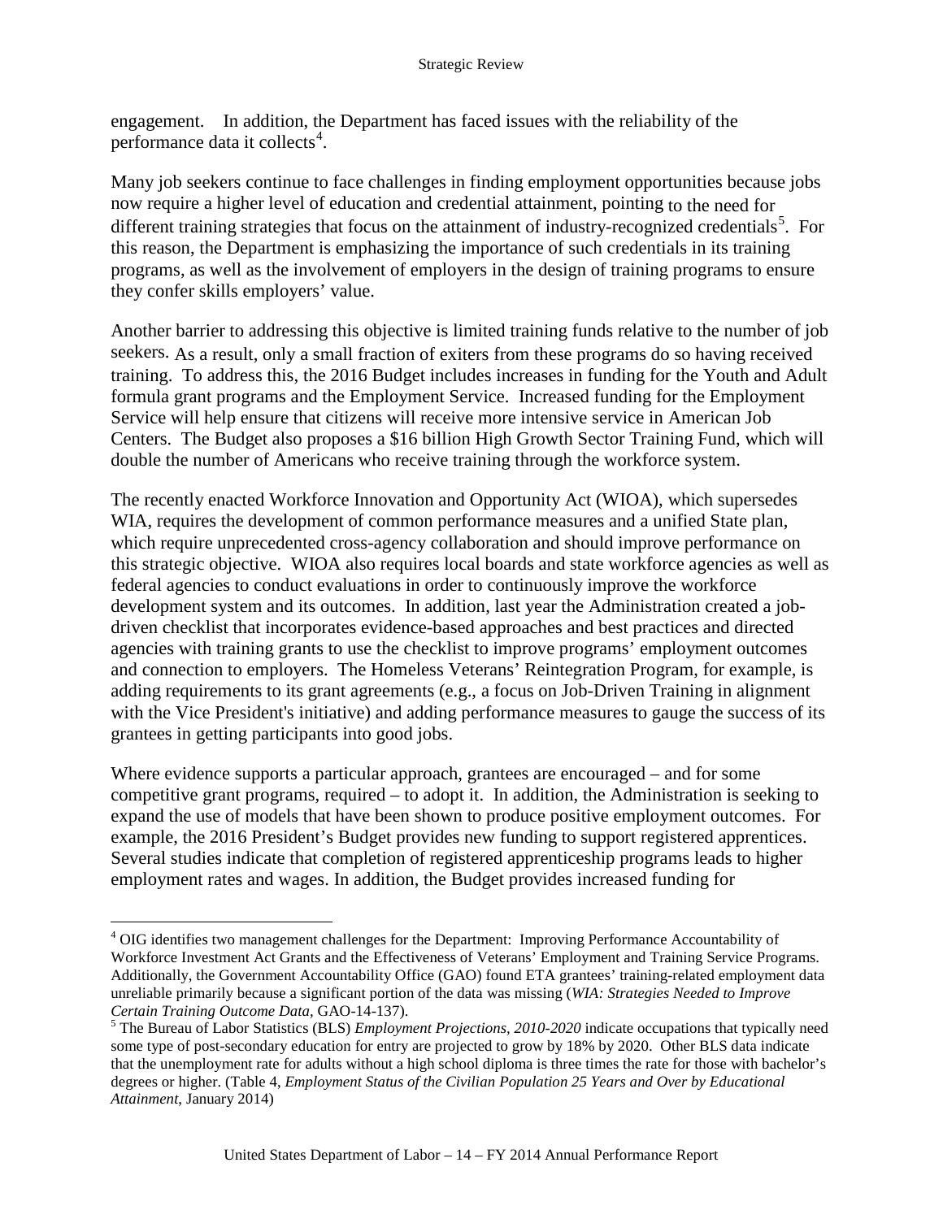engagement. In addition, the Department has faced issues with the reliability of the performance data it collects[4].

Many job seekers continue to face challenges in finding employment opportunities because jobs now require a higher level of education and credential attainment, pointing to the need for different training strategies that focus on the attainment of industry-recognized credentials[5]. For this reason, the Department is emphasizing the importance of such credentials in its training programs, as well as the involvement of employers in the design of training programs to ensure they confer skills employers' value.

Another barrier to addressing this objective is limited training funds relative to the number of job seekers. As a result, only a small fraction of exiters from these programs do so having received training. To address this, the 2016 Budget includes increases in funding for the Youth and Adult formula grant programs and the Employment Service. Increased funding for the Employment Service will help ensure that citizens will receive more intensive service in American Job Centers. The Budget also proposes a $16 billion High Growth Sector Training Fund, which will double the number of Americans who receive training through the workforce system.

The recently enacted Workforce Innovation and Opportunity Act (WIOA), which supersedes WIA, requires the development of common performance measures and a unified State plan, which require unprecedented cross-agency collaboration and should improve performance on this strategic objective. WIOA also requires local boards and state workforce agencies as well as federal agencies to conduct evaluations in order to continuously improve the workforce development system and its outcomes. In addition, last year the Administration created a job-driven checklist that incorporates evidence-based approaches and best practices and directed agencies with training grants to use the checklist to improve programs' employment outcomes and connection to employers. The Homeless Veterans' Reintegration Program, for example, is adding requirements to its grant agreements (e.g., a focus on Job-Driven Training in alignment with the Vice President's initiative) and adding performance measures to gauge the success of its grantees in getting participants into good jobs.

Where evidence supports a particular approach, grantees are encouraged – and for some competitive grant programs, required – to adopt it. In addition, the Administration is seeking to expand the use of models that have been shown to produce positive employment outcomes. For example, the 2016 President's Budget provides new funding to support registered apprentices. Several studies indicate that completion of registered apprenticeship programs leads to higher employment rates and wages. In addition, the Budget provides increased funding for

---

[4] OIG identifies two management challenges for the Department: Improving Performance Accountability of Workforce Investment Act Grants and the Effectiveness of Veterans' Employment and Training Service Programs. Additionally, the Government Accountability Office (GAO) found ETA grantees' training-related employment data unreliable primarily because a significant portion of the data was missing (*WIA: Strategies Needed to Improve Certain Training Outcome Data*, GAO-14-137).

[5] The Bureau of Labor Statistics (BLS) *Employment Projections, 2010-2020* indicate occupations that typically need some type of post-secondary education for entry are projected to grow by 18% by 2020. Other BLS data indicate that the unemployment rate for adults without a high school diploma is three times the rate for those with bachelor's degrees or higher. (Table 4, *Employment Status of the Civilian Population 25 Years and Over by Educational Attainment*, January 2014)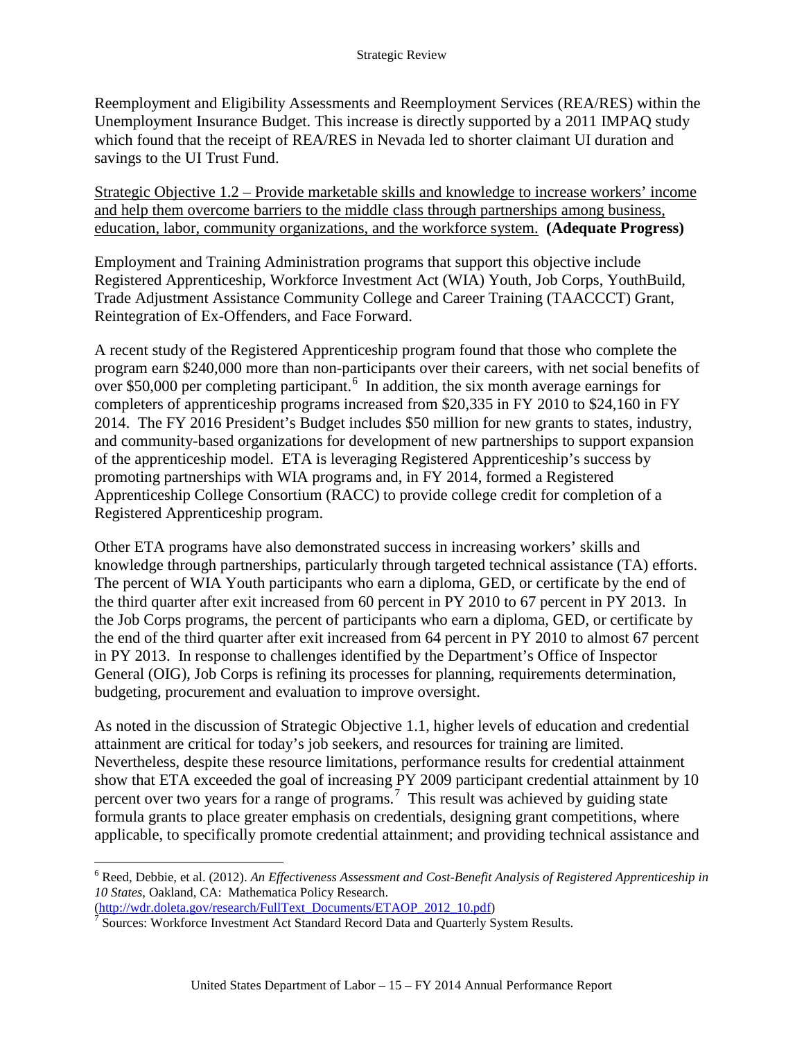Reemployment and Eligibility Assessments and Reemployment Services (REA/RES) within the Unemployment Insurance Budget. This increase is directly supported by a 2011 IMPAQ study which found that the receipt of REA/RES in Nevada led to shorter claimant UI duration and savings to the UI Trust Fund.

Strategic Objective 1.2 – Provide marketable skills and knowledge to increase workers' income and help them overcome barriers to the middle class through partnerships among business, education, labor, community organizations, and the workforce system. **(Adequate Progress)**

Employment and Training Administration programs that support this objective include Registered Apprenticeship, Workforce Investment Act (WIA) Youth, Job Corps, YouthBuild, Trade Adjustment Assistance Community College and Career Training (TAACCCT) Grant, Reintegration of Ex-Offenders, and Face Forward.

A recent study of the Registered Apprenticeship program found that those who complete the program earn $240,000 more than non-participants over their careers, with net social benefits of over $50,000 per completing participant.[6] In addition, the six month average earnings for completers of apprenticeship programs increased from $20,335 in FY 2010 to $24,160 in FY 2014. The FY 2016 President's Budget includes $50 million for new grants to states, industry, and community-based organizations for development of new partnerships to support expansion of the apprenticeship model. ETA is leveraging Registered Apprenticeship's success by promoting partnerships with WIA programs and, in FY 2014, formed a Registered Apprenticeship College Consortium (RACC) to provide college credit for completion of a Registered Apprenticeship program.

Other ETA programs have also demonstrated success in increasing workers' skills and knowledge through partnerships, particularly through targeted technical assistance (TA) efforts. The percent of WIA Youth participants who earn a diploma, GED, or certificate by the end of the third quarter after exit increased from 60 percent in PY 2010 to 67 percent in PY 2013. In the Job Corps programs, the percent of participants who earn a diploma, GED, or certificate by the end of the third quarter after exit increased from 64 percent in PY 2010 to almost 67 percent in PY 2013. In response to challenges identified by the Department's Office of Inspector General (OIG), Job Corps is refining its processes for planning, requirements determination, budgeting, procurement and evaluation to improve oversight.

As noted in the discussion of Strategic Objective 1.1, higher levels of education and credential attainment are critical for today's job seekers, and resources for training are limited. Nevertheless, despite these resource limitations, performance results for credential attainment show that ETA exceeded the goal of increasing PY 2009 participant credential attainment by 10 percent over two years for a range of programs.[7] This result was achieved by guiding state formula grants to place greater emphasis on credentials, designing grant competitions, where applicable, to specifically promote credential attainment; and providing technical assistance and

---

[6] Reed, Debbie, et al. (2012). *An Effectiveness Assessment and Cost-Benefit Analysis of Registered Apprenticeship in 10 States*, Oakland, CA: Mathematica Policy Research. (http://wdr.doleta.gov/research/FullText_Documents/ETAOP_2012_10.pdf)

[7] Sources: Workforce Investment Act Standard Record Data and Quarterly System Results.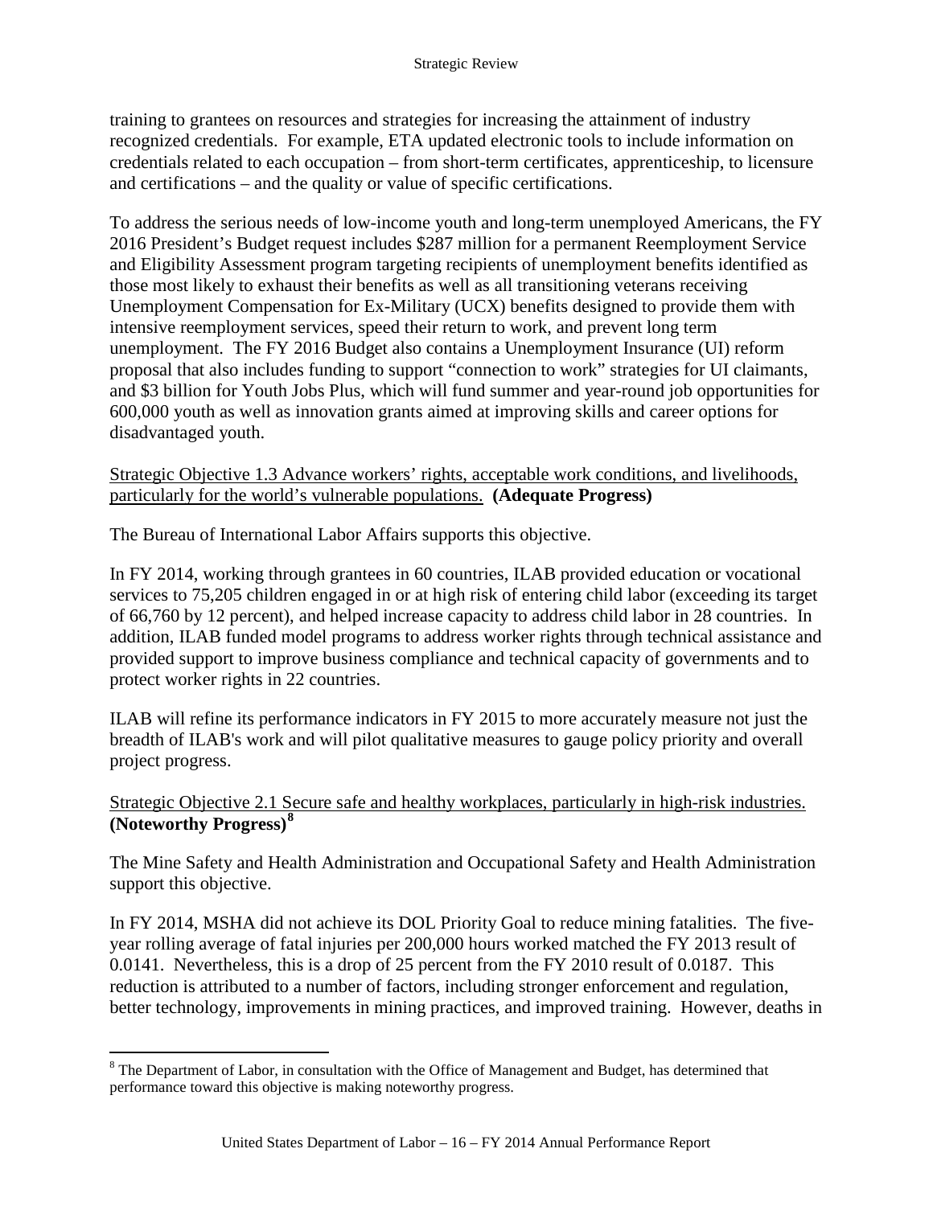training to grantees on resources and strategies for increasing the attainment of industry recognized credentials. For example, ETA updated electronic tools to include information on credentials related to each occupation – from short-term certificates, apprenticeship, to licensure and certifications – and the quality or value of specific certifications.

To address the serious needs of low-income youth and long-term unemployed Americans, the FY 2016 President's Budget request includes $287 million for a permanent Reemployment Service and Eligibility Assessment program targeting recipients of unemployment benefits identified as those most likely to exhaust their benefits as well as all transitioning veterans receiving Unemployment Compensation for Ex-Military (UCX) benefits designed to provide them with intensive reemployment services, speed their return to work, and prevent long term unemployment. The FY 2016 Budget also contains a Unemployment Insurance (UI) reform proposal that also includes funding to support "connection to work" strategies for UI claimants, and $3 billion for Youth Jobs Plus, which will fund summer and year-round job opportunities for 600,000 youth as well as innovation grants aimed at improving skills and career options for disadvantaged youth.

Strategic Objective 1.3 Advance workers' rights, acceptable work conditions, and livelihoods, particularly for the world's vulnerable populations. **(Adequate Progress)**

The Bureau of International Labor Affairs supports this objective.

In FY 2014, working through grantees in 60 countries, ILAB provided education or vocational services to 75,205 children engaged in or at high risk of entering child labor (exceeding its target of 66,760 by 12 percent), and helped increase capacity to address child labor in 28 countries. In addition, ILAB funded model programs to address worker rights through technical assistance and provided support to improve business compliance and technical capacity of governments and to protect worker rights in 22 countries.

ILAB will refine its performance indicators in FY 2015 to more accurately measure not just the breadth of ILAB's work and will pilot qualitative measures to gauge policy priority and overall project progress.

Strategic Objective 2.1 Secure safe and healthy workplaces, particularly in high-risk industries. **(Noteworthy Progress)**[8]

The Mine Safety and Health Administration and Occupational Safety and Health Administration support this objective.

In FY 2014, MSHA did not achieve its DOL Priority Goal to reduce mining fatalities. The five-year rolling average of fatal injuries per 200,000 hours worked matched the FY 2013 result of 0.0141. Nevertheless, this is a drop of 25 percent from the FY 2010 result of 0.0187. This reduction is attributed to a number of factors, including stronger enforcement and regulation, better technology, improvements in mining practices, and improved training. However, deaths in

[8] The Department of Labor, in consultation with the Office of Management and Budget, has determined that performance toward this objective is making noteworthy progress.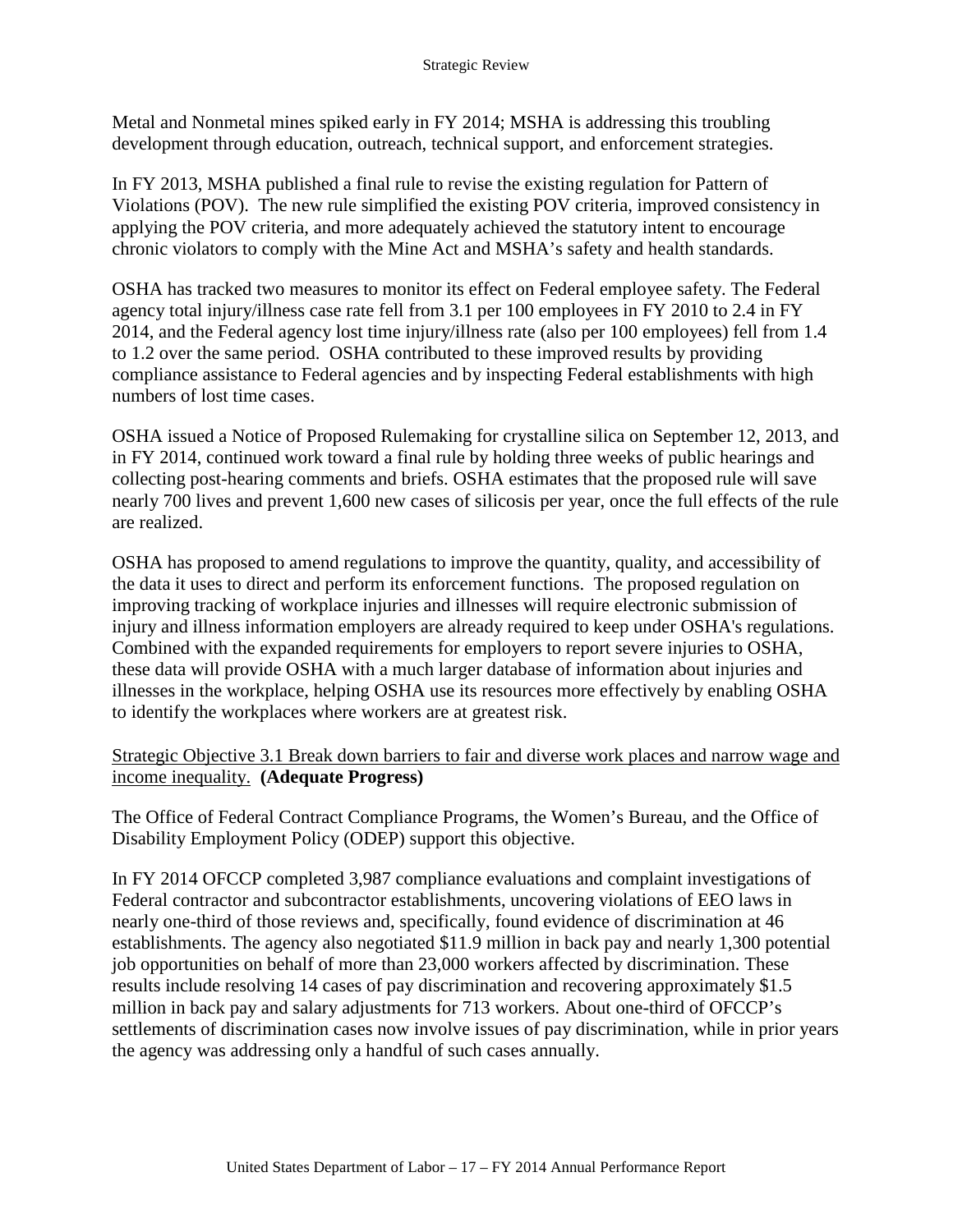Metal and Nonmetal mines spiked early in FY 2014; MSHA is addressing this troubling development through education, outreach, technical support, and enforcement strategies.

In FY 2013, MSHA published a final rule to revise the existing regulation for Pattern of Violations (POV). The new rule simplified the existing POV criteria, improved consistency in applying the POV criteria, and more adequately achieved the statutory intent to encourage chronic violators to comply with the Mine Act and MSHA's safety and health standards.

OSHA has tracked two measures to monitor its effect on Federal employee safety. The Federal agency total injury/illness case rate fell from 3.1 per 100 employees in FY 2010 to 2.4 in FY 2014, and the Federal agency lost time injury/illness rate (also per 100 employees) fell from 1.4 to 1.2 over the same period. OSHA contributed to these improved results by providing compliance assistance to Federal agencies and by inspecting Federal establishments with high numbers of lost time cases.

OSHA issued a Notice of Proposed Rulemaking for crystalline silica on September 12, 2013, and in FY 2014, continued work toward a final rule by holding three weeks of public hearings and collecting post-hearing comments and briefs. OSHA estimates that the proposed rule will save nearly 700 lives and prevent 1,600 new cases of silicosis per year, once the full effects of the rule are realized.

OSHA has proposed to amend regulations to improve the quantity, quality, and accessibility of the data it uses to direct and perform its enforcement functions. The proposed regulation on improving tracking of workplace injuries and illnesses will require electronic submission of injury and illness information employers are already required to keep under OSHA's regulations. Combined with the expanded requirements for employers to report severe injuries to OSHA, these data will provide OSHA with a much larger database of information about injuries and illnesses in the workplace, helping OSHA use its resources more effectively by enabling OSHA to identify the workplaces where workers are at greatest risk.

<u>Strategic Objective 3.1 Break down barriers to fair and diverse work places and narrow wage and income inequality.</u> **(Adequate Progress)**

The Office of Federal Contract Compliance Programs, the Women's Bureau, and the Office of Disability Employment Policy (ODEP) support this objective.

In FY 2014 OFCCP completed 3,987 compliance evaluations and complaint investigations of Federal contractor and subcontractor establishments, uncovering violations of EEO laws in nearly one-third of those reviews and, specifically, found evidence of discrimination at 46 establishments. The agency also negotiated $11.9 million in back pay and nearly 1,300 potential job opportunities on behalf of more than 23,000 workers affected by discrimination. These results include resolving 14 cases of pay discrimination and recovering approximately $1.5 million in back pay and salary adjustments for 713 workers. About one-third of OFCCP's settlements of discrimination cases now involve issues of pay discrimination, while in prior years the agency was addressing only a handful of such cases annually.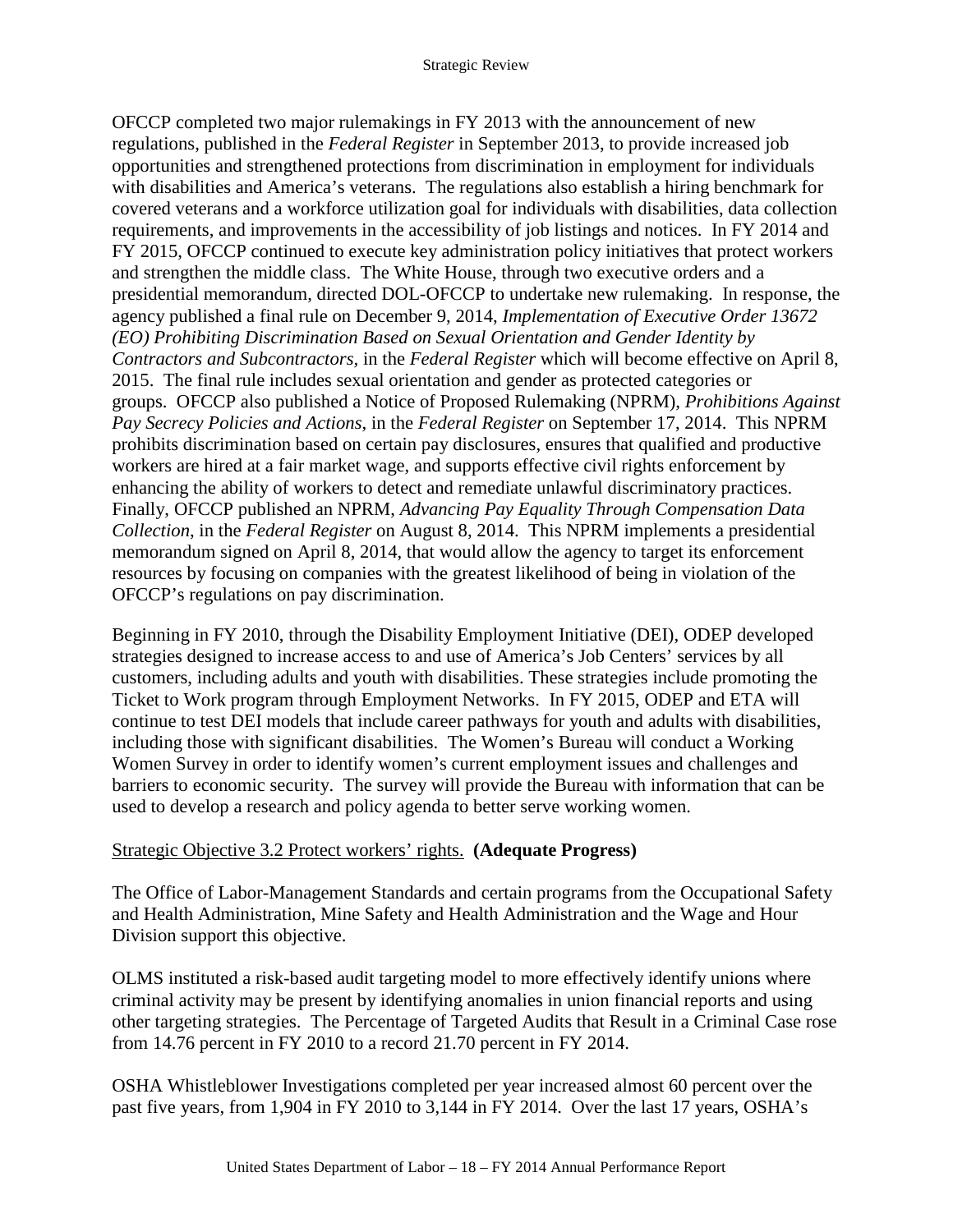OFCCP completed two major rulemakings in FY 2013 with the announcement of new regulations, published in the *Federal Register* in September 2013, to provide increased job opportunities and strengthened protections from discrimination in employment for individuals with disabilities and America's veterans. The regulations also establish a hiring benchmark for covered veterans and a workforce utilization goal for individuals with disabilities, data collection requirements, and improvements in the accessibility of job listings and notices. In FY 2014 and FY 2015, OFCCP continued to execute key administration policy initiatives that protect workers and strengthen the middle class. The White House, through two executive orders and a presidential memorandum, directed DOL-OFCCP to undertake new rulemaking. In response, the agency published a final rule on December 9, 2014, *Implementation of Executive Order 13672 (EO) Prohibiting Discrimination Based on Sexual Orientation and Gender Identity by Contractors and Subcontractors,* in the *Federal Register* which will become effective on April 8, 2015. The final rule includes sexual orientation and gender as protected categories or groups. OFCCP also published a Notice of Proposed Rulemaking (NPRM), *Prohibitions Against Pay Secrecy Policies and Actions*, in the *Federal Register* on September 17, 2014. This NPRM prohibits discrimination based on certain pay disclosures, ensures that qualified and productive workers are hired at a fair market wage, and supports effective civil rights enforcement by enhancing the ability of workers to detect and remediate unlawful discriminatory practices. Finally, OFCCP published an NPRM, *Advancing Pay Equality Through Compensation Data Collection*, in the *Federal Register* on August 8, 2014. This NPRM implements a presidential memorandum signed on April 8, 2014, that would allow the agency to target its enforcement resources by focusing on companies with the greatest likelihood of being in violation of the OFCCP's regulations on pay discrimination.

Beginning in FY 2010, through the Disability Employment Initiative (DEI), ODEP developed strategies designed to increase access to and use of America's Job Centers' services by all customers, including adults and youth with disabilities. These strategies include promoting the Ticket to Work program through Employment Networks. In FY 2015, ODEP and ETA will continue to test DEI models that include career pathways for youth and adults with disabilities, including those with significant disabilities. The Women's Bureau will conduct a Working Women Survey in order to identify women's current employment issues and challenges and barriers to economic security. The survey will provide the Bureau with information that can be used to develop a research and policy agenda to better serve working women.

Strategic Objective 3.2 Protect workers' rights. **(Adequate Progress)**

The Office of Labor-Management Standards and certain programs from the Occupational Safety and Health Administration, Mine Safety and Health Administration and the Wage and Hour Division support this objective.

OLMS instituted a risk-based audit targeting model to more effectively identify unions where criminal activity may be present by identifying anomalies in union financial reports and using other targeting strategies. The Percentage of Targeted Audits that Result in a Criminal Case rose from 14.76 percent in FY 2010 to a record 21.70 percent in FY 2014.

OSHA Whistleblower Investigations completed per year increased almost 60 percent over the past five years, from 1,904 in FY 2010 to 3,144 in FY 2014. Over the last 17 years, OSHA's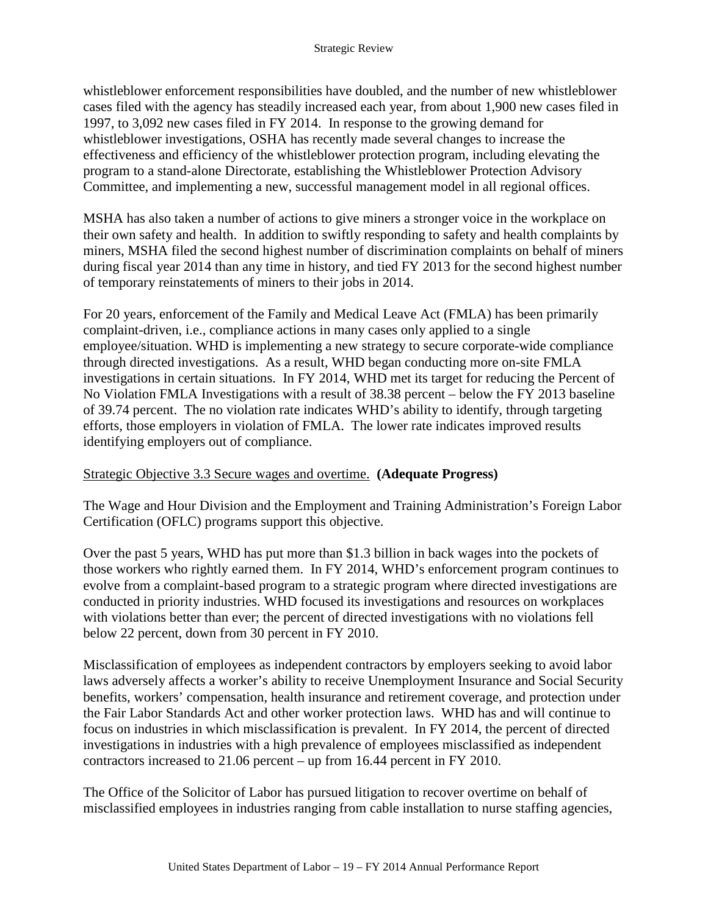whistleblower enforcement responsibilities have doubled, and the number of new whistleblower cases filed with the agency has steadily increased each year, from about 1,900 new cases filed in 1997, to 3,092 new cases filed in FY 2014. In response to the growing demand for whistleblower investigations, OSHA has recently made several changes to increase the effectiveness and efficiency of the whistleblower protection program, including elevating the program to a stand-alone Directorate, establishing the Whistleblower Protection Advisory Committee, and implementing a new, successful management model in all regional offices.

MSHA has also taken a number of actions to give miners a stronger voice in the workplace on their own safety and health. In addition to swiftly responding to safety and health complaints by miners, MSHA filed the second highest number of discrimination complaints on behalf of miners during fiscal year 2014 than any time in history, and tied FY 2013 for the second highest number of temporary reinstatements of miners to their jobs in 2014.

For 20 years, enforcement of the Family and Medical Leave Act (FMLA) has been primarily complaint-driven, i.e., compliance actions in many cases only applied to a single employee/situation. WHD is implementing a new strategy to secure corporate-wide compliance through directed investigations. As a result, WHD began conducting more on-site FMLA investigations in certain situations. In FY 2014, WHD met its target for reducing the Percent of No Violation FMLA Investigations with a result of 38.38 percent – below the FY 2013 baseline of 39.74 percent. The no violation rate indicates WHD's ability to identify, through targeting efforts, those employers in violation of FMLA. The lower rate indicates improved results identifying employers out of compliance.

Strategic Objective 3.3 Secure wages and overtime. **(Adequate Progress)**

The Wage and Hour Division and the Employment and Training Administration's Foreign Labor Certification (OFLC) programs support this objective.

Over the past 5 years, WHD has put more than $1.3 billion in back wages into the pockets of those workers who rightly earned them. In FY 2014, WHD's enforcement program continues to evolve from a complaint-based program to a strategic program where directed investigations are conducted in priority industries. WHD focused its investigations and resources on workplaces with violations better than ever; the percent of directed investigations with no violations fell below 22 percent, down from 30 percent in FY 2010.

Misclassification of employees as independent contractors by employers seeking to avoid labor laws adversely affects a worker's ability to receive Unemployment Insurance and Social Security benefits, workers' compensation, health insurance and retirement coverage, and protection under the Fair Labor Standards Act and other worker protection laws. WHD has and will continue to focus on industries in which misclassification is prevalent. In FY 2014, the percent of directed investigations in industries with a high prevalence of employees misclassified as independent contractors increased to 21.06 percent – up from 16.44 percent in FY 2010.

The Office of the Solicitor of Labor has pursued litigation to recover overtime on behalf of misclassified employees in industries ranging from cable installation to nurse staffing agencies,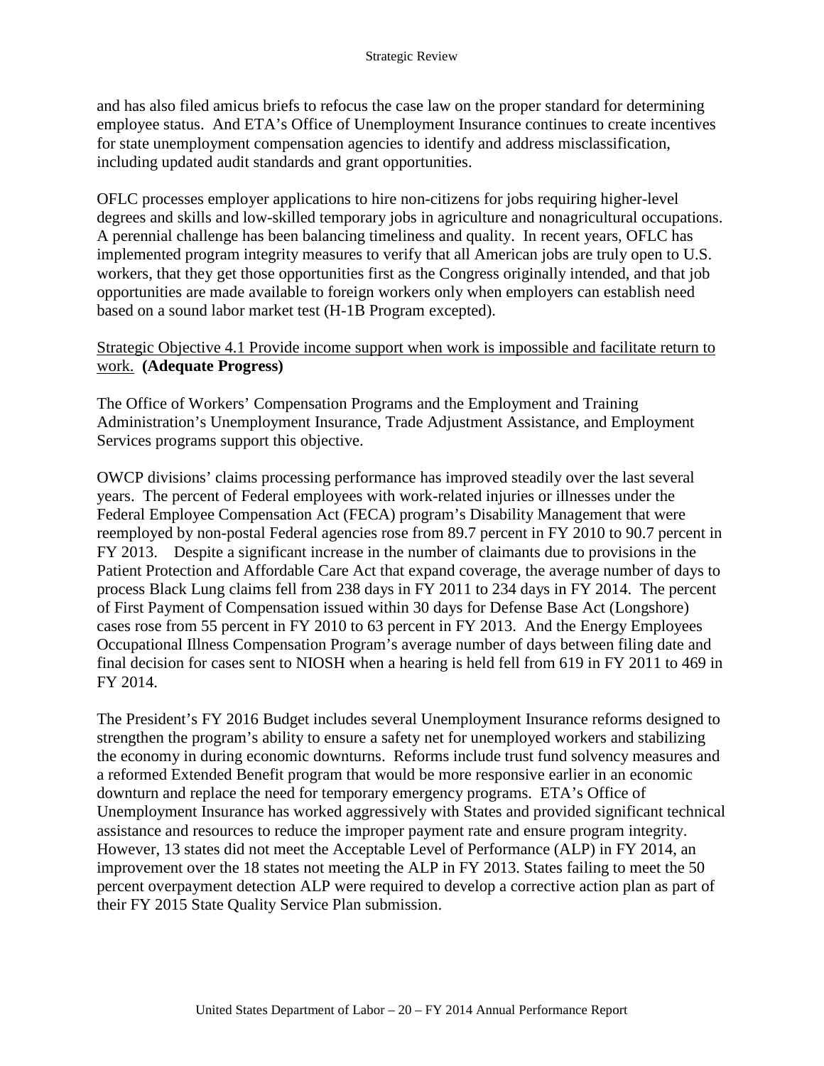and has also filed amicus briefs to refocus the case law on the proper standard for determining employee status. And ETA's Office of Unemployment Insurance continues to create incentives for state unemployment compensation agencies to identify and address misclassification, including updated audit standards and grant opportunities.

OFLC processes employer applications to hire non-citizens for jobs requiring higher-level degrees and skills and low-skilled temporary jobs in agriculture and nonagricultural occupations. A perennial challenge has been balancing timeliness and quality. In recent years, OFLC has implemented program integrity measures to verify that all American jobs are truly open to U.S. workers, that they get those opportunities first as the Congress originally intended, and that job opportunities are made available to foreign workers only when employers can establish need based on a sound labor market test (H-1B Program excepted).

<u>Strategic Objective 4.1 Provide income support when work is impossible and facilitate return to work.</u> **(Adequate Progress)**

The Office of Workers' Compensation Programs and the Employment and Training Administration's Unemployment Insurance, Trade Adjustment Assistance, and Employment Services programs support this objective.

OWCP divisions' claims processing performance has improved steadily over the last several years. The percent of Federal employees with work-related injuries or illnesses under the Federal Employee Compensation Act (FECA) program's Disability Management that were reemployed by non-postal Federal agencies rose from 89.7 percent in FY 2010 to 90.7 percent in FY 2013. Despite a significant increase in the number of claimants due to provisions in the Patient Protection and Affordable Care Act that expand coverage, the average number of days to process Black Lung claims fell from 238 days in FY 2011 to 234 days in FY 2014. The percent of First Payment of Compensation issued within 30 days for Defense Base Act (Longshore) cases rose from 55 percent in FY 2010 to 63 percent in FY 2013. And the Energy Employees Occupational Illness Compensation Program's average number of days between filing date and final decision for cases sent to NIOSH when a hearing is held fell from 619 in FY 2011 to 469 in FY 2014.

The President's FY 2016 Budget includes several Unemployment Insurance reforms designed to strengthen the program's ability to ensure a safety net for unemployed workers and stabilizing the economy in during economic downturns. Reforms include trust fund solvency measures and a reformed Extended Benefit program that would be more responsive earlier in an economic downturn and replace the need for temporary emergency programs. ETA's Office of Unemployment Insurance has worked aggressively with States and provided significant technical assistance and resources to reduce the improper payment rate and ensure program integrity. However, 13 states did not meet the Acceptable Level of Performance (ALP) in FY 2014, an improvement over the 18 states not meeting the ALP in FY 2013. States failing to meet the 50 percent overpayment detection ALP were required to develop a corrective action plan as part of their FY 2015 State Quality Service Plan submission.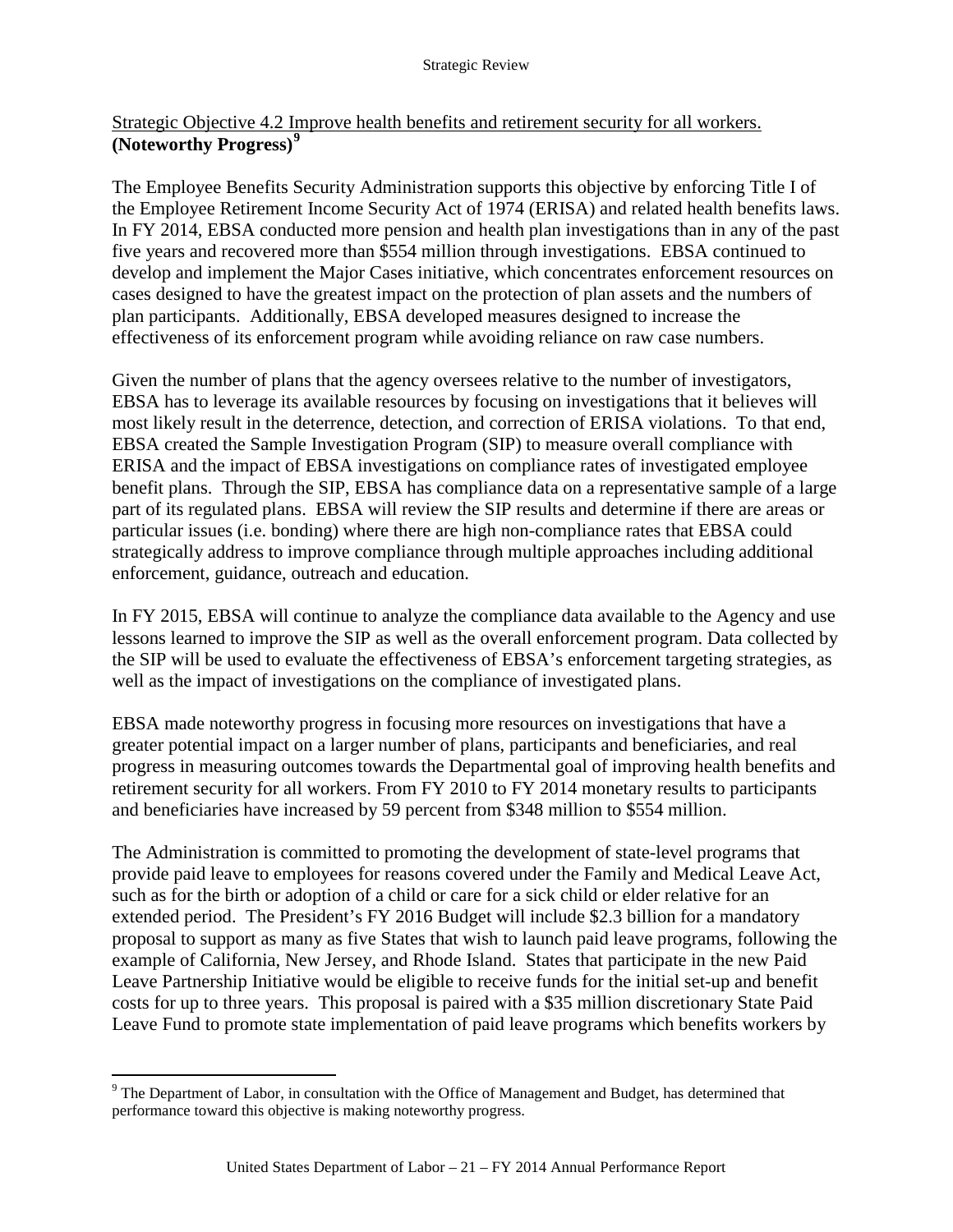Strategic Objective 4.2 Improve health benefits and retirement security for all workers. **(Noteworthy Progress)**[9]

The Employee Benefits Security Administration supports this objective by enforcing Title I of the Employee Retirement Income Security Act of 1974 (ERISA) and related health benefits laws. In FY 2014, EBSA conducted more pension and health plan investigations than in any of the past five years and recovered more than $554 million through investigations. EBSA continued to develop and implement the Major Cases initiative, which concentrates enforcement resources on cases designed to have the greatest impact on the protection of plan assets and the numbers of plan participants. Additionally, EBSA developed measures designed to increase the effectiveness of its enforcement program while avoiding reliance on raw case numbers.

Given the number of plans that the agency oversees relative to the number of investigators, EBSA has to leverage its available resources by focusing on investigations that it believes will most likely result in the deterrence, detection, and correction of ERISA violations. To that end, EBSA created the Sample Investigation Program (SIP) to measure overall compliance with ERISA and the impact of EBSA investigations on compliance rates of investigated employee benefit plans. Through the SIP, EBSA has compliance data on a representative sample of a large part of its regulated plans. EBSA will review the SIP results and determine if there are areas or particular issues (i.e. bonding) where there are high non-compliance rates that EBSA could strategically address to improve compliance through multiple approaches including additional enforcement, guidance, outreach and education.

In FY 2015, EBSA will continue to analyze the compliance data available to the Agency and use lessons learned to improve the SIP as well as the overall enforcement program. Data collected by the SIP will be used to evaluate the effectiveness of EBSA's enforcement targeting strategies, as well as the impact of investigations on the compliance of investigated plans.

EBSA made noteworthy progress in focusing more resources on investigations that have a greater potential impact on a larger number of plans, participants and beneficiaries, and real progress in measuring outcomes towards the Departmental goal of improving health benefits and retirement security for all workers. From FY 2010 to FY 2014 monetary results to participants and beneficiaries have increased by 59 percent from $348 million to $554 million.

The Administration is committed to promoting the development of state-level programs that provide paid leave to employees for reasons covered under the Family and Medical Leave Act, such as for the birth or adoption of a child or care for a sick child or elder relative for an extended period. The President's FY 2016 Budget will include $2.3 billion for a mandatory proposal to support as many as five States that wish to launch paid leave programs, following the example of California, New Jersey, and Rhode Island. States that participate in the new Paid Leave Partnership Initiative would be eligible to receive funds for the initial set-up and benefit costs for up to three years. This proposal is paired with a $35 million discretionary State Paid Leave Fund to promote state implementation of paid leave programs which benefits workers by

[9] The Department of Labor, in consultation with the Office of Management and Budget, has determined that performance toward this objective is making noteworthy progress.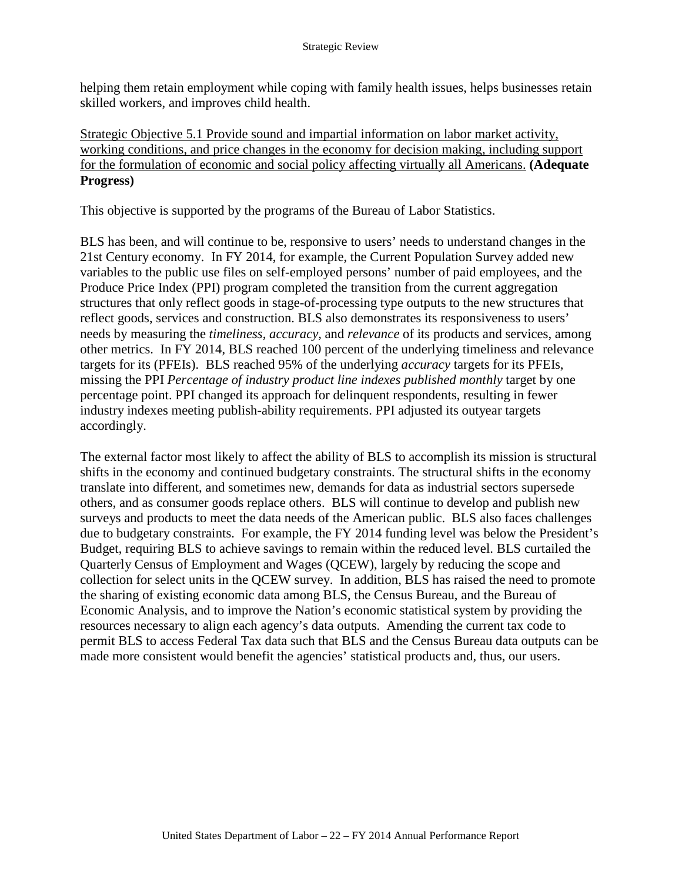helping them retain employment while coping with family health issues, helps businesses retain skilled workers, and improves child health.

Strategic Objective 5.1 Provide sound and impartial information on labor market activity, working conditions, and price changes in the economy for decision making, including support for the formulation of economic and social policy affecting virtually all Americans. **(Adequate Progress)**

This objective is supported by the programs of the Bureau of Labor Statistics.

BLS has been, and will continue to be, responsive to users' needs to understand changes in the 21st Century economy. In FY 2014, for example, the Current Population Survey added new variables to the public use files on self-employed persons' number of paid employees, and the Produce Price Index (PPI) program completed the transition from the current aggregation structures that only reflect goods in stage-of-processing type outputs to the new structures that reflect goods, services and construction. BLS also demonstrates its responsiveness to users' needs by measuring the *timeliness, accuracy,* and *relevance* of its products and services, among other metrics. In FY 2014, BLS reached 100 percent of the underlying timeliness and relevance targets for its (PFEIs). BLS reached 95% of the underlying *accuracy* targets for its PFEIs, missing the PPI *Percentage of industry product line indexes published monthly* target by one percentage point. PPI changed its approach for delinquent respondents, resulting in fewer industry indexes meeting publish-ability requirements. PPI adjusted its outyear targets accordingly.

The external factor most likely to affect the ability of BLS to accomplish its mission is structural shifts in the economy and continued budgetary constraints. The structural shifts in the economy translate into different, and sometimes new, demands for data as industrial sectors supersede others, and as consumer goods replace others. BLS will continue to develop and publish new surveys and products to meet the data needs of the American public. BLS also faces challenges due to budgetary constraints. For example, the FY 2014 funding level was below the President's Budget, requiring BLS to achieve savings to remain within the reduced level. BLS curtailed the Quarterly Census of Employment and Wages (QCEW), largely by reducing the scope and collection for select units in the QCEW survey. In addition, BLS has raised the need to promote the sharing of existing economic data among BLS, the Census Bureau, and the Bureau of Economic Analysis, and to improve the Nation's economic statistical system by providing the resources necessary to align each agency's data outputs. Amending the current tax code to permit BLS to access Federal Tax data such that BLS and the Census Bureau data outputs can be made more consistent would benefit the agencies' statistical products and, thus, our users.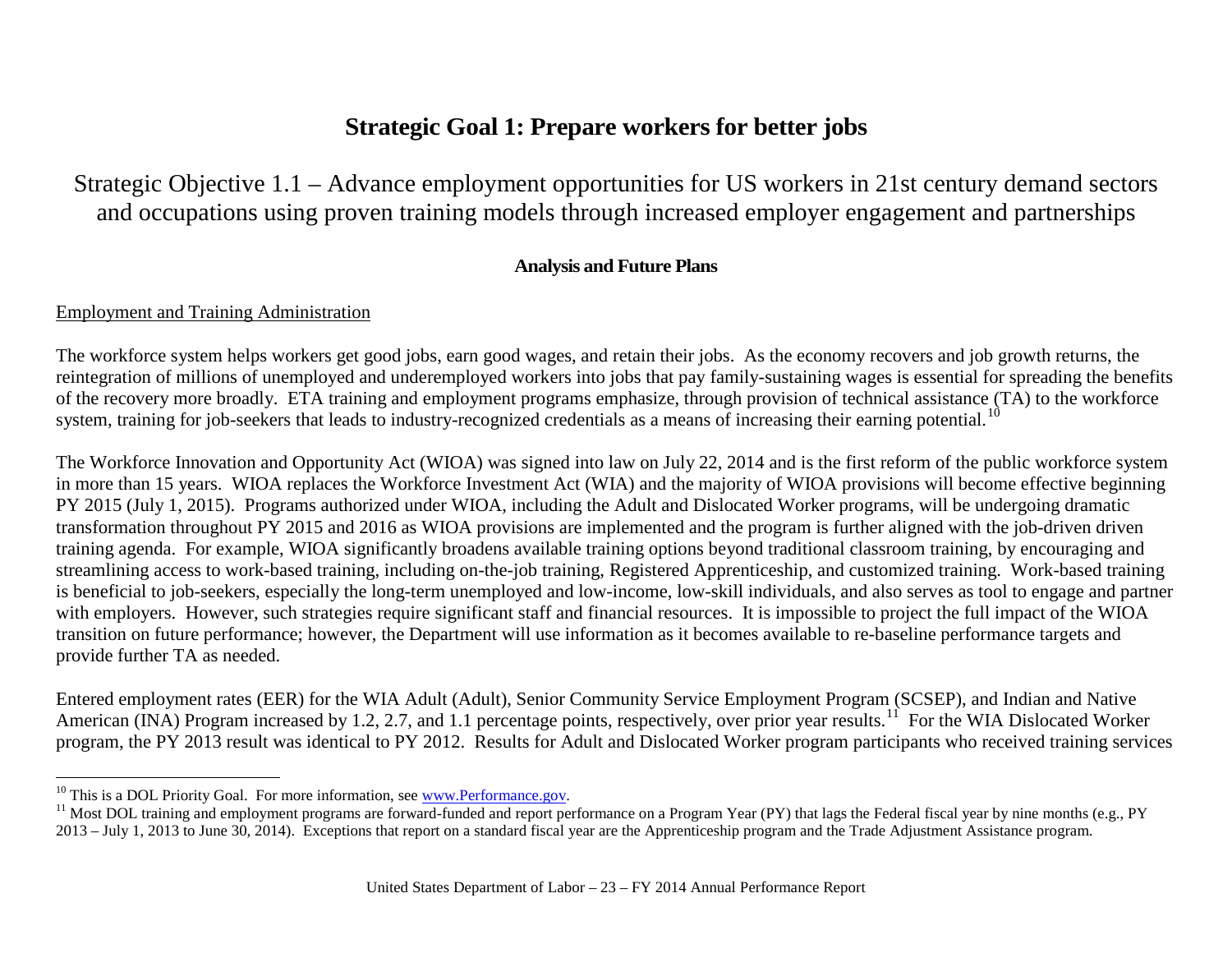# Strategic Goal 1: Prepare workers for better jobs

## Strategic Objective 1.1 – Advance employment opportunities for US workers in 21st century demand sectors and occupations using proven training models through increased employer engagement and partnerships

### Analysis and Future Plans

Employment and Training Administration

The workforce system helps workers get good jobs, earn good wages, and retain their jobs. As the economy recovers and job growth returns, the reintegration of millions of unemployed and underemployed workers into jobs that pay family-sustaining wages is essential for spreading the benefits of the recovery more broadly. ETA training and employment programs emphasize, through provision of technical assistance (TA) to the workforce system, training for job-seekers that leads to industry-recognized credentials as a means of increasing their earning potential.[10]

The Workforce Innovation and Opportunity Act (WIOA) was signed into law on July 22, 2014 and is the first reform of the public workforce system in more than 15 years. WIOA replaces the Workforce Investment Act (WIA) and the majority of WIOA provisions will become effective beginning PY 2015 (July 1, 2015). Programs authorized under WIOA, including the Adult and Dislocated Worker programs, will be undergoing dramatic transformation throughout PY 2015 and 2016 as WIOA provisions are implemented and the program is further aligned with the job-driven driven training agenda. For example, WIOA significantly broadens available training options beyond traditional classroom training, by encouraging and streamlining access to work-based training, including on-the-job training, Registered Apprenticeship, and customized training. Work-based training is beneficial to job-seekers, especially the long-term unemployed and low-income, low-skill individuals, and also serves as tool to engage and partner with employers. However, such strategies require significant staff and financial resources. It is impossible to project the full impact of the WIOA transition on future performance; however, the Department will use information as it becomes available to re-baseline performance targets and provide further TA as needed.

Entered employment rates (EER) for the WIA Adult (Adult), Senior Community Service Employment Program (SCSEP), and Indian and Native American (INA) Program increased by 1.2, 2.7, and 1.1 percentage points, respectively, over prior year results.[11] For the WIA Dislocated Worker program, the PY 2013 result was identical to PY 2012. Results for Adult and Dislocated Worker program participants who received training services

---

[10] This is a DOL Priority Goal. For more information, see www.Performance.gov.

[11] Most DOL training and employment programs are forward-funded and report performance on a Program Year (PY) that lags the Federal fiscal year by nine months (e.g., PY 2013 – July 1, 2013 to June 30, 2014). Exceptions that report on a standard fiscal year are the Apprenticeship program and the Trade Adjustment Assistance program.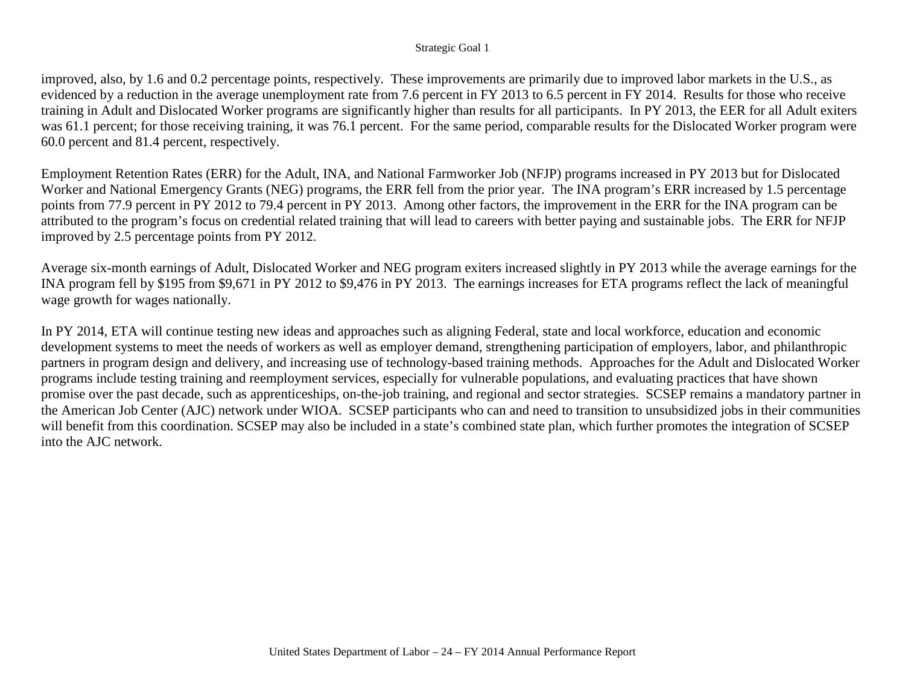improved, also, by 1.6 and 0.2 percentage points, respectively. These improvements are primarily due to improved labor markets in the U.S., as evidenced by a reduction in the average unemployment rate from 7.6 percent in FY 2013 to 6.5 percent in FY 2014. Results for those who receive training in Adult and Dislocated Worker programs are significantly higher than results for all participants. In PY 2013, the EER for all Adult exiters was 61.1 percent; for those receiving training, it was 76.1 percent. For the same period, comparable results for the Dislocated Worker program were 60.0 percent and 81.4 percent, respectively.

Employment Retention Rates (ERR) for the Adult, INA, and National Farmworker Job (NFJP) programs increased in PY 2013 but for Dislocated Worker and National Emergency Grants (NEG) programs, the ERR fell from the prior year. The INA program's ERR increased by 1.5 percentage points from 77.9 percent in PY 2012 to 79.4 percent in PY 2013. Among other factors, the improvement in the ERR for the INA program can be attributed to the program's focus on credential related training that will lead to careers with better paying and sustainable jobs. The ERR for NFJP improved by 2.5 percentage points from PY 2012.

Average six-month earnings of Adult, Dislocated Worker and NEG program exiters increased slightly in PY 2013 while the average earnings for the INA program fell by $195 from $9,671 in PY 2012 to $9,476 in PY 2013. The earnings increases for ETA programs reflect the lack of meaningful wage growth for wages nationally.

In PY 2014, ETA will continue testing new ideas and approaches such as aligning Federal, state and local workforce, education and economic development systems to meet the needs of workers as well as employer demand, strengthening participation of employers, labor, and philanthropic partners in program design and delivery, and increasing use of technology-based training methods. Approaches for the Adult and Dislocated Worker programs include testing training and reemployment services, especially for vulnerable populations, and evaluating practices that have shown promise over the past decade, such as apprenticeships, on-the-job training, and regional and sector strategies. SCSEP remains a mandatory partner in the American Job Center (AJC) network under WIOA. SCSEP participants who can and need to transition to unsubsidized jobs in their communities will benefit from this coordination. SCSEP may also be included in a state's combined state plan, which further promotes the integration of SCSEP into the AJC network.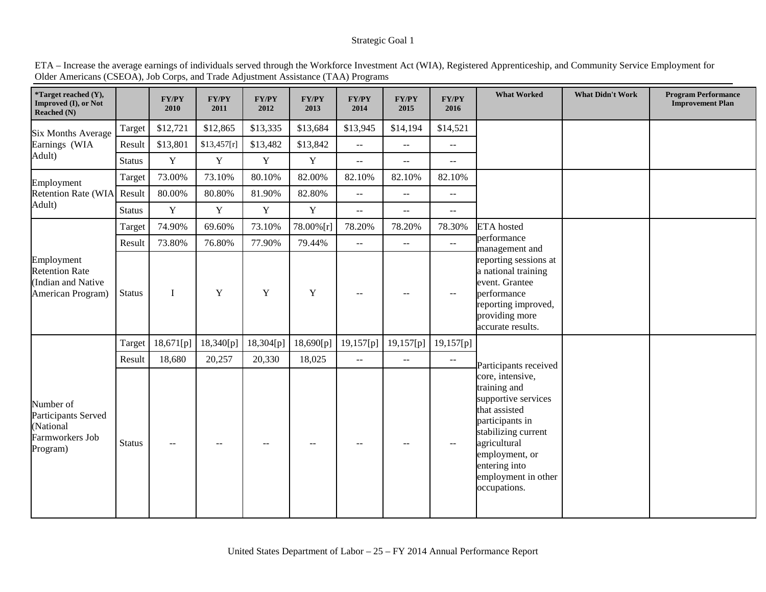Strategic Goal 1

ETA – Increase the average earnings of individuals served through the Workforce Investment Act (WIA), Registered Apprenticeship, and Community Service Employment for Older Americans (CSEOA), Job Corps, and Trade Adjustment Assistance (TAA) Programs

| *Target reached (Y), Improved (I), or Not Reached (N) | | FY/PY 2010 | FY/PY 2011 | FY/PY 2012 | FY/PY 2013 | FY/PY 2014 | FY/PY 2015 | FY/PY 2016 | What Worked | What Didn't Work | Program Performance Improvement Plan |
|---|---|---|---|---|---|---|---|---|---|---|---|
| Six Months Average Earnings (WIA Adult) | Target | $12,721 | $12,865 | $13,335 | $13,684 | $13,945 | $14,194 | $14,521 | | | |
| | Result | $13,801 | $13,457[r] | $13,482 | $13,842 | -- | -- | -- | | | |
| | Status | Y | Y | Y | Y | -- | -- | -- | | | |
| Employment Retention Rate (WIA Adult) | Target | 73.00% | 73.10% | 80.10% | 82.00% | 82.10% | 82.10% | 82.10% | | | |
| | Result | 80.00% | 80.80% | 81.90% | 82.80% | -- | -- | -- | | | |
| | Status | Y | Y | Y | Y | -- | -- | -- | | | |
| Employment Retention Rate (Indian and Native American Program) | Target | 74.90% | 69.60% | 73.10% | 78.00%[r] | 78.20% | 78.20% | 78.30% | ETA hosted performance management and reporting sessions at a national training event. Grantee performance reporting improved, providing more accurate results. | | |
| | Result | 73.80% | 76.80% | 77.90% | 79.44% | -- | -- | -- | | | |
| | Status | I | Y | Y | Y | -- | -- | -- | | | |
| Number of Participants Served (National Farmworkers Job Program) | Target | 18,671[p] | 18,340[p] | 18,304[p] | 18,690[p] | 19,157[p] | 19,157[p] | 19,157[p] | Participants received core, intensive, training and supportive services that assisted participants in stabilizing current agricultural employment, or entering into employment in other occupations. | | |
| | Result | 18,680 | 20,257 | 20,330 | 18,025 | -- | -- | -- | | | |
| | Status | -- | -- | -- | -- | -- | -- | -- | | | |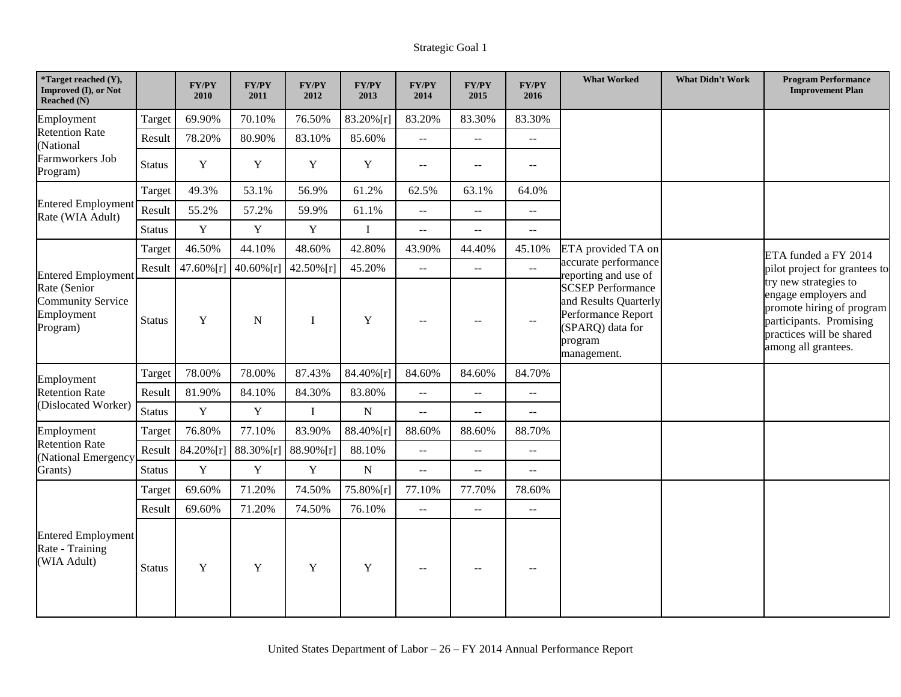Strategic Goal 1

| *Target reached (Y), Improved (I), or Not Reached (N) | | FY/PY 2010 | FY/PY 2011 | FY/PY 2012 | FY/PY 2013 | FY/PY 2014 | FY/PY 2015 | FY/PY 2016 | What Worked | What Didn't Work | Program Performance Improvement Plan |
|---|---|---|---|---|---|---|---|---|---|---|---|
| Employment Retention Rate (National Farmworkers Job Program) | Target | 69.90% | 70.10% | 76.50% | 83.20%[r] | 83.20% | 83.30% | 83.30% | | | |
| | Result | 78.20% | 80.90% | 83.10% | 85.60% | -- | -- | -- | | | |
| | Status | Y | Y | Y | Y | -- | -- | -- | | | |
| Entered Employment Rate (WIA Adult) | Target | 49.3% | 53.1% | 56.9% | 61.2% | 62.5% | 63.1% | 64.0% | | | |
| | Result | 55.2% | 57.2% | 59.9% | 61.1% | -- | -- | -- | | | |
| | Status | Y | Y | Y | I | -- | -- | -- | | | |
| Entered Employment Rate (Senior Community Service Employment Program) | Target | 46.50% | 44.10% | 48.60% | 42.80% | 43.90% | 44.40% | 45.10% | ETA provided TA on accurate performance reporting and use of SCSEP Performance and Results Quarterly Performance Report (SPARQ) data for program management. | | ETA funded a FY 2014 pilot project for grantees to try new strategies to engage employers and promote hiring of program participants. Promising practices will be shared among all grantees. |
| | Result | 47.60%[r] | 40.60%[r] | 42.50%[r] | 45.20% | -- | -- | -- | | | |
| | Status | Y | N | I | Y | -- | -- | -- | | | |
| Employment Retention Rate (Dislocated Worker) | Target | 78.00% | 78.00% | 87.43% | 84.40%[r] | 84.60% | 84.60% | 84.70% | | | |
| | Result | 81.90% | 84.10% | 84.30% | 83.80% | -- | -- | -- | | | |
| | Status | Y | Y | I | N | -- | -- | -- | | | |
| Employment Retention Rate (National Emergency Grants) | Target | 76.80% | 77.10% | 83.90% | 88.40%[r] | 88.60% | 88.60% | 88.70% | | | |
| | Result | 84.20%[r] | 88.30%[r] | 88.90%[r] | 88.10% | -- | -- | -- | | | |
| | Status | Y | Y | Y | N | -- | -- | -- | | | |
| Entered Employment Rate - Training (WIA Adult) | Target | 69.60% | 71.20% | 74.50% | 75.80%[r] | 77.10% | 77.70% | 78.60% | | | |
| | Result | 69.60% | 71.20% | 74.50% | 76.10% | -- | -- | -- | | | |
| | Status | Y | Y | Y | Y | -- | -- | -- | | | |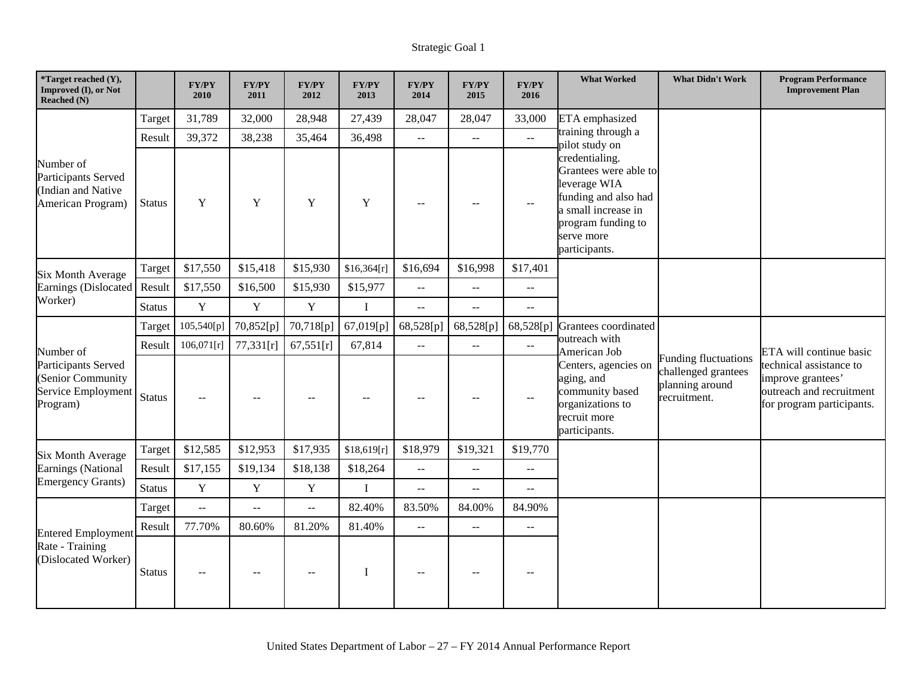Strategic Goal 1

| *Target reached (Y), Improved (I), or Not Reached (N) | | FY/PY 2010 | FY/PY 2011 | FY/PY 2012 | FY/PY 2013 | FY/PY 2014 | FY/PY 2015 | FY/PY 2016 | What Worked | What Didn't Work | Program Performance Improvement Plan |
|---|---|---|---|---|---|---|---|---|---|---|---|
| Number of Participants Served (Indian and Native American Program) | Target | 31,789 | 32,000 | 28,948 | 27,439 | 28,047 | 28,047 | 33,000 | ETA emphasized training through a pilot study on credentialing. Grantees were able to leverage WIA funding and also had a small increase in program funding to serve more participants. | | |
| | Result | 39,372 | 38,238 | 35,464 | 36,498 | -- | -- | -- | | | |
| | Status | Y | Y | Y | Y | -- | -- | -- | | | |
| Six Month Average Earnings (Dislocated Worker) | Target | $17,550 | $15,418 | $15,930 | $16,364[r] | $16,694 | $16,998 | $17,401 | | | |
| | Result | $17,550 | $16,500 | $15,930 | $15,977 | -- | -- | -- | | | |
| | Status | Y | Y | Y | I | -- | -- | -- | | | |
| Number of Participants Served (Senior Community Service Employment Program) | Target | 105,540[p] | 70,852[p] | 70,718[p] | 67,019[p] | 68,528[p] | 68,528[p] | 68,528[p] | Grantees coordinated outreach with American Job Centers, agencies on aging, and community based organizations to recruit more participants. | Funding fluctuations challenged grantees planning around recruitment. | ETA will continue basic technical assistance to improve grantees' outreach and recruitment for program participants. |
| | Result | 106,071[r] | 77,331[r] | 67,551[r] | 67,814 | -- | -- | -- | | | |
| | Status | -- | -- | -- | -- | -- | -- | -- | | | |
| Six Month Average Earnings (National Emergency Grants) | Target | $12,585 | $12,953 | $17,935 | $18,619[r] | $18,979 | $19,321 | $19,770 | | | |
| | Result | $17,155 | $19,134 | $18,138 | $18,264 | -- | -- | -- | | | |
| | Status | Y | Y | Y | I | -- | -- | -- | | | |
| Entered Employment Rate - Training (Dislocated Worker) | Target | -- | -- | -- | 82.40% | 83.50% | 84.00% | 84.90% | | | |
| | Result | 77.70% | 80.60% | 81.20% | 81.40% | -- | -- | -- | | | |
| | Status | -- | -- | -- | I | -- | -- | -- | | | |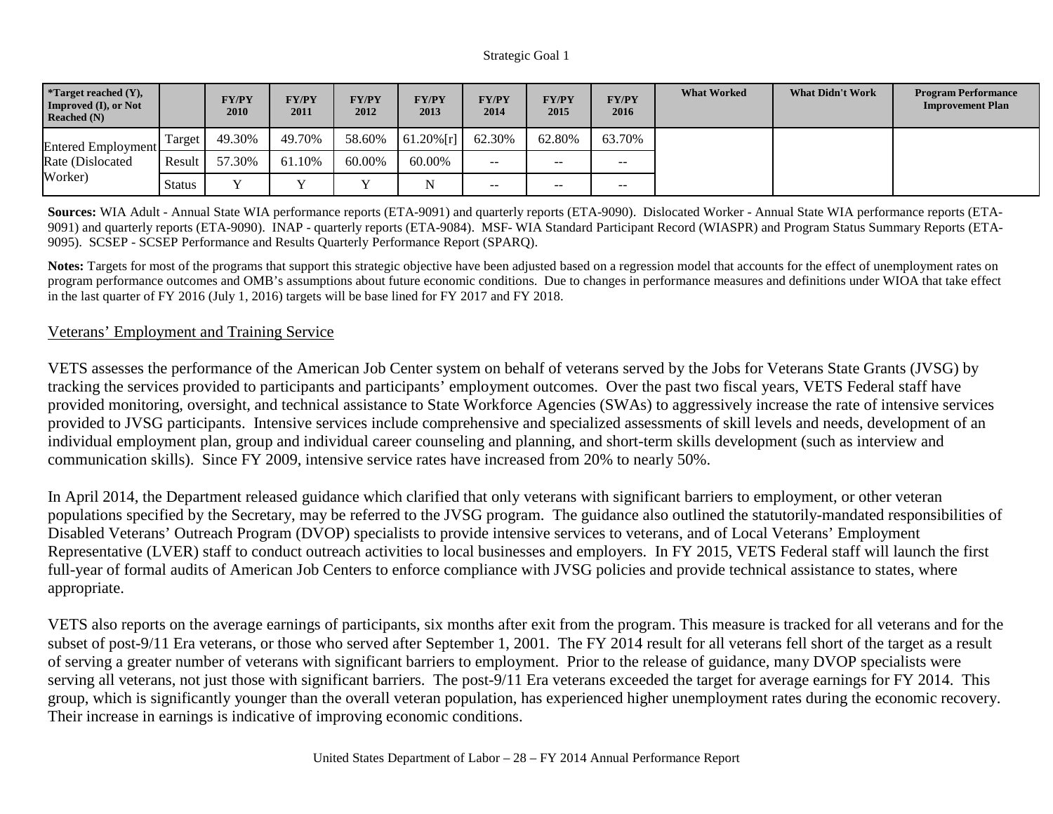| *Target reached (Y), Improved (I), or Not Reached (N) | | FY/PY 2010 | FY/PY 2011 | FY/PY 2012 | FY/PY 2013 | FY/PY 2014 | FY/PY 2015 | FY/PY 2016 | What Worked | What Didn't Work | Program Performance Improvement Plan |
|---|---|---|---|---|---|---|---|---|---|---|---|
| Entered Employment Rate (Dislocated Worker) | Target | 49.30% | 49.70% | 58.60% | 61.20%[r] | 62.30% | 62.80% | 63.70% | | | |
| | Result | 57.30% | 61.10% | 60.00% | 60.00% | -- | -- | -- | | | |
| | Status | Y | Y | Y | N | -- | -- | -- | | | |

**Sources:** WIA Adult - Annual State WIA performance reports (ETA-9091) and quarterly reports (ETA-9090). Dislocated Worker - Annual State WIA performance reports (ETA-9091) and quarterly reports (ETA-9090). INAP - quarterly reports (ETA-9084). MSF- WIA Standard Participant Record (WIASPR) and Program Status Summary Reports (ETA-9095). SCSEP - SCSEP Performance and Results Quarterly Performance Report (SPARQ).

**Notes:** Targets for most of the programs that support this strategic objective have been adjusted based on a regression model that accounts for the effect of unemployment rates on program performance outcomes and OMB's assumptions about future economic conditions. Due to changes in performance measures and definitions under WIOA that take effect in the last quarter of FY 2016 (July 1, 2016) targets will be base lined for FY 2017 and FY 2018.

## Veterans' Employment and Training Service

VETS assesses the performance of the American Job Center system on behalf of veterans served by the Jobs for Veterans State Grants (JVSG) by tracking the services provided to participants and participants' employment outcomes. Over the past two fiscal years, VETS Federal staff have provided monitoring, oversight, and technical assistance to State Workforce Agencies (SWAs) to aggressively increase the rate of intensive services provided to JVSG participants. Intensive services include comprehensive and specialized assessments of skill levels and needs, development of an individual employment plan, group and individual career counseling and planning, and short-term skills development (such as interview and communication skills). Since FY 2009, intensive service rates have increased from 20% to nearly 50%.

In April 2014, the Department released guidance which clarified that only veterans with significant barriers to employment, or other veteran populations specified by the Secretary, may be referred to the JVSG program. The guidance also outlined the statutorily-mandated responsibilities of Disabled Veterans' Outreach Program (DVOP) specialists to provide intensive services to veterans, and of Local Veterans' Employment Representative (LVER) staff to conduct outreach activities to local businesses and employers. In FY 2015, VETS Federal staff will launch the first full-year of formal audits of American Job Centers to enforce compliance with JVSG policies and provide technical assistance to states, where appropriate.

VETS also reports on the average earnings of participants, six months after exit from the program. This measure is tracked for all veterans and for the subset of post-9/11 Era veterans, or those who served after September 1, 2001. The FY 2014 result for all veterans fell short of the target as a result of serving a greater number of veterans with significant barriers to employment. Prior to the release of guidance, many DVOP specialists were serving all veterans, not just those with significant barriers. The post-9/11 Era veterans exceeded the target for average earnings for FY 2014. This group, which is significantly younger than the overall veteran population, has experienced higher unemployment rates during the economic recovery. Their increase in earnings is indicative of improving economic conditions.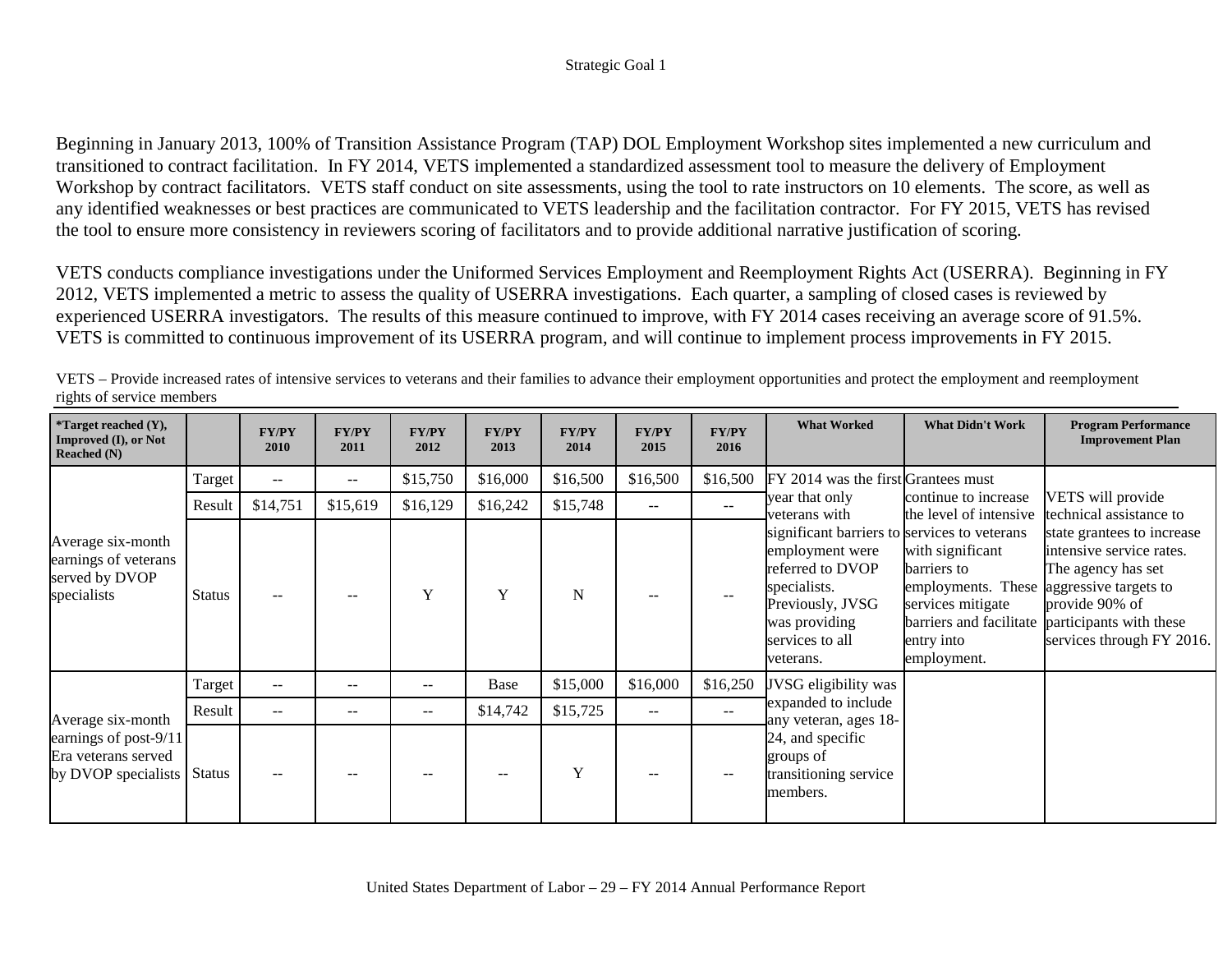Beginning in January 2013, 100% of Transition Assistance Program (TAP) DOL Employment Workshop sites implemented a new curriculum and transitioned to contract facilitation. In FY 2014, VETS implemented a standardized assessment tool to measure the delivery of Employment Workshop by contract facilitators. VETS staff conduct on site assessments, using the tool to rate instructors on 10 elements. The score, as well as any identified weaknesses or best practices are communicated to VETS leadership and the facilitation contractor. For FY 2015, VETS has revised the tool to ensure more consistency in reviewers scoring of facilitators and to provide additional narrative justification of scoring.

VETS conducts compliance investigations under the Uniformed Services Employment and Reemployment Rights Act (USERRA). Beginning in FY 2012, VETS implemented a metric to assess the quality of USERRA investigations. Each quarter, a sampling of closed cases is reviewed by experienced USERRA investigators. The results of this measure continued to improve, with FY 2014 cases receiving an average score of 91.5%. VETS is committed to continuous improvement of its USERRA program, and will continue to implement process improvements in FY 2015.

VETS – Provide increased rates of intensive services to veterans and their families to advance their employment opportunities and protect the employment and reemployment rights of service members

| *Target reached (Y), Improved (I), or Not Reached (N) | | FY/PY 2010 | FY/PY 2011 | FY/PY 2012 | FY/PY 2013 | FY/PY 2014 | FY/PY 2015 | FY/PY 2016 | What Worked | What Didn't Work | Program Performance Improvement Plan |
|---|---|---|---|---|---|---|---|---|---|---|---|
| Average six-month earnings of veterans served by DVOP specialists | Target | -- | -- | $15,750 | $16,000 | $16,500 | $16,500 | $16,500 | FY 2014 was the first year that only veterans with significant barriers to employment were referred to DVOP specialists. Previously, JVSG was providing services to all veterans. | Grantees must continue to increase the level of intensive services to veterans with significant barriers to employments. These services mitigate barriers and facilitate entry into employment. | VETS will provide technical assistance to state grantees to increase intensive service rates. The agency has set aggressive targets to provide 90% of participants with these services through FY 2016. |
| | Result | $14,751 | $15,619 | $16,129 | $16,242 | $15,748 | -- | -- | | | |
| | Status | -- | -- | Y | Y | N | -- | -- | | | |
| Average six-month earnings of post-9/11 Era veterans served by DVOP specialists | Target | -- | -- | -- | Base | $15,000 | $16,000 | $16,250 | JVSG eligibility was expanded to include any veteran, ages 18-24, and specific groups of transitioning service members. | | |
| | Result | -- | -- | -- | $14,742 | $15,725 | -- | -- | | | |
| | Status | -- | -- | -- | -- | Y | -- | -- | | | |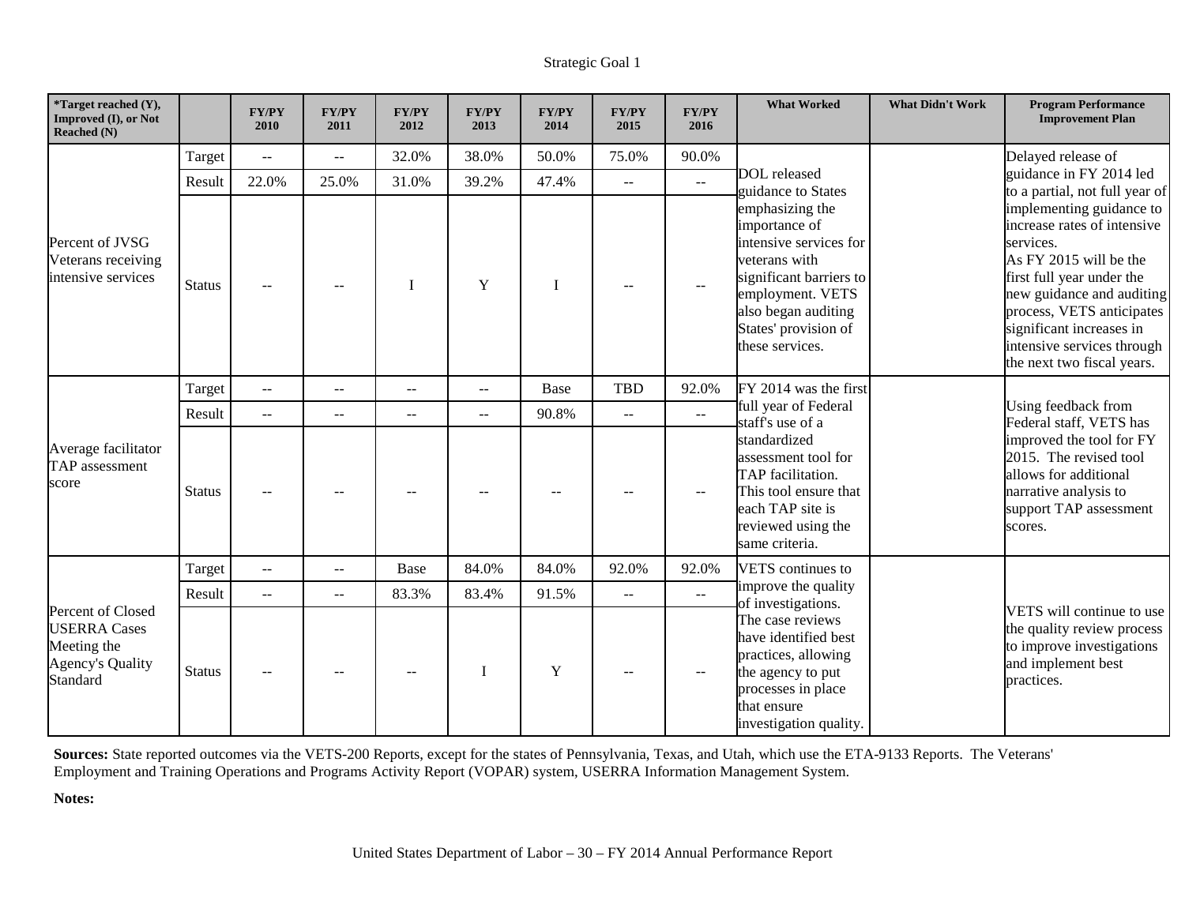Strategic Goal 1

| *Target reached (Y), Improved (I), or Not Reached (N) | | FY/PY 2010 | FY/PY 2011 | FY/PY 2012 | FY/PY 2013 | FY/PY 2014 | FY/PY 2015 | FY/PY 2016 | What Worked | What Didn't Work | Program Performance Improvement Plan |
|---|---|---|---|---|---|---|---|---|---|---|---|
| Percent of JVSG Veterans receiving intensive services | Target | -- | -- | 32.0% | 38.0% | 50.0% | 75.0% | 90.0% | DOL released guidance to States emphasizing the importance of intensive services for veterans with significant barriers to employment. VETS also began auditing States' provision of these services. | | Delayed release of guidance in FY 2014 led to a partial, not full year of implementing guidance to increase rates of intensive services. As FY 2015 will be the first full year under the new guidance and auditing process, VETS anticipates significant increases in intensive services through the next two fiscal years. |
| | Result | 22.0% | 25.0% | 31.0% | 39.2% | 47.4% | -- | -- | | | |
| | Status | -- | -- | I | Y | I | -- | -- | | | |
| Average facilitator TAP assessment score | Target | -- | -- | -- | -- | Base | TBD | 92.0% | FY 2014 was the first full year of Federal staff's use of a standardized assessment tool for TAP facilitation. This tool ensure that each TAP site is reviewed using the same criteria. | | Using feedback from Federal staff, VETS has improved the tool for FY 2015. The revised tool allows for additional narrative analysis to support TAP assessment scores. |
| | Result | -- | -- | -- | -- | 90.8% | -- | -- | | | |
| | Status | -- | -- | -- | -- | -- | -- | -- | | | |
| Percent of Closed USERRA Cases Meeting the Agency's Quality Standard | Target | -- | -- | Base | 84.0% | 84.0% | 92.0% | 92.0% | VETS continues to improve the quality of investigations. The case reviews have identified best practices, allowing the agency to put processes in place that ensure investigation quality. | | VETS will continue to use the quality review process to improve investigations and implement best practices. |
| | Result | -- | -- | 83.3% | 83.4% | 91.5% | -- | -- | | | |
| | Status | -- | -- | -- | I | Y | -- | -- | | | |

**Sources:** State reported outcomes via the VETS-200 Reports, except for the states of Pennsylvania, Texas, and Utah, which use the ETA-9133 Reports. The Veterans' Employment and Training Operations and Programs Activity Report (VOPAR) system, USERRA Information Management System.

**Notes:**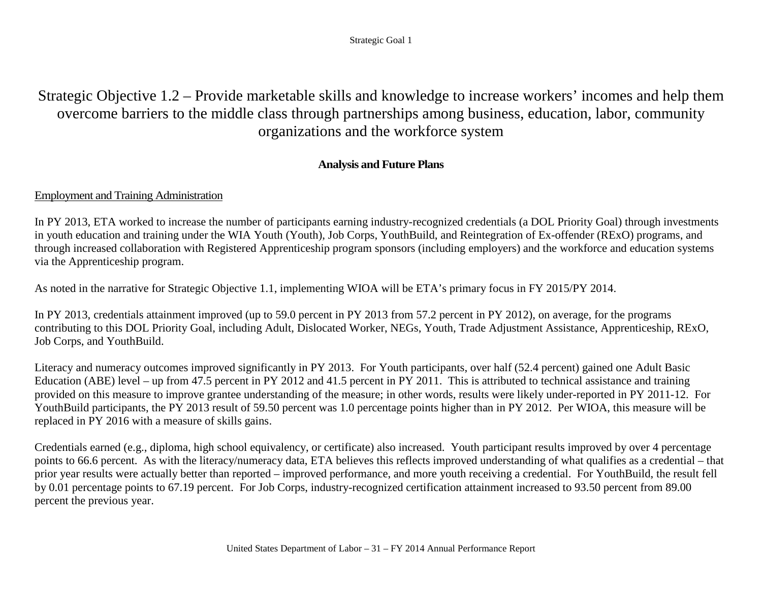# Strategic Objective 1.2 – Provide marketable skills and knowledge to increase workers' incomes and help them overcome barriers to the middle class through partnerships among business, education, labor, community organizations and the workforce system

## Analysis and Future Plans

Employment and Training Administration

In PY 2013, ETA worked to increase the number of participants earning industry-recognized credentials (a DOL Priority Goal) through investments in youth education and training under the WIA Youth (Youth), Job Corps, YouthBuild, and Reintegration of Ex-offender (RExO) programs, and through increased collaboration with Registered Apprenticeship program sponsors (including employers) and the workforce and education systems via the Apprenticeship program.

As noted in the narrative for Strategic Objective 1.1, implementing WIOA will be ETA's primary focus in FY 2015/PY 2014.

In PY 2013, credentials attainment improved (up to 59.0 percent in PY 2013 from 57.2 percent in PY 2012), on average, for the programs contributing to this DOL Priority Goal, including Adult, Dislocated Worker, NEGs, Youth, Trade Adjustment Assistance, Apprenticeship, RExO, Job Corps, and YouthBuild.

Literacy and numeracy outcomes improved significantly in PY 2013. For Youth participants, over half (52.4 percent) gained one Adult Basic Education (ABE) level – up from 47.5 percent in PY 2012 and 41.5 percent in PY 2011. This is attributed to technical assistance and training provided on this measure to improve grantee understanding of the measure; in other words, results were likely under-reported in PY 2011-12. For YouthBuild participants, the PY 2013 result of 59.50 percent was 1.0 percentage points higher than in PY 2012. Per WIOA, this measure will be replaced in PY 2016 with a measure of skills gains.

Credentials earned (e.g., diploma, high school equivalency, or certificate) also increased. Youth participant results improved by over 4 percentage points to 66.6 percent. As with the literacy/numeracy data, ETA believes this reflects improved understanding of what qualifies as a credential – that prior year results were actually better than reported – improved performance, and more youth receiving a credential. For YouthBuild, the result fell by 0.01 percentage points to 67.19 percent. For Job Corps, industry-recognized certification attainment increased to 93.50 percent from 89.00 percent the previous year.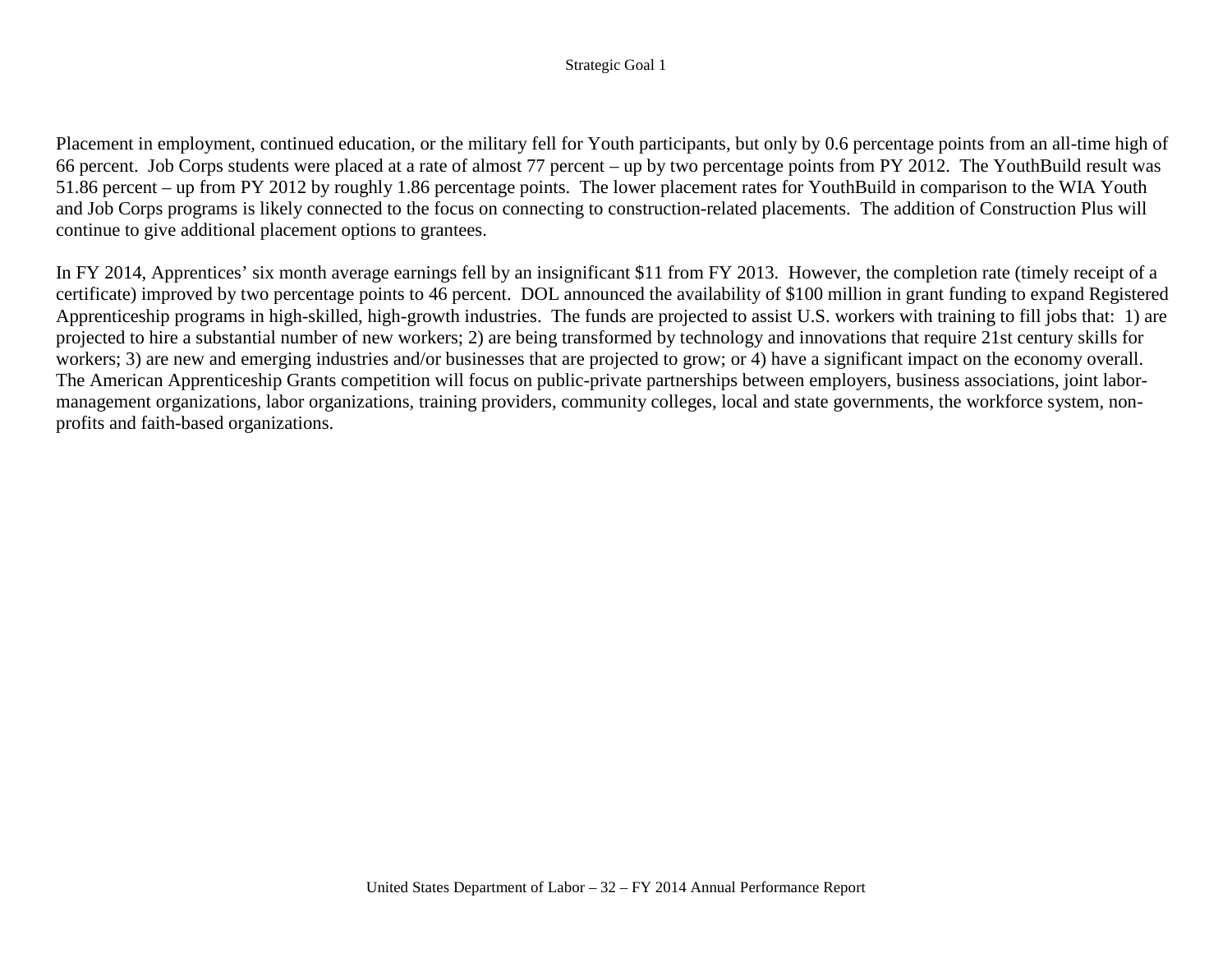Placement in employment, continued education, or the military fell for Youth participants, but only by 0.6 percentage points from an all-time high of 66 percent. Job Corps students were placed at a rate of almost 77 percent – up by two percentage points from PY 2012. The YouthBuild result was 51.86 percent – up from PY 2012 by roughly 1.86 percentage points. The lower placement rates for YouthBuild in comparison to the WIA Youth and Job Corps programs is likely connected to the focus on connecting to construction-related placements. The addition of Construction Plus will continue to give additional placement options to grantees.

In FY 2014, Apprentices' six month average earnings fell by an insignificant $11 from FY 2013. However, the completion rate (timely receipt of a certificate) improved by two percentage points to 46 percent. DOL announced the availability of $100 million in grant funding to expand Registered Apprenticeship programs in high-skilled, high-growth industries. The funds are projected to assist U.S. workers with training to fill jobs that: 1) are projected to hire a substantial number of new workers; 2) are being transformed by technology and innovations that require 21st century skills for workers; 3) are new and emerging industries and/or businesses that are projected to grow; or 4) have a significant impact on the economy overall. The American Apprenticeship Grants competition will focus on public-private partnerships between employers, business associations, joint labor-management organizations, labor organizations, training providers, community colleges, local and state governments, the workforce system, non-profits and faith-based organizations.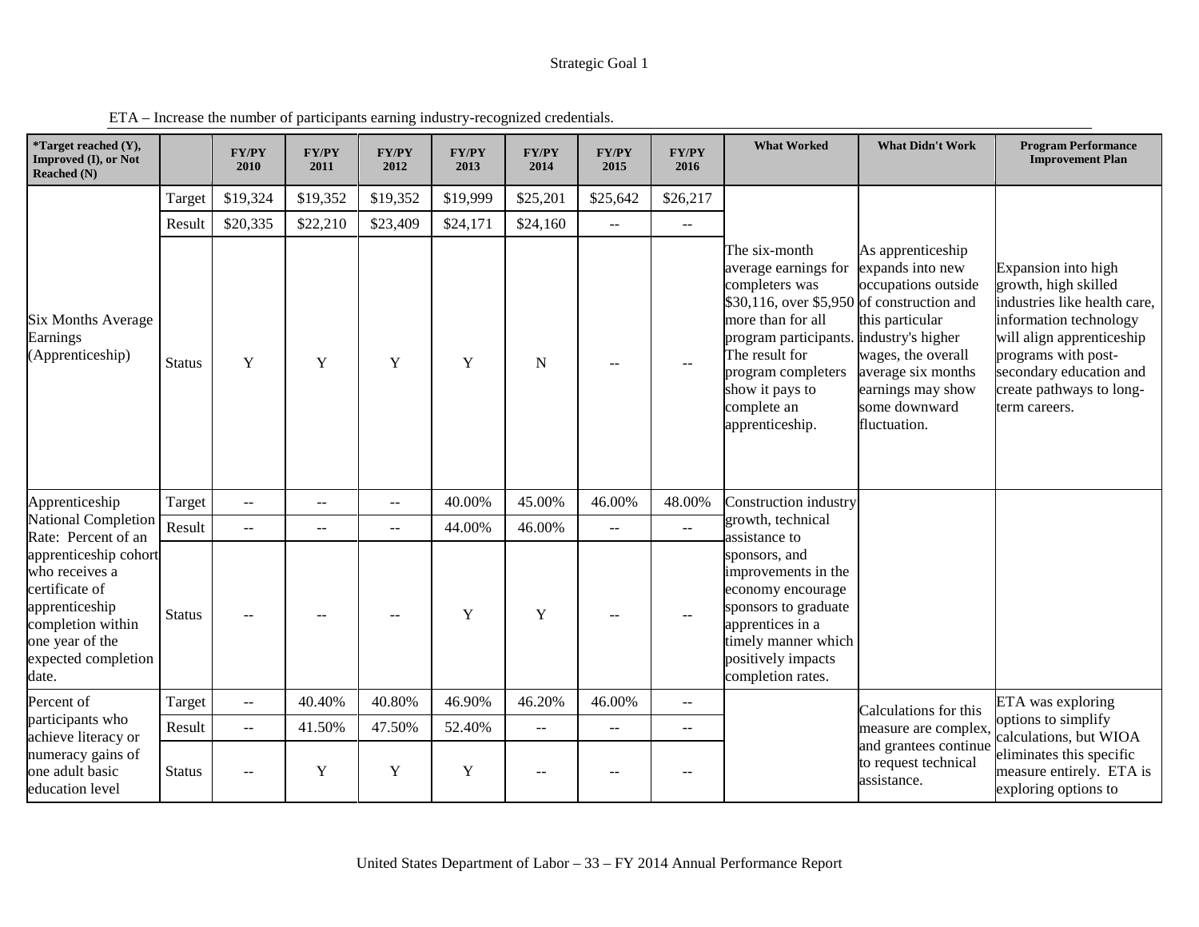Strategic Goal 1

ETA – Increase the number of participants earning industry-recognized credentials.

| *Target reached (Y), Improved (I), or Not Reached (N) | | FY/PY 2010 | FY/PY 2011 | FY/PY 2012 | FY/PY 2013 | FY/PY 2014 | FY/PY 2015 | FY/PY 2016 | What Worked | What Didn't Work | Program Performance Improvement Plan |
|---|---|---|---|---|---|---|---|---|---|---|---|
| Six Months Average Earnings (Apprenticeship) | Target | $19,324 | $19,352 | $19,352 | $19,999 | $25,201 | $25,642 | $26,217 | The six-month average earnings for completers was $30,116, over $5,950 more than for all program participants. The result for program completers show it pays to complete an apprenticeship. | As apprenticeship expands into new occupations outside of construction and this particular industry's higher wages, the overall average six months earnings may show some downward fluctuation. | Expansion into high growth, high skilled industries like health care, information technology will align apprenticeship programs with post-secondary education and create pathways to long-term careers. |
| | Result | $20,335 | $22,210 | $23,409 | $24,171 | $24,160 | -- | -- | | | |
| | Status | Y | Y | Y | Y | N | -- | -- | | | |
| Apprenticeship National Completion Rate: Percent of an apprenticeship cohort who receives a certificate of apprenticeship completion within one year of the expected completion date. | Target | -- | -- | -- | 40.00% | 45.00% | 46.00% | 48.00% | Construction industry growth, technical assistance to sponsors, and improvements in the economy encourage sponsors to graduate apprentices in a timely manner which positively impacts completion rates. | | |
| | Result | -- | -- | -- | 44.00% | 46.00% | -- | -- | | | |
| | Status | -- | -- | -- | Y | Y | -- | -- | | | |
| Percent of participants who achieve literacy or numeracy gains of one adult basic education level | Target | -- | 40.40% | 40.80% | 46.90% | 46.20% | 46.00% | -- | | Calculations for this measure are complex, and grantees continue to request technical assistance. | ETA was exploring options to simplify calculations, but WIOA eliminates this specific measure entirely. ETA is exploring options to |
| | Result | -- | 41.50% | 47.50% | 52.40% | -- | -- | -- | | | |
| | Status | -- | Y | Y | Y | -- | -- | -- | | | |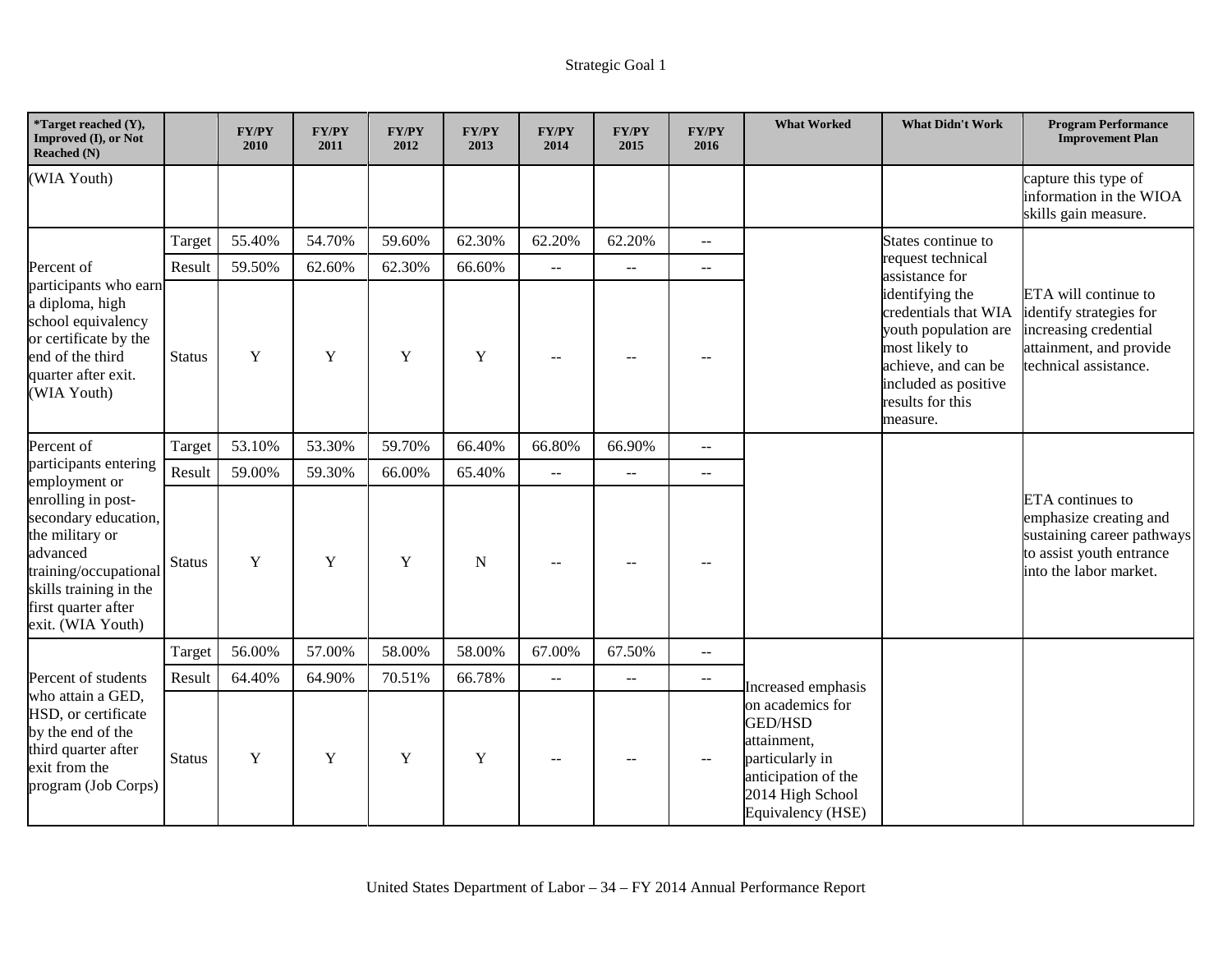| *Target reached (Y), Improved (I), or Not Reached (N) | | FY/PY 2010 | FY/PY 2011 | FY/PY 2012 | FY/PY 2013 | FY/PY 2014 | FY/PY 2015 | FY/PY 2016 | What Worked | What Didn't Work | Program Performance Improvement Plan |
|---|---|---|---|---|---|---|---|---|---|---|---|
| (WIA Youth) | | | | | | | | | | | capture this type of information in the WIOA skills gain measure. |
| Percent of participants who earn a diploma, high school equivalency or certificate by the end of the third quarter after exit. (WIA Youth) | Target | 55.40% | 54.70% | 59.60% | 62.30% | 62.20% | 62.20% | -- | | States continue to request technical assistance for identifying the credentials that WIA youth population are most likely to achieve, and can be included as positive results for this measure. | ETA will continue to identify strategies for increasing credential attainment, and provide technical assistance. |
| | Result | 59.50% | 62.60% | 62.30% | 66.60% | -- | -- | -- | | | |
| | Status | Y | Y | Y | Y | -- | -- | -- | | | |
| Percent of participants entering employment or enrolling in post-secondary education, the military or advanced training/occupational skills training in the first quarter after exit. (WIA Youth) | Target | 53.10% | 53.30% | 59.70% | 66.40% | 66.80% | 66.90% | -- | | | ETA continues to emphasize creating and sustaining career pathways to assist youth entrance into the labor market. |
| | Result | 59.00% | 59.30% | 66.00% | 65.40% | -- | -- | -- | | | |
| | Status | Y | Y | Y | N | -- | -- | -- | | | |
| Percent of students who attain a GED, HSD, or certificate by the end of the third quarter after exit from the program (Job Corps) | Target | 56.00% | 57.00% | 58.00% | 58.00% | 67.00% | 67.50% | -- | Increased emphasis on academics for GED/HSD attainment, particularly in anticipation of the 2014 High School Equivalency (HSE) | | |
| | Result | 64.40% | 64.90% | 70.51% | 66.78% | -- | -- | -- | | | |
| | Status | Y | Y | Y | Y | -- | -- | -- | | | |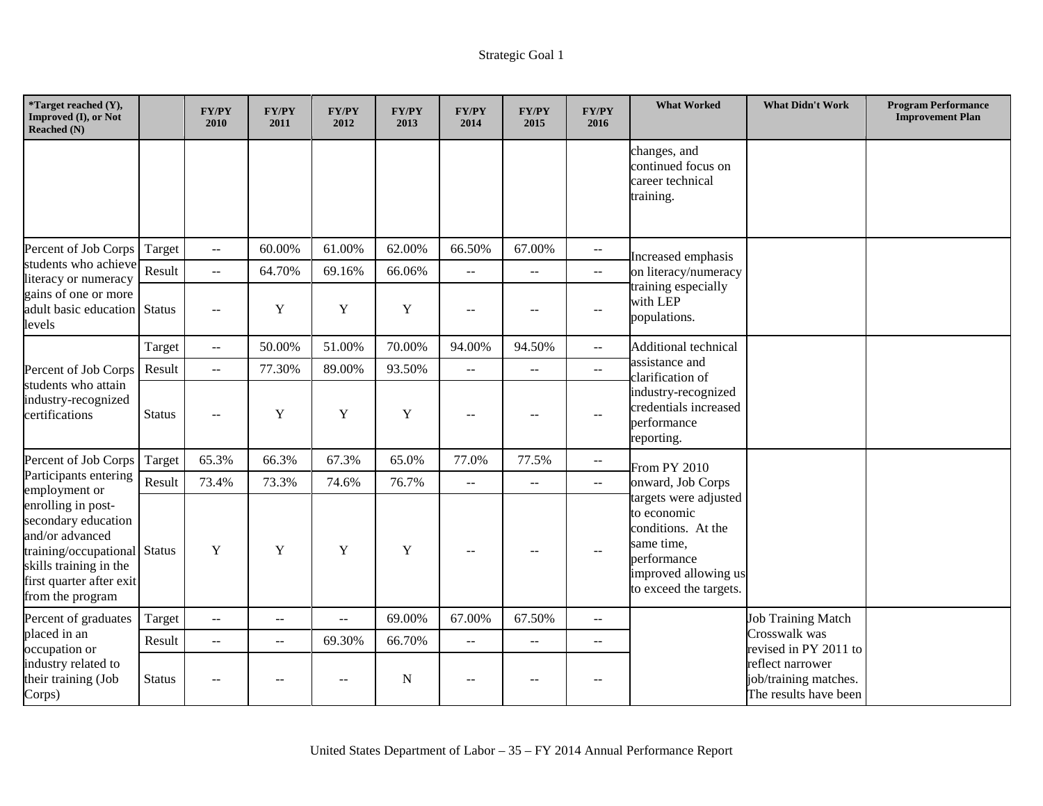| *Target reached (Y), Improved (I), or Not Reached (N) | | FY/PY 2010 | FY/PY 2011 | FY/PY 2012 | FY/PY 2013 | FY/PY 2014 | FY/PY 2015 | FY/PY 2016 | What Worked | What Didn't Work | Program Performance Improvement Plan |
|---|---|---|---|---|---|---|---|---|---|---|---|
| | | | | | | | | | changes, and continued focus on career technical training. | | |
| Percent of Job Corps students who achieve literacy or numeracy gains of one or more adult basic education levels | Target | -- | 60.00% | 61.00% | 62.00% | 66.50% | 67.00% | -- | Increased emphasis on literacy/numeracy training especially with LEP populations. | | |
| | Result | -- | 64.70% | 69.16% | 66.06% | -- | -- | -- | | | |
| | Status | -- | Y | Y | Y | -- | -- | -- | | | |
| Percent of Job Corps students who attain industry-recognized certifications | Target | -- | 50.00% | 51.00% | 70.00% | 94.00% | 94.50% | -- | Additional technical assistance and clarification of industry-recognized credentials increased performance reporting. | | |
| | Result | -- | 77.30% | 89.00% | 93.50% | -- | -- | -- | | | |
| | Status | -- | Y | Y | Y | -- | -- | -- | | | |
| Percent of Job Corps Participants entering employment or enrolling in post-secondary education and/or advanced training/occupational skills training in the first quarter after exit from the program | Target | 65.3% | 66.3% | 67.3% | 65.0% | 77.0% | 77.5% | -- | From PY 2010 onward, Job Corps targets were adjusted to economic conditions. At the same time, performance improved allowing us to exceed the targets. | | |
| | Result | 73.4% | 73.3% | 74.6% | 76.7% | -- | -- | -- | | | |
| | Status | Y | Y | Y | Y | -- | -- | -- | | | |
| Percent of graduates placed in an occupation or industry related to their training (Job Corps) | Target | -- | -- | -- | 69.00% | 67.00% | 67.50% | -- | | Job Training Match Crosswalk was revised in PY 2011 to reflect narrower job/training matches. The results have been | |
| | Result | -- | -- | 69.30% | 66.70% | -- | -- | -- | | | |
| | Status | -- | -- | -- | N | -- | -- | -- | | | |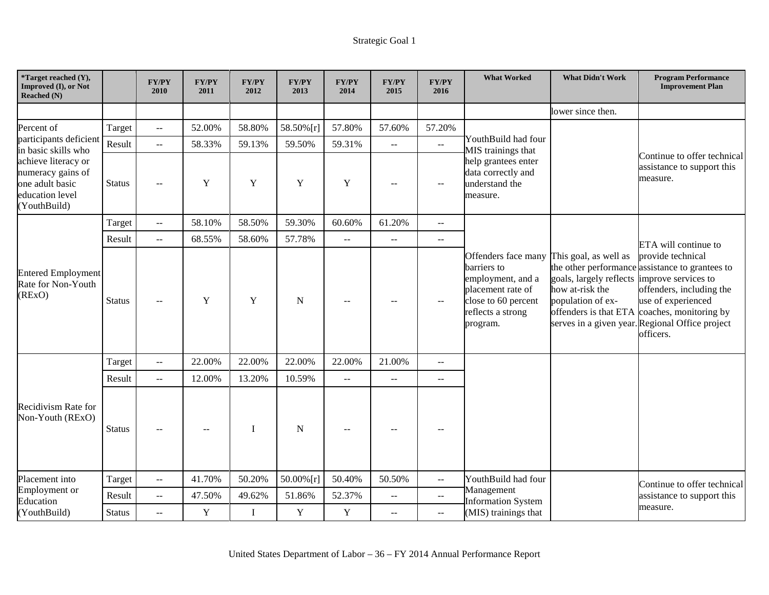| *Target reached (Y), Improved (I), or Not Reached (N) | | FY/PY 2010 | FY/PY 2011 | FY/PY 2012 | FY/PY 2013 | FY/PY 2014 | FY/PY 2015 | FY/PY 2016 | What Worked | What Didn't Work | Program Performance Improvement Plan |
|---|---|---|---|---|---|---|---|---|---|---|---|
| | | | | | | | | | | lower since then. | |
| Percent of participants deficient in basic skills who achieve literacy or numeracy gains of one adult basic education level (YouthBuild) | Target | -- | 52.00% | 58.80% | 58.50%[r] | 57.80% | 57.60% | 57.20% | YouthBuild had four MIS trainings that help grantees enter data correctly and understand the measure. | | Continue to offer technical assistance to support this measure. |
| | Result | -- | 58.33% | 59.13% | 59.50% | 59.31% | -- | -- | | | |
| | Status | -- | Y | Y | Y | Y | -- | -- | | | |
| Entered Employment Rate for Non-Youth (RExO) | Target | -- | 58.10% | 58.50% | 59.30% | 60.60% | 61.20% | -- | Offenders face many barriers to employment, and a placement rate of close to 60 percent reflects a strong program. | This goal, as well as the other performance goals, largely reflects how at-risk the population of ex-offenders is that ETA serves in a given year. | ETA will continue to provide technical assistance to grantees to improve services to offenders, including the use of experienced coaches, monitoring by Regional Office project officers. |
| | Result | -- | 68.55% | 58.60% | 57.78% | -- | -- | -- | | | |
| | Status | -- | Y | Y | N | -- | -- | -- | | | |
| Recidivism Rate for Non-Youth (RExO) | Target | -- | 22.00% | 22.00% | 22.00% | 22.00% | 21.00% | -- | | | |
| | Result | -- | 12.00% | 13.20% | 10.59% | -- | -- | -- | | | |
| | Status | -- | -- | I | N | -- | -- | -- | | | |
| Placement into Employment or Education (YouthBuild) | Target | -- | 41.70% | 50.20% | 50.00%[r] | 50.40% | 50.50% | -- | YouthBuild had four Management Information System (MIS) trainings that | | Continue to offer technical assistance to support this measure. |
| | Result | -- | 47.50% | 49.62% | 51.86% | 52.37% | -- | -- | | | |
| | Status | -- | Y | I | Y | Y | -- | -- | | | |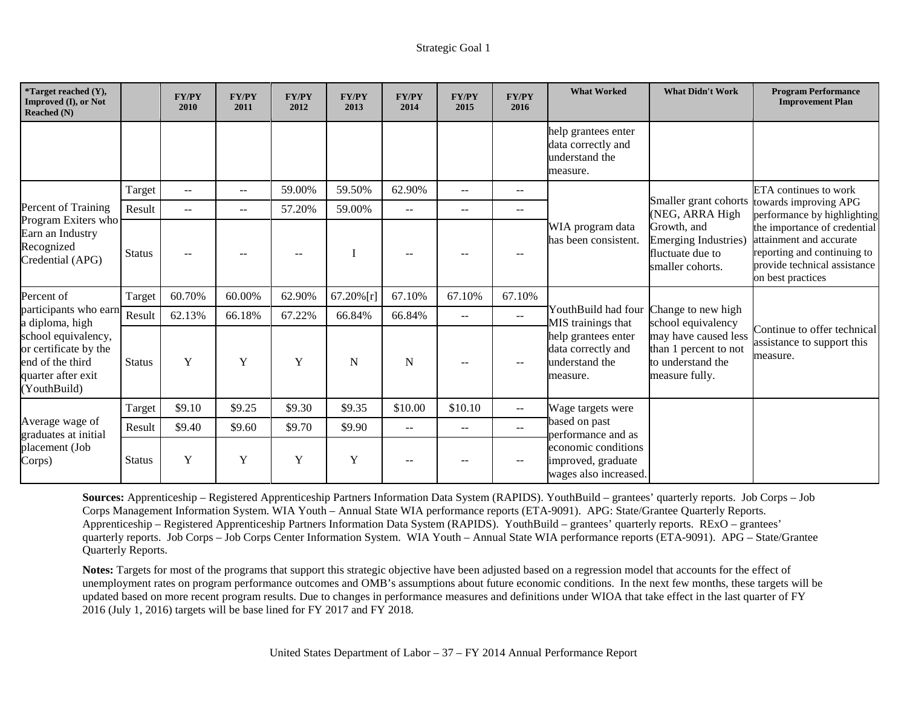| *Target reached (Y), Improved (I), or Not Reached (N) | | FY/PY 2010 | FY/PY 2011 | FY/PY 2012 | FY/PY 2013 | FY/PY 2014 | FY/PY 2015 | FY/PY 2016 | What Worked | What Didn't Work | Program Performance Improvement Plan |
|---|---|---|---|---|---|---|---|---|---|---|---|
| | | | | | | | | | help grantees enter data correctly and understand the measure. | | |
| Percent of Training Program Exiters who Earn an Industry Recognized Credential (APG) | Target | -- | -- | 59.00% | 59.50% | 62.90% | -- | -- | WIA program data has been consistent. | Smaller grant cohorts (NEG, ARRA High Growth, and Emerging Industries) fluctuate due to smaller cohorts. | ETA continues to work towards improving APG performance by highlighting the importance of credential attainment and accurate reporting and continuing to provide technical assistance on best practices |
| | Result | -- | -- | 57.20% | 59.00% | -- | -- | -- | | | |
| | Status | -- | -- | -- | I | -- | -- | -- | | | |
| Percent of participants who earn a diploma, high school equivalency, or certificate by the end of the third quarter after exit (YouthBuild) | Target | 60.70% | 60.00% | 62.90% | 67.20%[r] | 67.10% | 67.10% | 67.10% | YouthBuild had four MIS trainings that help grantees enter data correctly and understand the measure. | Change to new high school equivalency may have caused less than 1 percent to not to understand the measure fully. | Continue to offer technical assistance to support this measure. |
| | Result | 62.13% | 66.18% | 67.22% | 66.84% | 66.84% | -- | -- | | | |
| | Status | Y | Y | Y | N | N | -- | -- | | | |
| Average wage of graduates at initial placement (Job Corps) | Target | $9.10 | $9.25 | $9.30 | $9.35 | $10.00 | $10.10 | -- | Wage targets were based on past performance and as economic conditions improved, graduate wages also increased. | | |
| | Result | $9.40 | $9.60 | $9.70 | $9.90 | -- | -- | -- | | | |
| | Status | Y | Y | Y | Y | -- | -- | -- | | | |

**Sources:** Apprenticeship – Registered Apprenticeship Partners Information Data System (RAPIDS). YouthBuild – grantees' quarterly reports. Job Corps – Job Corps Management Information System. WIA Youth – Annual State WIA performance reports (ETA-9091). APG: State/Grantee Quarterly Reports. Apprenticeship – Registered Apprenticeship Partners Information Data System (RAPIDS). YouthBuild – grantees' quarterly reports. RExO – grantees' quarterly reports. Job Corps – Job Corps Center Information System. WIA Youth – Annual State WIA performance reports (ETA-9091). APG – State/Grantee Quarterly Reports.

**Notes:** Targets for most of the programs that support this strategic objective have been adjusted based on a regression model that accounts for the effect of unemployment rates on program performance outcomes and OMB's assumptions about future economic conditions. In the next few months, these targets will be updated based on more recent program results. Due to changes in performance measures and definitions under WIOA that take effect in the last quarter of FY 2016 (July 1, 2016) targets will be base lined for FY 2017 and FY 2018.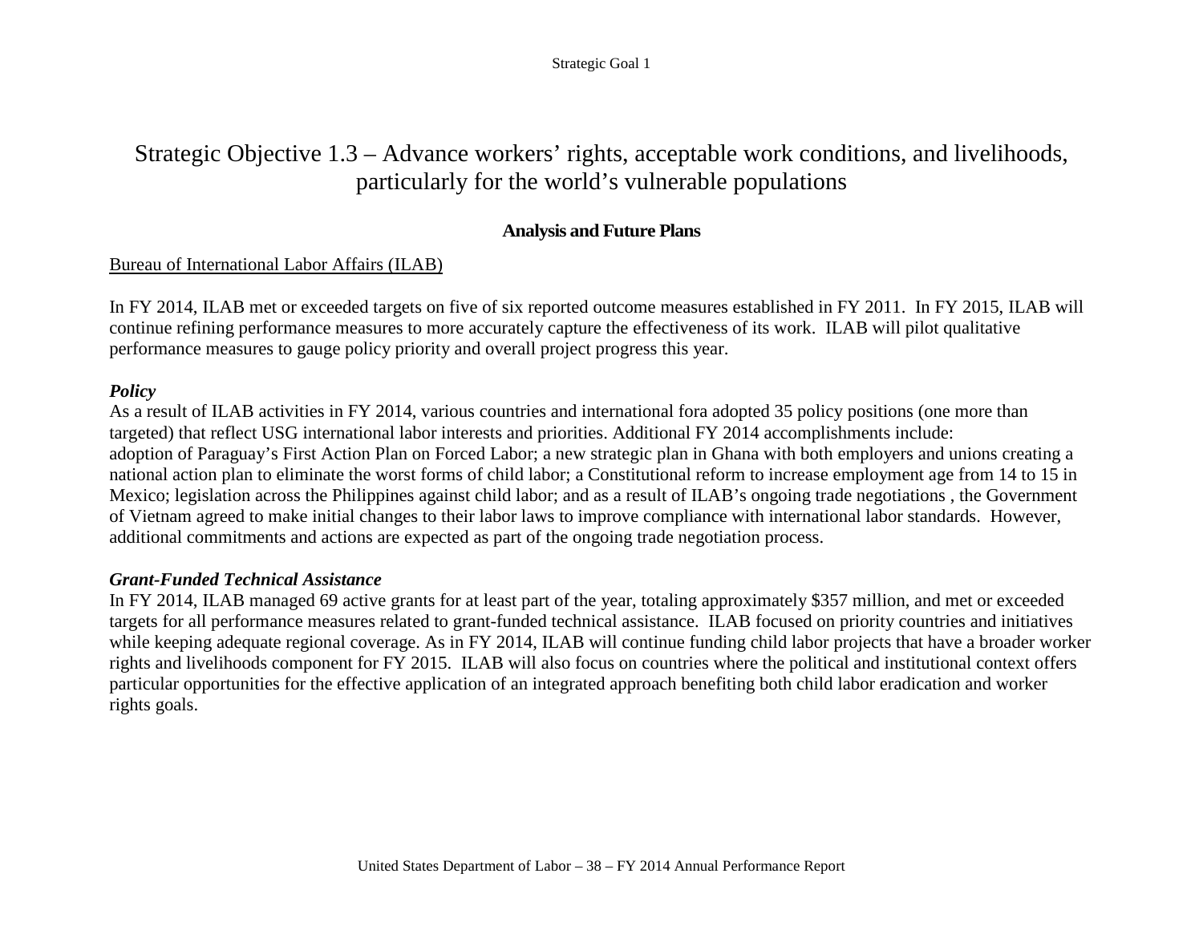# Strategic Objective 1.3 – Advance workers' rights, acceptable work conditions, and livelihoods, particularly for the world's vulnerable populations

### Analysis and Future Plans

Bureau of International Labor Affairs (ILAB)

In FY 2014, ILAB met or exceeded targets on five of six reported outcome measures established in FY 2011. In FY 2015, ILAB will continue refining performance measures to more accurately capture the effectiveness of its work. ILAB will pilot qualitative performance measures to gauge policy priority and overall project progress this year.

***Policy***

As a result of ILAB activities in FY 2014, various countries and international fora adopted 35 policy positions (one more than targeted) that reflect USG international labor interests and priorities. Additional FY 2014 accomplishments include: adoption of Paraguay's First Action Plan on Forced Labor; a new strategic plan in Ghana with both employers and unions creating a national action plan to eliminate the worst forms of child labor; a Constitutional reform to increase employment age from 14 to 15 in Mexico; legislation across the Philippines against child labor; and as a result of ILAB's ongoing trade negotiations , the Government of Vietnam agreed to make initial changes to their labor laws to improve compliance with international labor standards. However, additional commitments and actions are expected as part of the ongoing trade negotiation process.

***Grant-Funded Technical Assistance***

In FY 2014, ILAB managed 69 active grants for at least part of the year, totaling approximately $357 million, and met or exceeded targets for all performance measures related to grant-funded technical assistance. ILAB focused on priority countries and initiatives while keeping adequate regional coverage. As in FY 2014, ILAB will continue funding child labor projects that have a broader worker rights and livelihoods component for FY 2015. ILAB will also focus on countries where the political and institutional context offers particular opportunities for the effective application of an integrated approach benefiting both child labor eradication and worker rights goals.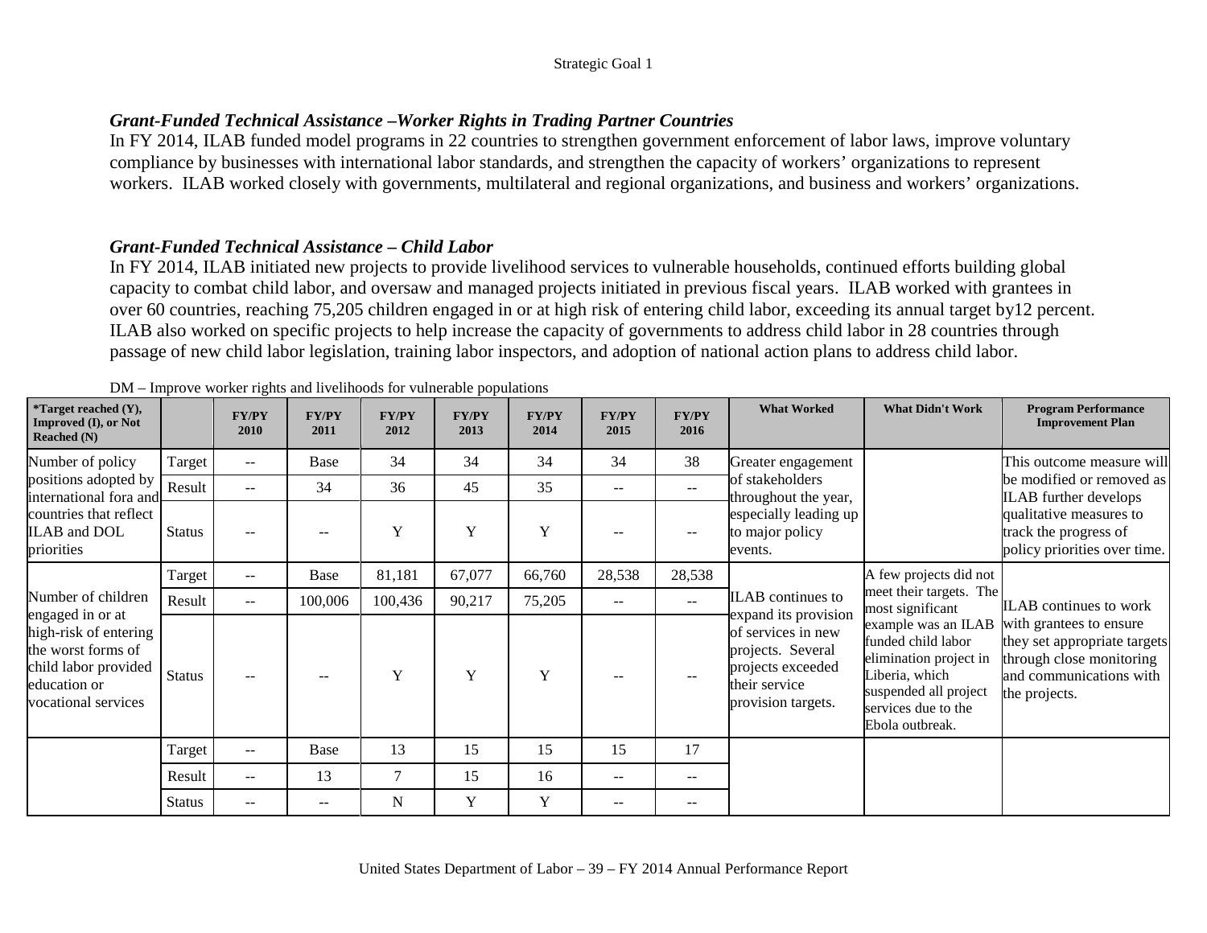### *Grant-Funded Technical Assistance –Worker Rights in Trading Partner Countries*

In FY 2014, ILAB funded model programs in 22 countries to strengthen government enforcement of labor laws, improve voluntary compliance by businesses with international labor standards, and strengthen the capacity of workers' organizations to represent workers. ILAB worked closely with governments, multilateral and regional organizations, and business and workers' organizations.

### *Grant-Funded Technical Assistance – Child Labor*

In FY 2014, ILAB initiated new projects to provide livelihood services to vulnerable households, continued efforts building global capacity to combat child labor, and oversaw and managed projects initiated in previous fiscal years. ILAB worked with grantees in over 60 countries, reaching 75,205 children engaged in or at high risk of entering child labor, exceeding its annual target by12 percent. ILAB also worked on specific projects to help increase the capacity of governments to address child labor in 28 countries through passage of new child labor legislation, training labor inspectors, and adoption of national action plans to address child labor.

DM – Improve worker rights and livelihoods for vulnerable populations

| *Target reached (Y), Improved (I), or Not Reached (N) | | FY/PY 2010 | FY/PY 2011 | FY/PY 2012 | FY/PY 2013 | FY/PY 2014 | FY/PY 2015 | FY/PY 2016 | What Worked | What Didn't Work | Program Performance Improvement Plan |
|---|---|---|---|---|---|---|---|---|---|---|---|
| Number of policy positions adopted by international fora and countries that reflect ILAB and DOL priorities | Target | -- | Base | 34 | 34 | 34 | 34 | 38 | Greater engagement of stakeholders throughout the year, especially leading up to major policy events. | | This outcome measure will be modified or removed as ILAB further develops qualitative measures to track the progress of policy priorities over time. |
| | Result | -- | 34 | 36 | 45 | 35 | -- | -- | | | |
| | Status | -- | -- | Y | Y | Y | -- | -- | | | |
| Number of children engaged in or at high-risk of entering the worst forms of child labor provided education or vocational services | Target | -- | Base | 81,181 | 67,077 | 66,760 | 28,538 | 28,538 | ILAB continues to expand its provision of services in new projects. Several projects exceeded their service provision targets. | A few projects did not meet their targets. The most significant example was an ILAB funded child labor elimination project in Liberia, which suspended all project services due to the Ebola outbreak. | ILAB continues to work with grantees to ensure they set appropriate targets through close monitoring and communications with the projects. |
| | Result | -- | 100,006 | 100,436 | 90,217 | 75,205 | -- | -- | | | |
| | Status | -- | -- | Y | Y | Y | -- | -- | | | |
| | Target | -- | Base | 13 | 15 | 15 | 15 | 17 | | | |
| | Result | -- | 13 | 7 | 15 | 16 | -- | -- | | | |
| | Status | -- | -- | N | Y | Y | -- | -- | | | |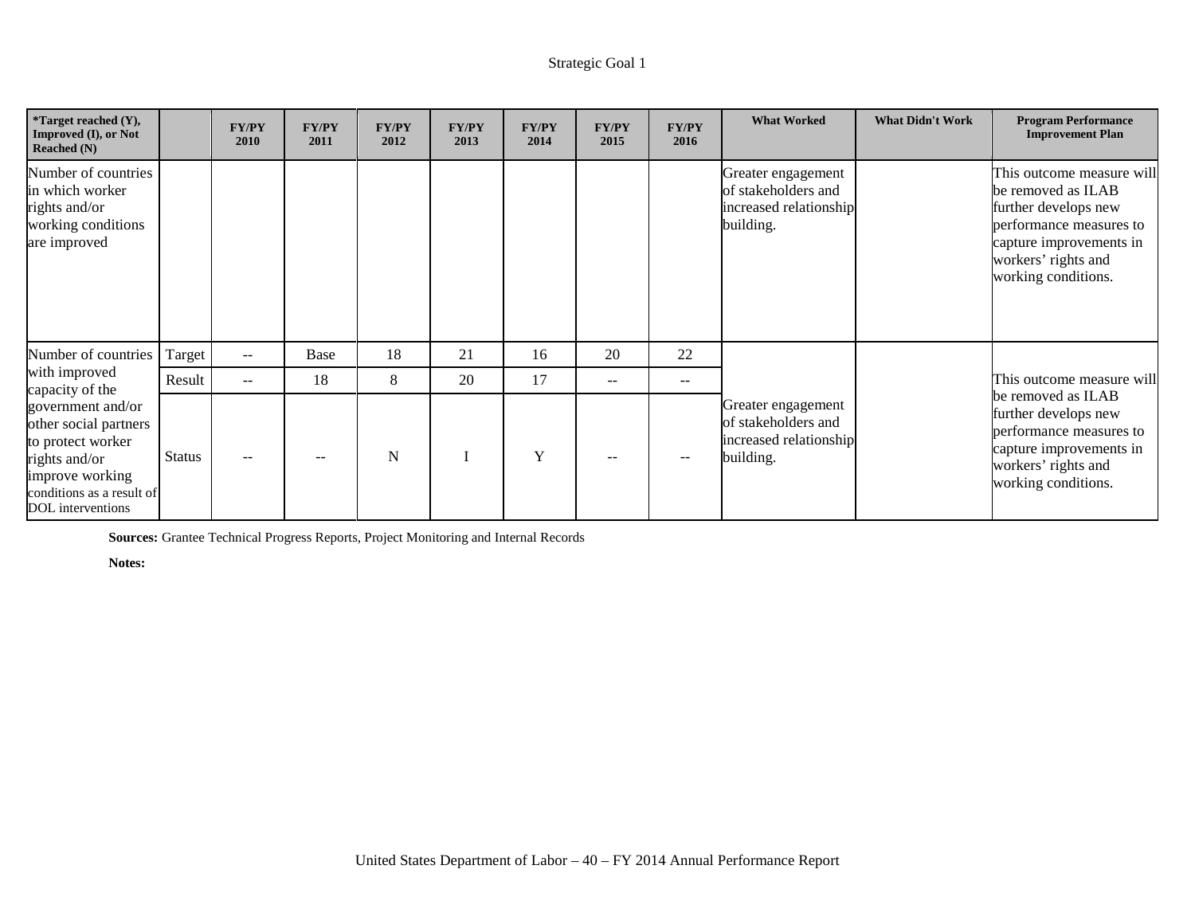Strategic Goal 1

| *Target reached (Y), Improved (I), or Not Reached (N) | | FY/PY 2010 | FY/PY 2011 | FY/PY 2012 | FY/PY 2013 | FY/PY 2014 | FY/PY 2015 | FY/PY 2016 | What Worked | What Didn't Work | Program Performance Improvement Plan |
|---|---|---|---|---|---|---|---|---|---|---|---|
| Number of countries in which worker rights and/or working conditions are improved | | | | | | | | | Greater engagement of stakeholders and increased relationship building. | | This outcome measure will be removed as ILAB further develops new performance measures to capture improvements in workers' rights and working conditions. |
| Number of countries with improved capacity of the government and/or other social partners to protect worker rights and/or improve working conditions as a result of DOL interventions | Target | -- | Base | 18 | 21 | 16 | 20 | 22 | Greater engagement of stakeholders and increased relationship building. | | This outcome measure will be removed as ILAB further develops new performance measures to capture improvements in workers' rights and working conditions. |
| | Result | -- | 18 | 8 | 20 | 17 | -- | -- | | | |
| | Status | -- | -- | N | I | Y | -- | -- | | | |

**Sources:** Grantee Technical Progress Reports, Project Monitoring and Internal Records

**Notes:**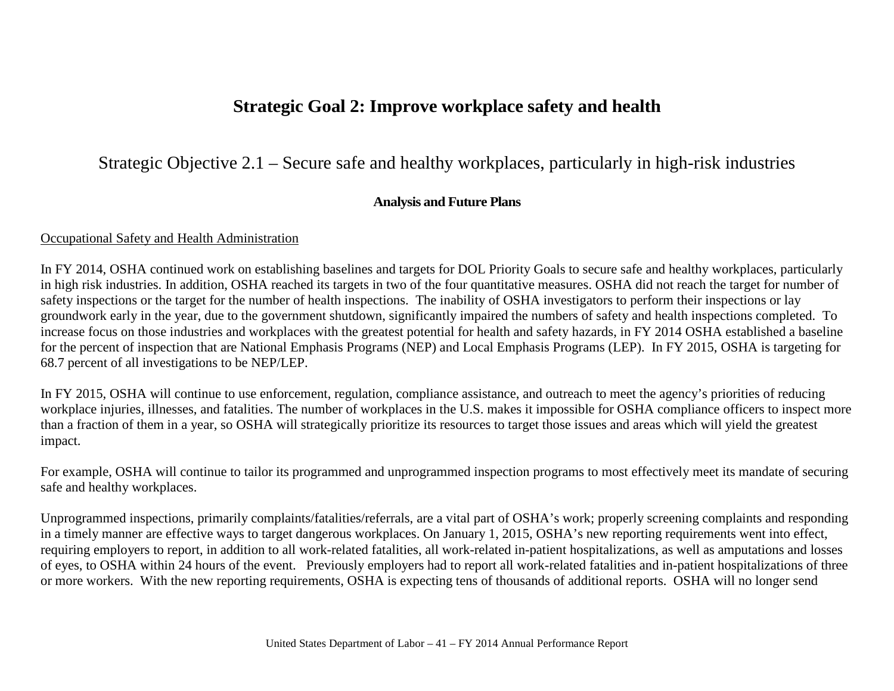# Strategic Goal 2: Improve workplace safety and health

## Strategic Objective 2.1 – Secure safe and healthy workplaces, particularly in high-risk industries

### Analysis and Future Plans

Occupational Safety and Health Administration

In FY 2014, OSHA continued work on establishing baselines and targets for DOL Priority Goals to secure safe and healthy workplaces, particularly in high risk industries. In addition, OSHA reached its targets in two of the four quantitative measures. OSHA did not reach the target for number of safety inspections or the target for the number of health inspections. The inability of OSHA investigators to perform their inspections or lay groundwork early in the year, due to the government shutdown, significantly impaired the numbers of safety and health inspections completed. To increase focus on those industries and workplaces with the greatest potential for health and safety hazards, in FY 2014 OSHA established a baseline for the percent of inspection that are National Emphasis Programs (NEP) and Local Emphasis Programs (LEP). In FY 2015, OSHA is targeting for 68.7 percent of all investigations to be NEP/LEP.

In FY 2015, OSHA will continue to use enforcement, regulation, compliance assistance, and outreach to meet the agency's priorities of reducing workplace injuries, illnesses, and fatalities. The number of workplaces in the U.S. makes it impossible for OSHA compliance officers to inspect more than a fraction of them in a year, so OSHA will strategically prioritize its resources to target those issues and areas which will yield the greatest impact.

For example, OSHA will continue to tailor its programmed and unprogrammed inspection programs to most effectively meet its mandate of securing safe and healthy workplaces.

Unprogrammed inspections, primarily complaints/fatalities/referrals, are a vital part of OSHA's work; properly screening complaints and responding in a timely manner are effective ways to target dangerous workplaces. On January 1, 2015, OSHA's new reporting requirements went into effect, requiring employers to report, in addition to all work-related fatalities, all work-related in-patient hospitalizations, as well as amputations and losses of eyes, to OSHA within 24 hours of the event. Previously employers had to report all work-related fatalities and in-patient hospitalizations of three or more workers. With the new reporting requirements, OSHA is expecting tens of thousands of additional reports. OSHA will no longer send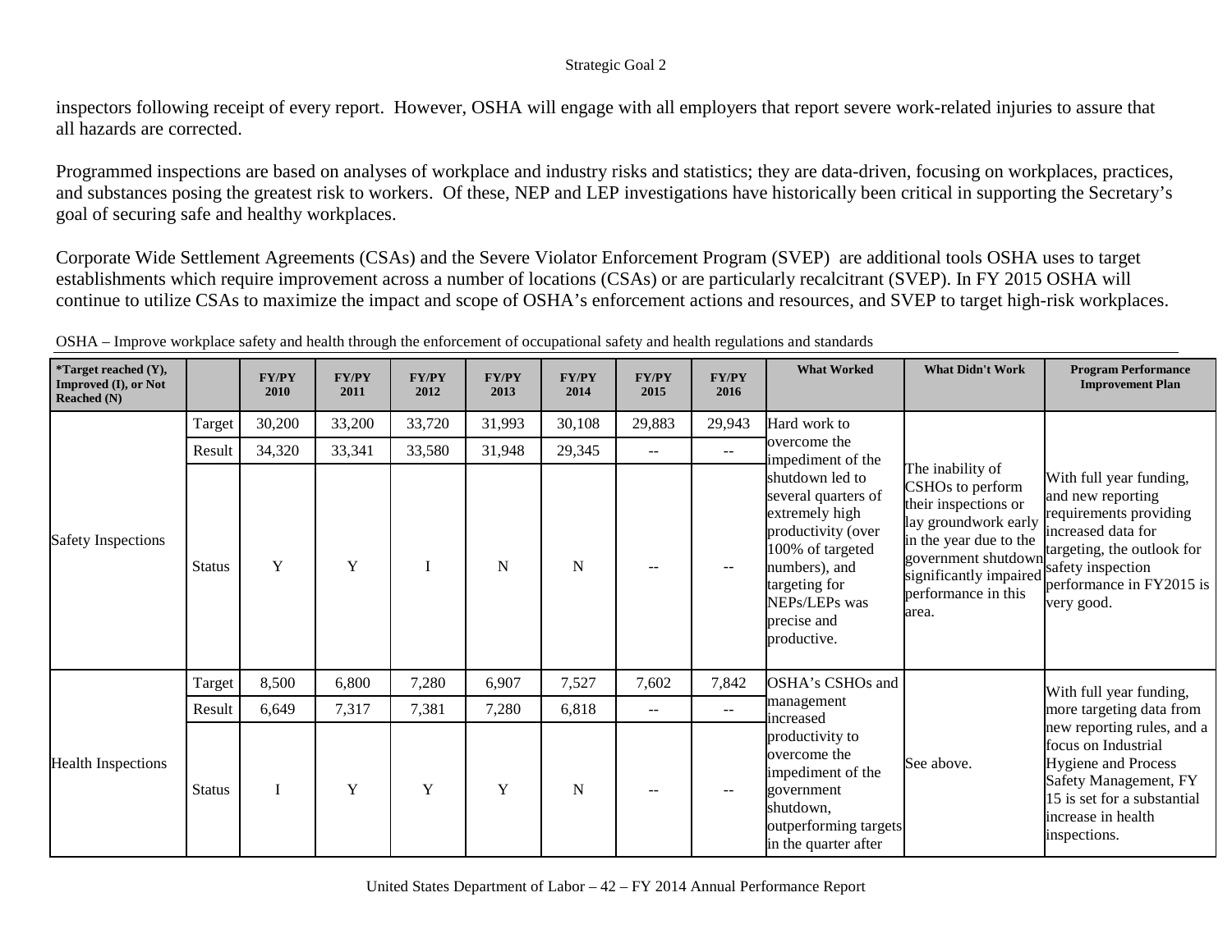inspectors following receipt of every report. However, OSHA will engage with all employers that report severe work-related injuries to assure that all hazards are corrected.

Programmed inspections are based on analyses of workplace and industry risks and statistics; they are data-driven, focusing on workplaces, practices, and substances posing the greatest risk to workers. Of these, NEP and LEP investigations have historically been critical in supporting the Secretary's goal of securing safe and healthy workplaces.

Corporate Wide Settlement Agreements (CSAs) and the Severe Violator Enforcement Program (SVEP) are additional tools OSHA uses to target establishments which require improvement across a number of locations (CSAs) or are particularly recalcitrant (SVEP). In FY 2015 OSHA will continue to utilize CSAs to maximize the impact and scope of OSHA's enforcement actions and resources, and SVEP to target high-risk workplaces.

OSHA – Improve workplace safety and health through the enforcement of occupational safety and health regulations and standards

| *Target reached (Y), Improved (I), or Not Reached (N) | | FY/PY 2010 | FY/PY 2011 | FY/PY 2012 | FY/PY 2013 | FY/PY 2014 | FY/PY 2015 | FY/PY 2016 | What Worked | What Didn't Work | Program Performance Improvement Plan |
|---|---|---|---|---|---|---|---|---|---|---|---|
| Safety Inspections | Target | 30,200 | 33,200 | 33,720 | 31,993 | 30,108 | 29,883 | 29,943 | Hard work to overcome the impediment of the shutdown led to several quarters of extremely high productivity (over 100% of targeted numbers), and targeting for NEPs/LEPs was precise and productive. | The inability of CSHOs to perform their inspections or lay groundwork early in the year due to the government shutdown significantly impaired performance in this area. | With full year funding, and new reporting requirements providing increased data for targeting, the outlook for safety inspection performance in FY2015 is very good. |
| | Result | 34,320 | 33,341 | 33,580 | 31,948 | 29,345 | -- | -- | | | |
| | Status | Y | Y | I | N | N | -- | -- | | | |
| Health Inspections | Target | 8,500 | 6,800 | 7,280 | 6,907 | 7,527 | 7,602 | 7,842 | OSHA's CSHOs and management increased productivity to overcome the impediment of the government shutdown, outperforming targets in the quarter after | See above. | With full year funding, more targeting data from new reporting rules, and a focus on Industrial Hygiene and Process Safety Management, FY 15 is set for a substantial increase in health inspections. |
| | Result | 6,649 | 7,317 | 7,381 | 7,280 | 6,818 | -- | -- | | | |
| | Status | I | Y | Y | Y | N | -- | -- | | | |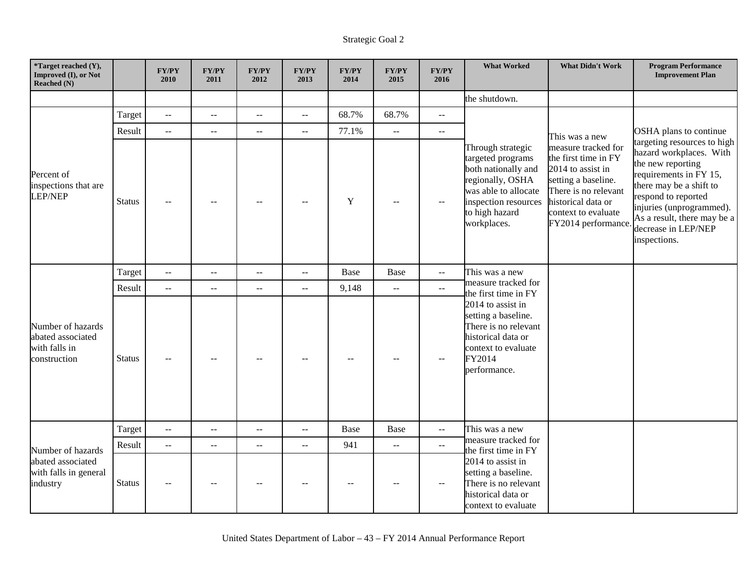Strategic Goal 2

| *Target reached (Y), Improved (I), or Not Reached (N) | | FY/PY 2010 | FY/PY 2011 | FY/PY 2012 | FY/PY 2013 | FY/PY 2014 | FY/PY 2015 | FY/PY 2016 | What Worked | What Didn't Work | Program Performance Improvement Plan |
|---|---|---|---|---|---|---|---|---|---|---|---|
| | | | | | | | | | the shutdown. | | |
| Percent of inspections that are LEP/NEP | Target | -- | -- | -- | -- | 68.7% | 68.7% | -- | Through strategic targeted programs both nationally and regionally, OSHA was able to allocate inspection resources to high hazard workplaces. | This was a new measure tracked for the first time in FY 2014 to assist in setting a baseline. There is no relevant historical data or context to evaluate FY2014 performance. | OSHA plans to continue targeting resources to high hazard workplaces. With the new reporting requirements in FY 15, there may be a shift to respond to reported injuries (unprogrammed). As a result, there may be a decrease in LEP/NEP inspections. |
| | Result | -- | -- | -- | -- | 77.1% | -- | -- | | | |
| | Status | -- | -- | -- | -- | Y | -- | -- | | | |
| Number of hazards abated associated with falls in construction | Target | -- | -- | -- | -- | Base | Base | -- | This was a new measure tracked for the first time in FY 2014 to assist in setting a baseline. There is no relevant historical data or context to evaluate FY2014 performance. | | |
| | Result | -- | -- | -- | -- | 9,148 | -- | -- | | | |
| | Status | -- | -- | -- | -- | -- | -- | -- | | | |
| Number of hazards abated associated with falls in general industry | Target | -- | -- | -- | -- | Base | Base | -- | This was a new measure tracked for the first time in FY 2014 to assist in setting a baseline. There is no relevant historical data or context to evaluate | | |
| | Result | -- | -- | -- | -- | 941 | -- | -- | | | |
| | Status | -- | -- | -- | -- | -- | -- | -- | | | |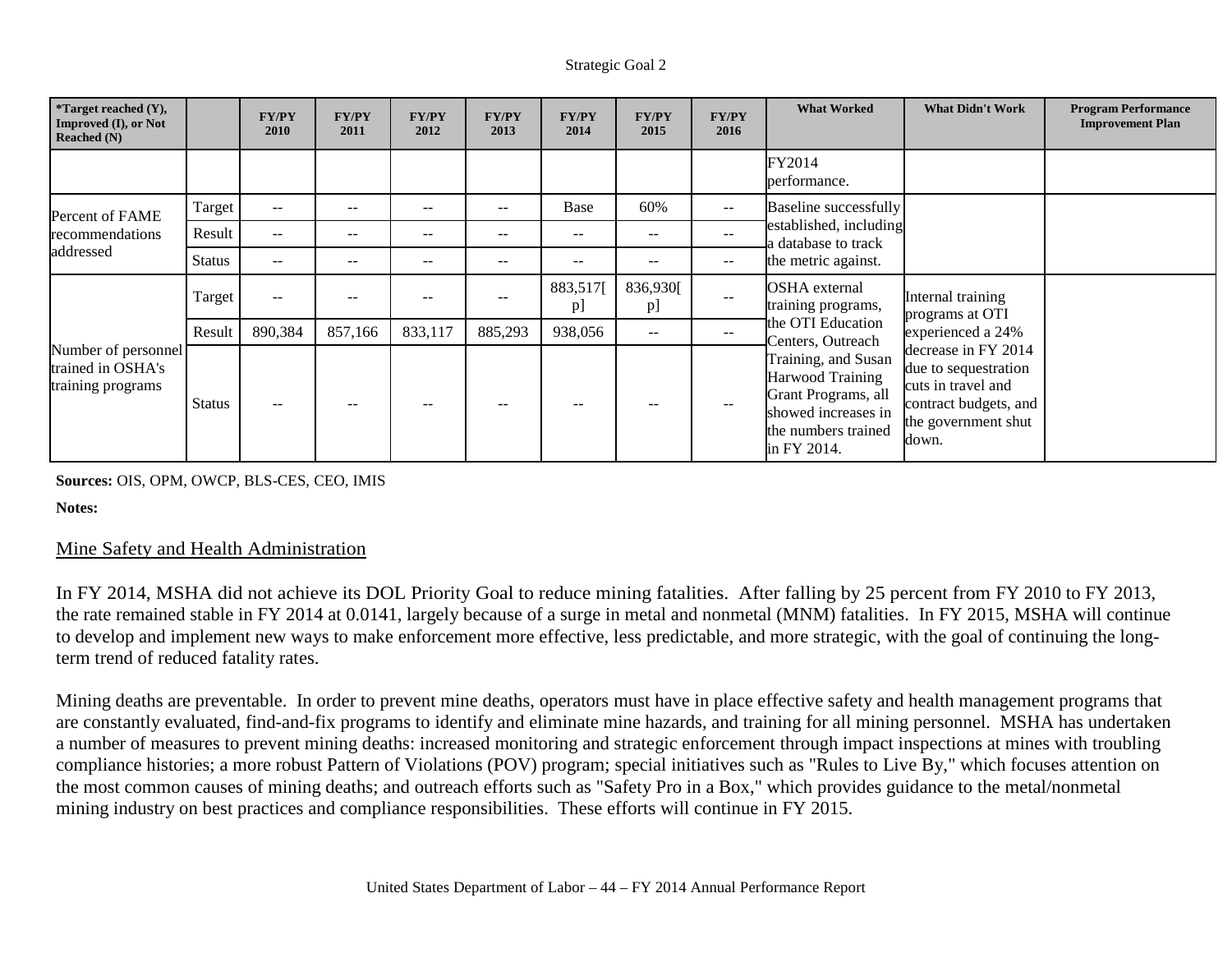| *Target reached (Y), Improved (I), or Not Reached (N) | | FY/PY 2010 | FY/PY 2011 | FY/PY 2012 | FY/PY 2013 | FY/PY 2014 | FY/PY 2015 | FY/PY 2016 | What Worked | What Didn't Work | Program Performance Improvement Plan |
|---|---|---|---|---|---|---|---|---|---|---|---|
| | | | | | | | | | FY2014 performance. | | |
| Percent of FAME recommendations addressed | Target | -- | -- | -- | -- | Base | 60% | -- | Baseline successfully established, including a database to track the metric against. | | |
| | Result | -- | -- | -- | -- | -- | -- | -- | | | |
| | Status | -- | -- | -- | -- | -- | -- | -- | | | |
| Number of personnel trained in OSHA's training programs | Target | -- | -- | -- | -- | 883,517[p] | 836,930[p] | -- | OSHA external training programs, the OTI Education Centers, Outreach Training, and Susan Harwood Training Grant Programs, all showed increases in the numbers trained in FY 2014. | Internal training programs at OTI experienced a 24% decrease in FY 2014 due to sequestration cuts in travel and contract budgets, and the government shut down. | |
| | Result | 890,384 | 857,166 | 833,117 | 885,293 | 938,056 | -- | -- | | | |
| | Status | -- | -- | -- | -- | -- | -- | -- | | | |

**Sources:** OIS, OPM, OWCP, BLS-CES, CEO, IMIS

**Notes:**

## Mine Safety and Health Administration

In FY 2014, MSHA did not achieve its DOL Priority Goal to reduce mining fatalities. After falling by 25 percent from FY 2010 to FY 2013, the rate remained stable in FY 2014 at 0.0141, largely because of a surge in metal and nonmetal (MNM) fatalities. In FY 2015, MSHA will continue to develop and implement new ways to make enforcement more effective, less predictable, and more strategic, with the goal of continuing the long-term trend of reduced fatality rates.

Mining deaths are preventable. In order to prevent mine deaths, operators must have in place effective safety and health management programs that are constantly evaluated, find-and-fix programs to identify and eliminate mine hazards, and training for all mining personnel. MSHA has undertaken a number of measures to prevent mining deaths: increased monitoring and strategic enforcement through impact inspections at mines with troubling compliance histories; a more robust Pattern of Violations (POV) program; special initiatives such as "Rules to Live By," which focuses attention on the most common causes of mining deaths; and outreach efforts such as "Safety Pro in a Box," which provides guidance to the metal/nonmetal mining industry on best practices and compliance responsibilities. These efforts will continue in FY 2015.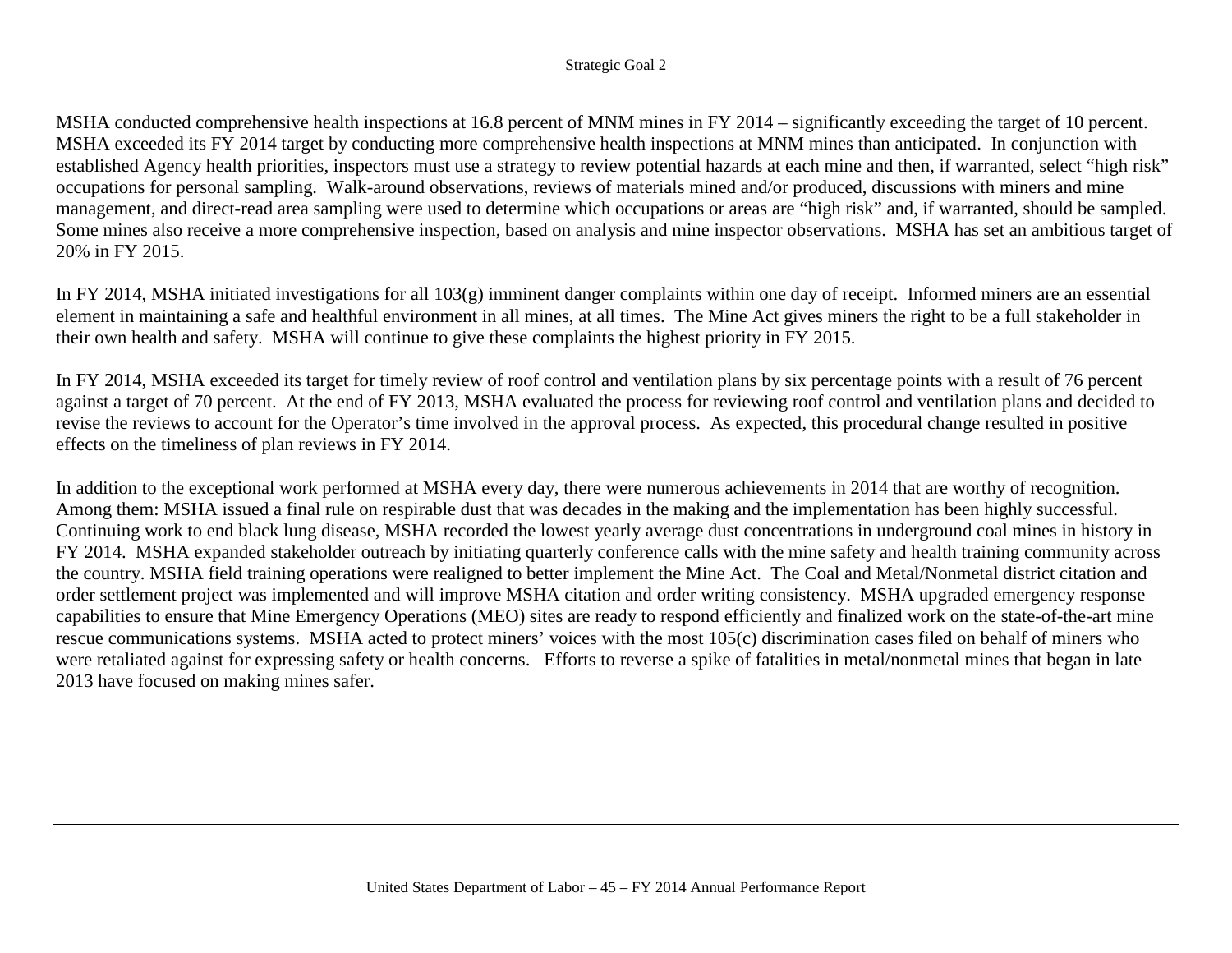MSHA conducted comprehensive health inspections at 16.8 percent of MNM mines in FY 2014 – significantly exceeding the target of 10 percent. MSHA exceeded its FY 2014 target by conducting more comprehensive health inspections at MNM mines than anticipated. In conjunction with established Agency health priorities, inspectors must use a strategy to review potential hazards at each mine and then, if warranted, select "high risk" occupations for personal sampling. Walk-around observations, reviews of materials mined and/or produced, discussions with miners and mine management, and direct-read area sampling were used to determine which occupations or areas are "high risk" and, if warranted, should be sampled. Some mines also receive a more comprehensive inspection, based on analysis and mine inspector observations. MSHA has set an ambitious target of 20% in FY 2015.

In FY 2014, MSHA initiated investigations for all 103(g) imminent danger complaints within one day of receipt. Informed miners are an essential element in maintaining a safe and healthful environment in all mines, at all times. The Mine Act gives miners the right to be a full stakeholder in their own health and safety. MSHA will continue to give these complaints the highest priority in FY 2015.

In FY 2014, MSHA exceeded its target for timely review of roof control and ventilation plans by six percentage points with a result of 76 percent against a target of 70 percent. At the end of FY 2013, MSHA evaluated the process for reviewing roof control and ventilation plans and decided to revise the reviews to account for the Operator's time involved in the approval process. As expected, this procedural change resulted in positive effects on the timeliness of plan reviews in FY 2014.

In addition to the exceptional work performed at MSHA every day, there were numerous achievements in 2014 that are worthy of recognition. Among them: MSHA issued a final rule on respirable dust that was decades in the making and the implementation has been highly successful. Continuing work to end black lung disease, MSHA recorded the lowest yearly average dust concentrations in underground coal mines in history in FY 2014. MSHA expanded stakeholder outreach by initiating quarterly conference calls with the mine safety and health training community across the country. MSHA field training operations were realigned to better implement the Mine Act. The Coal and Metal/Nonmetal district citation and order settlement project was implemented and will improve MSHA citation and order writing consistency. MSHA upgraded emergency response capabilities to ensure that Mine Emergency Operations (MEO) sites are ready to respond efficiently and finalized work on the state-of-the-art mine rescue communications systems. MSHA acted to protect miners' voices with the most 105(c) discrimination cases filed on behalf of miners who were retaliated against for expressing safety or health concerns. Efforts to reverse a spike of fatalities in metal/nonmetal mines that began in late 2013 have focused on making mines safer.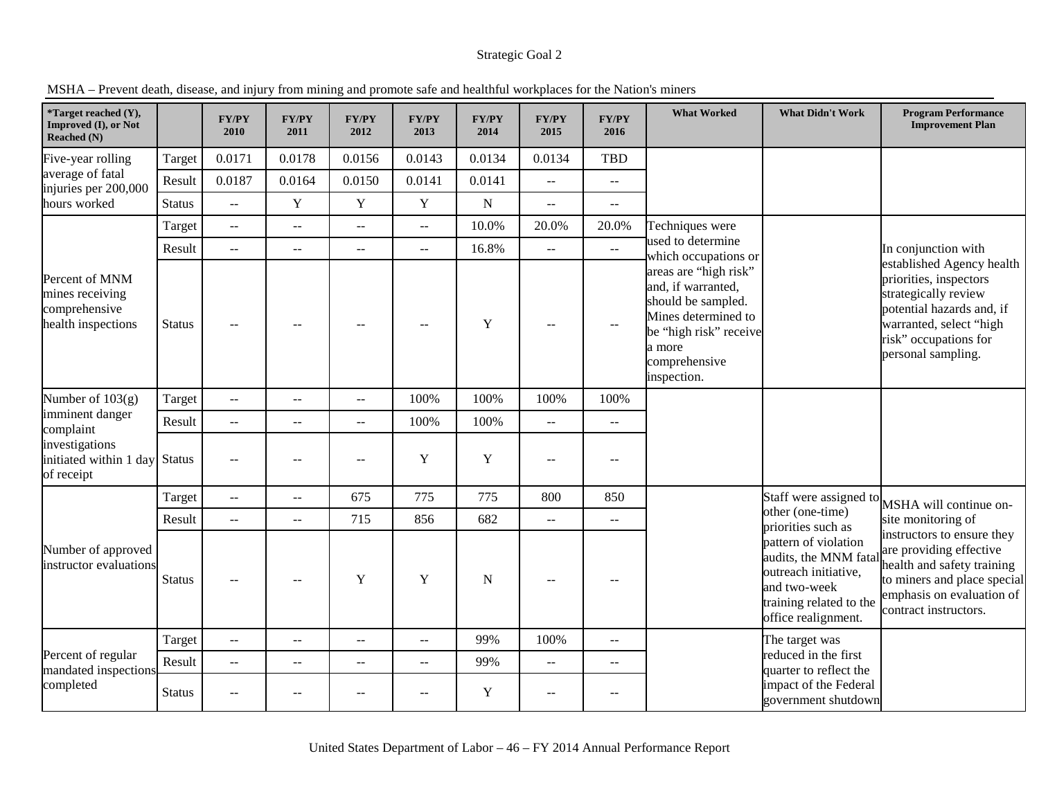Strategic Goal 2

MSHA – Prevent death, disease, and injury from mining and promote safe and healthful workplaces for the Nation's miners

| *Target reached (Y), Improved (I), or Not Reached (N) | | FY/PY 2010 | FY/PY 2011 | FY/PY 2012 | FY/PY 2013 | FY/PY 2014 | FY/PY 2015 | FY/PY 2016 | What Worked | What Didn't Work | Program Performance Improvement Plan |
|---|---|---|---|---|---|---|---|---|---|---|---|
| Five-year rolling average of fatal injuries per 200,000 hours worked | Target | 0.0171 | 0.0178 | 0.0156 | 0.0143 | 0.0134 | 0.0134 | TBD | | | |
| | Result | 0.0187 | 0.0164 | 0.0150 | 0.0141 | 0.0141 | -- | -- | | | |
| | Status | -- | Y | Y | Y | N | -- | -- | | | |
| Percent of MNM mines receiving comprehensive health inspections | Target | -- | -- | -- | -- | 10.0% | 20.0% | 20.0% | Techniques were used to determine which occupations or areas are "high risk" and, if warranted, should be sampled. Mines determined to be "high risk" receive a more comprehensive inspection. | | In conjunction with established Agency health priorities, inspectors strategically review potential hazards and, if warranted, select "high risk" occupations for personal sampling. |
| | Result | -- | -- | -- | -- | 16.8% | -- | -- | | | |
| | Status | -- | -- | -- | -- | Y | -- | -- | | | |
| Number of 103(g) imminent danger complaint investigations initiated within 1 day of receipt | Target | -- | -- | -- | 100% | 100% | 100% | 100% | | | |
| | Result | -- | -- | -- | 100% | 100% | -- | -- | | | |
| | Status | -- | -- | -- | Y | Y | -- | -- | | | |
| Number of approved instructor evaluations | Target | -- | -- | 675 | 775 | 775 | 800 | 850 | | Staff were assigned to other (one-time) priorities such as pattern of violation audits, the MNM fatal outreach initiative, and two-week training related to the office realignment. | MSHA will continue on-site monitoring of instructors to ensure they are providing effective health and safety training to miners and place special emphasis on evaluation of contract instructors. |
| | Result | -- | -- | 715 | 856 | 682 | -- | -- | | | |
| | Status | -- | -- | Y | Y | N | -- | -- | | | |
| Percent of regular mandated inspections completed | Target | -- | -- | -- | -- | 99% | 100% | -- | | The target was reduced in the first quarter to reflect the impact of the Federal government shutdown | |
| | Result | -- | -- | -- | -- | 99% | -- | -- | | | |
| | Status | -- | -- | -- | -- | Y | -- | -- | | | |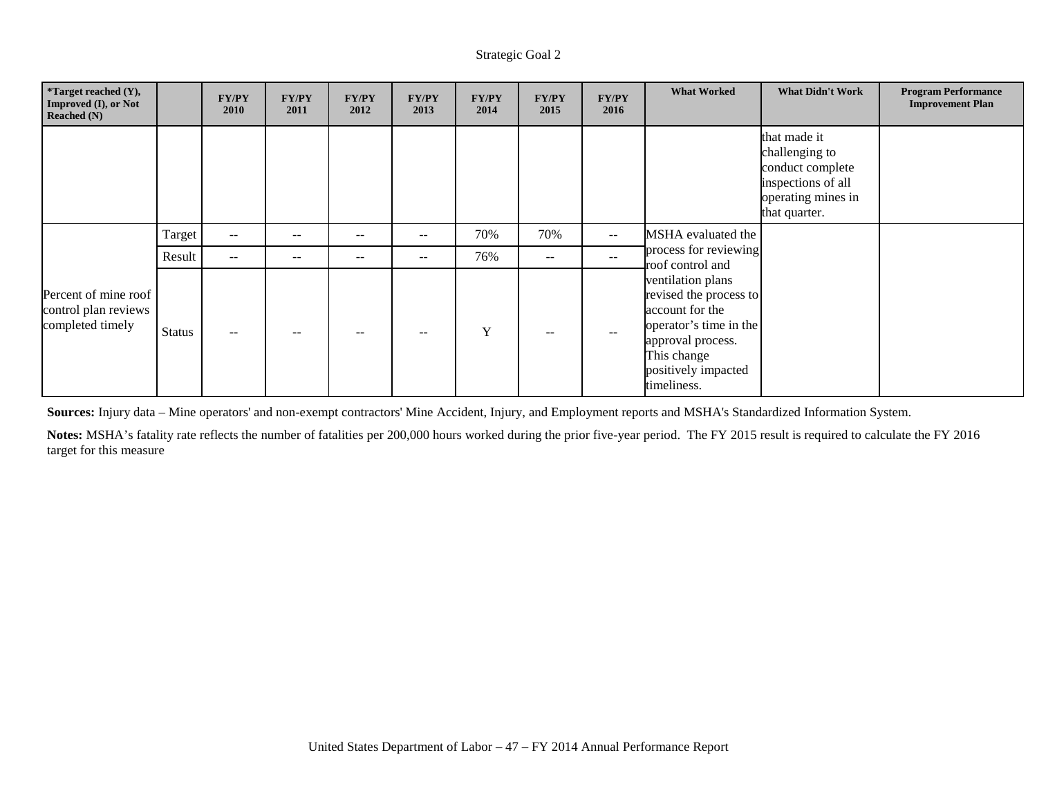Strategic Goal 2

| *Target reached (Y), Improved (I), or Not Reached (N) | | FY/PY 2010 | FY/PY 2011 | FY/PY 2012 | FY/PY 2013 | FY/PY 2014 | FY/PY 2015 | FY/PY 2016 | What Worked | What Didn't Work | Program Performance Improvement Plan |
|---|---|---|---|---|---|---|---|---|---|---|---|
| | | | | | | | | | | that made it challenging to conduct complete inspections of all operating mines in that quarter. | |
| Percent of mine roof control plan reviews completed timely | Target | -- | -- | -- | -- | 70% | 70% | -- | MSHA evaluated the process for reviewing roof control and ventilation plans revised the process to account for the operator's time in the approval process. This change positively impacted timeliness. | | |
| | Result | -- | -- | -- | -- | 76% | -- | -- | | | |
| | Status | -- | -- | -- | -- | Y | -- | -- | | | |

**Sources:** Injury data – Mine operators' and non-exempt contractors' Mine Accident, Injury, and Employment reports and MSHA's Standardized Information System.

**Notes:** MSHA's fatality rate reflects the number of fatalities per 200,000 hours worked during the prior five-year period. The FY 2015 result is required to calculate the FY 2016 target for this measure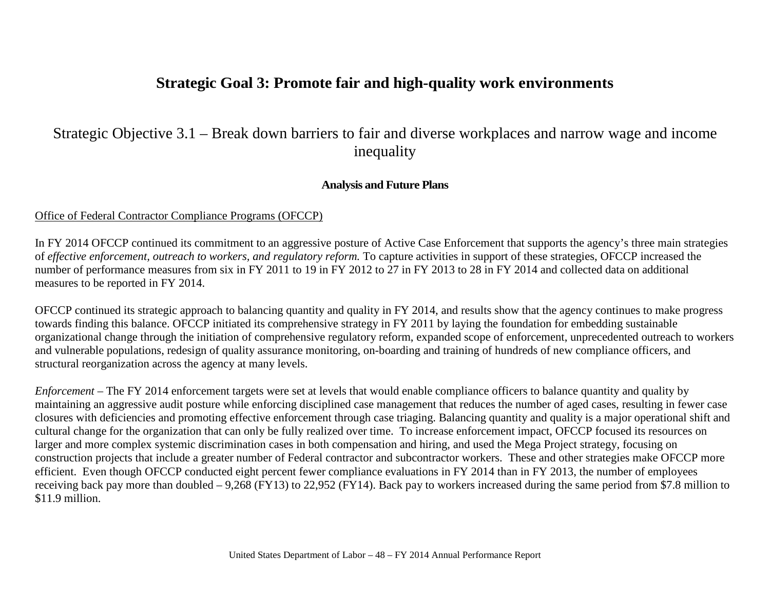# Strategic Goal 3: Promote fair and high-quality work environments

## Strategic Objective 3.1 – Break down barriers to fair and diverse workplaces and narrow wage and income inequality

### Analysis and Future Plans

Office of Federal Contractor Compliance Programs (OFCCP)

In FY 2014 OFCCP continued its commitment to an aggressive posture of Active Case Enforcement that supports the agency's three main strategies of *effective enforcement, outreach to workers, and regulatory reform.* To capture activities in support of these strategies, OFCCP increased the number of performance measures from six in FY 2011 to 19 in FY 2012 to 27 in FY 2013 to 28 in FY 2014 and collected data on additional measures to be reported in FY 2014.

OFCCP continued its strategic approach to balancing quantity and quality in FY 2014, and results show that the agency continues to make progress towards finding this balance. OFCCP initiated its comprehensive strategy in FY 2011 by laying the foundation for embedding sustainable organizational change through the initiation of comprehensive regulatory reform, expanded scope of enforcement, unprecedented outreach to workers and vulnerable populations, redesign of quality assurance monitoring, on-boarding and training of hundreds of new compliance officers, and structural reorganization across the agency at many levels.

*Enforcement* – The FY 2014 enforcement targets were set at levels that would enable compliance officers to balance quantity and quality by maintaining an aggressive audit posture while enforcing disciplined case management that reduces the number of aged cases, resulting in fewer case closures with deficiencies and promoting effective enforcement through case triaging. Balancing quantity and quality is a major operational shift and cultural change for the organization that can only be fully realized over time. To increase enforcement impact, OFCCP focused its resources on larger and more complex systemic discrimination cases in both compensation and hiring, and used the Mega Project strategy, focusing on construction projects that include a greater number of Federal contractor and subcontractor workers. These and other strategies make OFCCP more efficient. Even though OFCCP conducted eight percent fewer compliance evaluations in FY 2014 than in FY 2013, the number of employees receiving back pay more than doubled – 9,268 (FY13) to 22,952 (FY14). Back pay to workers increased during the same period from $7.8 million to $11.9 million.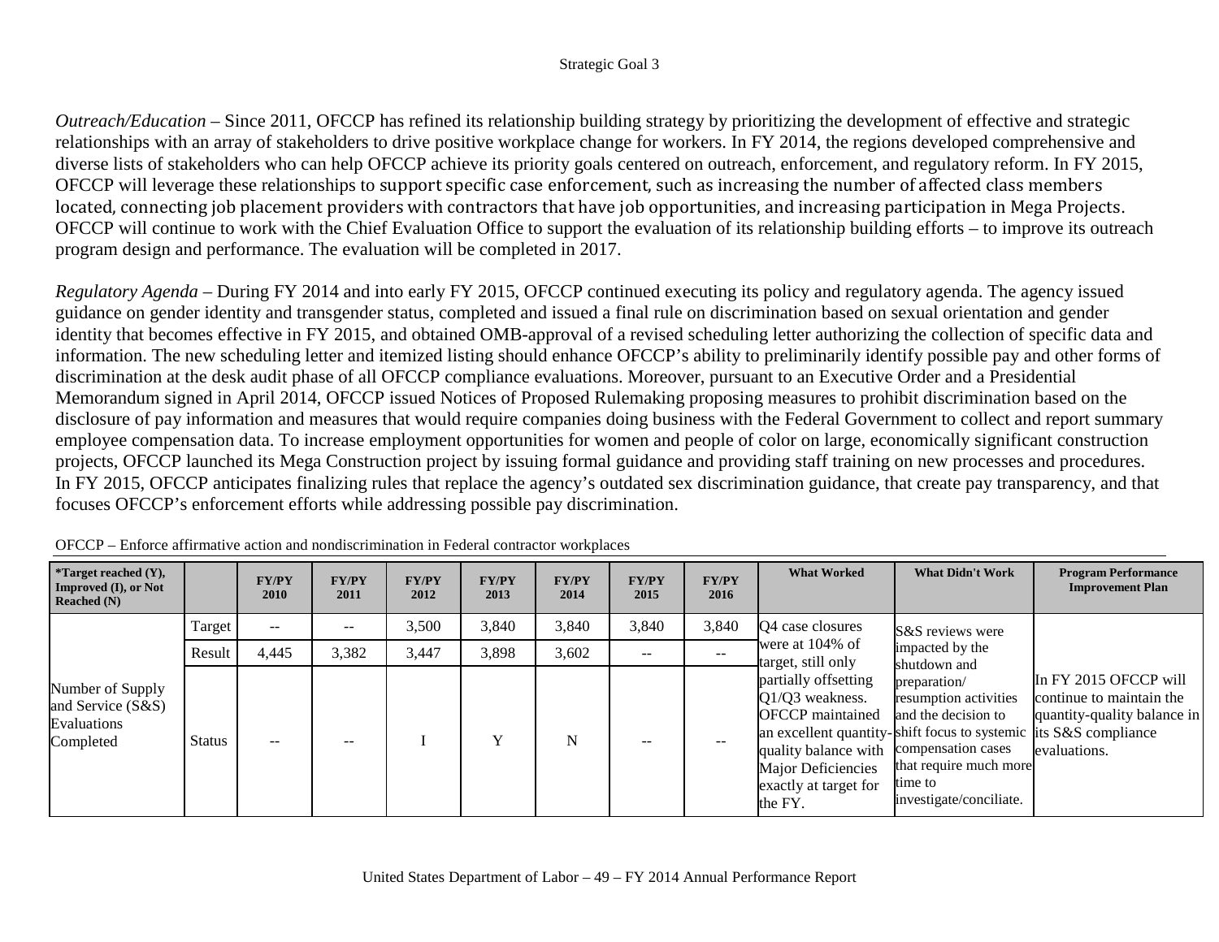*Outreach/Education* – Since 2011, OFCCP has refined its relationship building strategy by prioritizing the development of effective and strategic relationships with an array of stakeholders to drive positive workplace change for workers. In FY 2014, the regions developed comprehensive and diverse lists of stakeholders who can help OFCCP achieve its priority goals centered on outreach, enforcement, and regulatory reform. In FY 2015, OFCCP will leverage these relationships to support specific case enforcement, such as increasing the number of affected class members located, connecting job placement providers with contractors that have job opportunities, and increasing participation in Mega Projects. OFCCP will continue to work with the Chief Evaluation Office to support the evaluation of its relationship building efforts – to improve its outreach program design and performance. The evaluation will be completed in 2017.

*Regulatory Agenda* – During FY 2014 and into early FY 2015, OFCCP continued executing its policy and regulatory agenda. The agency issued guidance on gender identity and transgender status, completed and issued a final rule on discrimination based on sexual orientation and gender identity that becomes effective in FY 2015, and obtained OMB-approval of a revised scheduling letter authorizing the collection of specific data and information. The new scheduling letter and itemized listing should enhance OFCCP's ability to preliminarily identify possible pay and other forms of discrimination at the desk audit phase of all OFCCP compliance evaluations. Moreover, pursuant to an Executive Order and a Presidential Memorandum signed in April 2014, OFCCP issued Notices of Proposed Rulemaking proposing measures to prohibit discrimination based on the disclosure of pay information and measures that would require companies doing business with the Federal Government to collect and report summary employee compensation data. To increase employment opportunities for women and people of color on large, economically significant construction projects, OFCCP launched its Mega Construction project by issuing formal guidance and providing staff training on new processes and procedures. In FY 2015, OFCCP anticipates finalizing rules that replace the agency's outdated sex discrimination guidance, that create pay transparency, and that focuses OFCCP's enforcement efforts while addressing possible pay discrimination.

OFCCP – Enforce affirmative action and nondiscrimination in Federal contractor workplaces

| *Target reached (Y), Improved (I), or Not Reached (N) | | FY/PY 2010 | FY/PY 2011 | FY/PY 2012 | FY/PY 2013 | FY/PY 2014 | FY/PY 2015 | FY/PY 2016 | What Worked | What Didn't Work | Program Performance Improvement Plan |
|---|---|---|---|---|---|---|---|---|---|---|---|
| Number of Supply and Service (S&S) Evaluations Completed | Target | -- | -- | 3,500 | 3,840 | 3,840 | 3,840 | 3,840 | Q4 case closures were at 104% of target, still only partially offsetting Q1/Q3 weakness. OFCCP maintained an excellent quantity-quality balance with Major Deficiencies exactly at target for the FY. | S&S reviews were impacted by the shutdown and preparation/ resumption activities and the decision to shift focus to systemic compensation cases that require much more time to investigate/conciliate. | In FY 2015 OFCCP will continue to maintain the quantity-quality balance in its S&S compliance evaluations. |
| | Result | 4,445 | 3,382 | 3,447 | 3,898 | 3,602 | -- | -- | | | |
| | Status | -- | -- | I | Y | N | -- | -- | | | |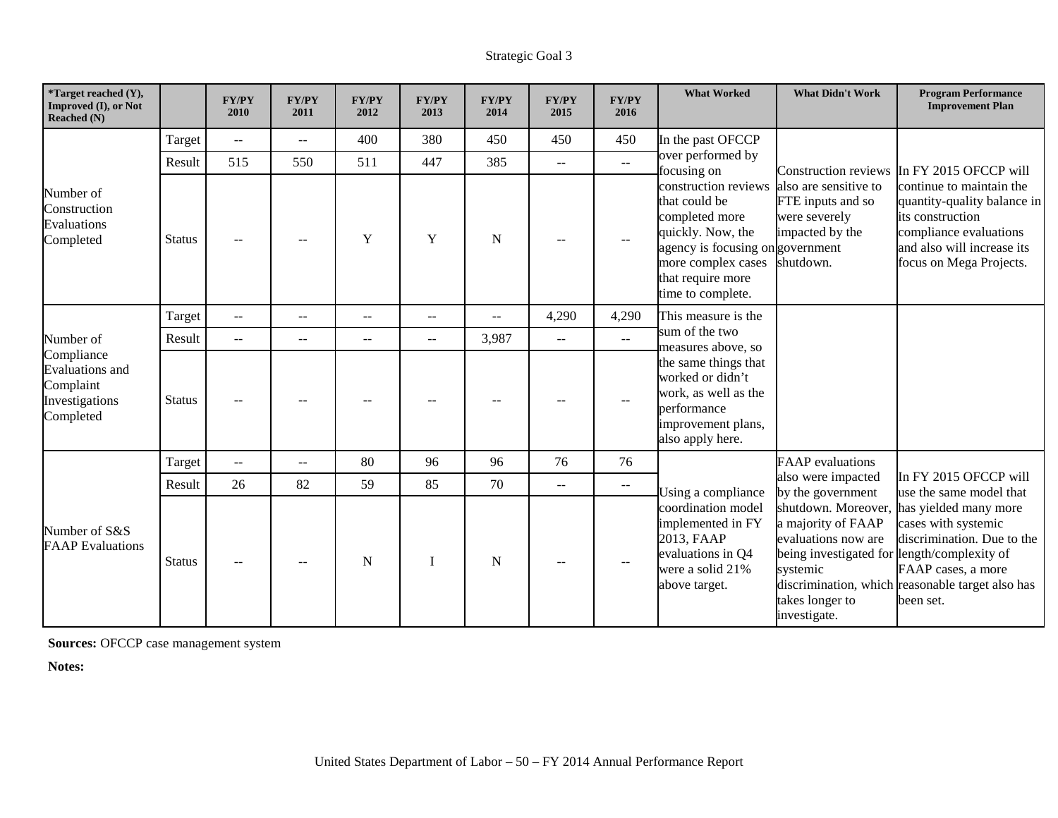Strategic Goal 3

| *Target reached (Y), Improved (I), or Not Reached (N) | | FY/PY 2010 | FY/PY 2011 | FY/PY 2012 | FY/PY 2013 | FY/PY 2014 | FY/PY 2015 | FY/PY 2016 | What Worked | What Didn't Work | Program Performance Improvement Plan |
|---|---|---|---|---|---|---|---|---|---|---|---|
| Number of Construction Evaluations Completed | Target | -- | -- | 400 | 380 | 450 | 450 | 450 | In the past OFCCP over performed by focusing on construction reviews that could be completed more quickly. Now, the agency is focusing on more complex cases that require more time to complete. | Construction reviews also are sensitive to FTE inputs and so were severely impacted by the government shutdown. | In FY 2015 OFCCP will continue to maintain the quantity-quality balance in its construction compliance evaluations and also will increase its focus on Mega Projects. |
| | Result | 515 | 550 | 511 | 447 | 385 | -- | -- | | | |
| | Status | -- | -- | Y | Y | N | -- | -- | | | |
| Number of Compliance Evaluations and Complaint Investigations Completed | Target | -- | -- | -- | -- | -- | 4,290 | 4,290 | This measure is the sum of the two measures above, so the same things that worked or didn't work, as well as the performance improvement plans, also apply here. | | |
| | Result | -- | -- | -- | -- | 3,987 | -- | -- | | | |
| | Status | -- | -- | -- | -- | -- | -- | -- | | | |
| Number of S&S FAAP Evaluations | Target | -- | -- | 80 | 96 | 96 | 76 | 76 | Using a compliance coordination model implemented in FY 2013, FAAP evaluations in Q4 were a solid 21% above target. | FAAP evaluations also were impacted by the government shutdown. Moreover, a majority of FAAP evaluations now are being investigated for systemic discrimination, which takes longer to investigate. | In FY 2015 OFCCP will use the same model that has yielded many more cases with systemic discrimination. Due to the length/complexity of FAAP cases, a more reasonable target also has been set. |
| | Result | 26 | 82 | 59 | 85 | 70 | -- | -- | | | |
| | Status | -- | -- | N | I | N | -- | -- | | | |

**Sources:** OFCCP case management system

**Notes:**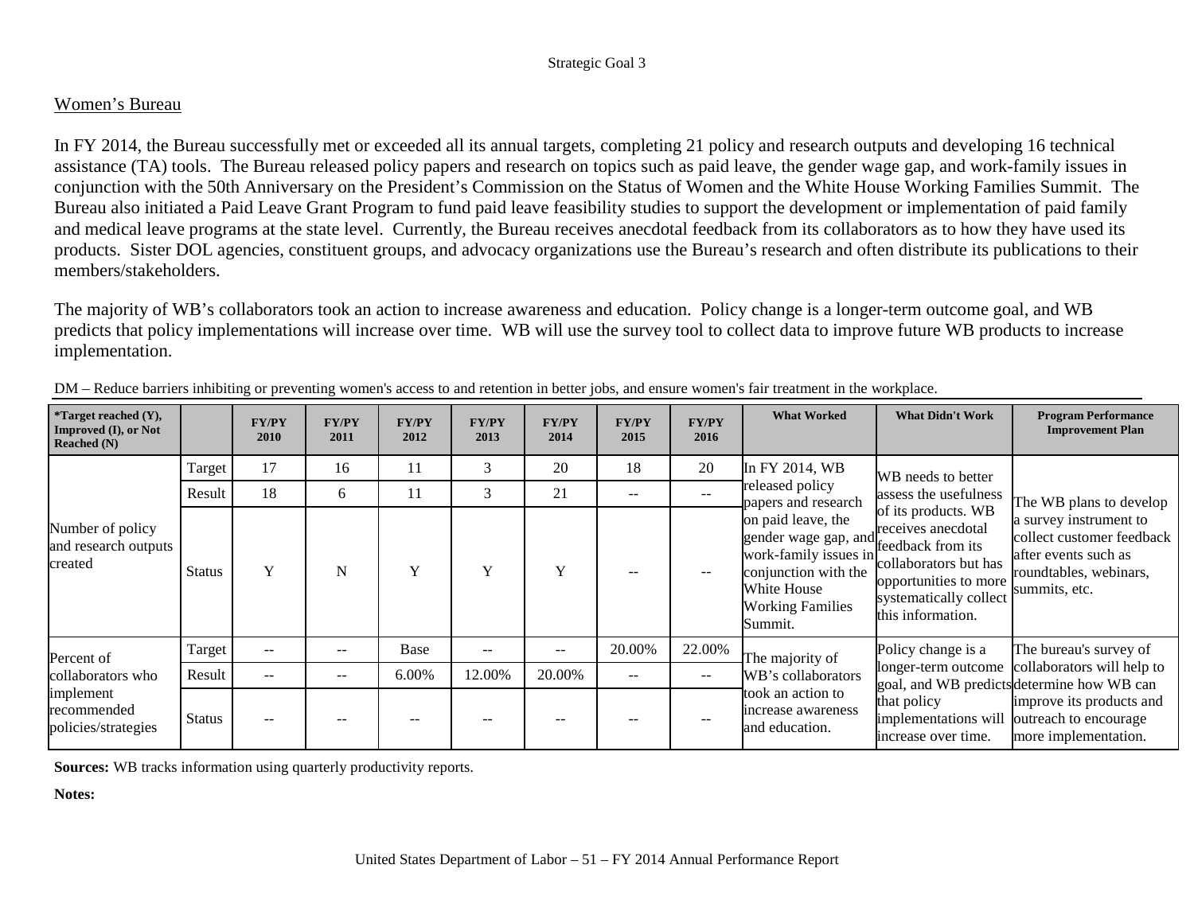## Women's Bureau

In FY 2014, the Bureau successfully met or exceeded all its annual targets, completing 21 policy and research outputs and developing 16 technical assistance (TA) tools. The Bureau released policy papers and research on topics such as paid leave, the gender wage gap, and work-family issues in conjunction with the 50th Anniversary on the President's Commission on the Status of Women and the White House Working Families Summit. The Bureau also initiated a Paid Leave Grant Program to fund paid leave feasibility studies to support the development or implementation of paid family and medical leave programs at the state level. Currently, the Bureau receives anecdotal feedback from its collaborators as to how they have used its products. Sister DOL agencies, constituent groups, and advocacy organizations use the Bureau's research and often distribute its publications to their members/stakeholders.

The majority of WB's collaborators took an action to increase awareness and education. Policy change is a longer-term outcome goal, and WB predicts that policy implementations will increase over time. WB will use the survey tool to collect data to improve future WB products to increase implementation.

DM – Reduce barriers inhibiting or preventing women's access to and retention in better jobs, and ensure women's fair treatment in the workplace.

| *Target reached (Y), Improved (I), or Not Reached (N) | | FY/PY 2010 | FY/PY 2011 | FY/PY 2012 | FY/PY 2013 | FY/PY 2014 | FY/PY 2015 | FY/PY 2016 | What Worked | What Didn't Work | Program Performance Improvement Plan |
|---|---|---|---|---|---|---|---|---|---|---|---|
| Number of policy and research outputs created | Target | 17 | 16 | 11 | 3 | 20 | 18 | 20 | In FY 2014, WB released policy papers and research on paid leave, the gender wage gap, and work-family issues in conjunction with the White House Working Families Summit. | WB needs to better assess the usefulness of its products. WB receives anecdotal feedback from its collaborators but has opportunities to more systematically collect this information. | The WB plans to develop a survey instrument to collect customer feedback after events such as roundtables, webinars, summits, etc. |
| | Result | 18 | 6 | 11 | 3 | 21 | -- | -- | | | |
| | Status | Y | N | Y | Y | Y | -- | -- | | | |
| Percent of collaborators who implement recommended policies/strategies | Target | -- | -- | Base | -- | -- | 20.00% | 22.00% | The majority of WB's collaborators took an action to increase awareness and education. | Policy change is a longer-term outcome goal, and WB predicts that policy implementations will increase over time. | The bureau's survey of collaborators will help to determine how WB can improve its products and outreach to encourage more implementation. |
| | Result | -- | -- | 6.00% | 12.00% | 20.00% | -- | -- | | | |
| | Status | -- | -- | -- | -- | -- | -- | -- | | | |

**Sources:** WB tracks information using quarterly productivity reports.

**Notes:**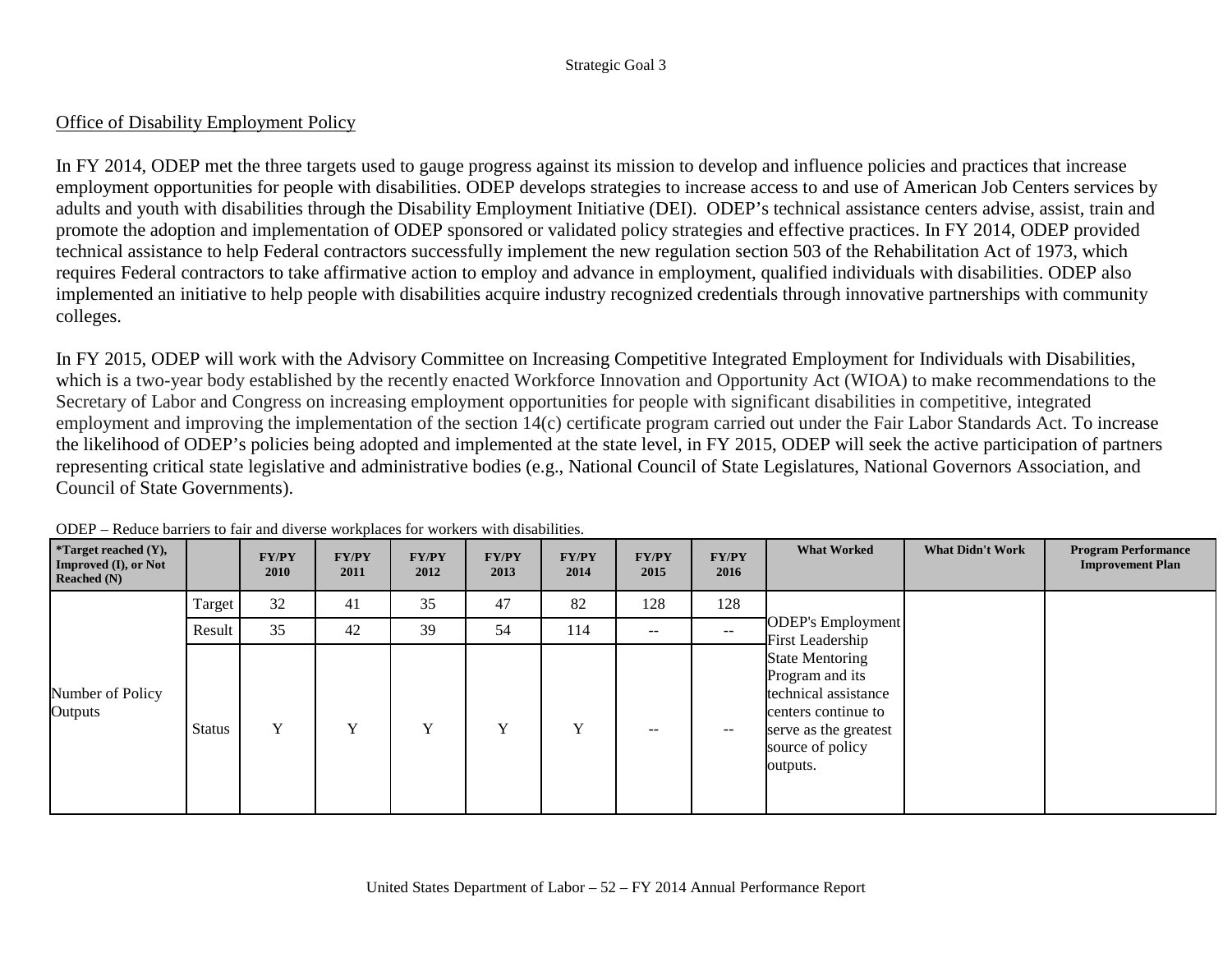## Office of Disability Employment Policy

In FY 2014, ODEP met the three targets used to gauge progress against its mission to develop and influence policies and practices that increase employment opportunities for people with disabilities. ODEP develops strategies to increase access to and use of American Job Centers services by adults and youth with disabilities through the Disability Employment Initiative (DEI). ODEP's technical assistance centers advise, assist, train and promote the adoption and implementation of ODEP sponsored or validated policy strategies and effective practices. In FY 2014, ODEP provided technical assistance to help Federal contractors successfully implement the new regulation section 503 of the Rehabilitation Act of 1973, which requires Federal contractors to take affirmative action to employ and advance in employment, qualified individuals with disabilities. ODEP also implemented an initiative to help people with disabilities acquire industry recognized credentials through innovative partnerships with community colleges.

In FY 2015, ODEP will work with the Advisory Committee on Increasing Competitive Integrated Employment for Individuals with Disabilities, which is a two-year body established by the recently enacted Workforce Innovation and Opportunity Act (WIOA) to make recommendations to the Secretary of Labor and Congress on increasing employment opportunities for people with significant disabilities in competitive, integrated employment and improving the implementation of the section 14(c) certificate program carried out under the Fair Labor Standards Act. To increase the likelihood of ODEP's policies being adopted and implemented at the state level, in FY 2015, ODEP will seek the active participation of partners representing critical state legislative and administrative bodies (e.g., National Council of State Legislatures, National Governors Association, and Council of State Governments).

ODEP – Reduce barriers to fair and diverse workplaces for workers with disabilities.

| *Target reached (Y), Improved (I), or Not Reached (N) | | FY/PY 2010 | FY/PY 2011 | FY/PY 2012 | FY/PY 2013 | FY/PY 2014 | FY/PY 2015 | FY/PY 2016 | What Worked | What Didn't Work | Program Performance Improvement Plan |
|---|---|---|---|---|---|---|---|---|---|---|---|
| Number of Policy Outputs | Target | 32 | 41 | 35 | 47 | 82 | 128 | 128 | ODEP's Employment First Leadership State Mentoring Program and its technical assistance centers continue to serve as the greatest source of policy outputs. | | |
| | Result | 35 | 42 | 39 | 54 | 114 | -- | -- | | | |
| | Status | Y | Y | Y | Y | Y | -- | -- | | | |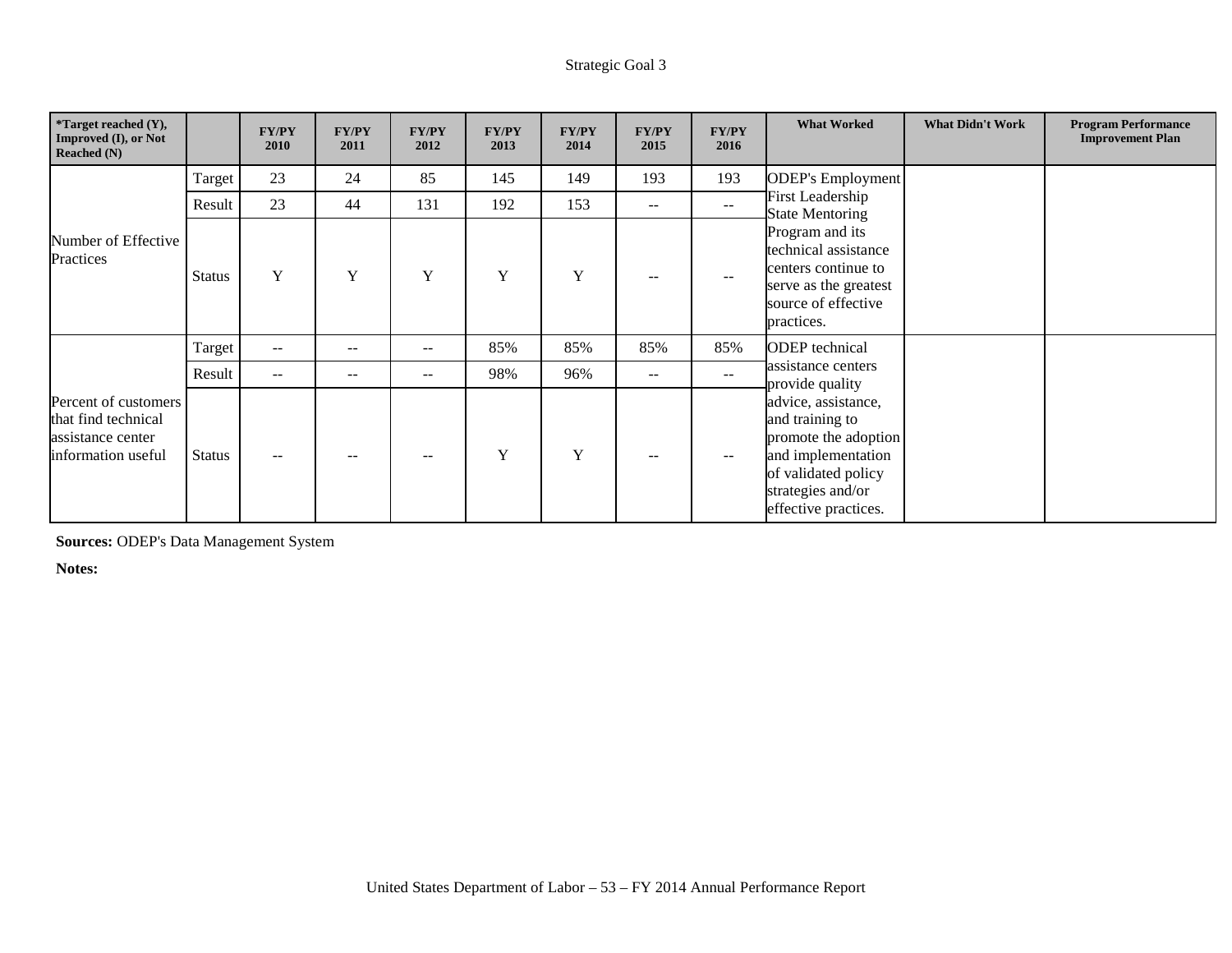Strategic Goal 3

| *Target reached (Y), Improved (I), or Not Reached (N) | | FY/PY 2010 | FY/PY 2011 | FY/PY 2012 | FY/PY 2013 | FY/PY 2014 | FY/PY 2015 | FY/PY 2016 | What Worked | What Didn't Work | Program Performance Improvement Plan |
|---|---|---|---|---|---|---|---|---|---|---|---|
| Number of Effective Practices | Target | 23 | 24 | 85 | 145 | 149 | 193 | 193 | ODEP's Employment First Leadership State Mentoring Program and its technical assistance centers continue to serve as the greatest source of effective practices. | | |
| | Result | 23 | 44 | 131 | 192 | 153 | -- | -- | | | |
| | Status | Y | Y | Y | Y | Y | -- | -- | | | |
| Percent of customers that find technical assistance center information useful | Target | -- | -- | -- | 85% | 85% | 85% | 85% | ODEP technical assistance centers provide quality advice, assistance, and training to promote the adoption and implementation of validated policy strategies and/or effective practices. | | |
| | Result | -- | -- | -- | 98% | 96% | -- | -- | | | |
| | Status | -- | -- | -- | Y | Y | -- | -- | | | |

**Sources:** ODEP's Data Management System

**Notes:**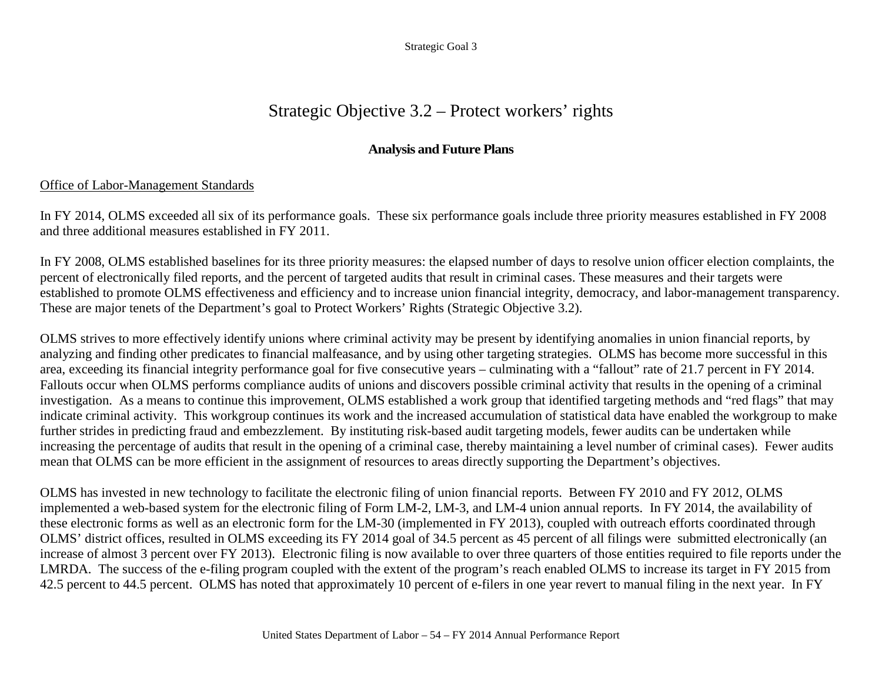# Strategic Objective 3.2 – Protect workers' rights

### Analysis and Future Plans

Office of Labor-Management Standards

In FY 2014, OLMS exceeded all six of its performance goals. These six performance goals include three priority measures established in FY 2008 and three additional measures established in FY 2011.

In FY 2008, OLMS established baselines for its three priority measures: the elapsed number of days to resolve union officer election complaints, the percent of electronically filed reports, and the percent of targeted audits that result in criminal cases. These measures and their targets were established to promote OLMS effectiveness and efficiency and to increase union financial integrity, democracy, and labor-management transparency. These are major tenets of the Department's goal to Protect Workers' Rights (Strategic Objective 3.2).

OLMS strives to more effectively identify unions where criminal activity may be present by identifying anomalies in union financial reports, by analyzing and finding other predicates to financial malfeasance, and by using other targeting strategies. OLMS has become more successful in this area, exceeding its financial integrity performance goal for five consecutive years – culminating with a "fallout" rate of 21.7 percent in FY 2014. Fallouts occur when OLMS performs compliance audits of unions and discovers possible criminal activity that results in the opening of a criminal investigation. As a means to continue this improvement, OLMS established a work group that identified targeting methods and "red flags" that may indicate criminal activity. This workgroup continues its work and the increased accumulation of statistical data have enabled the workgroup to make further strides in predicting fraud and embezzlement. By instituting risk-based audit targeting models, fewer audits can be undertaken while increasing the percentage of audits that result in the opening of a criminal case, thereby maintaining a level number of criminal cases). Fewer audits mean that OLMS can be more efficient in the assignment of resources to areas directly supporting the Department's objectives.

OLMS has invested in new technology to facilitate the electronic filing of union financial reports. Between FY 2010 and FY 2012, OLMS implemented a web-based system for the electronic filing of Form LM-2, LM-3, and LM-4 union annual reports. In FY 2014, the availability of these electronic forms as well as an electronic form for the LM-30 (implemented in FY 2013), coupled with outreach efforts coordinated through OLMS' district offices, resulted in OLMS exceeding its FY 2014 goal of 34.5 percent as 45 percent of all filings were submitted electronically (an increase of almost 3 percent over FY 2013). Electronic filing is now available to over three quarters of those entities required to file reports under the LMRDA. The success of the e-filing program coupled with the extent of the program's reach enabled OLMS to increase its target in FY 2015 from 42.5 percent to 44.5 percent. OLMS has noted that approximately 10 percent of e-filers in one year revert to manual filing in the next year. In FY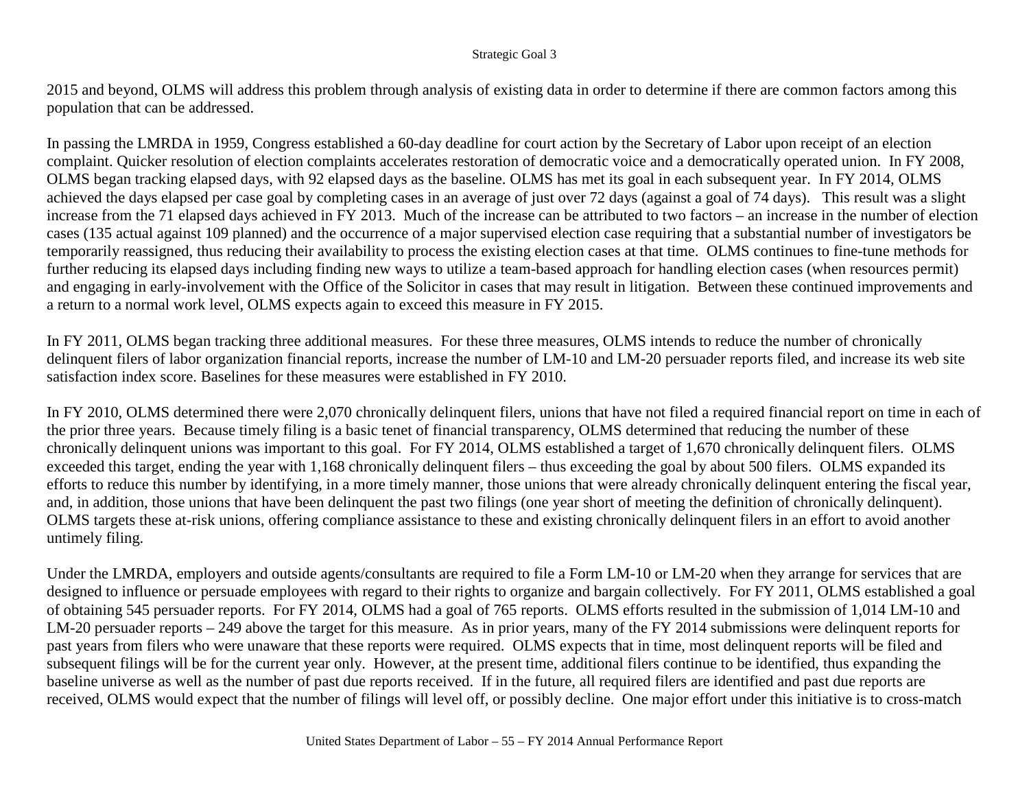2015 and beyond, OLMS will address this problem through analysis of existing data in order to determine if there are common factors among this population that can be addressed.

In passing the LMRDA in 1959, Congress established a 60-day deadline for court action by the Secretary of Labor upon receipt of an election complaint. Quicker resolution of election complaints accelerates restoration of democratic voice and a democratically operated union. In FY 2008, OLMS began tracking elapsed days, with 92 elapsed days as the baseline. OLMS has met its goal in each subsequent year. In FY 2014, OLMS achieved the days elapsed per case goal by completing cases in an average of just over 72 days (against a goal of 74 days). This result was a slight increase from the 71 elapsed days achieved in FY 2013. Much of the increase can be attributed to two factors – an increase in the number of election cases (135 actual against 109 planned) and the occurrence of a major supervised election case requiring that a substantial number of investigators be temporarily reassigned, thus reducing their availability to process the existing election cases at that time. OLMS continues to fine-tune methods for further reducing its elapsed days including finding new ways to utilize a team-based approach for handling election cases (when resources permit) and engaging in early-involvement with the Office of the Solicitor in cases that may result in litigation. Between these continued improvements and a return to a normal work level, OLMS expects again to exceed this measure in FY 2015.

In FY 2011, OLMS began tracking three additional measures. For these three measures, OLMS intends to reduce the number of chronically delinquent filers of labor organization financial reports, increase the number of LM-10 and LM-20 persuader reports filed, and increase its web site satisfaction index score. Baselines for these measures were established in FY 2010.

In FY 2010, OLMS determined there were 2,070 chronically delinquent filers, unions that have not filed a required financial report on time in each of the prior three years. Because timely filing is a basic tenet of financial transparency, OLMS determined that reducing the number of these chronically delinquent unions was important to this goal. For FY 2014, OLMS established a target of 1,670 chronically delinquent filers. OLMS exceeded this target, ending the year with 1,168 chronically delinquent filers – thus exceeding the goal by about 500 filers. OLMS expanded its efforts to reduce this number by identifying, in a more timely manner, those unions that were already chronically delinquent entering the fiscal year, and, in addition, those unions that have been delinquent the past two filings (one year short of meeting the definition of chronically delinquent). OLMS targets these at-risk unions, offering compliance assistance to these and existing chronically delinquent filers in an effort to avoid another untimely filing.

Under the LMRDA, employers and outside agents/consultants are required to file a Form LM-10 or LM-20 when they arrange for services that are designed to influence or persuade employees with regard to their rights to organize and bargain collectively. For FY 2011, OLMS established a goal of obtaining 545 persuader reports. For FY 2014, OLMS had a goal of 765 reports. OLMS efforts resulted in the submission of 1,014 LM-10 and LM-20 persuader reports – 249 above the target for this measure. As in prior years, many of the FY 2014 submissions were delinquent reports for past years from filers who were unaware that these reports were required. OLMS expects that in time, most delinquent reports will be filed and subsequent filings will be for the current year only. However, at the present time, additional filers continue to be identified, thus expanding the baseline universe as well as the number of past due reports received. If in the future, all required filers are identified and past due reports are received, OLMS would expect that the number of filings will level off, or possibly decline. One major effort under this initiative is to cross-match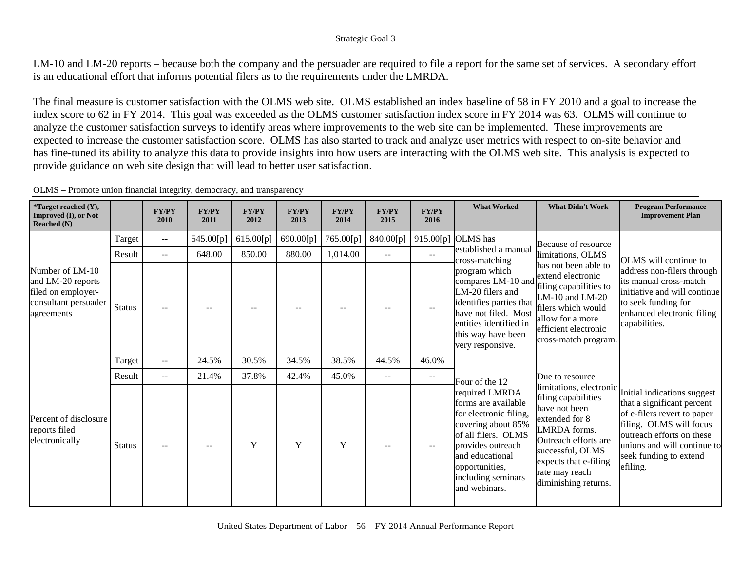LM-10 and LM-20 reports – because both the company and the persuader are required to file a report for the same set of services. A secondary effort is an educational effort that informs potential filers as to the requirements under the LMRDA.

The final measure is customer satisfaction with the OLMS web site. OLMS established an index baseline of 58 in FY 2010 and a goal to increase the index score to 62 in FY 2014. This goal was exceeded as the OLMS customer satisfaction index score in FY 2014 was 63. OLMS will continue to analyze the customer satisfaction surveys to identify areas where improvements to the web site can be implemented. These improvements are expected to increase the customer satisfaction score. OLMS has also started to track and analyze user metrics with respect to on-site behavior and has fine-tuned its ability to analyze this data to provide insights into how users are interacting with the OLMS web site. This analysis is expected to provide guidance on web site design that will lead to better user satisfaction.

OLMS – Promote union financial integrity, democracy, and transparency

| *Target reached (Y), Improved (I), or Not Reached (N) | | FY/PY 2010 | FY/PY 2011 | FY/PY 2012 | FY/PY 2013 | FY/PY 2014 | FY/PY 2015 | FY/PY 2016 | What Worked | What Didn't Work | Program Performance Improvement Plan |
|---|---|---|---|---|---|---|---|---|---|---|---|
| Number of LM-10 and LM-20 reports filed on employer-consultant persuader agreements | Target | -- | 545.00[p] | 615.00[p] | 690.00[p] | 765.00[p] | 840.00[p] | 915.00[p] | OLMS has established a manual cross-matching program which compares LM-10 and LM-20 filers and identifies parties that have not filed. Most entities identified in this way have been very responsive. | Because of resource limitations, OLMS has not been able to extend electronic filing capabilities to LM-10 and LM-20 filers which would allow for a more efficient electronic cross-match program. | OLMS will continue to address non-filers through its manual cross-match initiative and will continue to seek funding for enhanced electronic filing capabilities. |
| | Result | -- | 648.00 | 850.00 | 880.00 | 1,014.00 | -- | -- | | | |
| | Status | -- | -- | -- | -- | -- | -- | -- | | | |
| Percent of disclosure reports filed electronically | Target | -- | 24.5% | 30.5% | 34.5% | 38.5% | 44.5% | 46.0% | Four of the 12 required LMRDA forms are available for electronic filing, covering about 85% of all filers. OLMS provides outreach and educational opportunities, including seminars and webinars. | Due to resource limitations, electronic filing capabilities have not been extended for 8 LMRDA forms. Outreach efforts are successful, OLMS expects that e-filing rate may reach diminishing returns. | Initial indications suggest that a significant percent of e-filers revert to paper filing. OLMS will focus outreach efforts on these unions and will continue to seek funding to extend efiling. |
| | Result | -- | 21.4% | 37.8% | 42.4% | 45.0% | -- | -- | | | |
| | Status | -- | -- | Y | Y | Y | -- | -- | | | |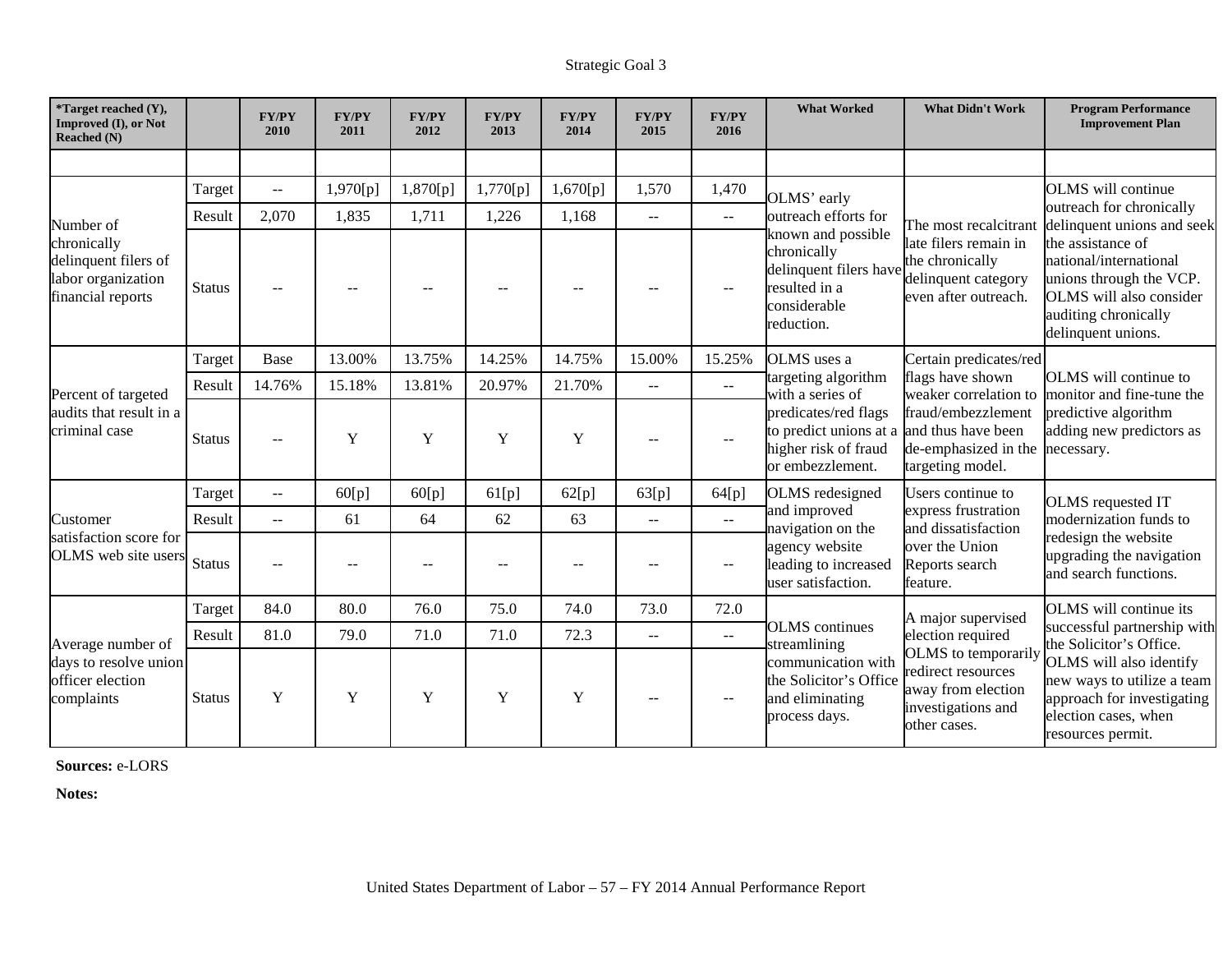Strategic Goal 3

| *Target reached (Y), Improved (I), or Not Reached (N) | | FY/PY 2010 | FY/PY 2011 | FY/PY 2012 | FY/PY 2013 | FY/PY 2014 | FY/PY 2015 | FY/PY 2016 | What Worked | What Didn't Work | Program Performance Improvement Plan |
|---|---|---|---|---|---|---|---|---|---|---|---|
| | | | | | | | | | | | |
| Number of chronically delinquent filers of labor organization financial reports | Target | -- | 1,970[p] | 1,870[p] | 1,770[p] | 1,670[p] | 1,570 | 1,470 | OLMS' early outreach efforts for known and possible chronically delinquent filers have resulted in a considerable reduction. | The most recalcitrant late filers remain in the chronically delinquent category even after outreach. | OLMS will continue outreach for chronically delinquent unions and seek the assistance of national/international unions through the VCP. OLMS will also consider auditing chronically delinquent unions. |
| | Result | 2,070 | 1,835 | 1,711 | 1,226 | 1,168 | -- | -- | | | |
| | Status | -- | -- | -- | -- | -- | -- | -- | | | |
| Percent of targeted audits that result in a criminal case | Target | Base | 13.00% | 13.75% | 14.25% | 14.75% | 15.00% | 15.25% | OLMS uses a targeting algorithm with a series of predicates/red flags to predict unions at a higher risk of fraud or embezzlement. | Certain predicates/red flags have shown weaker correlation to fraud/embezzlement and thus have been de-emphasized in the targeting model. | OLMS will continue to monitor and fine-tune the predictive algorithm adding new predictors as necessary. |
| | Result | 14.76% | 15.18% | 13.81% | 20.97% | 21.70% | -- | -- | | | |
| | Status | -- | Y | Y | Y | Y | -- | -- | | | |
| Customer satisfaction score for OLMS web site users | Target | -- | 60[p] | 60[p] | 61[p] | 62[p] | 63[p] | 64[p] | OLMS redesigned and improved navigation on the agency website leading to increased user satisfaction. | Users continue to express frustration and dissatisfaction over the Union Reports search feature. | OLMS requested IT modernization funds to redesign the website upgrading the navigation and search functions. |
| | Result | -- | 61 | 64 | 62 | 63 | -- | -- | | | |
| | Status | -- | -- | -- | -- | -- | -- | -- | | | |
| Average number of days to resolve union officer election complaints | Target | 84.0 | 80.0 | 76.0 | 75.0 | 74.0 | 73.0 | 72.0 | OLMS continues streamlining communication with the Solicitor's Office and eliminating process days. | A major supervised election required OLMS to temporarily redirect resources away from election investigations and other cases. | OLMS will continue its successful partnership with the Solicitor's Office. OLMS will also identify new ways to utilize a team approach for investigating election cases, when resources permit. |
| | Result | 81.0 | 79.0 | 71.0 | 71.0 | 72.3 | -- | -- | | | |
| | Status | Y | Y | Y | Y | Y | -- | -- | | | |

**Sources:** e-LORS

**Notes:**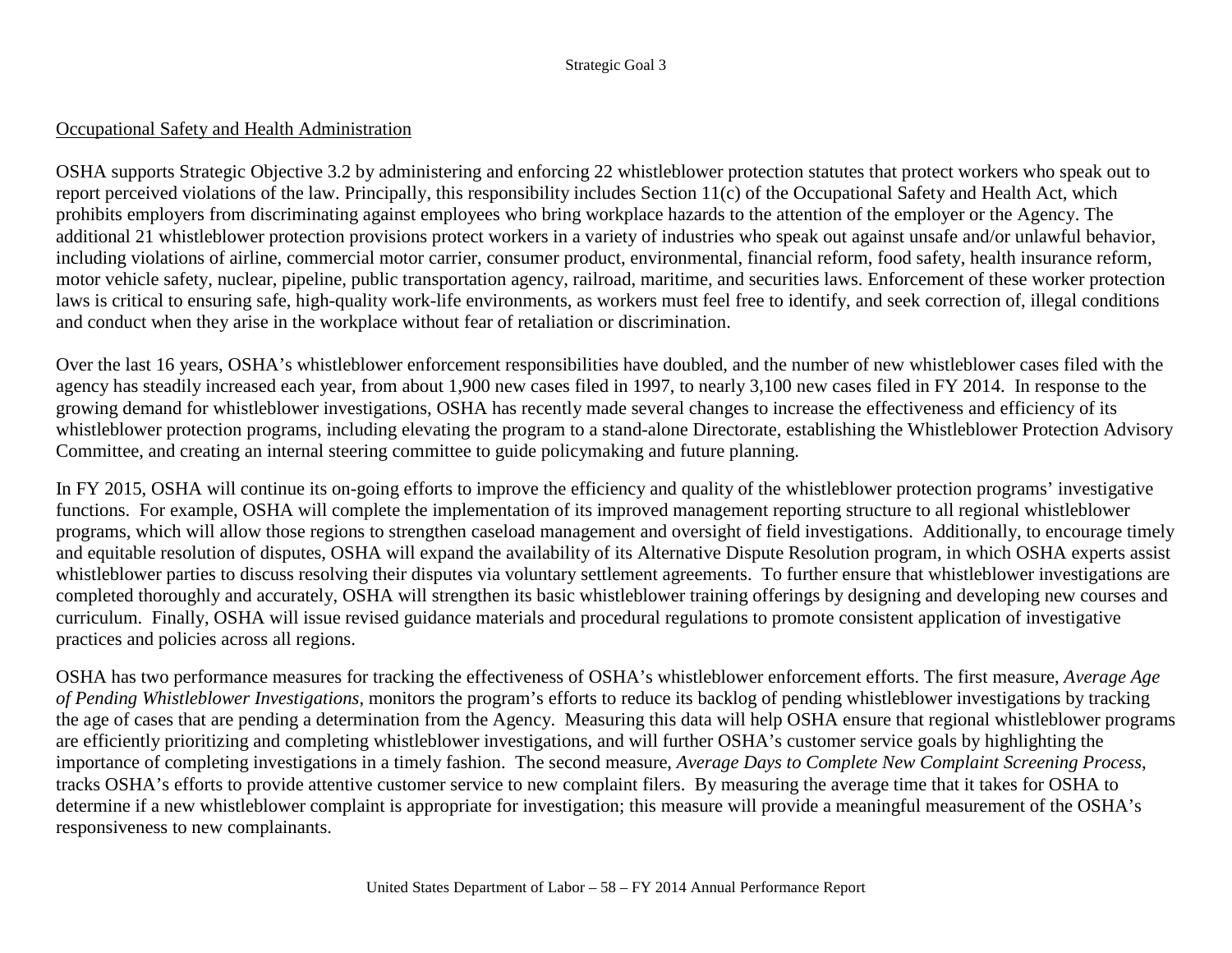## Occupational Safety and Health Administration

OSHA supports Strategic Objective 3.2 by administering and enforcing 22 whistleblower protection statutes that protect workers who speak out to report perceived violations of the law. Principally, this responsibility includes Section 11(c) of the Occupational Safety and Health Act, which prohibits employers from discriminating against employees who bring workplace hazards to the attention of the employer or the Agency. The additional 21 whistleblower protection provisions protect workers in a variety of industries who speak out against unsafe and/or unlawful behavior, including violations of airline, commercial motor carrier, consumer product, environmental, financial reform, food safety, health insurance reform, motor vehicle safety, nuclear, pipeline, public transportation agency, railroad, maritime, and securities laws. Enforcement of these worker protection laws is critical to ensuring safe, high-quality work-life environments, as workers must feel free to identify, and seek correction of, illegal conditions and conduct when they arise in the workplace without fear of retaliation or discrimination.

Over the last 16 years, OSHA's whistleblower enforcement responsibilities have doubled, and the number of new whistleblower cases filed with the agency has steadily increased each year, from about 1,900 new cases filed in 1997, to nearly 3,100 new cases filed in FY 2014. In response to the growing demand for whistleblower investigations, OSHA has recently made several changes to increase the effectiveness and efficiency of its whistleblower protection programs, including elevating the program to a stand-alone Directorate, establishing the Whistleblower Protection Advisory Committee, and creating an internal steering committee to guide policymaking and future planning.

In FY 2015, OSHA will continue its on-going efforts to improve the efficiency and quality of the whistleblower protection programs' investigative functions. For example, OSHA will complete the implementation of its improved management reporting structure to all regional whistleblower programs, which will allow those regions to strengthen caseload management and oversight of field investigations. Additionally, to encourage timely and equitable resolution of disputes, OSHA will expand the availability of its Alternative Dispute Resolution program, in which OSHA experts assist whistleblower parties to discuss resolving their disputes via voluntary settlement agreements. To further ensure that whistleblower investigations are completed thoroughly and accurately, OSHA will strengthen its basic whistleblower training offerings by designing and developing new courses and curriculum. Finally, OSHA will issue revised guidance materials and procedural regulations to promote consistent application of investigative practices and policies across all regions.

OSHA has two performance measures for tracking the effectiveness of OSHA's whistleblower enforcement efforts. The first measure, *Average Age of Pending Whistleblower Investigations*, monitors the program's efforts to reduce its backlog of pending whistleblower investigations by tracking the age of cases that are pending a determination from the Agency. Measuring this data will help OSHA ensure that regional whistleblower programs are efficiently prioritizing and completing whistleblower investigations, and will further OSHA's customer service goals by highlighting the importance of completing investigations in a timely fashion. The second measure, *Average Days to Complete New Complaint Screening Process*, tracks OSHA's efforts to provide attentive customer service to new complaint filers. By measuring the average time that it takes for OSHA to determine if a new whistleblower complaint is appropriate for investigation; this measure will provide a meaningful measurement of the OSHA's responsiveness to new complainants.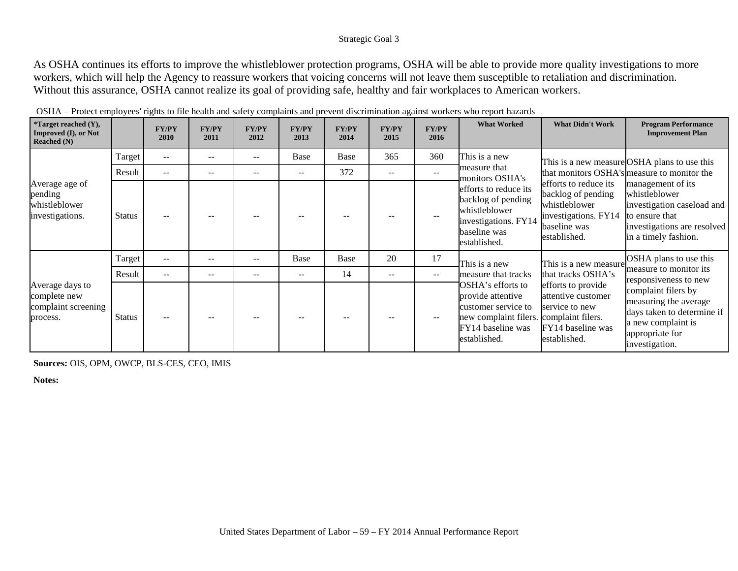Strategic Goal 3

As OSHA continues its efforts to improve the whistleblower protection programs, OSHA will be able to provide more quality investigations to more workers, which will help the Agency to reassure workers that voicing concerns will not leave them susceptible to retaliation and discrimination. Without this assurance, OSHA cannot realize its goal of providing safe, healthy and fair workplaces to American workers.

OSHA – Protect employees' rights to file health and safety complaints and prevent discrimination against workers who report hazards

| *Target reached (Y), Improved (I), or Not Reached (N) | | FY/PY 2010 | FY/PY 2011 | FY/PY 2012 | FY/PY 2013 | FY/PY 2014 | FY/PY 2015 | FY/PY 2016 | What Worked | What Didn't Work | Program Performance Improvement Plan |
|---|---|---|---|---|---|---|---|---|---|---|---|
| Average age of pending whistleblower investigations. | Target | -- | -- | -- | Base | Base | 365 | 360 | This is a new measure that monitors OSHA's efforts to reduce its backlog of pending whistleblower investigations. FY14 baseline was established. | This is a new measure that monitors OSHA's efforts to reduce its backlog of pending whistleblower investigations. FY14 baseline was established. | OSHA plans to use this measure to monitor the management of its whistleblower investigation caseload and to ensure that investigations are resolved in a timely fashion. |
| | Result | -- | -- | -- | -- | 372 | -- | -- | | | |
| | Status | -- | -- | -- | -- | -- | -- | -- | | | |
| Average days to complete new complaint screening process. | Target | -- | -- | -- | Base | Base | 20 | 17 | This is a new measure that tracks OSHA's efforts to provide attentive customer service to new complaint filers. FY14 baseline was established. | This is a new measure that tracks OSHA's efforts to provide attentive customer service to new complaint filers. FY14 baseline was established. | OSHA plans to use this measure to monitor its responsiveness to new complaint filers by measuring the average days taken to determine if a new complaint is appropriate for investigation. |
| | Result | -- | -- | -- | -- | 14 | -- | -- | | | |
| | Status | -- | -- | -- | -- | -- | -- | -- | | | |

**Sources:** OIS, OPM, OWCP, BLS-CES, CEO, IMIS

**Notes:**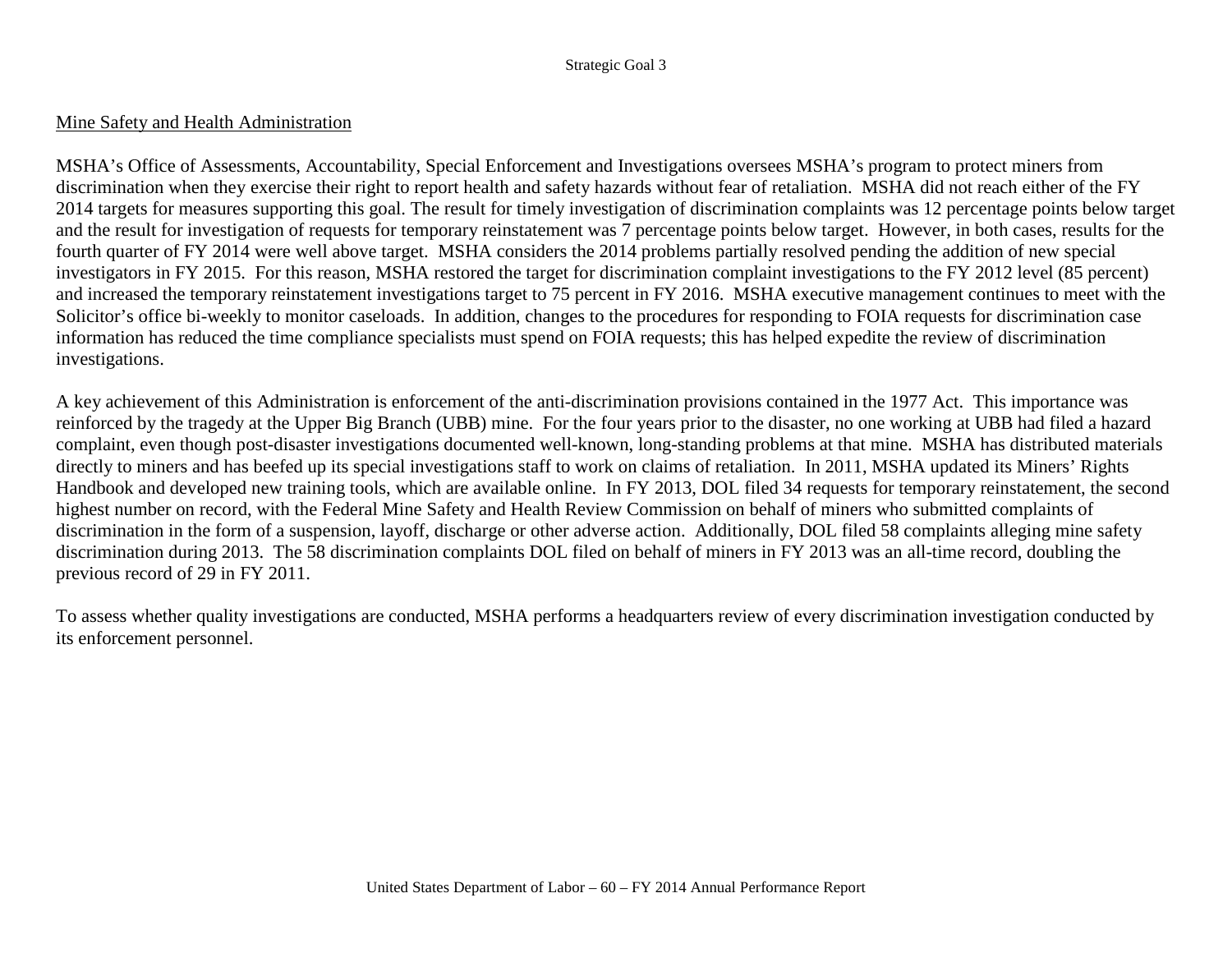## Mine Safety and Health Administration

MSHA's Office of Assessments, Accountability, Special Enforcement and Investigations oversees MSHA's program to protect miners from discrimination when they exercise their right to report health and safety hazards without fear of retaliation. MSHA did not reach either of the FY 2014 targets for measures supporting this goal. The result for timely investigation of discrimination complaints was 12 percentage points below target and the result for investigation of requests for temporary reinstatement was 7 percentage points below target. However, in both cases, results for the fourth quarter of FY 2014 were well above target. MSHA considers the 2014 problems partially resolved pending the addition of new special investigators in FY 2015. For this reason, MSHA restored the target for discrimination complaint investigations to the FY 2012 level (85 percent) and increased the temporary reinstatement investigations target to 75 percent in FY 2016. MSHA executive management continues to meet with the Solicitor's office bi-weekly to monitor caseloads. In addition, changes to the procedures for responding to FOIA requests for discrimination case information has reduced the time compliance specialists must spend on FOIA requests; this has helped expedite the review of discrimination investigations.

A key achievement of this Administration is enforcement of the anti-discrimination provisions contained in the 1977 Act. This importance was reinforced by the tragedy at the Upper Big Branch (UBB) mine. For the four years prior to the disaster, no one working at UBB had filed a hazard complaint, even though post-disaster investigations documented well-known, long-standing problems at that mine. MSHA has distributed materials directly to miners and has beefed up its special investigations staff to work on claims of retaliation. In 2011, MSHA updated its Miners' Rights Handbook and developed new training tools, which are available online. In FY 2013, DOL filed 34 requests for temporary reinstatement, the second highest number on record, with the Federal Mine Safety and Health Review Commission on behalf of miners who submitted complaints of discrimination in the form of a suspension, layoff, discharge or other adverse action. Additionally, DOL filed 58 complaints alleging mine safety discrimination during 2013. The 58 discrimination complaints DOL filed on behalf of miners in FY 2013 was an all-time record, doubling the previous record of 29 in FY 2011.

To assess whether quality investigations are conducted, MSHA performs a headquarters review of every discrimination investigation conducted by its enforcement personnel.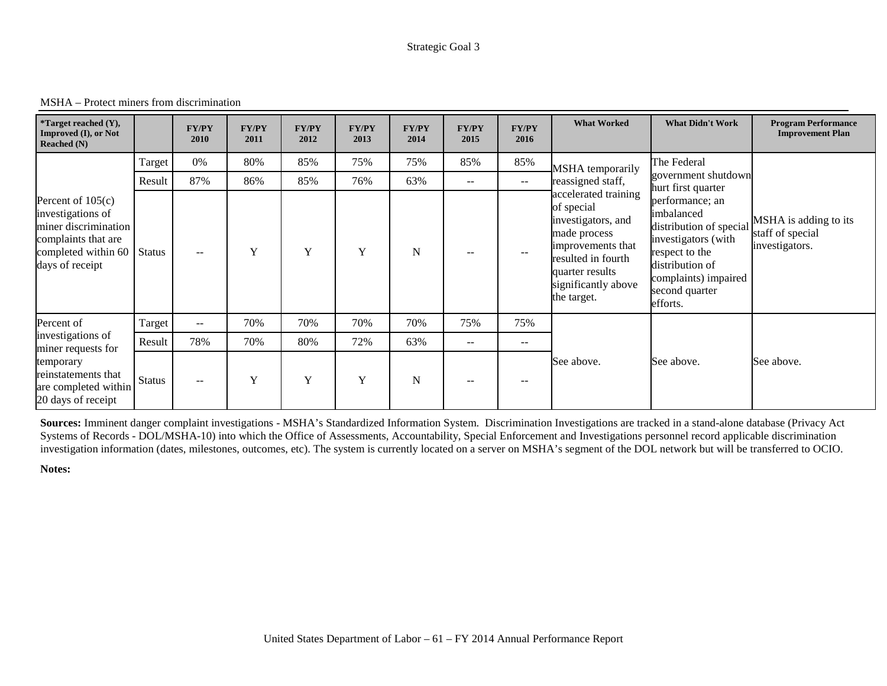Strategic Goal 3

MSHA – Protect miners from discrimination

| *Target reached (Y), Improved (I), or Not Reached (N) | | FY/PY 2010 | FY/PY 2011 | FY/PY 2012 | FY/PY 2013 | FY/PY 2014 | FY/PY 2015 | FY/PY 2016 | What Worked | What Didn't Work | Program Performance Improvement Plan |
|---|---|---|---|---|---|---|---|---|---|---|---|
| Percent of 105(c) investigations of miner discrimination complaints that are completed within 60 days of receipt | Target | 0% | 80% | 85% | 75% | 75% | 85% | 85% | MSHA temporarily reassigned staff, accelerated training of special investigators, and made process improvements that resulted in fourth quarter results significantly above the target. | The Federal government shutdown hurt first quarter performance; an imbalanced distribution of special investigators (with respect to the distribution of complaints) impaired second quarter efforts. | MSHA is adding to its staff of special investigators. |
| | Result | 87% | 86% | 85% | 76% | 63% | -- | -- | | | |
| | Status | -- | Y | Y | Y | N | -- | -- | | | |
| Percent of investigations of miner requests for temporary reinstatements that are completed within 20 days of receipt | Target | -- | 70% | 70% | 70% | 70% | 75% | 75% | See above. | See above. | See above. |
| | Result | 78% | 70% | 80% | 72% | 63% | -- | -- | | | |
| | Status | -- | Y | Y | Y | N | -- | -- | | | |

**Sources:** Imminent danger complaint investigations - MSHA's Standardized Information System. Discrimination Investigations are tracked in a stand-alone database (Privacy Act Systems of Records - DOL/MSHA-10) into which the Office of Assessments, Accountability, Special Enforcement and Investigations personnel record applicable discrimination investigation information (dates, milestones, outcomes, etc). The system is currently located on a server on MSHA's segment of the DOL network but will be transferred to OCIO.

**Notes:**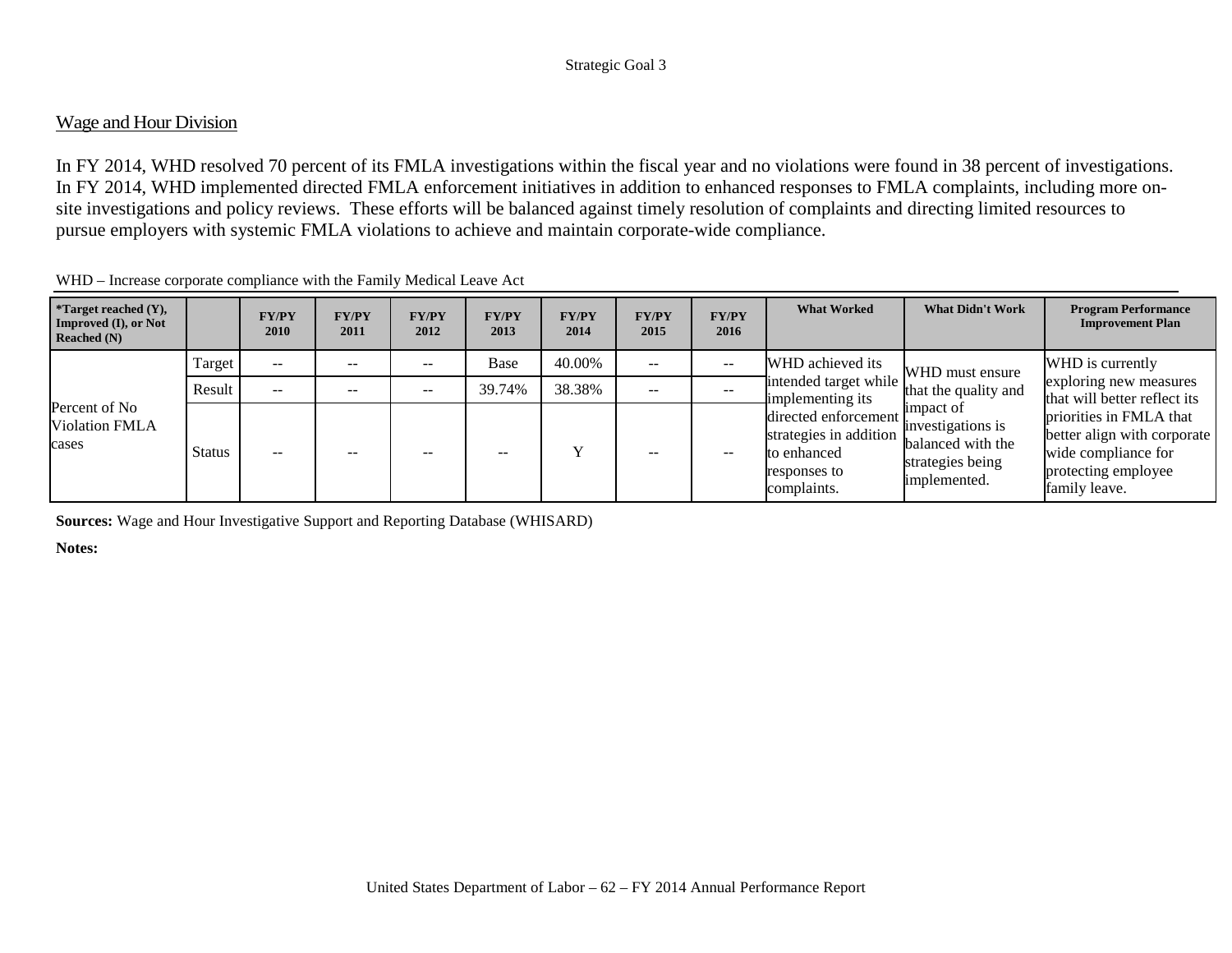## Wage and Hour Division

In FY 2014, WHD resolved 70 percent of its FMLA investigations within the fiscal year and no violations were found in 38 percent of investigations. In FY 2014, WHD implemented directed FMLA enforcement initiatives in addition to enhanced responses to FMLA complaints, including more on-site investigations and policy reviews. These efforts will be balanced against timely resolution of complaints and directing limited resources to pursue employers with systemic FMLA violations to achieve and maintain corporate-wide compliance.

WHD – Increase corporate compliance with the Family Medical Leave Act

| *Target reached (Y), Improved (I), or Not Reached (N) | | FY/PY 2010 | FY/PY 2011 | FY/PY 2012 | FY/PY 2013 | FY/PY 2014 | FY/PY 2015 | FY/PY 2016 | What Worked | What Didn't Work | Program Performance Improvement Plan |
|---|---|---|---|---|---|---|---|---|---|---|---|
| Percent of No Violation FMLA cases | Target | -- | -- | -- | Base | 40.00% | -- | -- | WHD achieved its intended target while implementing its directed enforcement strategies in addition to enhanced responses to complaints. | WHD must ensure that the quality and impact of investigations is balanced with the strategies being implemented. | WHD is currently exploring new measures that will better reflect its priorities in FMLA that better align with corporate wide compliance for protecting employee family leave. |
| | Result | -- | -- | -- | 39.74% | 38.38% | -- | -- | | | |
| | Status | -- | -- | -- | -- | Y | -- | -- | | | |

**Sources:** Wage and Hour Investigative Support and Reporting Database (WHISARD)

**Notes:**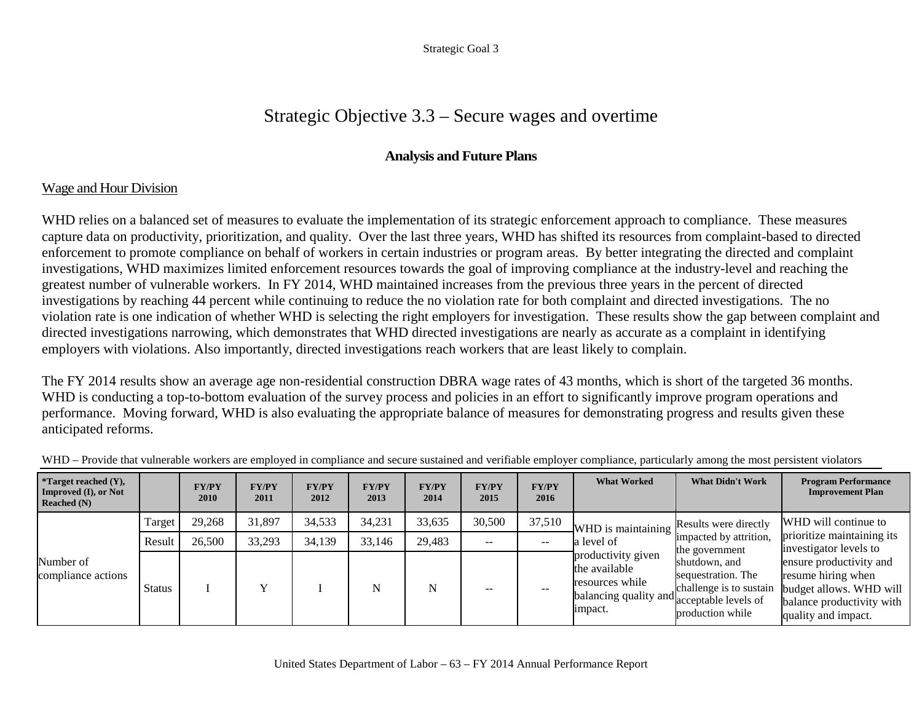# Strategic Objective 3.3 – Secure wages and overtime

### Analysis and Future Plans

Wage and Hour Division

WHD relies on a balanced set of measures to evaluate the implementation of its strategic enforcement approach to compliance. These measures capture data on productivity, prioritization, and quality. Over the last three years, WHD has shifted its resources from complaint-based to directed enforcement to promote compliance on behalf of workers in certain industries or program areas. By better integrating the directed and complaint investigations, WHD maximizes limited enforcement resources towards the goal of improving compliance at the industry-level and reaching the greatest number of vulnerable workers. In FY 2014, WHD maintained increases from the previous three years in the percent of directed investigations by reaching 44 percent while continuing to reduce the no violation rate for both complaint and directed investigations. The no violation rate is one indication of whether WHD is selecting the right employers for investigation. These results show the gap between complaint and directed investigations narrowing, which demonstrates that WHD directed investigations are nearly as accurate as a complaint in identifying employers with violations. Also importantly, directed investigations reach workers that are least likely to complain.

The FY 2014 results show an average age non-residential construction DBRA wage rates of 43 months, which is short of the targeted 36 months. WHD is conducting a top-to-bottom evaluation of the survey process and policies in an effort to significantly improve program operations and performance. Moving forward, WHD is also evaluating the appropriate balance of measures for demonstrating progress and results given these anticipated reforms.

WHD – Provide that vulnerable workers are employed in compliance and secure sustained and verifiable employer compliance, particularly among the most persistent violators

| *Target reached (Y), Improved (I), or Not Reached (N) | | FY/PY 2010 | FY/PY 2011 | FY/PY 2012 | FY/PY 2013 | FY/PY 2014 | FY/PY 2015 | FY/PY 2016 | What Worked | What Didn't Work | Program Performance Improvement Plan |
|---|---|---|---|---|---|---|---|---|---|---|---|
| Number of compliance actions | Target | 29,268 | 31,897 | 34,533 | 34,231 | 33,635 | 30,500 | 37,510 | WHD is maintaining a level of productivity given the available resources while balancing quality and impact. | Results were directly impacted by attrition, the government shutdown, and sequestration. The challenge is to sustain acceptable levels of production while | WHD will continue to prioritize maintaining its investigator levels to ensure productivity and resume hiring when budget allows. WHD will balance productivity with quality and impact. |
| | Result | 26,500 | 33,293 | 34,139 | 33,146 | 29,483 | -- | -- | | | |
| | Status | I | Y | I | N | N | -- | -- | | | |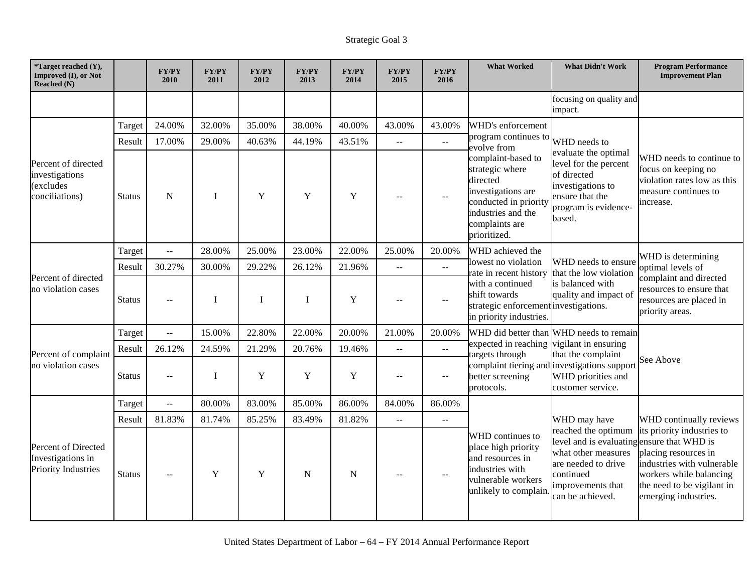Strategic Goal 3

| *Target reached (Y), Improved (I), or Not Reached (N) | | FY/PY 2010 | FY/PY 2011 | FY/PY 2012 | FY/PY 2013 | FY/PY 2014 | FY/PY 2015 | FY/PY 2016 | What Worked | What Didn't Work | Program Performance Improvement Plan |
|---|---|---|---|---|---|---|---|---|---|---|---|
| | | | | | | | | | | focusing on quality and impact. | |
| Percent of directed investigations (excludes conciliations) | Target | 24.00% | 32.00% | 35.00% | 38.00% | 40.00% | 43.00% | 43.00% | WHD's enforcement program continues to evolve from complaint-based to strategic where directed investigations are conducted in priority industries and the complaints are prioritized. | WHD needs to evaluate the optimal level for the percent of directed investigations to ensure that the program is evidence-based. | WHD needs to continue to focus on keeping no violation rates low as this measure continues to increase. |
| | Result | 17.00% | 29.00% | 40.63% | 44.19% | 43.51% | -- | -- | | | |
| | Status | N | I | Y | Y | Y | -- | -- | | | |
| Percent of directed no violation cases | Target | -- | 28.00% | 25.00% | 23.00% | 22.00% | 25.00% | 20.00% | WHD achieved the lowest no violation rate in recent history with a continued shift towards strategic enforcement in priority industries. | WHD needs to ensure that the low violation is balanced with quality and impact of investigations. | WHD is determining optimal levels of complaint and directed resources to ensure that resources are placed in priority areas. |
| | Result | 30.27% | 30.00% | 29.22% | 26.12% | 21.96% | -- | -- | | | |
| | Status | -- | I | I | I | Y | -- | -- | | | |
| Percent of complaint no violation cases | Target | -- | 15.00% | 22.80% | 22.00% | 20.00% | 21.00% | 20.00% | WHD did better than expected in reaching targets through complaint tiering and better screening protocols. | WHD needs to remain vigilant in ensuring that the complaint investigations support WHD priorities and customer service. | See Above |
| | Result | 26.12% | 24.59% | 21.29% | 20.76% | 19.46% | -- | -- | | | |
| | Status | -- | I | Y | Y | Y | -- | -- | | | |
| Percent of Directed Investigations in Priority Industries | Target | -- | 80.00% | 83.00% | 85.00% | 86.00% | 84.00% | 86.00% | WHD continues to place high priority and resources in industries with vulnerable workers unlikely to complain. | WHD may have reached the optimum level and is evaluating what other measures are needed to drive continued improvements that can be achieved. | WHD continually reviews its priority industries to ensure that WHD is placing resources in industries with vulnerable workers while balancing the need to be vigilant in emerging industries. |
| | Result | 81.83% | 81.74% | 85.25% | 83.49% | 81.82% | -- | -- | | | |
| | Status | -- | Y | Y | N | N | -- | -- | | | |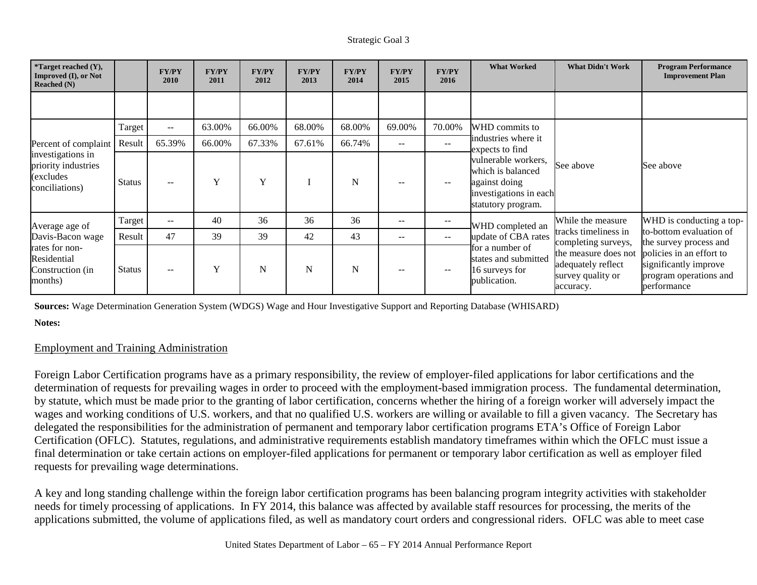| *Target reached (Y), Improved (I), or Not Reached (N) | | FY/PY 2010 | FY/PY 2011 | FY/PY 2012 | FY/PY 2013 | FY/PY 2014 | FY/PY 2015 | FY/PY 2016 | What Worked | What Didn't Work | Program Performance Improvement Plan |
|---|---|---|---|---|---|---|---|---|---|---|---|
| | | | | | | | | | | | |
| Percent of complaint investigations in priority industries (excludes conciliations) | Target | -- | 63.00% | 66.00% | 68.00% | 68.00% | 69.00% | 70.00% | WHD commits to industries where it expects to find vulnerable workers, which is balanced against doing investigations in each statutory program. | See above | See above |
| | Result | 65.39% | 66.00% | 67.33% | 67.61% | 66.74% | -- | -- | | | |
| | Status | -- | Y | Y | I | N | -- | -- | | | |
| Average age of Davis-Bacon wage rates for non-Residential Construction (in months) | Target | -- | 40 | 36 | 36 | 36 | -- | -- | WHD completed an update of CBA rates for a number of states and submitted 16 surveys for publication. | While the measure tracks timeliness in completing surveys, the measure does not adequately reflect survey quality or accuracy. | WHD is conducting a top-to-bottom evaluation of the survey process and policies in an effort to significantly improve program operations and performance |
| | Result | 47 | 39 | 39 | 42 | 43 | -- | -- | | | |
| | Status | -- | Y | N | N | N | -- | -- | | | |

**Sources:** Wage Determination Generation System (WDGS) Wage and Hour Investigative Support and Reporting Database (WHISARD)

**Notes:**

## Employment and Training Administration

Foreign Labor Certification programs have as a primary responsibility, the review of employer-filed applications for labor certifications and the determination of requests for prevailing wages in order to proceed with the employment-based immigration process. The fundamental determination, by statute, which must be made prior to the granting of labor certification, concerns whether the hiring of a foreign worker will adversely impact the wages and working conditions of U.S. workers, and that no qualified U.S. workers are willing or available to fill a given vacancy. The Secretary has delegated the responsibilities for the administration of permanent and temporary labor certification programs ETA's Office of Foreign Labor Certification (OFLC). Statutes, regulations, and administrative requirements establish mandatory timeframes within which the OFLC must issue a final determination or take certain actions on employer-filed applications for permanent or temporary labor certification as well as employer filed requests for prevailing wage determinations.

A key and long standing challenge within the foreign labor certification programs has been balancing program integrity activities with stakeholder needs for timely processing of applications. In FY 2014, this balance was affected by available staff resources for processing, the merits of the applications submitted, the volume of applications filed, as well as mandatory court orders and congressional riders. OFLC was able to meet case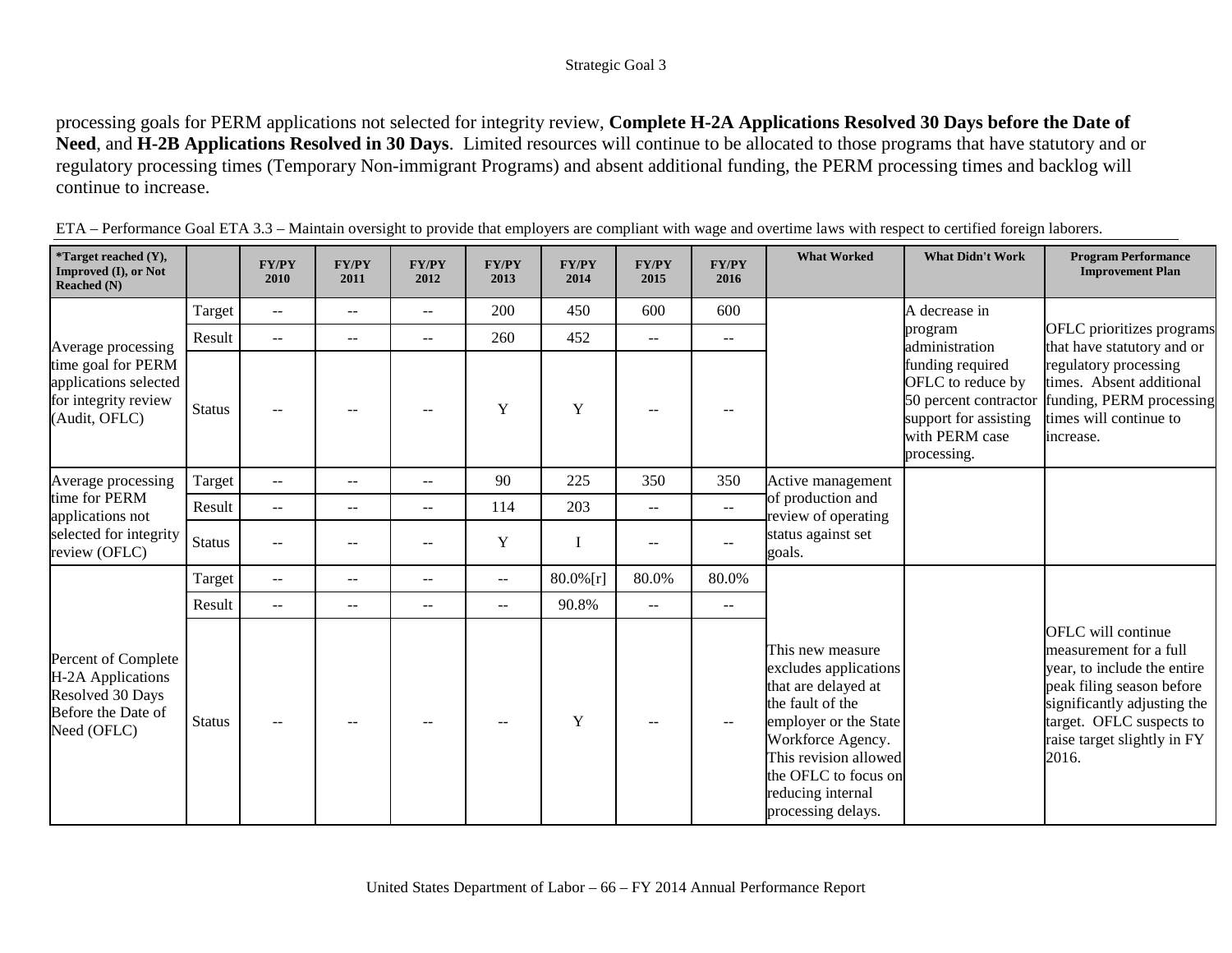processing goals for PERM applications not selected for integrity review, **Complete H-2A Applications Resolved 30 Days before the Date of Need**, and **H-2B Applications Resolved in 30 Days**. Limited resources will continue to be allocated to those programs that have statutory and or regulatory processing times (Temporary Non-immigrant Programs) and absent additional funding, the PERM processing times and backlog will continue to increase.

ETA – Performance Goal ETA 3.3 – Maintain oversight to provide that employers are compliant with wage and overtime laws with respect to certified foreign laborers.

| *Target reached (Y), Improved (I), or Not Reached (N) | | FY/PY 2010 | FY/PY 2011 | FY/PY 2012 | FY/PY 2013 | FY/PY 2014 | FY/PY 2015 | FY/PY 2016 | What Worked | What Didn't Work | Program Performance Improvement Plan |
|---|---|---|---|---|---|---|---|---|---|---|---|
| Average processing time goal for PERM applications selected for integrity review (Audit, OFLC) | Target | -- | -- | -- | 200 | 450 | 600 | 600 | | A decrease in program administration funding required OFLC to reduce by 50 percent contractor support for assisting with PERM case processing. | OFLC prioritizes programs that have statutory and or regulatory processing times. Absent additional funding, PERM processing times will continue to increase. |
| | Result | -- | -- | -- | 260 | 452 | -- | -- | | | |
| | Status | -- | -- | -- | Y | Y | -- | -- | | | |
| Average processing time for PERM applications not selected for integrity review (OFLC) | Target | -- | -- | -- | 90 | 225 | 350 | 350 | Active management of production and review of operating status against set goals. | | |
| | Result | -- | -- | -- | 114 | 203 | -- | -- | | | |
| | Status | -- | -- | -- | Y | I | -- | -- | | | |
| Percent of Complete H-2A Applications Resolved 30 Days Before the Date of Need (OFLC) | Target | -- | -- | -- | -- | 80.0%[r] | 80.0% | 80.0% | This new measure excludes applications that are delayed at the fault of the employer or the State Workforce Agency. This revision allowed the OFLC to focus on reducing internal processing delays. | | OFLC will continue measurement for a full year, to include the entire peak filing season before significantly adjusting the target. OFLC suspects to raise target slightly in FY 2016. |
| | Result | -- | -- | -- | -- | 90.8% | -- | -- | | | |
| | Status | -- | -- | -- | -- | Y | -- | -- | | | |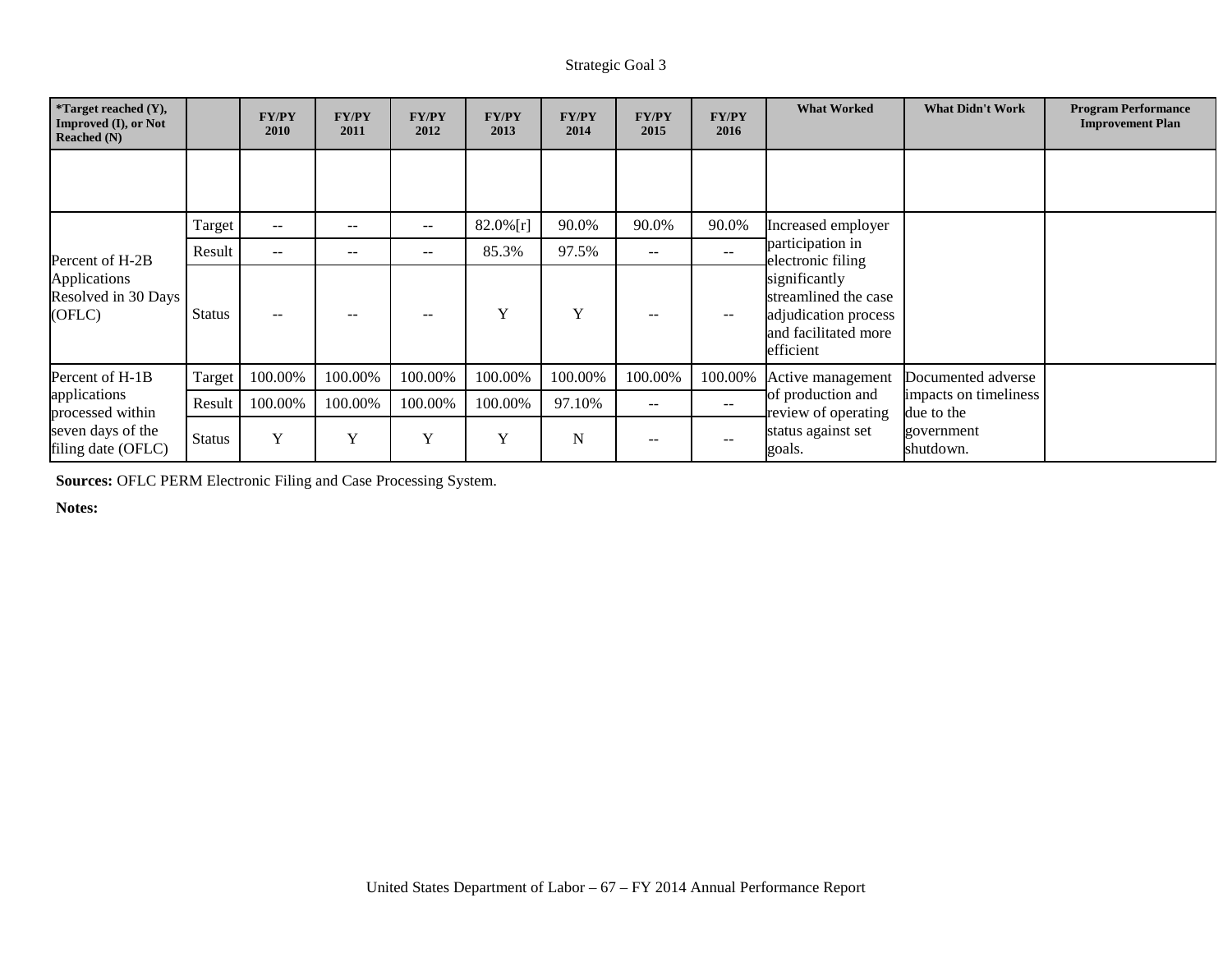Strategic Goal 3

| *Target reached (Y), Improved (I), or Not Reached (N) | | FY/PY 2010 | FY/PY 2011 | FY/PY 2012 | FY/PY 2013 | FY/PY 2014 | FY/PY 2015 | FY/PY 2016 | What Worked | What Didn't Work | Program Performance Improvement Plan |
|---|---|---|---|---|---|---|---|---|---|---|---|
| | | | | | | | | | | | |
| Percent of H-2B Applications Resolved in 30 Days (OFLC) | Target | -- | -- | -- | 82.0%[r] | 90.0% | 90.0% | 90.0% | Increased employer participation in electronic filing significantly streamlined the case adjudication process and facilitated more efficient | | |
| | Result | -- | -- | -- | 85.3% | 97.5% | -- | -- | | | |
| | Status | -- | -- | -- | Y | Y | -- | -- | | | |
| Percent of H-1B applications processed within seven days of the filing date (OFLC) | Target | 100.00% | 100.00% | 100.00% | 100.00% | 100.00% | 100.00% | 100.00% | Active management of production and review of operating status against set goals. | Documented adverse impacts on timeliness due to the government shutdown. | |
| | Result | 100.00% | 100.00% | 100.00% | 100.00% | 97.10% | -- | -- | | | |
| | Status | Y | Y | Y | Y | N | -- | -- | | | |

**Sources:** OFLC PERM Electronic Filing and Case Processing System.

**Notes:**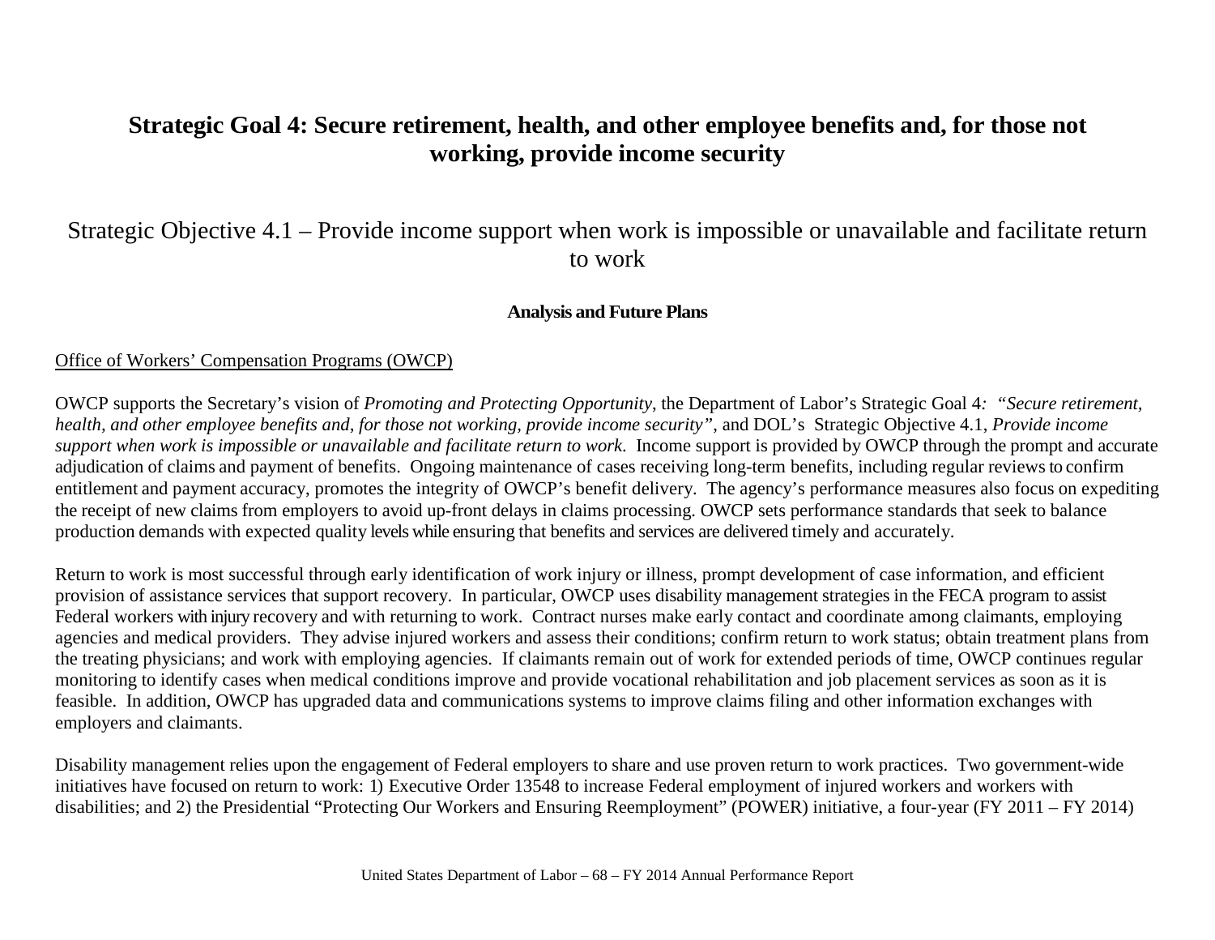# Strategic Goal 4: Secure retirement, health, and other employee benefits and, for those not working, provide income security

## Strategic Objective 4.1 – Provide income support when work is impossible or unavailable and facilitate return to work

### Analysis and Future Plans

Office of Workers' Compensation Programs (OWCP)

OWCP supports the Secretary's vision of *Promoting and Protecting Opportunity*, the Department of Labor's Strategic Goal 4*: "Secure retirement, health, and other employee benefits and, for those not working, provide income security"*, and DOL's Strategic Objective 4.1, *Provide income support when work is impossible or unavailable and facilitate return to work*. Income support is provided by OWCP through the prompt and accurate adjudication of claims and payment of benefits. Ongoing maintenance of cases receiving long-term benefits, including regular reviews to confirm entitlement and payment accuracy, promotes the integrity of OWCP's benefit delivery. The agency's performance measures also focus on expediting the receipt of new claims from employers to avoid up-front delays in claims processing. OWCP sets performance standards that seek to balance production demands with expected quality levels while ensuring that benefits and services are delivered timely and accurately.

Return to work is most successful through early identification of work injury or illness, prompt development of case information, and efficient provision of assistance services that support recovery. In particular, OWCP uses disability management strategies in the FECA program to assist Federal workers with injury recovery and with returning to work. Contract nurses make early contact and coordinate among claimants, employing agencies and medical providers. They advise injured workers and assess their conditions; confirm return to work status; obtain treatment plans from the treating physicians; and work with employing agencies. If claimants remain out of work for extended periods of time, OWCP continues regular monitoring to identify cases when medical conditions improve and provide vocational rehabilitation and job placement services as soon as it is feasible. In addition, OWCP has upgraded data and communications systems to improve claims filing and other information exchanges with employers and claimants.

Disability management relies upon the engagement of Federal employers to share and use proven return to work practices. Two government-wide initiatives have focused on return to work: 1) Executive Order 13548 to increase Federal employment of injured workers and workers with disabilities; and 2) the Presidential "Protecting Our Workers and Ensuring Reemployment" (POWER) initiative, a four-year (FY 2011 – FY 2014)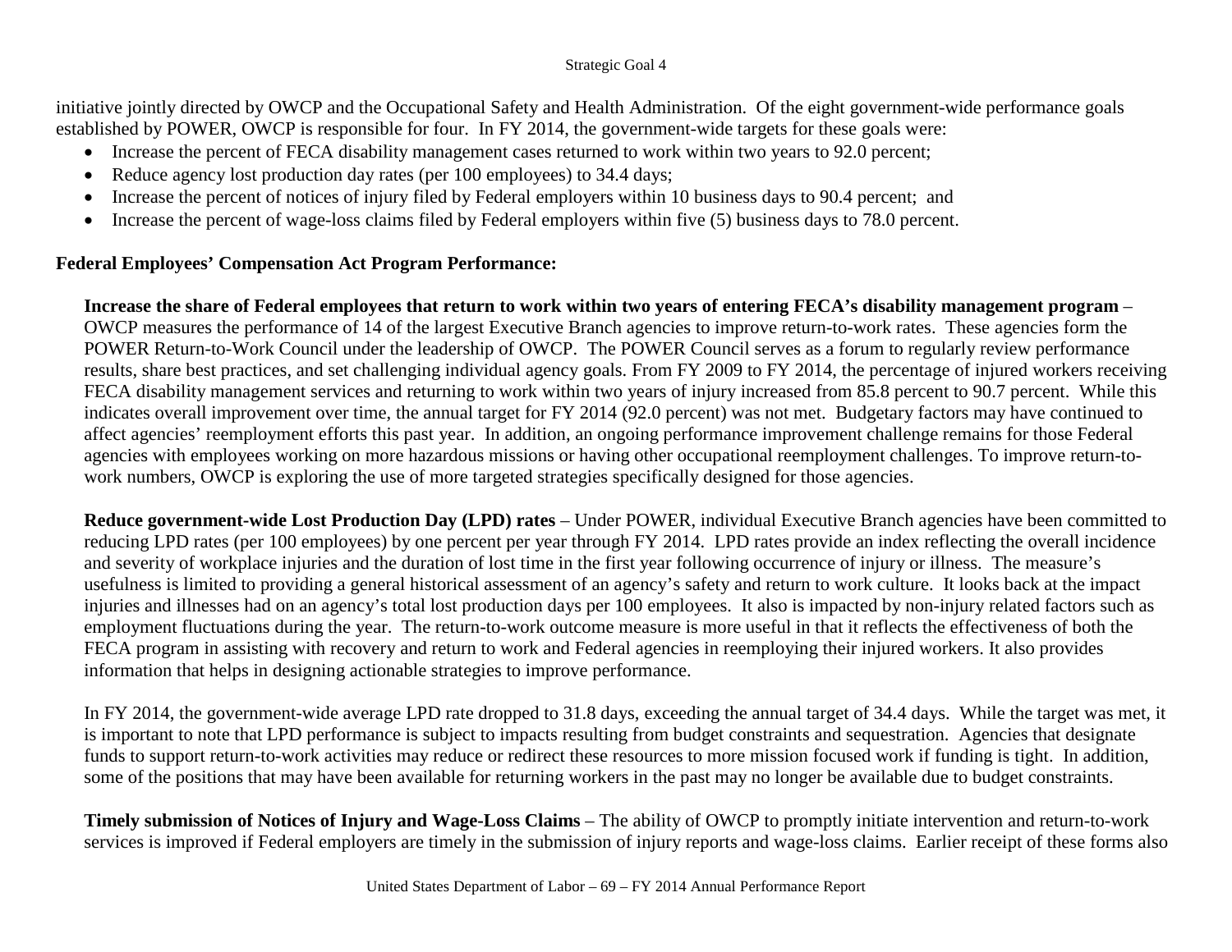initiative jointly directed by OWCP and the Occupational Safety and Health Administration. Of the eight government-wide performance goals established by POWER, OWCP is responsible for four. In FY 2014, the government-wide targets for these goals were:

- Increase the percent of FECA disability management cases returned to work within two years to 92.0 percent;
- Reduce agency lost production day rates (per 100 employees) to 34.4 days;
- Increase the percent of notices of injury filed by Federal employers within 10 business days to 90.4 percent; and
- Increase the percent of wage-loss claims filed by Federal employers within five (5) business days to 78.0 percent.

**Federal Employees' Compensation Act Program Performance:**

**Increase the share of Federal employees that return to work within two years of entering FECA's disability management program** – OWCP measures the performance of 14 of the largest Executive Branch agencies to improve return-to-work rates. These agencies form the POWER Return-to-Work Council under the leadership of OWCP. The POWER Council serves as a forum to regularly review performance results, share best practices, and set challenging individual agency goals. From FY 2009 to FY 2014, the percentage of injured workers receiving FECA disability management services and returning to work within two years of injury increased from 85.8 percent to 90.7 percent. While this indicates overall improvement over time, the annual target for FY 2014 (92.0 percent) was not met. Budgetary factors may have continued to affect agencies' reemployment efforts this past year. In addition, an ongoing performance improvement challenge remains for those Federal agencies with employees working on more hazardous missions or having other occupational reemployment challenges. To improve return-to-work numbers, OWCP is exploring the use of more targeted strategies specifically designed for those agencies.

**Reduce government-wide Lost Production Day (LPD) rates** – Under POWER, individual Executive Branch agencies have been committed to reducing LPD rates (per 100 employees) by one percent per year through FY 2014. LPD rates provide an index reflecting the overall incidence and severity of workplace injuries and the duration of lost time in the first year following occurrence of injury or illness. The measure's usefulness is limited to providing a general historical assessment of an agency's safety and return to work culture. It looks back at the impact injuries and illnesses had on an agency's total lost production days per 100 employees. It also is impacted by non-injury related factors such as employment fluctuations during the year. The return-to-work outcome measure is more useful in that it reflects the effectiveness of both the FECA program in assisting with recovery and return to work and Federal agencies in reemploying their injured workers. It also provides information that helps in designing actionable strategies to improve performance.

In FY 2014, the government-wide average LPD rate dropped to 31.8 days, exceeding the annual target of 34.4 days. While the target was met, it is important to note that LPD performance is subject to impacts resulting from budget constraints and sequestration. Agencies that designate funds to support return-to-work activities may reduce or redirect these resources to more mission focused work if funding is tight. In addition, some of the positions that may have been available for returning workers in the past may no longer be available due to budget constraints.

**Timely submission of Notices of Injury and Wage-Loss Claims** – The ability of OWCP to promptly initiate intervention and return-to-work services is improved if Federal employers are timely in the submission of injury reports and wage-loss claims. Earlier receipt of these forms also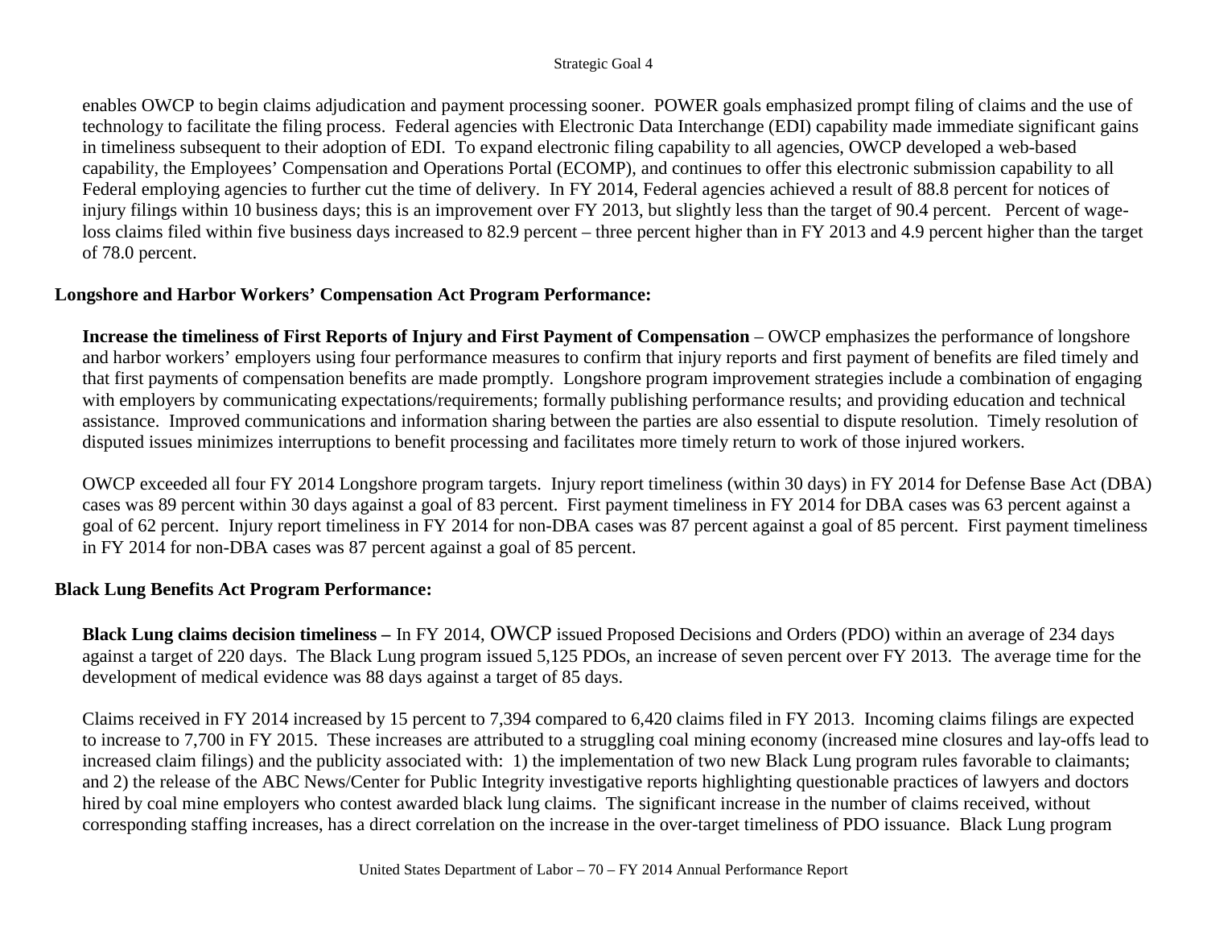enables OWCP to begin claims adjudication and payment processing sooner. POWER goals emphasized prompt filing of claims and the use of technology to facilitate the filing process. Federal agencies with Electronic Data Interchange (EDI) capability made immediate significant gains in timeliness subsequent to their adoption of EDI. To expand electronic filing capability to all agencies, OWCP developed a web-based capability, the Employees' Compensation and Operations Portal (ECOMP), and continues to offer this electronic submission capability to all Federal employing agencies to further cut the time of delivery. In FY 2014, Federal agencies achieved a result of 88.8 percent for notices of injury filings within 10 business days; this is an improvement over FY 2013, but slightly less than the target of 90.4 percent. Percent of wage-loss claims filed within five business days increased to 82.9 percent – three percent higher than in FY 2013 and 4.9 percent higher than the target of 78.0 percent.

**Longshore and Harbor Workers' Compensation Act Program Performance:**

**Increase the timeliness of First Reports of Injury and First Payment of Compensation** – OWCP emphasizes the performance of longshore and harbor workers' employers using four performance measures to confirm that injury reports and first payment of benefits are filed timely and that first payments of compensation benefits are made promptly. Longshore program improvement strategies include a combination of engaging with employers by communicating expectations/requirements; formally publishing performance results; and providing education and technical assistance. Improved communications and information sharing between the parties are also essential to dispute resolution. Timely resolution of disputed issues minimizes interruptions to benefit processing and facilitates more timely return to work of those injured workers.

OWCP exceeded all four FY 2014 Longshore program targets. Injury report timeliness (within 30 days) in FY 2014 for Defense Base Act (DBA) cases was 89 percent within 30 days against a goal of 83 percent. First payment timeliness in FY 2014 for DBA cases was 63 percent against a goal of 62 percent. Injury report timeliness in FY 2014 for non-DBA cases was 87 percent against a goal of 85 percent. First payment timeliness in FY 2014 for non-DBA cases was 87 percent against a goal of 85 percent.

**Black Lung Benefits Act Program Performance:**

**Black Lung claims decision timeliness –** In FY 2014, OWCP issued Proposed Decisions and Orders (PDO) within an average of 234 days against a target of 220 days. The Black Lung program issued 5,125 PDOs, an increase of seven percent over FY 2013. The average time for the development of medical evidence was 88 days against a target of 85 days.

Claims received in FY 2014 increased by 15 percent to 7,394 compared to 6,420 claims filed in FY 2013. Incoming claims filings are expected to increase to 7,700 in FY 2015. These increases are attributed to a struggling coal mining economy (increased mine closures and lay-offs lead to increased claim filings) and the publicity associated with: 1) the implementation of two new Black Lung program rules favorable to claimants; and 2) the release of the ABC News/Center for Public Integrity investigative reports highlighting questionable practices of lawyers and doctors hired by coal mine employers who contest awarded black lung claims. The significant increase in the number of claims received, without corresponding staffing increases, has a direct correlation on the increase in the over-target timeliness of PDO issuance. Black Lung program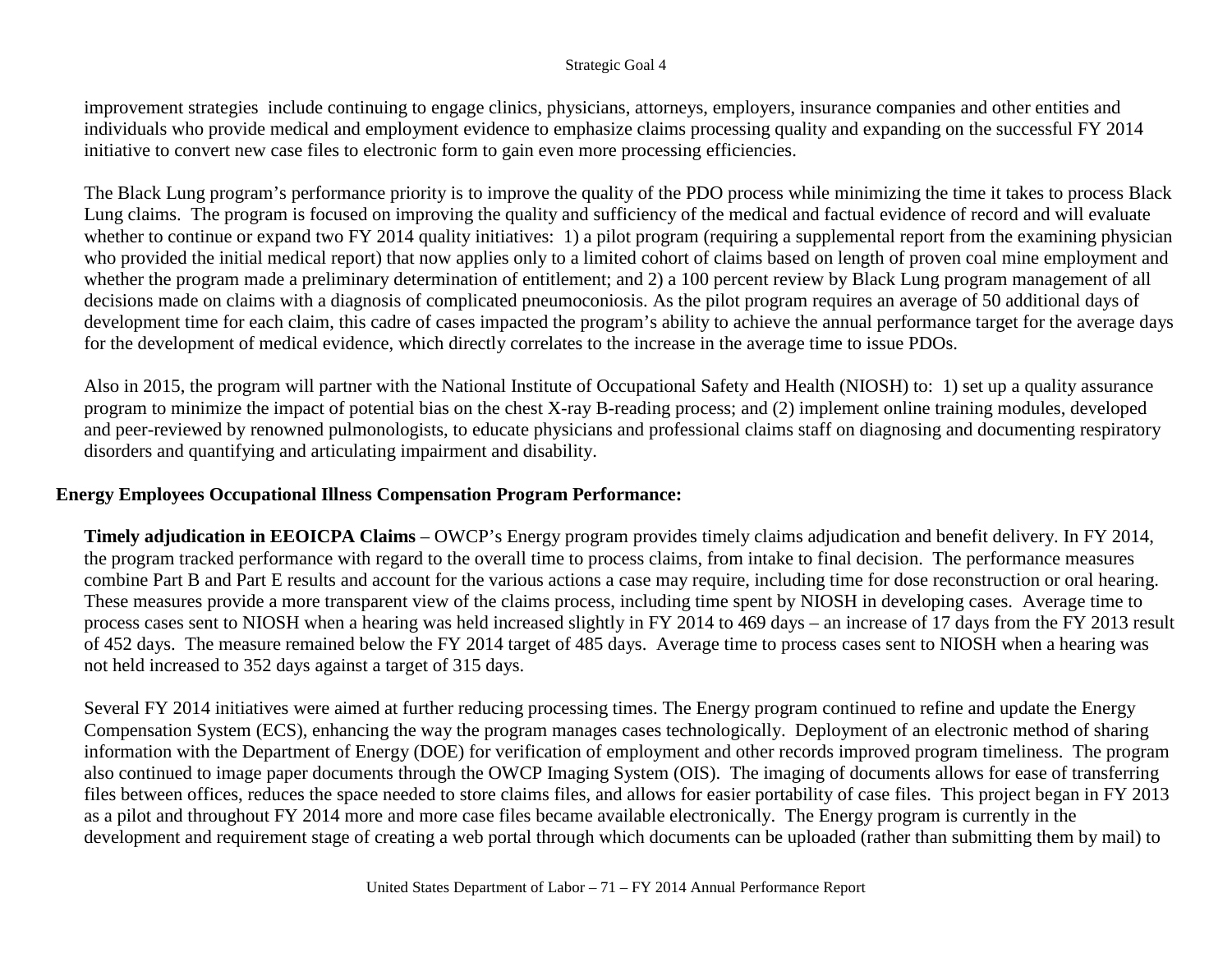improvement strategies include continuing to engage clinics, physicians, attorneys, employers, insurance companies and other entities and individuals who provide medical and employment evidence to emphasize claims processing quality and expanding on the successful FY 2014 initiative to convert new case files to electronic form to gain even more processing efficiencies.

The Black Lung program's performance priority is to improve the quality of the PDO process while minimizing the time it takes to process Black Lung claims. The program is focused on improving the quality and sufficiency of the medical and factual evidence of record and will evaluate whether to continue or expand two FY 2014 quality initiatives: 1) a pilot program (requiring a supplemental report from the examining physician who provided the initial medical report) that now applies only to a limited cohort of claims based on length of proven coal mine employment and whether the program made a preliminary determination of entitlement; and 2) a 100 percent review by Black Lung program management of all decisions made on claims with a diagnosis of complicated pneumoconiosis. As the pilot program requires an average of 50 additional days of development time for each claim, this cadre of cases impacted the program's ability to achieve the annual performance target for the average days for the development of medical evidence, which directly correlates to the increase in the average time to issue PDOs.

Also in 2015, the program will partner with the National Institute of Occupational Safety and Health (NIOSH) to: 1) set up a quality assurance program to minimize the impact of potential bias on the chest X-ray B-reading process; and (2) implement online training modules, developed and peer-reviewed by renowned pulmonologists, to educate physicians and professional claims staff on diagnosing and documenting respiratory disorders and quantifying and articulating impairment and disability.

**Energy Employees Occupational Illness Compensation Program Performance:**

**Timely adjudication in EEOICPA Claims** – OWCP's Energy program provides timely claims adjudication and benefit delivery. In FY 2014, the program tracked performance with regard to the overall time to process claims, from intake to final decision. The performance measures combine Part B and Part E results and account for the various actions a case may require, including time for dose reconstruction or oral hearing. These measures provide a more transparent view of the claims process, including time spent by NIOSH in developing cases. Average time to process cases sent to NIOSH when a hearing was held increased slightly in FY 2014 to 469 days – an increase of 17 days from the FY 2013 result of 452 days. The measure remained below the FY 2014 target of 485 days. Average time to process cases sent to NIOSH when a hearing was not held increased to 352 days against a target of 315 days.

Several FY 2014 initiatives were aimed at further reducing processing times. The Energy program continued to refine and update the Energy Compensation System (ECS), enhancing the way the program manages cases technologically. Deployment of an electronic method of sharing information with the Department of Energy (DOE) for verification of employment and other records improved program timeliness. The program also continued to image paper documents through the OWCP Imaging System (OIS). The imaging of documents allows for ease of transferring files between offices, reduces the space needed to store claims files, and allows for easier portability of case files. This project began in FY 2013 as a pilot and throughout FY 2014 more and more case files became available electronically. The Energy program is currently in the development and requirement stage of creating a web portal through which documents can be uploaded (rather than submitting them by mail) to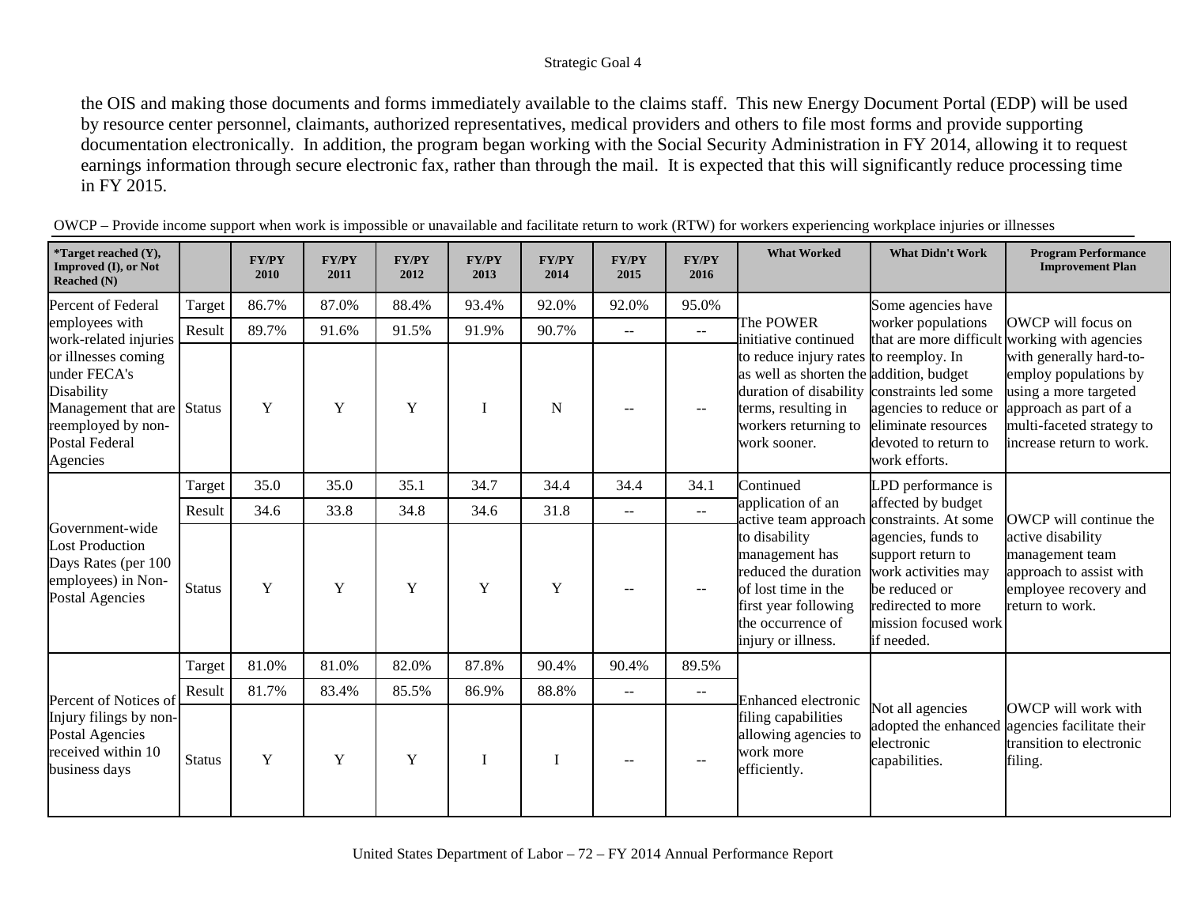the OIS and making those documents and forms immediately available to the claims staff. This new Energy Document Portal (EDP) will be used by resource center personnel, claimants, authorized representatives, medical providers and others to file most forms and provide supporting documentation electronically. In addition, the program began working with the Social Security Administration in FY 2014, allowing it to request earnings information through secure electronic fax, rather than through the mail. It is expected that this will significantly reduce processing time in FY 2015.

OWCP – Provide income support when work is impossible or unavailable and facilitate return to work (RTW) for workers experiencing workplace injuries or illnesses

| *Target reached (Y), Improved (I), or Not Reached (N) | | FY/PY 2010 | FY/PY 2011 | FY/PY 2012 | FY/PY 2013 | FY/PY 2014 | FY/PY 2015 | FY/PY 2016 | What Worked | What Didn't Work | Program Performance Improvement Plan |
|---|---|---|---|---|---|---|---|---|---|---|---|
| Percent of Federal employees with work-related injuries or illnesses coming under FECA's Disability Management that are reemployed by non-Postal Federal Agencies | Target | 86.7% | 87.0% | 88.4% | 93.4% | 92.0% | 92.0% | 95.0% | The POWER initiative continued to reduce injury rates as well as shorten the duration of disability terms, resulting in workers returning to work sooner. | Some agencies have worker populations that are more difficult to reemploy. In addition, budget constraints led some agencies to reduce or eliminate resources devoted to return to work efforts. | OWCP will focus on working with agencies with generally hard-to-employ populations by using a more targeted approach as part of a multi-faceted strategy to increase return to work. |
| | Result | 89.7% | 91.6% | 91.5% | 91.9% | 90.7% | -- | -- | | | |
| | Status | Y | Y | Y | I | N | -- | -- | | | |
| Government-wide Lost Production Days Rates (per 100 employees) in Non-Postal Agencies | Target | 35.0 | 35.0 | 35.1 | 34.7 | 34.4 | 34.4 | 34.1 | Continued application of an active team approach to disability management has reduced the duration of lost time in the first year following the occurrence of injury or illness. | LPD performance is affected by budget constraints. At some agencies, funds to support return to work activities may be reduced or redirected to more mission focused work if needed. | OWCP will continue the active disability management team approach to assist with employee recovery and return to work. |
| | Result | 34.6 | 33.8 | 34.8 | 34.6 | 31.8 | -- | -- | | | |
| | Status | Y | Y | Y | Y | Y | -- | -- | | | |
| Percent of Notices of Injury filings by non-Postal Agencies received within 10 business days | Target | 81.0% | 81.0% | 82.0% | 87.8% | 90.4% | 90.4% | 89.5% | Enhanced electronic filing capabilities allowing agencies to work more efficiently. | Not all agencies adopted the enhanced electronic capabilities. | OWCP will work with agencies facilitate their transition to electronic filing. |
| | Result | 81.7% | 83.4% | 85.5% | 86.9% | 88.8% | -- | -- | | | |
| | Status | Y | Y | Y | I | I | -- | -- | | | |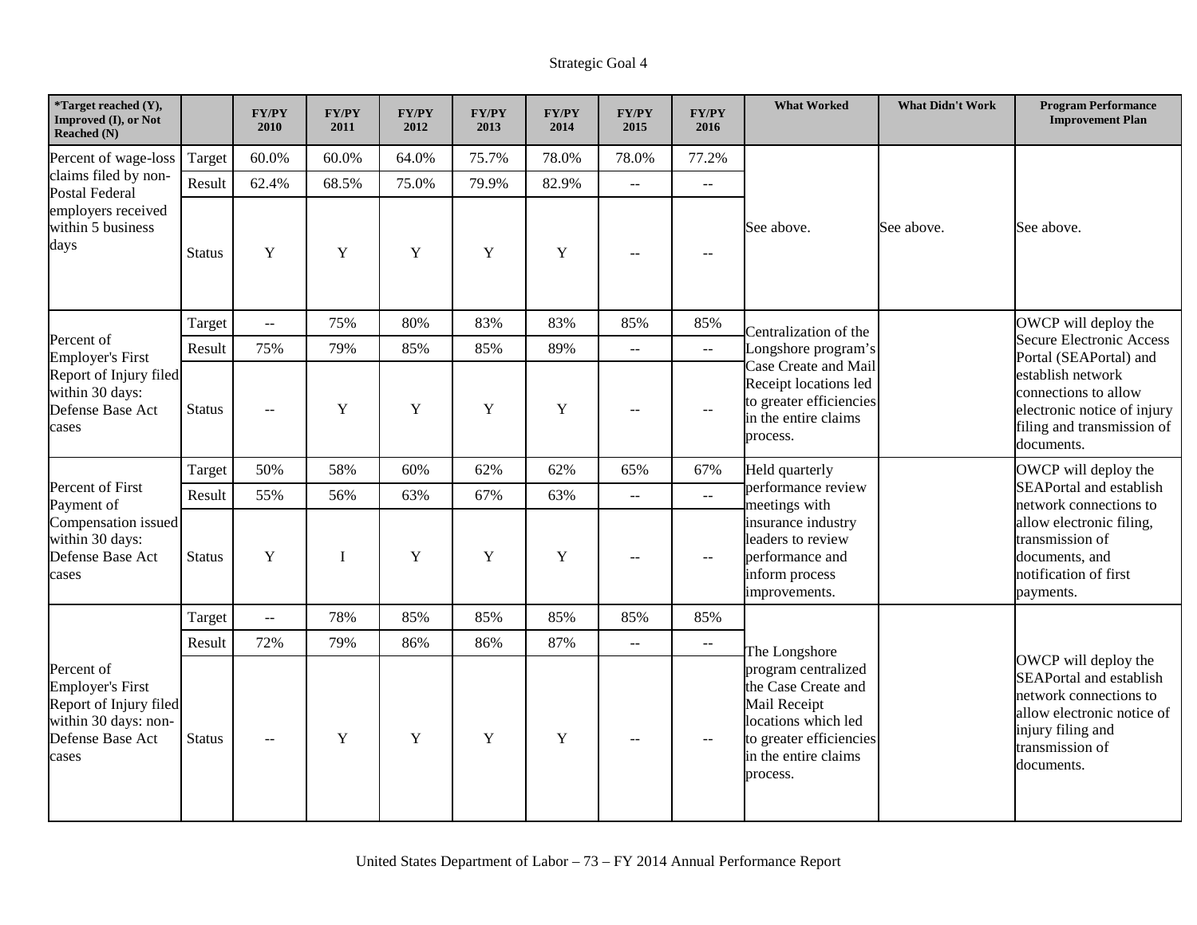Strategic Goal 4

| *Target reached (Y), Improved (I), or Not Reached (N) | | FY/PY 2010 | FY/PY 2011 | FY/PY 2012 | FY/PY 2013 | FY/PY 2014 | FY/PY 2015 | FY/PY 2016 | What Worked | What Didn't Work | Program Performance Improvement Plan |
|---|---|---|---|---|---|---|---|---|---|---|---|
| Percent of wage-loss claims filed by non-Postal Federal employers received within 5 business days | Target | 60.0% | 60.0% | 64.0% | 75.7% | 78.0% | 78.0% | 77.2% | See above. | See above. | See above. |
| | Result | 62.4% | 68.5% | 75.0% | 79.9% | 82.9% | -- | -- | | | |
| | Status | Y | Y | Y | Y | Y | -- | -- | | | |
| Percent of Employer's First Report of Injury filed within 30 days: Defense Base Act cases | Target | -- | 75% | 80% | 83% | 83% | 85% | 85% | Centralization of the Longshore program's Case Create and Mail Receipt locations led to greater efficiencies in the entire claims process. | | OWCP will deploy the Secure Electronic Access Portal (SEAPortal) and establish network connections to allow electronic notice of injury filing and transmission of documents. |
| | Result | 75% | 79% | 85% | 85% | 89% | -- | -- | | | |
| | Status | -- | Y | Y | Y | Y | -- | -- | | | |
| Percent of First Payment of Compensation issued within 30 days: Defense Base Act cases | Target | 50% | 58% | 60% | 62% | 62% | 65% | 67% | Held quarterly performance review meetings with insurance industry leaders to review performance and inform process improvements. | | OWCP will deploy the SEAPortal and establish network connections to allow electronic filing, transmission of documents, and notification of first payments. |
| | Result | 55% | 56% | 63% | 67% | 63% | -- | -- | | | |
| | Status | Y | I | Y | Y | Y | -- | -- | | | |
| Percent of Employer's First Report of Injury filed within 30 days: non-Defense Base Act cases | Target | -- | 78% | 85% | 85% | 85% | 85% | 85% | The Longshore program centralized the Case Create and Mail Receipt locations which led to greater efficiencies in the entire claims process. | | OWCP will deploy the SEAPortal and establish network connections to allow electronic notice of injury filing and transmission of documents. |
| | Result | 72% | 79% | 86% | 86% | 87% | -- | -- | | | |
| | Status | -- | Y | Y | Y | Y | -- | -- | | | |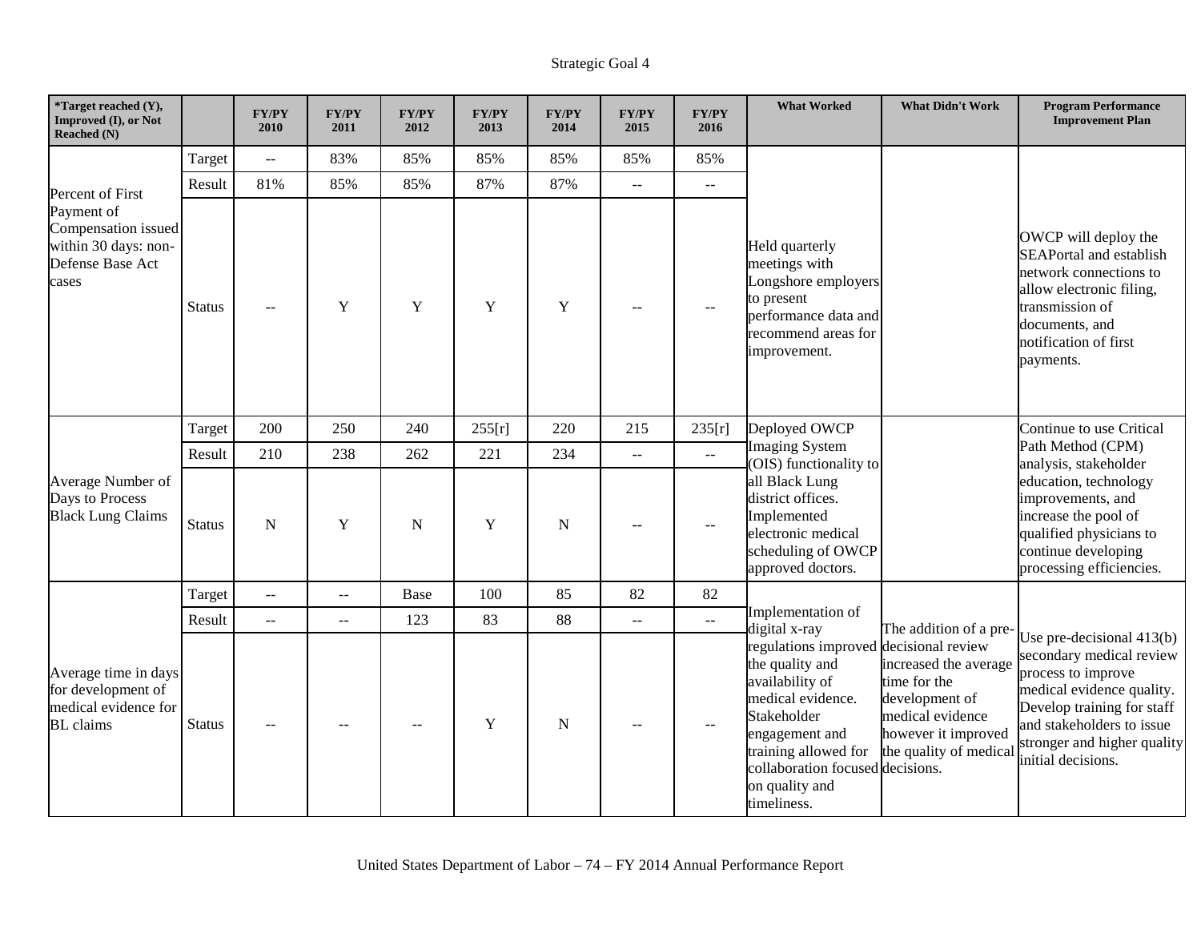Strategic Goal 4

| *Target reached (Y), Improved (I), or Not Reached (N) | | FY/PY 2010 | FY/PY 2011 | FY/PY 2012 | FY/PY 2013 | FY/PY 2014 | FY/PY 2015 | FY/PY 2016 | What Worked | What Didn't Work | Program Performance Improvement Plan |
|---|---|---|---|---|---|---|---|---|---|---|---|
| Percent of First Payment of Compensation issued within 30 days: non-Defense Base Act cases | Target | -- | 83% | 85% | 85% | 85% | 85% | 85% | Held quarterly meetings with Longshore employers to present performance data and recommend areas for improvement. | | OWCP will deploy the SEAPortal and establish network connections to allow electronic filing, transmission of documents, and notification of first payments. |
| | Result | 81% | 85% | 85% | 87% | 87% | -- | -- | | | |
| | Status | -- | Y | Y | Y | Y | -- | -- | | | |
| Average Number of Days to Process Black Lung Claims | Target | 200 | 250 | 240 | 255[r] | 220 | 215 | 235[r] | Deployed OWCP Imaging System (OIS) functionality to all Black Lung district offices. Implemented electronic medical scheduling of OWCP approved doctors. | | Continue to use Critical Path Method (CPM) analysis, stakeholder education, technology improvements, and increase the pool of qualified physicians to continue developing processing efficiencies. |
| | Result | 210 | 238 | 262 | 221 | 234 | -- | -- | | | |
| | Status | N | Y | N | Y | N | -- | -- | | | |
| Average time in days for development of medical evidence for BL claims | Target | -- | -- | Base | 100 | 85 | 82 | 82 | Implementation of digital x-ray regulations improved the quality and availability of medical evidence. Stakeholder engagement and training allowed for collaboration focused on quality and timeliness. | The addition of a pre-decisional review increased the average time for the development of medical evidence however it improved the quality of medical decisions. | Use pre-decisional 413(b) secondary medical review process to improve medical evidence quality. Develop training for staff and stakeholders to issue stronger and higher quality initial decisions. |
| | Result | -- | -- | 123 | 83 | 88 | -- | -- | | | |
| | Status | -- | -- | -- | Y | N | -- | -- | | | |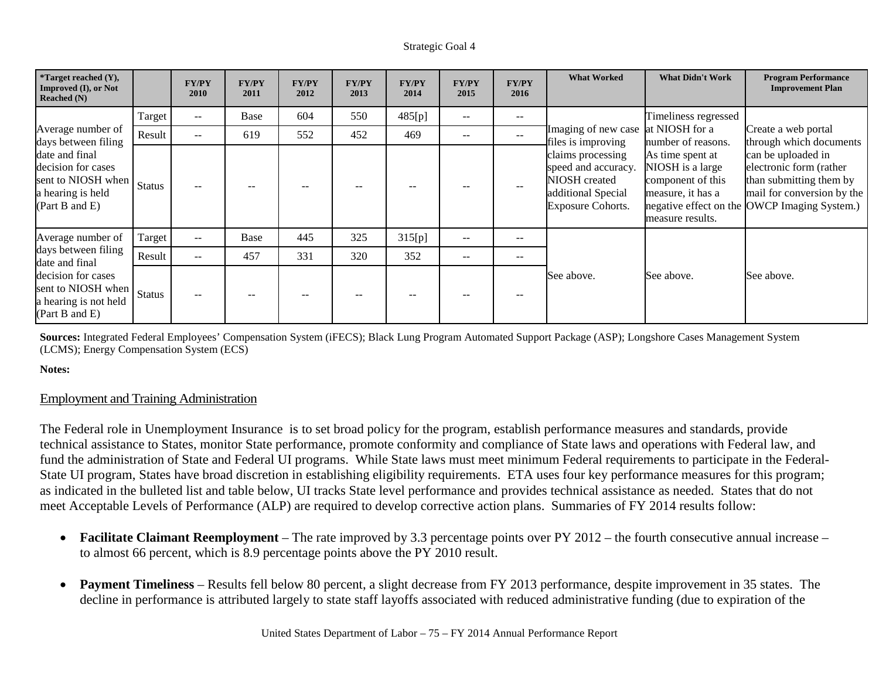| *Target reached (Y), Improved (I), or Not Reached (N) | | FY/PY 2010 | FY/PY 2011 | FY/PY 2012 | FY/PY 2013 | FY/PY 2014 | FY/PY 2015 | FY/PY 2016 | What Worked | What Didn't Work | Program Performance Improvement Plan |
|---|---|---|---|---|---|---|---|---|---|---|---|
| Average number of days between filing date and final decision for cases sent to NIOSH when a hearing is held (Part B and E) | Target | -- | Base | 604 | 550 | 485[p] | -- | -- | Imaging of new case files is improving claims processing speed and accuracy. NIOSH created additional Special Exposure Cohorts. | Timeliness regressed at NIOSH for a number of reasons. As time spent at NIOSH is a large component of this measure, it has a negative effect on the measure results. | Create a web portal through which documents can be uploaded in electronic form (rather than submitting them by mail for conversion by the OWCP Imaging System.) |
| | Result | -- | 619 | 552 | 452 | 469 | -- | -- | | | |
| | Status | -- | -- | -- | -- | -- | -- | -- | | | |
| Average number of days between filing date and final decision for cases sent to NIOSH when a hearing is not held (Part B and E) | Target | -- | Base | 445 | 325 | 315[p] | -- | -- | See above. | See above. | See above. |
| | Result | -- | 457 | 331 | 320 | 352 | -- | -- | | | |
| | Status | -- | -- | -- | -- | -- | -- | -- | | | |

**Sources:** Integrated Federal Employees' Compensation System (iFECS); Black Lung Program Automated Support Package (ASP); Longshore Cases Management System (LCMS); Energy Compensation System (ECS)

**Notes:**

## Employment and Training Administration

The Federal role in Unemployment Insurance is to set broad policy for the program, establish performance measures and standards, provide technical assistance to States, monitor State performance, promote conformity and compliance of State laws and operations with Federal law, and fund the administration of State and Federal UI programs. While State laws must meet minimum Federal requirements to participate in the Federal-State UI program, States have broad discretion in establishing eligibility requirements. ETA uses four key performance measures for this program; as indicated in the bulleted list and table below, UI tracks State level performance and provides technical assistance as needed. States that do not meet Acceptable Levels of Performance (ALP) are required to develop corrective action plans. Summaries of FY 2014 results follow:

- **Facilitate Claimant Reemployment** – The rate improved by 3.3 percentage points over PY 2012 – the fourth consecutive annual increase – to almost 66 percent, which is 8.9 percentage points above the PY 2010 result.
- **Payment Timeliness** – Results fell below 80 percent, a slight decrease from FY 2013 performance, despite improvement in 35 states. The decline in performance is attributed largely to state staff layoffs associated with reduced administrative funding (due to expiration of the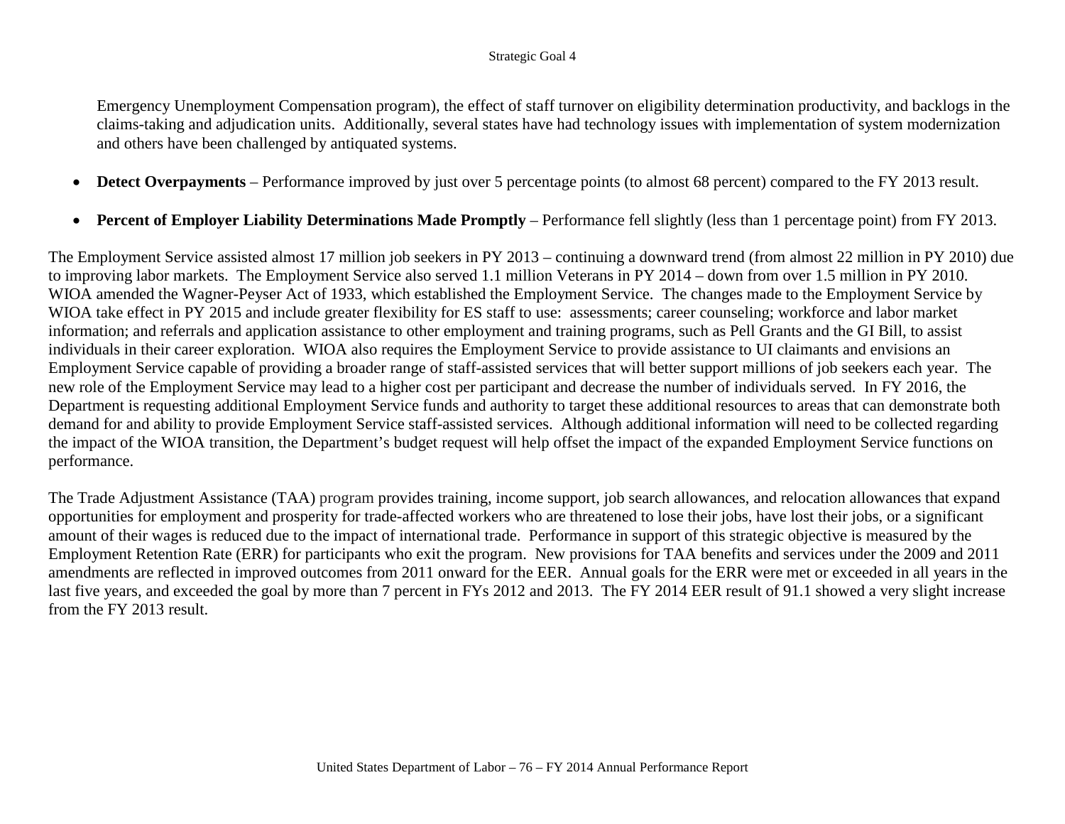Emergency Unemployment Compensation program), the effect of staff turnover on eligibility determination productivity, and backlogs in the claims-taking and adjudication units. Additionally, several states have had technology issues with implementation of system modernization and others have been challenged by antiquated systems.

- **Detect Overpayments** – Performance improved by just over 5 percentage points (to almost 68 percent) compared to the FY 2013 result.
- **Percent of Employer Liability Determinations Made Promptly** – Performance fell slightly (less than 1 percentage point) from FY 2013.

The Employment Service assisted almost 17 million job seekers in PY 2013 – continuing a downward trend (from almost 22 million in PY 2010) due to improving labor markets. The Employment Service also served 1.1 million Veterans in PY 2014 – down from over 1.5 million in PY 2010. WIOA amended the Wagner-Peyser Act of 1933, which established the Employment Service. The changes made to the Employment Service by WIOA take effect in PY 2015 and include greater flexibility for ES staff to use: assessments; career counseling; workforce and labor market information; and referrals and application assistance to other employment and training programs, such as Pell Grants and the GI Bill, to assist individuals in their career exploration. WIOA also requires the Employment Service to provide assistance to UI claimants and envisions an Employment Service capable of providing a broader range of staff-assisted services that will better support millions of job seekers each year. The new role of the Employment Service may lead to a higher cost per participant and decrease the number of individuals served. In FY 2016, the Department is requesting additional Employment Service funds and authority to target these additional resources to areas that can demonstrate both demand for and ability to provide Employment Service staff-assisted services. Although additional information will need to be collected regarding the impact of the WIOA transition, the Department's budget request will help offset the impact of the expanded Employment Service functions on performance.

The Trade Adjustment Assistance (TAA) program provides training, income support, job search allowances, and relocation allowances that expand opportunities for employment and prosperity for trade-affected workers who are threatened to lose their jobs, have lost their jobs, or a significant amount of their wages is reduced due to the impact of international trade. Performance in support of this strategic objective is measured by the Employment Retention Rate (ERR) for participants who exit the program. New provisions for TAA benefits and services under the 2009 and 2011 amendments are reflected in improved outcomes from 2011 onward for the EER. Annual goals for the ERR were met or exceeded in all years in the last five years, and exceeded the goal by more than 7 percent in FYs 2012 and 2013. The FY 2014 EER result of 91.1 showed a very slight increase from the FY 2013 result.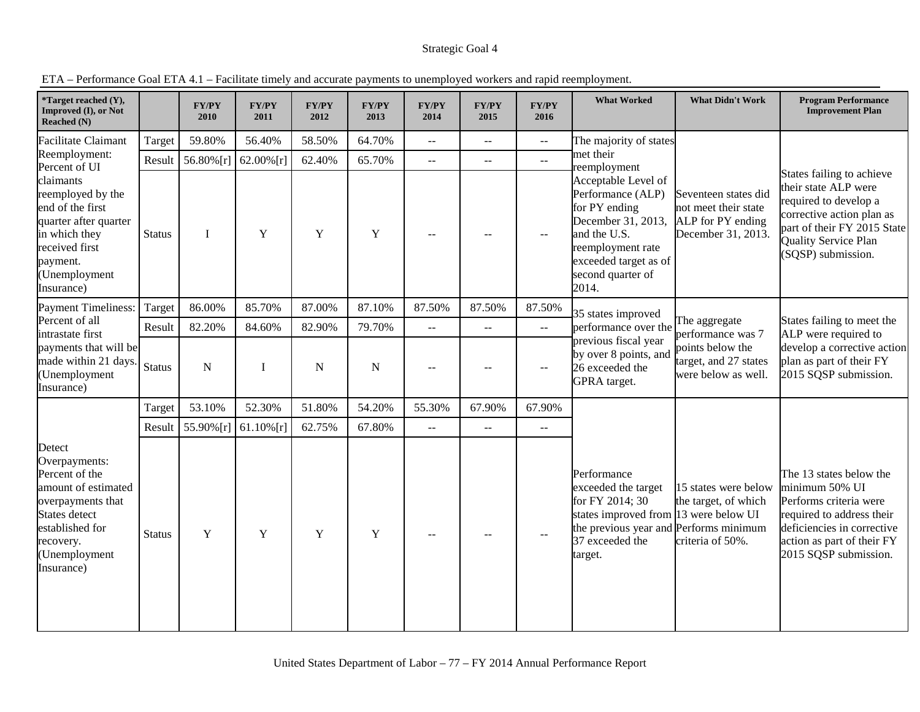Strategic Goal 4

ETA – Performance Goal ETA 4.1 – Facilitate timely and accurate payments to unemployed workers and rapid reemployment.

| *Target reached (Y), Improved (I), or Not Reached (N) | | FY/PY 2010 | FY/PY 2011 | FY/PY 2012 | FY/PY 2013 | FY/PY 2014 | FY/PY 2015 | FY/PY 2016 | What Worked | What Didn't Work | Program Performance Improvement Plan |
|---|---|---|---|---|---|---|---|---|---|---|---|
| Facilitate Claimant Reemployment: Percent of UI claimants reemployed by the end of the first quarter after quarter in which they received first payment. (Unemployment Insurance) | Target | 59.80% | 56.40% | 58.50% | 64.70% | -- | -- | -- | The majority of states met their reemployment Acceptable Level of Performance (ALP) for PY ending December 31, 2013, and the U.S. reemployment rate exceeded target as of second quarter of 2014. | Seventeen states did not meet their state ALP for PY ending December 31, 2013. | States failing to achieve their state ALP were required to develop a corrective action plan as part of their FY 2015 State Quality Service Plan (SQSP) submission. |
| | Result | 56.80%[r] | 62.00%[r] | 62.40% | 65.70% | -- | -- | -- | | | |
| | Status | I | Y | Y | Y | -- | -- | -- | | | |
| Payment Timeliness: Percent of all intrastate first payments that will be made within 21 days. (Unemployment Insurance) | Target | 86.00% | 85.70% | 87.00% | 87.10% | 87.50% | 87.50% | 87.50% | 35 states improved performance over the previous fiscal year by over 8 points, and 26 exceeded the GPRA target. | The aggregate performance was 7 points below the target, and 27 states were below as well. | States failing to meet the ALP were required to develop a corrective action plan as part of their FY 2015 SQSP submission. |
| | Result | 82.20% | 84.60% | 82.90% | 79.70% | -- | -- | -- | | | |
| | Status | N | I | N | N | -- | -- | -- | | | |
| Detect Overpayments: Percent of the amount of estimated overpayments that States detect established for recovery. (Unemployment Insurance) | Target | 53.10% | 52.30% | 51.80% | 54.20% | 55.30% | 67.90% | 67.90% | Performance exceeded the target for FY 2014; 30 states improved from the previous year and 37 exceeded the target. | 15 states were below the target, of which 13 were below UI Performs minimum criteria of 50%. | The 13 states below the minimum 50% UI Performs criteria were required to address their deficiencies in corrective action as part of their FY 2015 SQSP submission. |
| | Result | 55.90%[r] | 61.10%[r] | 62.75% | 67.80% | -- | -- | -- | | | |
| | Status | Y | Y | Y | Y | -- | -- | -- | | | |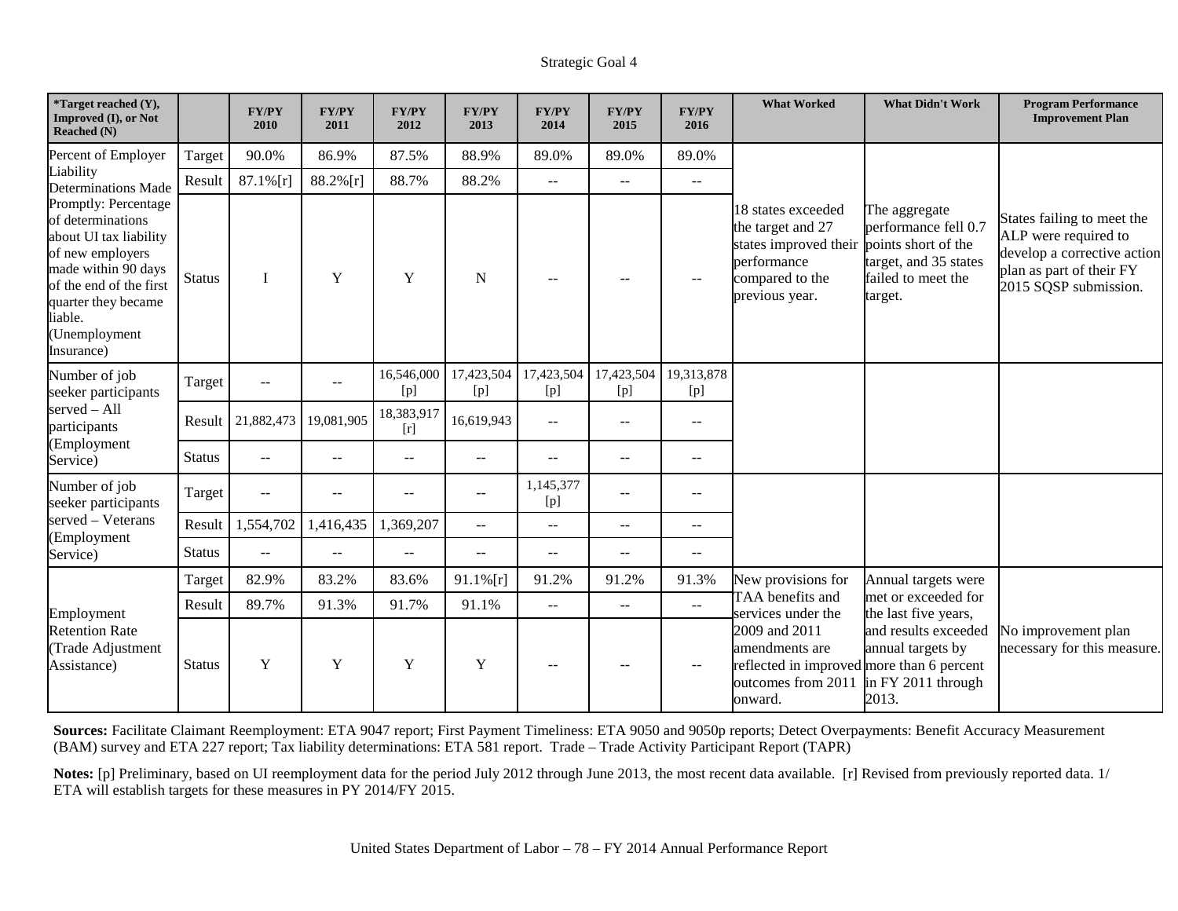Strategic Goal 4

| *Target reached (Y), Improved (I), or Not Reached (N) | | FY/PY 2010 | FY/PY 2011 | FY/PY 2012 | FY/PY 2013 | FY/PY 2014 | FY/PY 2015 | FY/PY 2016 | What Worked | What Didn't Work | Program Performance Improvement Plan |
|---|---|---|---|---|---|---|---|---|---|---|---|
| Percent of Employer Liability Determinations Made Promptly: Percentage of determinations about UI tax liability of new employers made within 90 days of the end of the first quarter they became liable. (Unemployment Insurance) | Target | 90.0% | 86.9% | 87.5% | 88.9% | 89.0% | 89.0% | 89.0% | 18 states exceeded the target and 27 states improved their performance compared to the previous year. | The aggregate performance fell 0.7 points short of the target, and 35 states failed to meet the target. | States failing to meet the ALP were required to develop a corrective action plan as part of their FY 2015 SQSP submission. |
| | Result | 87.1%[r] | 88.2%[r] | 88.7% | 88.2% | -- | -- | -- | | | |
| | Status | I | Y | Y | N | -- | -- | -- | | | |
| Number of job seeker participants served – All participants (Employment Service) | Target | -- | -- | 16,546,000 [p] | 17,423,504 [p] | 17,423,504 [p] | 17,423,504 [p] | 19,313,878 [p] | | | |
| | Result | 21,882,473 | 19,081,905 | 18,383,917 [r] | 16,619,943 | -- | -- | -- | | | |
| | Status | -- | -- | -- | -- | -- | -- | -- | | | |
| Number of job seeker participants served – Veterans (Employment Service) | Target | -- | -- | -- | -- | 1,145,377 [p] | -- | -- | | | |
| | Result | 1,554,702 | 1,416,435 | 1,369,207 | -- | -- | -- | -- | | | |
| | Status | -- | -- | -- | -- | -- | -- | -- | | | |
| Employment Retention Rate (Trade Adjustment Assistance) | Target | 82.9% | 83.2% | 83.6% | 91.1%[r] | 91.2% | 91.2% | 91.3% | New provisions for TAA benefits and services under the 2009 and 2011 amendments are reflected in improved outcomes from 2011 onward. | Annual targets were met or exceeded for the last five years, and results exceeded annual targets by more than 6 percent in FY 2011 through 2013. | No improvement plan necessary for this measure. |
| | Result | 89.7% | 91.3% | 91.7% | 91.1% | -- | -- | -- | | | |
| | Status | Y | Y | Y | Y | -- | -- | -- | | | |

**Sources:** Facilitate Claimant Reemployment: ETA 9047 report; First Payment Timeliness: ETA 9050 and 9050p reports; Detect Overpayments: Benefit Accuracy Measurement (BAM) survey and ETA 227 report; Tax liability determinations: ETA 581 report. Trade – Trade Activity Participant Report (TAPR)

**Notes:** [p] Preliminary, based on UI reemployment data for the period July 2012 through June 2013, the most recent data available. [r] Revised from previously reported data. 1/ ETA will establish targets for these measures in PY 2014/FY 2015.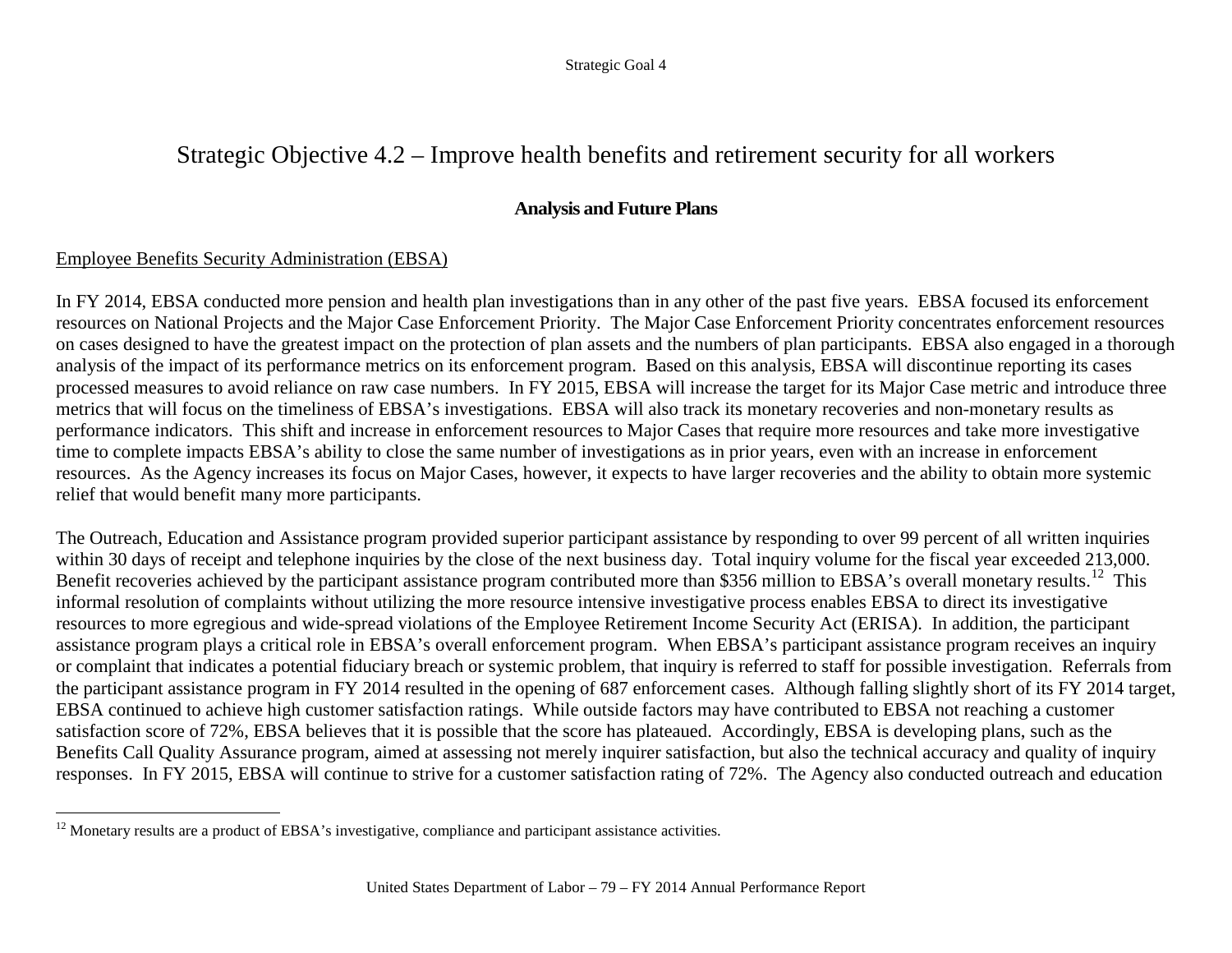# Strategic Objective 4.2 – Improve health benefits and retirement security for all workers

### Analysis and Future Plans

Employee Benefits Security Administration (EBSA)

In FY 2014, EBSA conducted more pension and health plan investigations than in any other of the past five years. EBSA focused its enforcement resources on National Projects and the Major Case Enforcement Priority. The Major Case Enforcement Priority concentrates enforcement resources on cases designed to have the greatest impact on the protection of plan assets and the numbers of plan participants. EBSA also engaged in a thorough analysis of the impact of its performance metrics on its enforcement program. Based on this analysis, EBSA will discontinue reporting its cases processed measures to avoid reliance on raw case numbers. In FY 2015, EBSA will increase the target for its Major Case metric and introduce three metrics that will focus on the timeliness of EBSA's investigations. EBSA will also track its monetary recoveries and non-monetary results as performance indicators. This shift and increase in enforcement resources to Major Cases that require more resources and take more investigative time to complete impacts EBSA's ability to close the same number of investigations as in prior years, even with an increase in enforcement resources. As the Agency increases its focus on Major Cases, however, it expects to have larger recoveries and the ability to obtain more systemic relief that would benefit many more participants.

The Outreach, Education and Assistance program provided superior participant assistance by responding to over 99 percent of all written inquiries within 30 days of receipt and telephone inquiries by the close of the next business day. Total inquiry volume for the fiscal year exceeded 213,000. Benefit recoveries achieved by the participant assistance program contributed more than $356 million to EBSA's overall monetary results.[12] This informal resolution of complaints without utilizing the more resource intensive investigative process enables EBSA to direct its investigative resources to more egregious and wide-spread violations of the Employee Retirement Income Security Act (ERISA). In addition, the participant assistance program plays a critical role in EBSA's overall enforcement program. When EBSA's participant assistance program receives an inquiry or complaint that indicates a potential fiduciary breach or systemic problem, that inquiry is referred to staff for possible investigation. Referrals from the participant assistance program in FY 2014 resulted in the opening of 687 enforcement cases. Although falling slightly short of its FY 2014 target, EBSA continued to achieve high customer satisfaction ratings. While outside factors may have contributed to EBSA not reaching a customer satisfaction score of 72%, EBSA believes that it is possible that the score has plateaued. Accordingly, EBSA is developing plans, such as the Benefits Call Quality Assurance program, aimed at assessing not merely inquirer satisfaction, but also the technical accuracy and quality of inquiry responses. In FY 2015, EBSA will continue to strive for a customer satisfaction rating of 72%. The Agency also conducted outreach and education

[12] Monetary results are a product of EBSA's investigative, compliance and participant assistance activities.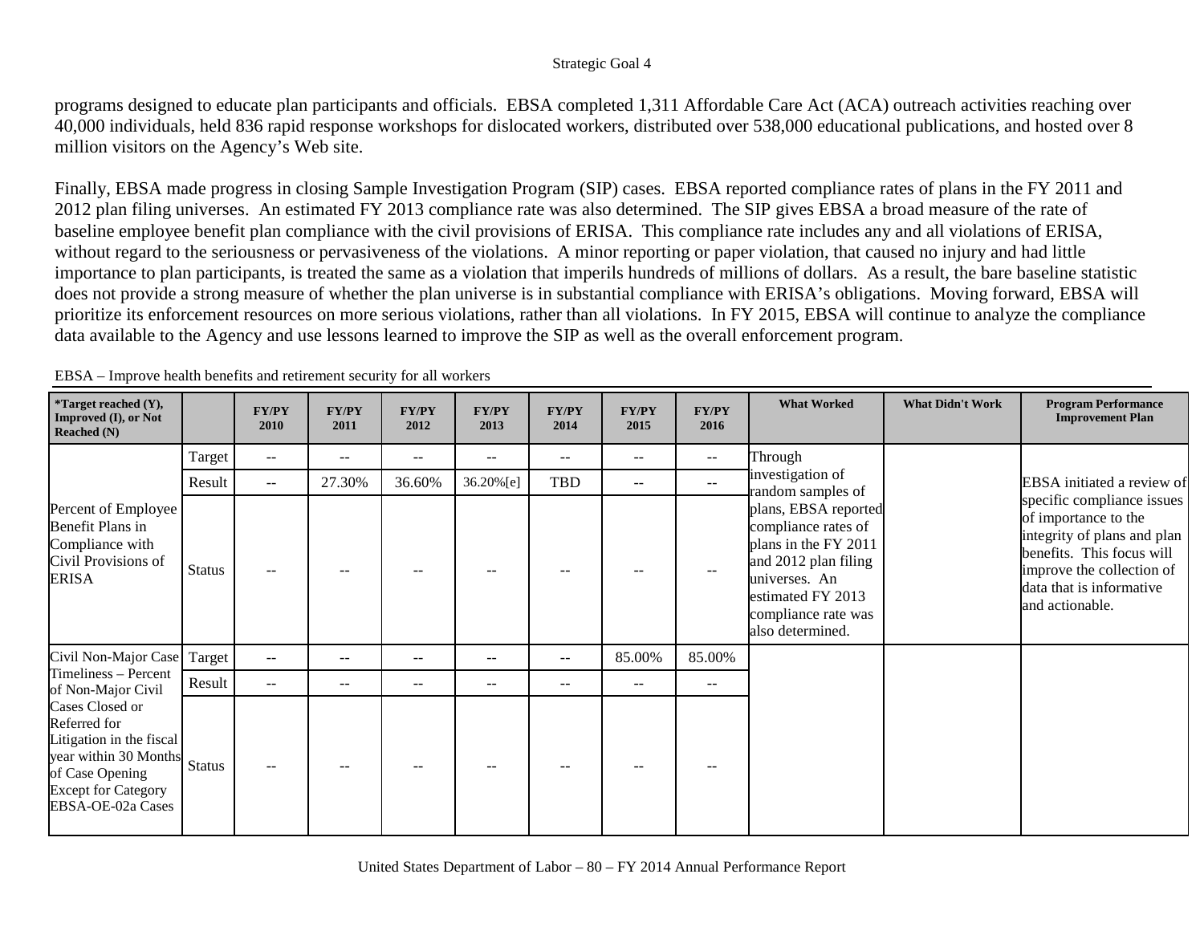programs designed to educate plan participants and officials. EBSA completed 1,311 Affordable Care Act (ACA) outreach activities reaching over 40,000 individuals, held 836 rapid response workshops for dislocated workers, distributed over 538,000 educational publications, and hosted over 8 million visitors on the Agency's Web site.

Finally, EBSA made progress in closing Sample Investigation Program (SIP) cases. EBSA reported compliance rates of plans in the FY 2011 and 2012 plan filing universes. An estimated FY 2013 compliance rate was also determined. The SIP gives EBSA a broad measure of the rate of baseline employee benefit plan compliance with the civil provisions of ERISA. This compliance rate includes any and all violations of ERISA, without regard to the seriousness or pervasiveness of the violations. A minor reporting or paper violation, that caused no injury and had little importance to plan participants, is treated the same as a violation that imperils hundreds of millions of dollars. As a result, the bare baseline statistic does not provide a strong measure of whether the plan universe is in substantial compliance with ERISA's obligations. Moving forward, EBSA will prioritize its enforcement resources on more serious violations, rather than all violations. In FY 2015, EBSA will continue to analyze the compliance data available to the Agency and use lessons learned to improve the SIP as well as the overall enforcement program.

EBSA – Improve health benefits and retirement security for all workers

| *Target reached (Y), Improved (I), or Not Reached (N) | | FY/PY 2010 | FY/PY 2011 | FY/PY 2012 | FY/PY 2013 | FY/PY 2014 | FY/PY 2015 | FY/PY 2016 | What Worked | What Didn't Work | Program Performance Improvement Plan |
|---|---|---|---|---|---|---|---|---|---|---|---|
| Percent of Employee Benefit Plans in Compliance with Civil Provisions of ERISA | Target | -- | -- | -- | -- | -- | -- | -- | Through investigation of random samples of plans, EBSA reported compliance rates of plans in the FY 2011 and 2012 plan filing universes. An estimated FY 2013 compliance rate was also determined. | | EBSA initiated a review of specific compliance issues of importance to the integrity of plans and plan benefits. This focus will improve the collection of data that is informative and actionable. |
| | Result | -- | 27.30% | 36.60% | 36.20%[e] | TBD | -- | -- | | | |
| | Status | -- | -- | -- | -- | -- | -- | -- | | | |
| Civil Non-Major Case Timeliness – Percent of Non-Major Civil Cases Closed or Referred for Litigation in the fiscal year within 30 Months of Case Opening Except for Category EBSA-OE-02a Cases | Target | -- | -- | -- | -- | -- | 85.00% | 85.00% | | | |
| | Result | -- | -- | -- | -- | -- | -- | -- | | | |
| | Status | -- | -- | -- | -- | -- | -- | -- | | | |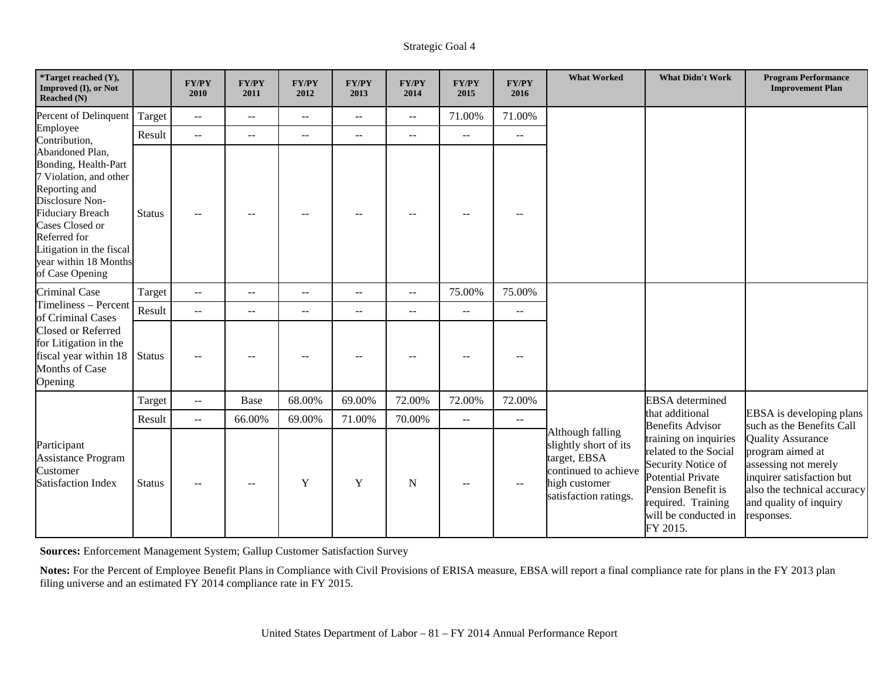Strategic Goal 4

| *Target reached (Y), Improved (I), or Not Reached (N) | | FY/PY 2010 | FY/PY 2011 | FY/PY 2012 | FY/PY 2013 | FY/PY 2014 | FY/PY 2015 | FY/PY 2016 | What Worked | What Didn't Work | Program Performance Improvement Plan |
|---|---|---|---|---|---|---|---|---|---|---|---|
| Percent of Delinquent Employee Contribution, Abandoned Plan, Bonding, Health-Part 7 Violation, and other Reporting and Disclosure Non-Fiduciary Breach Cases Closed or Referred for Litigation in the fiscal year within 18 Months of Case Opening | Target | -- | -- | -- | -- | -- | 71.00% | 71.00% | | | |
| | Result | -- | -- | -- | -- | -- | -- | -- | | | |
| | Status | -- | -- | -- | -- | -- | -- | -- | | | |
| Criminal Case Timeliness – Percent of Criminal Cases Closed or Referred for Litigation in the fiscal year within 18 Months of Case Opening | Target | -- | -- | -- | -- | -- | 75.00% | 75.00% | | | |
| | Result | -- | -- | -- | -- | -- | -- | -- | | | |
| | Status | -- | -- | -- | -- | -- | -- | -- | | | |
| Participant Assistance Program Customer Satisfaction Index | Target | -- | Base | 68.00% | 69.00% | 72.00% | 72.00% | 72.00% | Although falling slightly short of its target, EBSA continued to achieve high customer satisfaction ratings. | EBSA determined that additional Benefits Advisor training on inquiries related to the Social Security Notice of Potential Private Pension Benefit is required. Training will be conducted in FY 2015. | EBSA is developing plans such as the Benefits Call Quality Assurance program aimed at assessing not merely inquirer satisfaction but also the technical accuracy and quality of inquiry responses. |
| | Result | -- | 66.00% | 69.00% | 71.00% | 70.00% | -- | -- | | | |
| | Status | -- | -- | Y | Y | N | -- | -- | | | |

**Sources:** Enforcement Management System; Gallup Customer Satisfaction Survey

**Notes:** For the Percent of Employee Benefit Plans in Compliance with Civil Provisions of ERISA measure, EBSA will report a final compliance rate for plans in the FY 2013 plan filing universe and an estimated FY 2014 compliance rate in FY 2015.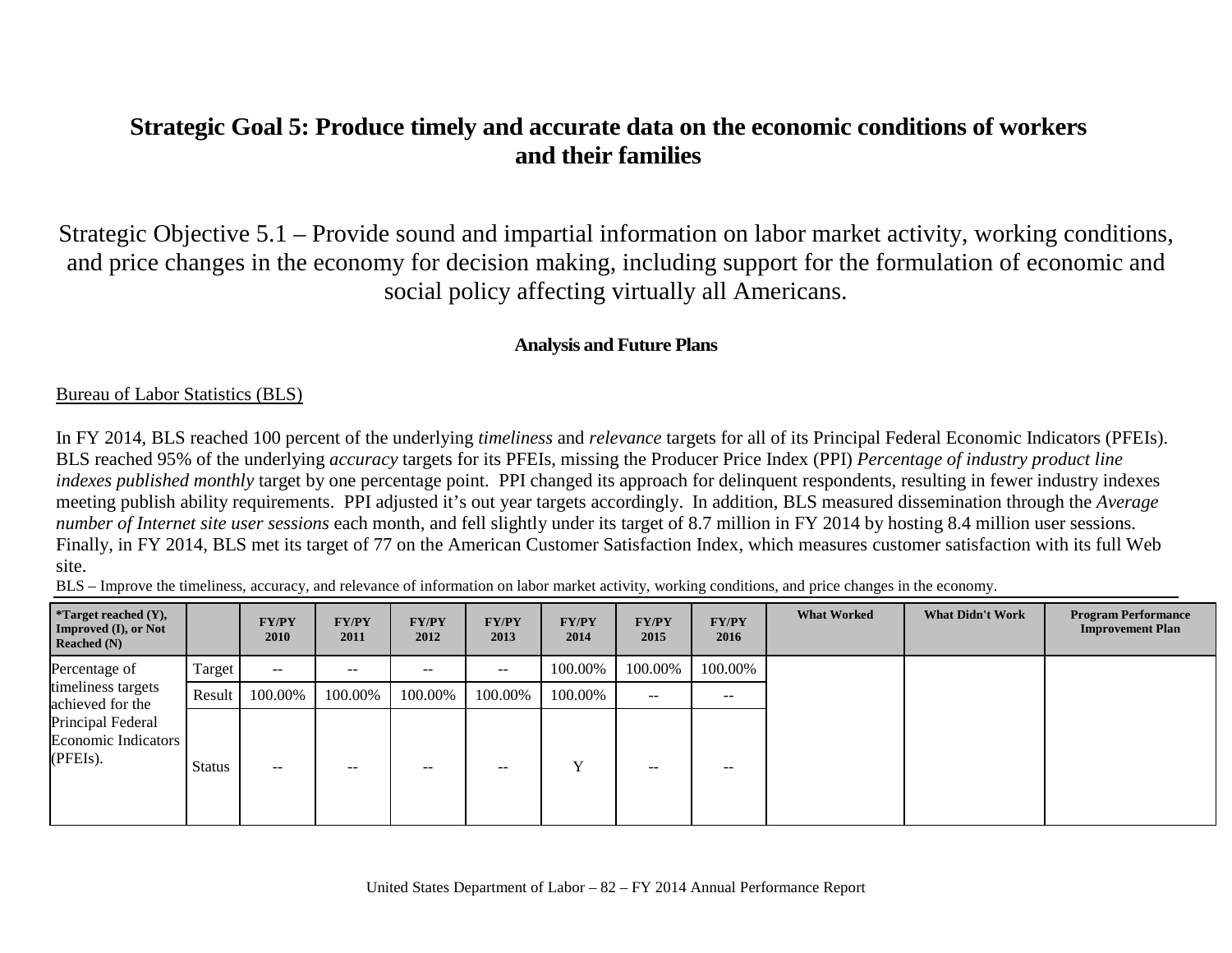# Strategic Goal 5: Produce timely and accurate data on the economic conditions of workers and their families

## Strategic Objective 5.1 – Provide sound and impartial information on labor market activity, working conditions, and price changes in the economy for decision making, including support for the formulation of economic and social policy affecting virtually all Americans.

### Analysis and Future Plans

Bureau of Labor Statistics (BLS)

In FY 2014, BLS reached 100 percent of the underlying *timeliness* and *relevance* targets for all of its Principal Federal Economic Indicators (PFEIs). BLS reached 95% of the underlying *accuracy* targets for its PFEIs, missing the Producer Price Index (PPI) *Percentage of industry product line indexes published monthly* target by one percentage point. PPI changed its approach for delinquent respondents, resulting in fewer industry indexes meeting publish ability requirements. PPI adjusted it's out year targets accordingly. In addition, BLS measured dissemination through the *Average number of Internet site user sessions* each month, and fell slightly under its target of 8.7 million in FY 2014 by hosting 8.4 million user sessions. Finally, in FY 2014, BLS met its target of 77 on the American Customer Satisfaction Index, which measures customer satisfaction with its full Web site.

BLS – Improve the timeliness, accuracy, and relevance of information on labor market activity, working conditions, and price changes in the economy.

| *Target reached (Y), Improved (I), or Not Reached (N) | | FY/PY 2010 | FY/PY 2011 | FY/PY 2012 | FY/PY 2013 | FY/PY 2014 | FY/PY 2015 | FY/PY 2016 | What Worked | What Didn't Work | Program Performance Improvement Plan |
|---|---|---|---|---|---|---|---|---|---|---|---|
| Percentage of timeliness targets achieved for the Principal Federal Economic Indicators (PFEIs). | Target | -- | -- | -- | -- | 100.00% | 100.00% | 100.00% | | | |
| | Result | 100.00% | 100.00% | 100.00% | 100.00% | 100.00% | -- | -- | | | |
| | Status | -- | -- | -- | -- | Y | -- | -- | | | |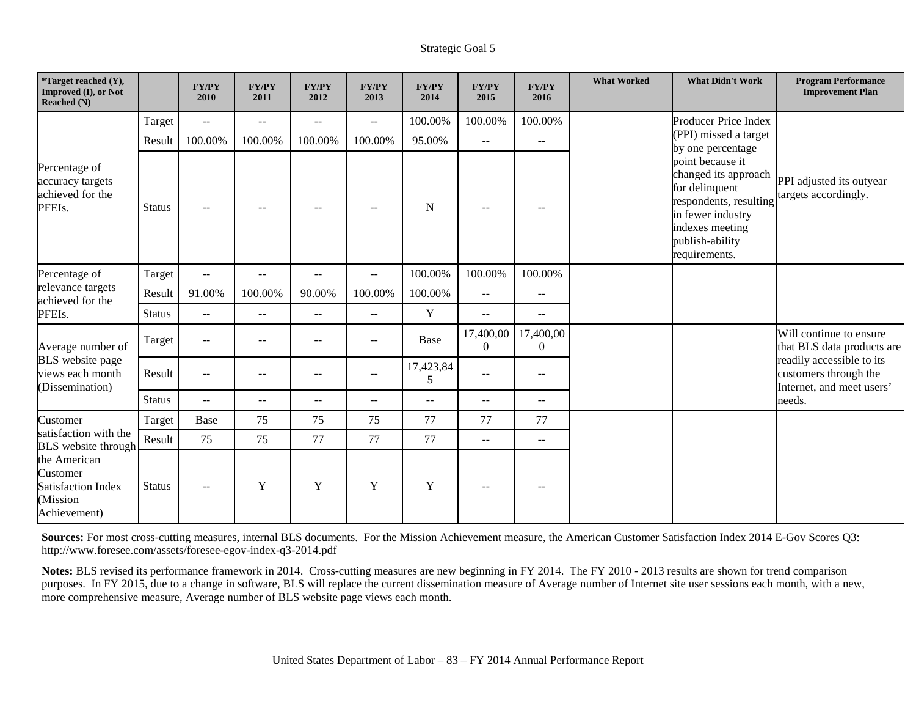Strategic Goal 5

| *Target reached (Y), Improved (I), or Not Reached (N) | | FY/PY 2010 | FY/PY 2011 | FY/PY 2012 | FY/PY 2013 | FY/PY 2014 | FY/PY 2015 | FY/PY 2016 | What Worked | What Didn't Work | Program Performance Improvement Plan |
|---|---|---|---|---|---|---|---|---|---|---|---|
| Percentage of accuracy targets achieved for the PFEIs. | Target | -- | -- | -- | -- | 100.00% | 100.00% | 100.00% | | Producer Price Index (PPI) missed a target by one percentage point because it changed its approach for delinquent respondents, resulting in fewer industry indexes meeting publish-ability requirements. | PPI adjusted its outyear targets accordingly. |
| | Result | 100.00% | 100.00% | 100.00% | 100.00% | 95.00% | -- | -- | | | |
| | Status | -- | -- | -- | -- | N | -- | -- | | | |
| Percentage of relevance targets achieved for the PFEIs. | Target | -- | -- | -- | -- | 100.00% | 100.00% | 100.00% | | | |
| | Result | 91.00% | 100.00% | 90.00% | 100.00% | 100.00% | -- | -- | | | |
| | Status | -- | -- | -- | -- | Y | -- | -- | | | |
| Average number of BLS website page views each month (Dissemination) | Target | -- | -- | -- | -- | Base | 17,400,000 | 17,400,000 | | | Will continue to ensure that BLS data products are readily accessible to its customers through the Internet, and meet users' needs. |
| | Result | -- | -- | -- | -- | 17,423,845 | -- | -- | | | |
| | Status | -- | -- | -- | -- | -- | -- | -- | | | |
| Customer satisfaction with the BLS website through the American Customer Satisfaction Index (Mission Achievement) | Target | Base | 75 | 75 | 75 | 77 | 77 | 77 | | | |
| | Result | 75 | 75 | 77 | 77 | 77 | -- | -- | | | |
| | Status | -- | Y | Y | Y | Y | -- | -- | | | |

**Sources:** For most cross-cutting measures, internal BLS documents. For the Mission Achievement measure, the American Customer Satisfaction Index 2014 E-Gov Scores Q3: http://www.foresee.com/assets/foresee-egov-index-q3-2014.pdf

**Notes:** BLS revised its performance framework in 2014. Cross-cutting measures are new beginning in FY 2014. The FY 2010 - 2013 results are shown for trend comparison purposes. In FY 2015, due to a change in software, BLS will replace the current dissemination measure of Average number of Internet site user sessions each month, with a new, more comprehensive measure, Average number of BLS website page views each month.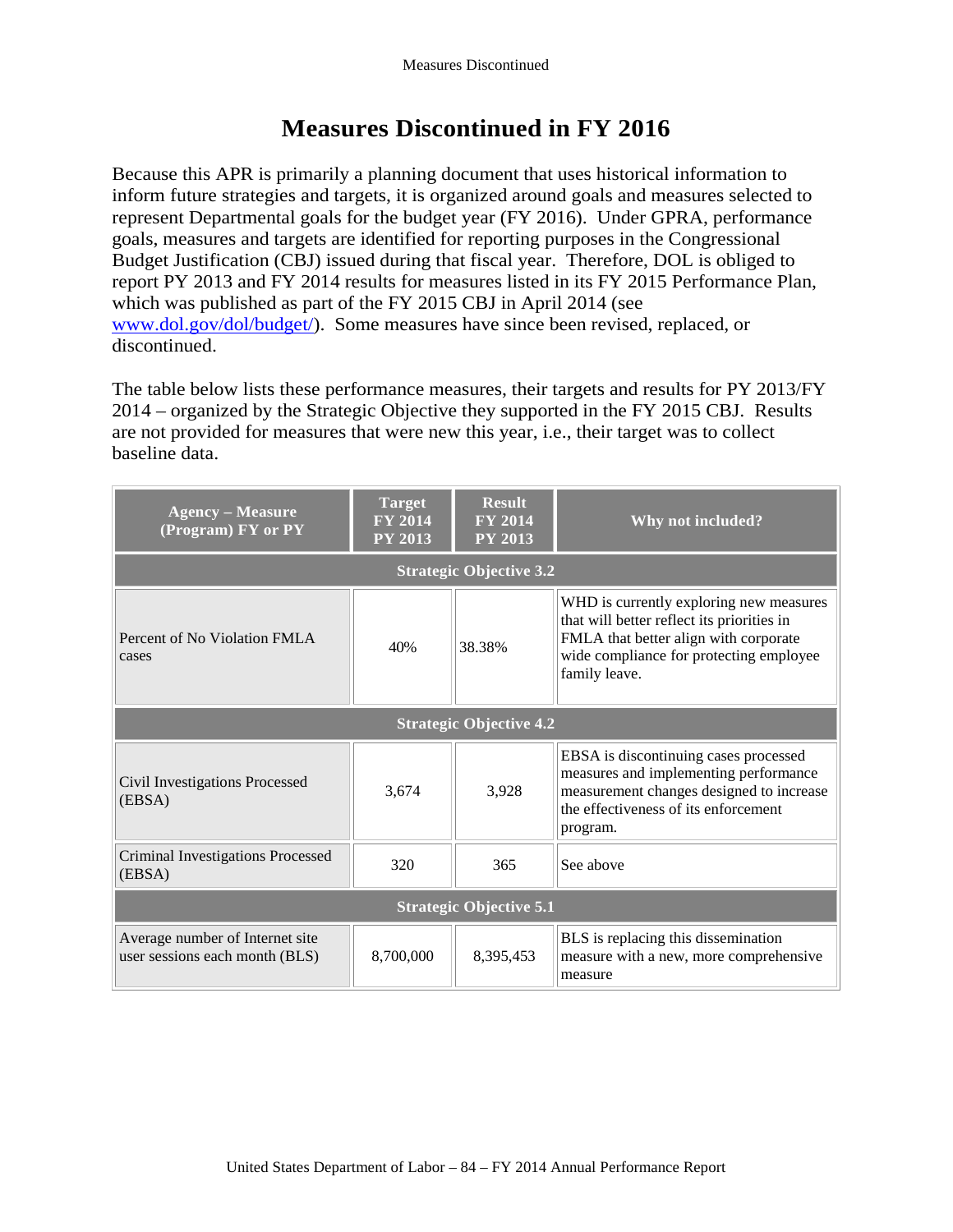# Measures Discontinued in FY 2016

Because this APR is primarily a planning document that uses historical information to inform future strategies and targets, it is organized around goals and measures selected to represent Departmental goals for the budget year (FY 2016). Under GPRA, performance goals, measures and targets are identified for reporting purposes in the Congressional Budget Justification (CBJ) issued during that fiscal year. Therefore, DOL is obliged to report PY 2013 and FY 2014 results for measures listed in its FY 2015 Performance Plan, which was published as part of the FY 2015 CBJ in April 2014 (see www.dol.gov/dol/budget/). Some measures have since been revised, replaced, or discontinued.

The table below lists these performance measures, their targets and results for PY 2013/FY 2014 – organized by the Strategic Objective they supported in the FY 2015 CBJ. Results are not provided for measures that were new this year, i.e., their target was to collect baseline data.

| Agency – Measure (Program) FY or PY | Target FY 2014 PY 2013 | Result FY 2014 PY 2013 | Why not included? |
|---|---|---|---|
| **Strategic Objective 3.2** | | | |
| Percent of No Violation FMLA cases | 40% | 38.38% | WHD is currently exploring new measures that will better reflect its priorities in FMLA that better align with corporate wide compliance for protecting employee family leave. |
| **Strategic Objective 4.2** | | | |
| Civil Investigations Processed (EBSA) | 3,674 | 3,928 | EBSA is discontinuing cases processed measures and implementing performance measurement changes designed to increase the effectiveness of its enforcement program. |
| Criminal Investigations Processed (EBSA) | 320 | 365 | See above |
| **Strategic Objective 5.1** | | | |
| Average number of Internet site user sessions each month (BLS) | 8,700,000 | 8,395,453 | BLS is replacing this dissemination measure with a new, more comprehensive measure |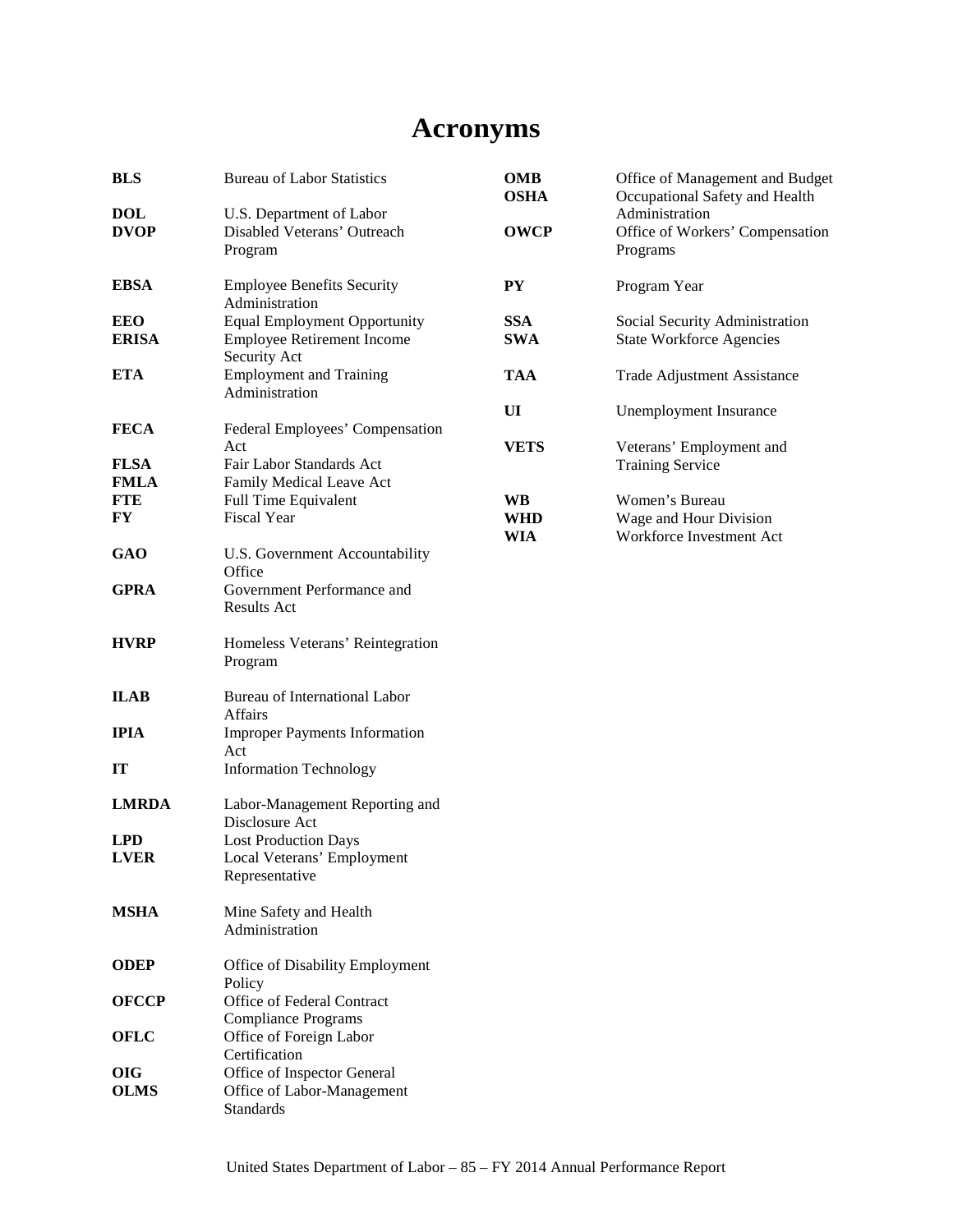# Acronyms

| | |
|---|---|
| **BLS** | Bureau of Labor Statistics |
| **DOL** | U.S. Department of Labor |
| **DVOP** | Disabled Veterans' Outreach Program |
| **EBSA** | Employee Benefits Security Administration |
| **EEO** | Equal Employment Opportunity |
| **ERISA** | Employee Retirement Income Security Act |
| **ETA** | Employment and Training Administration |
| **FECA** | Federal Employees' Compensation Act |
| **FLSA** | Fair Labor Standards Act |
| **FMLA** | Family Medical Leave Act |
| **FTE** | Full Time Equivalent |
| **FY** | Fiscal Year |
| **GAO** | U.S. Government Accountability Office |
| **GPRA** | Government Performance and Results Act |
| **HVRP** | Homeless Veterans' Reintegration Program |
| **ILAB** | Bureau of International Labor Affairs |
| **IPIA** | Improper Payments Information Act |
| **IT** | Information Technology |
| **LMRDA** | Labor-Management Reporting and Disclosure Act |
| **LPD** | Lost Production Days |
| **LVER** | Local Veterans' Employment Representative |
| **MSHA** | Mine Safety and Health Administration |
| **ODEP** | Office of Disability Employment Policy |
| **OFCCP** | Office of Federal Contract Compliance Programs |
| **OFLC** | Office of Foreign Labor Certification |
| **OIG** | Office of Inspector General |
| **OLMS** | Office of Labor-Management Standards |
| **OMB** | Office of Management and Budget |
| **OSHA** | Occupational Safety and Health Administration |
| **OWCP** | Office of Workers' Compensation Programs |
| **PY** | Program Year |
| **SSA** | Social Security Administration |
| **SWA** | State Workforce Agencies |
| **TAA** | Trade Adjustment Assistance |
| **UI** | Unemployment Insurance |
| **VETS** | Veterans' Employment and Training Service |
| **WB** | Women's Bureau |
| **WHD** | Wage and Hour Division |
| **WIA** | Workforce Investment Act |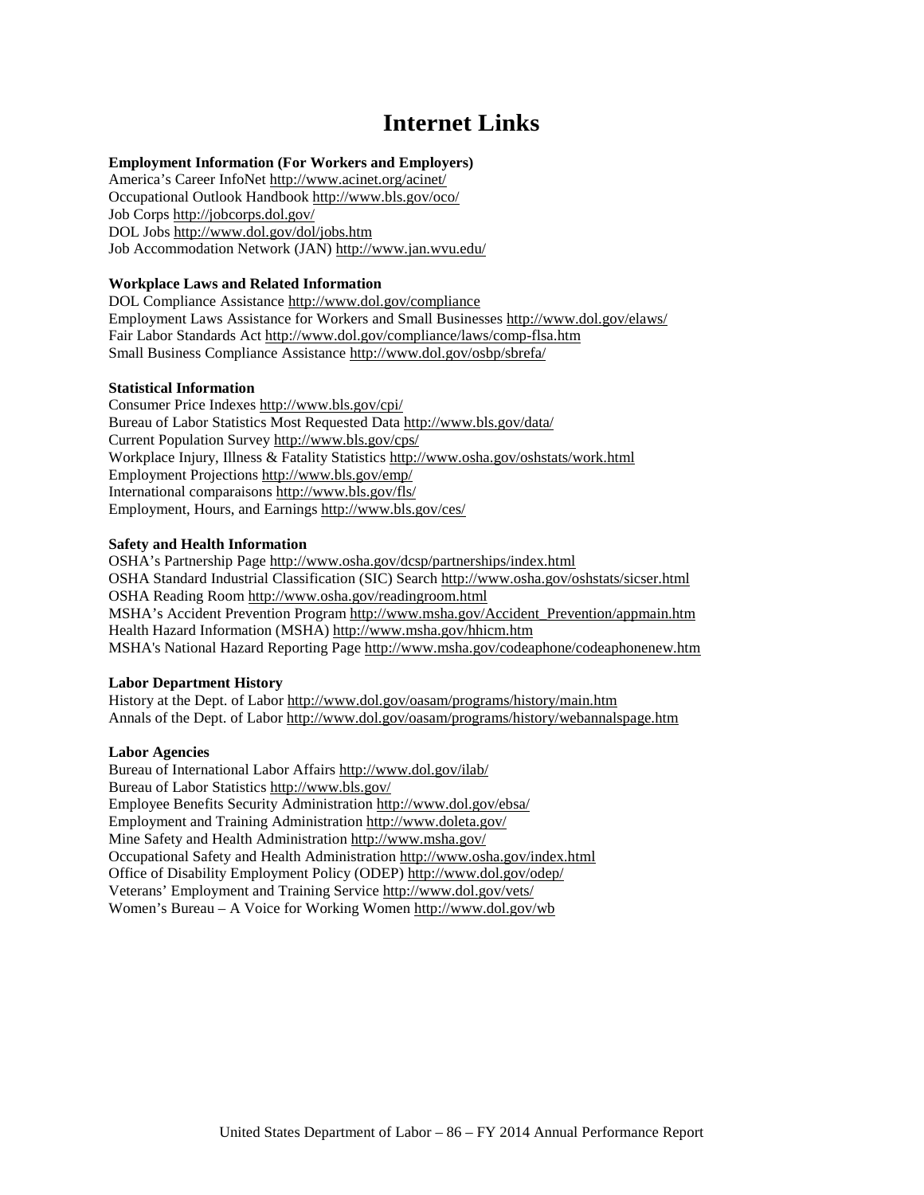# Internet Links

**Employment Information (For Workers and Employers)**
America's Career InfoNet http://www.acinet.org/acinet/
Occupational Outlook Handbook http://www.bls.gov/oco/
Job Corps http://jobcorps.dol.gov/
DOL Jobs http://www.dol.gov/dol/jobs.htm
Job Accommodation Network (JAN) http://www.jan.wvu.edu/

**Workplace Laws and Related Information**
DOL Compliance Assistance http://www.dol.gov/compliance
Employment Laws Assistance for Workers and Small Businesses http://www.dol.gov/elaws/
Fair Labor Standards Act http://www.dol.gov/compliance/laws/comp-flsa.htm
Small Business Compliance Assistance http://www.dol.gov/osbp/sbrefa/

**Statistical Information**
Consumer Price Indexes http://www.bls.gov/cpi/
Bureau of Labor Statistics Most Requested Data http://www.bls.gov/data/
Current Population Survey http://www.bls.gov/cps/
Workplace Injury, Illness & Fatality Statistics http://www.osha.gov/oshstats/work.html
Employment Projections http://www.bls.gov/emp/
International comparaisons http://www.bls.gov/fls/
Employment, Hours, and Earnings http://www.bls.gov/ces/

**Safety and Health Information**
OSHA's Partnership Page http://www.osha.gov/dcsp/partnerships/index.html
OSHA Standard Industrial Classification (SIC) Search http://www.osha.gov/oshstats/sicser.html
OSHA Reading Room http://www.osha.gov/readingroom.html
MSHA's Accident Prevention Program http://www.msha.gov/Accident_Prevention/appmain.htm
Health Hazard Information (MSHA) http://www.msha.gov/hhicm.htm
MSHA's National Hazard Reporting Page http://www.msha.gov/codeaphone/codeaphonenew.htm

**Labor Department History**
History at the Dept. of Labor http://www.dol.gov/oasam/programs/history/main.htm
Annals of the Dept. of Labor http://www.dol.gov/oasam/programs/history/webannalspage.htm

**Labor Agencies**
Bureau of International Labor Affairs http://www.dol.gov/ilab/
Bureau of Labor Statistics http://www.bls.gov/
Employee Benefits Security Administration http://www.dol.gov/ebsa/
Employment and Training Administration http://www.doleta.gov/
Mine Safety and Health Administration http://www.msha.gov/
Occupational Safety and Health Administration http://www.osha.gov/index.html
Office of Disability Employment Policy (ODEP) http://www.dol.gov/odep/
Veterans' Employment and Training Service http://www.dol.gov/vets/
Women's Bureau – A Voice for Working Women http://www.dol.gov/wb